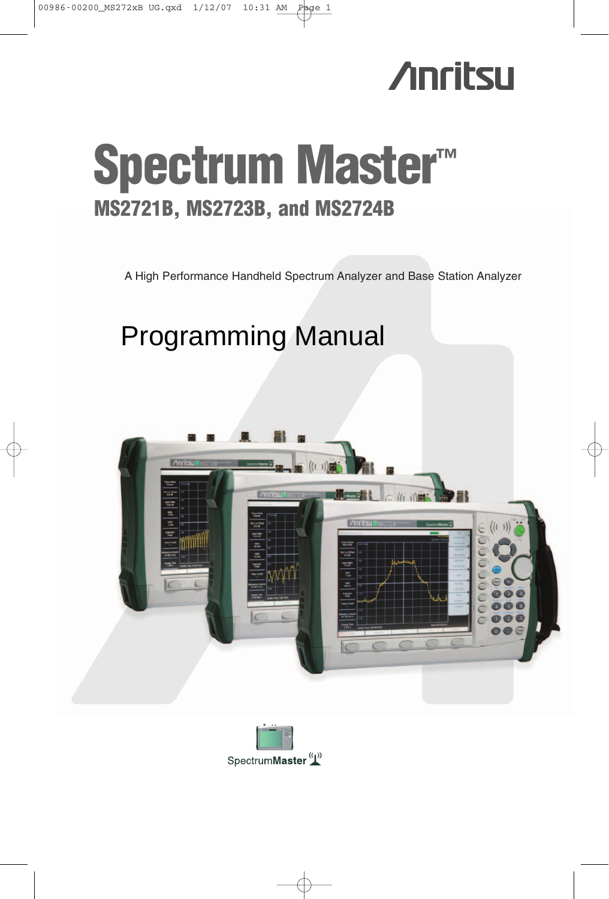Anritsu

# Spectrum Master™

## MS2721B, MS2723B, and MS2724B

A High Performance Handheld Spectrum Analyzer and Base Station Analyzer

# Programming Manual

SpectrumMaster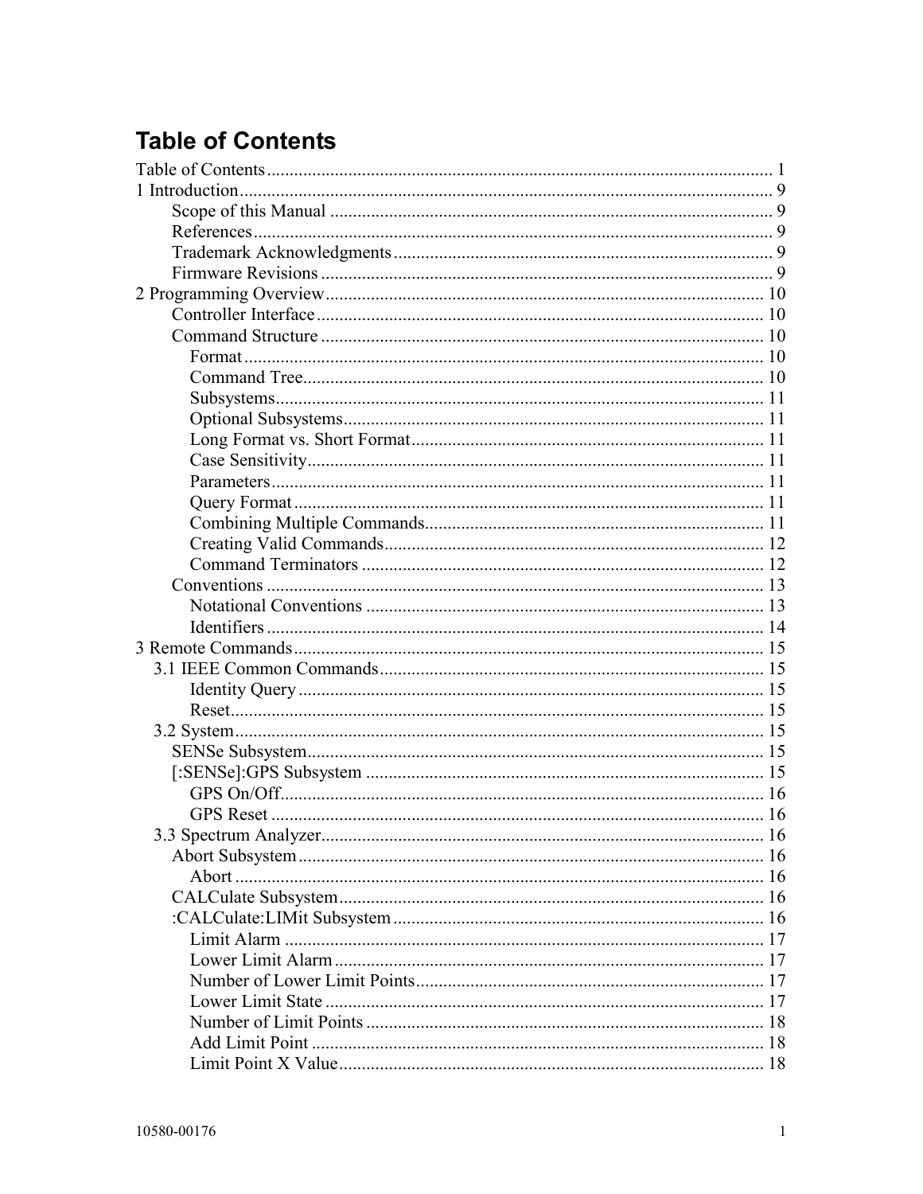# Table of Contents

Table of Contents ........................................................................................................ 1
1 Introduction .............................................................................................................. 9
- Scope of this Manual ................................................................................................ 9
- References ................................................................................................................ 9
- Trademark Acknowledgments .................................................................................. 9
- Firmware Revisions .................................................................................................. 9

2 Programming Overview ........................................................................................... 10
- Controller Interface .................................................................................................. 10
- Command Structure .................................................................................................. 10
  - Format .................................................................................................................. 10
  - Command Tree ..................................................................................................... 10
  - Subsystems ........................................................................................................... 11
  - Optional Subsystems ............................................................................................ 11
  - Long Format vs. Short Format ............................................................................. 11
  - Case Sensitivity .................................................................................................... 11
  - Parameters ............................................................................................................ 11
  - Query Format ....................................................................................................... 11
  - Combining Multiple Commands .......................................................................... 11
  - Creating Valid Commands ................................................................................... 12
  - Command Terminators ........................................................................................ 12
- Conventions ............................................................................................................. 13
  - Notational Conventions ....................................................................................... 13
  - Identifiers ............................................................................................................. 14

3 Remote Commands ................................................................................................... 15
- 3.1 IEEE Common Commands ................................................................................ 15
  - Identity Query ...................................................................................................... 15
  - Reset ..................................................................................................................... 15
- 3.2 System ................................................................................................................ 15
  - SENSe Subsystem ................................................................................................ 15
  - [:SENSe]:GPS Subsystem ................................................................................... 15
    - GPS On/Off ...................................................................................................... 16
    - GPS Reset ........................................................................................................ 16
- 3.3 Spectrum Analyzer ............................................................................................. 16
  - Abort Subsystem .................................................................................................. 16
    - Abort ................................................................................................................ 16
  - CALCulate Subsystem ......................................................................................... 16
  - :CALCulate:LIMit Subsystem ............................................................................. 16
    - Limit Alarm ...................................................................................................... 17
    - Lower Limit Alarm .......................................................................................... 17
    - Number of Lower Limit Points ........................................................................ 17
    - Lower Limit State ............................................................................................ 17
    - Number of Limit Points ................................................................................... 18
    - Add Limit Point ............................................................................................... 18
    - Limit Point X Value ......................................................................................... 18

10580-00176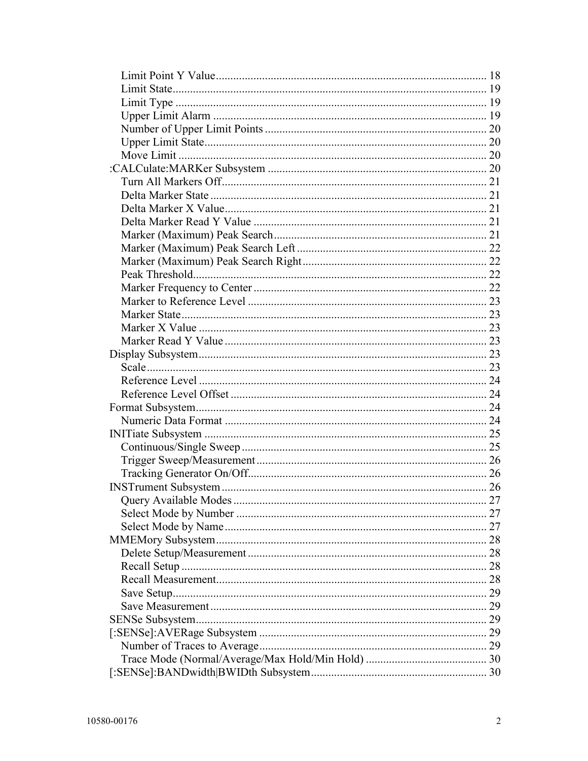Limit Point Y Value ........................................................................................ 18
Limit State ........................................................................................ 19
Limit Type ........................................................................................ 19
Upper Limit Alarm ........................................................................................ 19
Number of Upper Limit Points ........................................................................................ 20
Upper Limit State ........................................................................................ 20
Move Limit ........................................................................................ 20
:CALCulate:MARKer Subsystem ........................................................................................ 20
Turn All Markers Off ........................................................................................ 21
Delta Marker State ........................................................................................ 21
Delta Marker X Value ........................................................................................ 21
Delta Marker Read Y Value ........................................................................................ 21
Marker (Maximum) Peak Search ........................................................................................ 21
Marker (Maximum) Peak Search Left ........................................................................................ 22
Marker (Maximum) Peak Search Right ........................................................................................ 22
Peak Threshold ........................................................................................ 22
Marker Frequency to Center ........................................................................................ 22
Marker to Reference Level ........................................................................................ 23
Marker State ........................................................................................ 23
Marker X Value ........................................................................................ 23
Marker Read Y Value ........................................................................................ 23
Display Subsystem ........................................................................................ 23
Scale ........................................................................................ 23
Reference Level ........................................................................................ 24
Reference Level Offset ........................................................................................ 24
Format Subsystem ........................................................................................ 24
Numeric Data Format ........................................................................................ 24
INITiate Subsystem ........................................................................................ 25
Continuous/Single Sweep ........................................................................................ 25
Trigger Sweep/Measurement ........................................................................................ 26
Tracking Generator On/Off ........................................................................................ 26
INSTrument Subsystem ........................................................................................ 26
Query Available Modes ........................................................................................ 27
Select Mode by Number ........................................................................................ 27
Select Mode by Name ........................................................................................ 27
MMEMory Subsystem ........................................................................................ 28
Delete Setup/Measurement ........................................................................................ 28
Recall Setup ........................................................................................ 28
Recall Measurement ........................................................................................ 28
Save Setup ........................................................................................ 29
Save Measurement ........................................................................................ 29
SENSe Subsystem ........................................................................................ 29
[:SENSe]:AVERage Subsystem ........................................................................................ 29
Number of Traces to Average ........................................................................................ 29
Trace Mode (Normal/Average/Max Hold/Min Hold) ........................................................................................ 30
[:SENSe]:BANDwidth|BWIDth Subsystem ........................................................................................ 30

10580-00176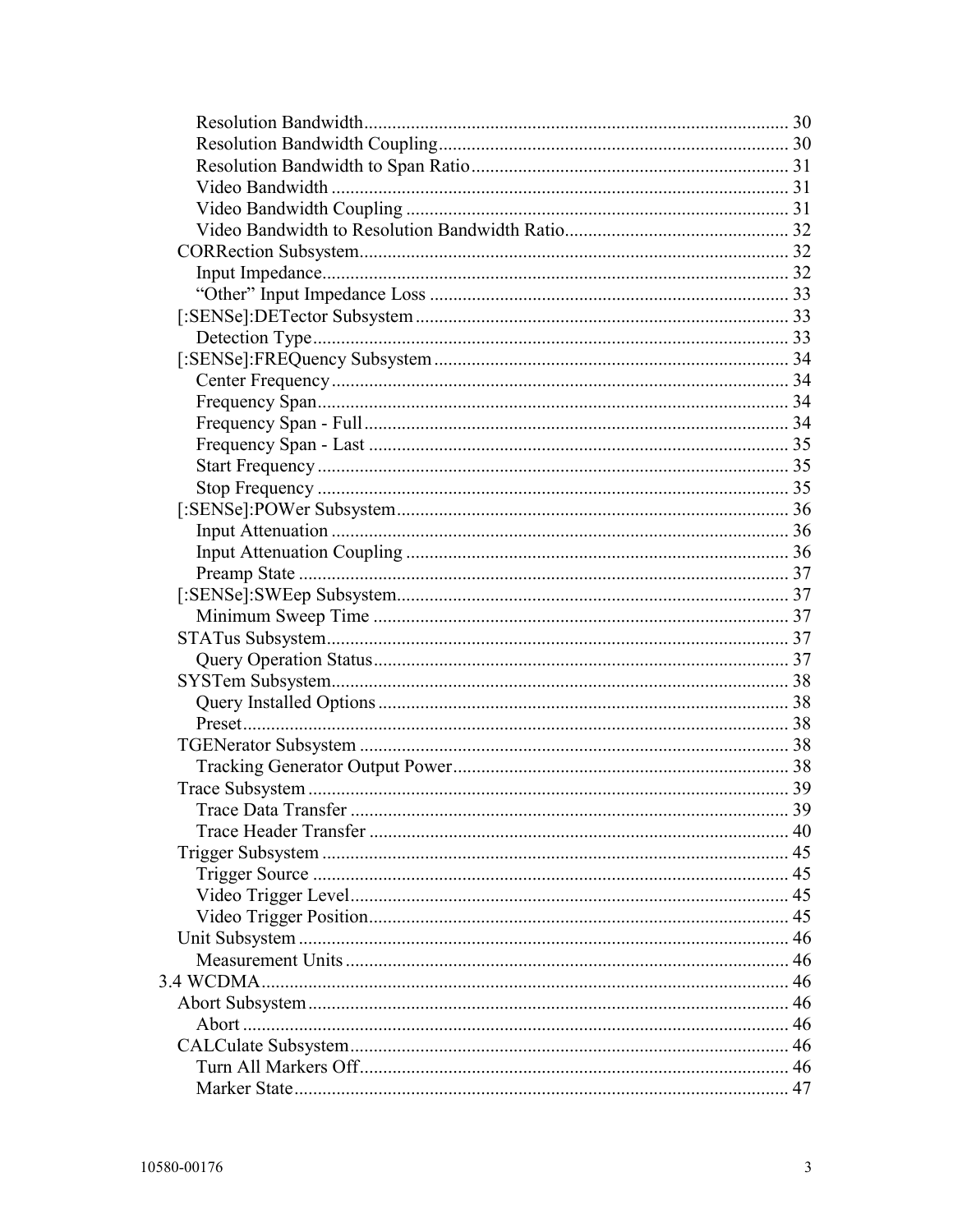Resolution Bandwidth ........................................................................................ 30
Resolution Bandwidth Coupling ......................................................................... 30
Resolution Bandwidth to Span Ratio ................................................................. 31
Video Bandwidth ................................................................................................ 31
Video Bandwidth Coupling ................................................................................ 31
Video Bandwidth to Resolution Bandwidth Ratio .............................................. 32
CORRection Subsystem ......................................................................................... 32
Input Impedance .................................................................................................. 32
“Other” Input Impedance Loss ........................................................................... 33
[:SENSe]:DETector Subsystem .............................................................................. 33
Detection Type ..................................................................................................... 33
[:SENSe]:FREQuency Subsystem .......................................................................... 34
Center Frequency ................................................................................................ 34
Frequency Span ................................................................................................... 34
Frequency Span - Full ......................................................................................... 34
Frequency Span - Last ........................................................................................ 35
Start Frequency ................................................................................................... 35
Stop Frequency ................................................................................................... 35
[:SENSe]:POWer Subsystem .................................................................................. 36
Input Attenuation ................................................................................................ 36
Input Attenuation Coupling ................................................................................ 36
Preamp State ....................................................................................................... 37
[:SENSe]:SWEep Subsystem .................................................................................. 37
Minimum Sweep Time ........................................................................................ 37
STATus Subsystem ................................................................................................. 37
Query Operation Status ....................................................................................... 37
SYSTem Subsystem ................................................................................................ 38
Query Installed Options ...................................................................................... 38
Preset ................................................................................................................... 38
TGENerator Subsystem .......................................................................................... 38
Tracking Generator Output Power ...................................................................... 38
Trace Subsystem ..................................................................................................... 39
Trace Data Transfer ............................................................................................ 39
Trace Header Transfer ........................................................................................ 40
Trigger Subsystem .................................................................................................. 45
Trigger Source .................................................................................................... 45
Video Trigger Level ............................................................................................ 45
Video Trigger Position ........................................................................................ 45
Unit Subsystem ....................................................................................................... 46
Measurement Units ............................................................................................. 46
3.4 WCDMA ............................................................................................................... 46
Abort Subsystem ..................................................................................................... 46
Abort ................................................................................................................... 46
CALCulate Subsystem ............................................................................................ 46
Turn All Markers Off .......................................................................................... 46
Marker State ........................................................................................................ 47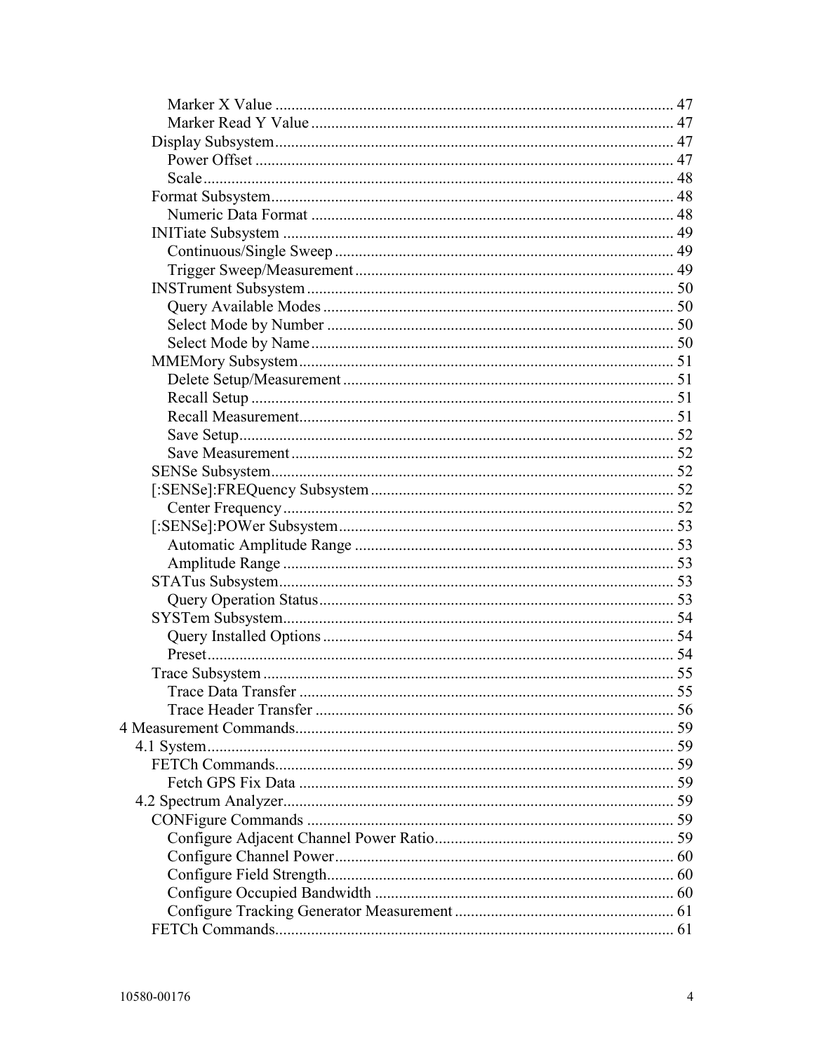Marker X Value ..................................................................................................... 47
Marker Read Y Value ........................................................................................... 47
Display Subsystem..................................................................................................... 47
Power Offset ......................................................................................................... 47
Scale...................................................................................................................... 48
Format Subsystem..................................................................................................... 48
Numeric Data Format ........................................................................................... 48
INITiate Subsystem .................................................................................................. 49
Continuous/Single Sweep ..................................................................................... 49
Trigger Sweep/Measurement................................................................................ 49
INSTrument Subsystem ............................................................................................ 50
Query Available Modes ........................................................................................ 50
Select Mode by Number ....................................................................................... 50
Select Mode by Name........................................................................................... 50
MMEMory Subsystem.............................................................................................. 51
Delete Setup/Measurement ................................................................................... 51
Recall Setup .......................................................................................................... 51
Recall Measurement.............................................................................................. 51
Save Setup............................................................................................................. 52
Save Measurement ................................................................................................ 52
SENSe Subsystem..................................................................................................... 52
[:SENSe]:FREQuency Subsystem ............................................................................ 52
Center Frequency .................................................................................................. 52
[:SENSe]:POWer Subsystem.................................................................................... 53
Automatic Amplitude Range ................................................................................ 53
Amplitude Range .................................................................................................. 53
STATus Subsystem................................................................................................... 53
Query Operation Status......................................................................................... 53
SYSTem Subsystem.................................................................................................. 54
Query Installed Options ........................................................................................ 54
Preset..................................................................................................................... 54
Trace Subsystem ....................................................................................................... 55
Trace Data Transfer .............................................................................................. 55
Trace Header Transfer .......................................................................................... 56
4 Measurement Commands.............................................................................................. 59
4.1 System.................................................................................................................... 59
FETCh Commands.................................................................................................... 59
Fetch GPS Fix Data .............................................................................................. 59
4.2 Spectrum Analyzer.................................................................................................. 59
CONFigure Commands ............................................................................................ 59
Configure Adjacent Channel Power Ratio............................................................ 59
Configure Channel Power..................................................................................... 60
Configure Field Strength....................................................................................... 60
Configure Occupied Bandwidth ........................................................................... 60
Configure Tracking Generator Measurement ....................................................... 61
FETCh Commands.................................................................................................... 61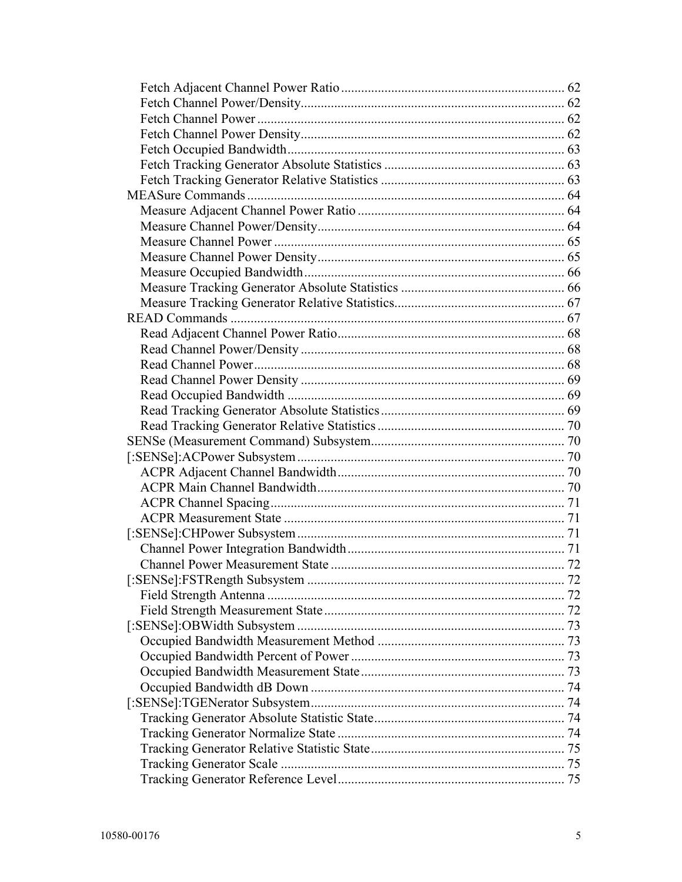Fetch Adjacent Channel Power Ratio .................................................................. 62
Fetch Channel Power/Density.............................................................................. 62
Fetch Channel Power ........................................................................................... 62
Fetch Channel Power Density.............................................................................. 62
Fetch Occupied Bandwidth.................................................................................. 63
Fetch Tracking Generator Absolute Statistics ...................................................... 63
Fetch Tracking Generator Relative Statistics ....................................................... 63
MEASure Commands .............................................................................................. 64
Measure Adjacent Channel Power Ratio ............................................................. 64
Measure Channel Power/Density......................................................................... 64
Measure Channel Power ...................................................................................... 65
Measure Channel Power Density......................................................................... 65
Measure Occupied Bandwidth ............................................................................. 66
Measure Tracking Generator Absolute Statistics ................................................ 66
Measure Tracking Generator Relative Statistics.................................................. 67
READ Commands .................................................................................................... 67
Read Adjacent Channel Power Ratio................................................................... 68
Read Channel Power/Density .............................................................................. 68
Read Channel Power............................................................................................ 68
Read Channel Power Density .............................................................................. 69
Read Occupied Bandwidth .................................................................................. 69
Read Tracking Generator Absolute Statistics ...................................................... 69
Read Tracking Generator Relative Statistics ....................................................... 70
SENSe (Measurement Command) Subsystem.......................................................... 70
[:SENSe]:ACPower Subsystem ............................................................................... 70
ACPR Adjacent Channel Bandwidth ................................................................... 70
ACPR Main Channel Bandwidth......................................................................... 70
ACPR Channel Spacing....................................................................................... 71
ACPR Measurement State ................................................................................... 71
[:SENSe]:CHPower Subsystem ............................................................................... 71
Channel Power Integration Bandwidth ................................................................ 71
Channel Power Measurement State ..................................................................... 72
[:SENSe]:FSTRength Subsystem ............................................................................ 72
Field Strength Antenna ........................................................................................ 72
Field Strength Measurement State ....................................................................... 72
[:SENSe]:OBWidth Subsystem ............................................................................... 73
Occupied Bandwidth Measurement Method ........................................................ 73
Occupied Bandwidth Percent of Power ............................................................... 73
Occupied Bandwidth Measurement State............................................................ 73
Occupied Bandwidth dB Down ........................................................................... 74
[:SENSe]:TGENerator Subsystem........................................................................... 74
Tracking Generator Absolute Statistic State......................................................... 74
Tracking Generator Normalize State ................................................................... 74
Tracking Generator Relative Statistic State.......................................................... 75
Tracking Generator Scale .................................................................................... 75
Tracking Generator Reference Level................................................................... 75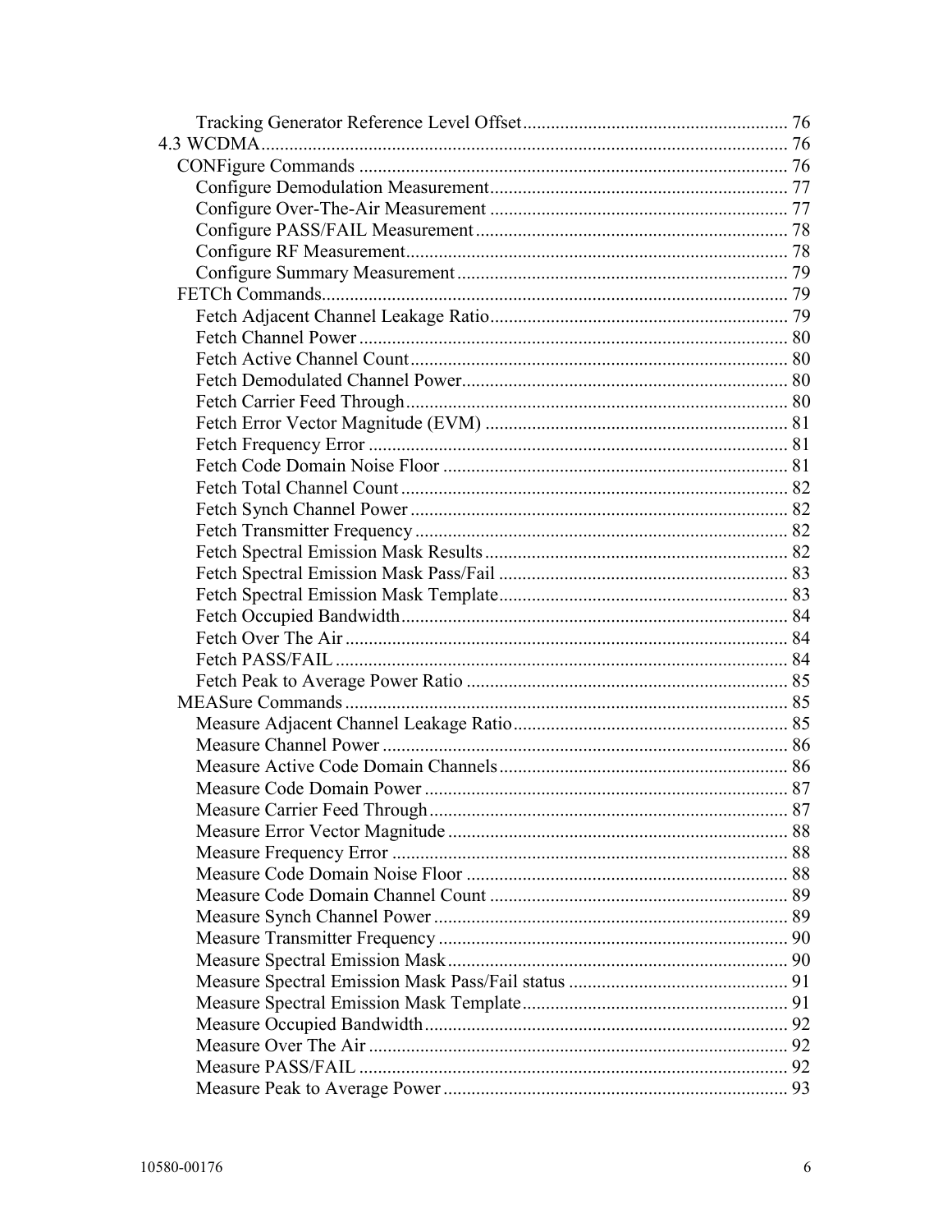Tracking Generator Reference Level Offset ........................................................ 76
4.3 WCDMA ................................................................................................. 76
CONFigure Commands ........................................................................... 76
Configure Demodulation Measurement ................................................................ 77
Configure Over-The-Air Measurement ................................................................ 77
Configure PASS/FAIL Measurement ................................................................... 78
Configure RF Measurement .................................................................................. 78
Configure Summary Measurement ....................................................................... 79
FETCh Commands ..................................................................................... 79
Fetch Adjacent Channel Leakage Ratio ................................................................. 79
Fetch Channel Power ............................................................................................ 80
Fetch Active Channel Count ................................................................................. 80
Fetch Demodulated Channel Power ...................................................................... 80
Fetch Carrier Feed Through .................................................................................. 80
Fetch Error Vector Magnitude (EVM) ................................................................. 81
Fetch Frequency Error .......................................................................................... 81
Fetch Code Domain Noise Floor .......................................................................... 81
Fetch Total Channel Count ................................................................................... 82
Fetch Synch Channel Power ................................................................................. 82
Fetch Transmitter Frequency ................................................................................ 82
Fetch Spectral Emission Mask Results ................................................................. 82
Fetch Spectral Emission Mask Pass/Fail .............................................................. 83
Fetch Spectral Emission Mask Template .............................................................. 83
Fetch Occupied Bandwidth ................................................................................... 84
Fetch Over The Air ............................................................................................... 84
Fetch PASS/FAIL ................................................................................................. 84
Fetch Peak to Average Power Ratio ..................................................................... 85
MEASure Commands ............................................................................... 85
Measure Adjacent Channel Leakage Ratio ........................................................... 85
Measure Channel Power ....................................................................................... 86
Measure Active Code Domain Channels .............................................................. 86
Measure Code Domain Power .............................................................................. 87
Measure Carrier Feed Through ............................................................................. 87
Measure Error Vector Magnitude ......................................................................... 88
Measure Frequency Error ..................................................................................... 88
Measure Code Domain Noise Floor ..................................................................... 88
Measure Code Domain Channel Count ................................................................ 89
Measure Synch Channel Power ............................................................................ 89
Measure Transmitter Frequency ........................................................................... 90
Measure Spectral Emission Mask ......................................................................... 90
Measure Spectral Emission Mask Pass/Fail status ............................................... 91
Measure Spectral Emission Mask Template ......................................................... 91
Measure Occupied Bandwidth .............................................................................. 92
Measure Over The Air .......................................................................................... 92
Measure PASS/FAIL ............................................................................................ 92
Measure Peak to Average Power .......................................................................... 93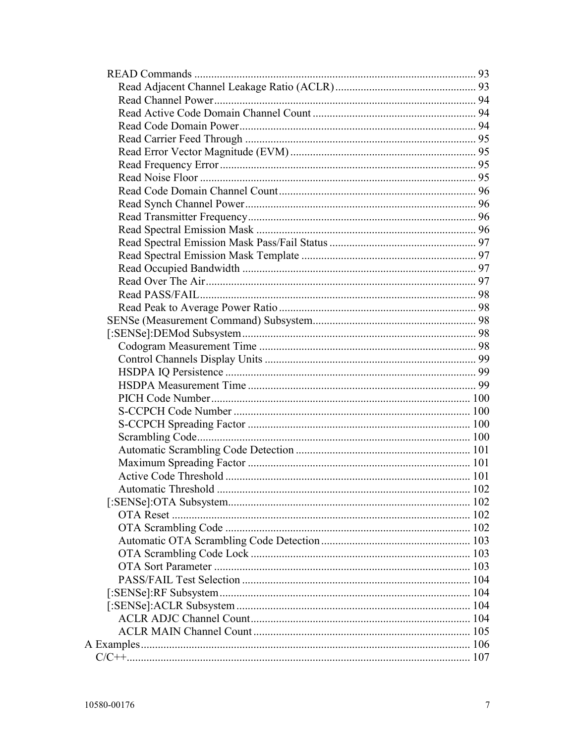- READ Commands ..... 93
  - Read Adjacent Channel Leakage Ratio (ACLR) ..... 93
  - Read Channel Power ..... 94
  - Read Active Code Domain Channel Count ..... 94
  - Read Code Domain Power ..... 94
  - Read Carrier Feed Through ..... 95
  - Read Error Vector Magnitude (EVM) ..... 95
  - Read Frequency Error ..... 95
  - Read Noise Floor ..... 95
  - Read Code Domain Channel Count ..... 96
  - Read Synch Channel Power ..... 96
  - Read Transmitter Frequency ..... 96
  - Read Spectral Emission Mask ..... 96
  - Read Spectral Emission Mask Pass/Fail Status ..... 97
  - Read Spectral Emission Mask Template ..... 97
  - Read Occupied Bandwidth ..... 97
  - Read Over The Air ..... 97
  - Read PASS/FAIL ..... 98
  - Read Peak to Average Power Ratio ..... 98
- SENSe (Measurement Command) Subsystem ..... 98
- [:SENSe]:DEMod Subsystem ..... 98
  - Codogram Measurement Time ..... 98
  - Control Channels Display Units ..... 99
  - HSDPA IQ Persistence ..... 99
  - HSDPA Measurement Time ..... 99
  - PICH Code Number ..... 100
  - S-CCPCH Code Number ..... 100
  - S-CCPCH Spreading Factor ..... 100
  - Scrambling Code ..... 100
  - Automatic Scrambling Code Detection ..... 101
  - Maximum Spreading Factor ..... 101
  - Active Code Threshold ..... 101
  - Automatic Threshold ..... 102
- [:SENSe]:OTA Subsystem ..... 102
  - OTA Reset ..... 102
  - OTA Scrambling Code ..... 102
  - Automatic OTA Scrambling Code Detection ..... 103
  - OTA Scrambling Code Lock ..... 103
  - OTA Sort Parameter ..... 103
  - PASS/FAIL Test Selection ..... 104
- [:SENSe]:RF Subsystem ..... 104
- [:SENSe]:ACLR Subsystem ..... 104
  - ACLR ADJC Channel Count ..... 104
  - ACLR MAIN Channel Count ..... 105

A Examples ..... 106
- C/C++ ..... 107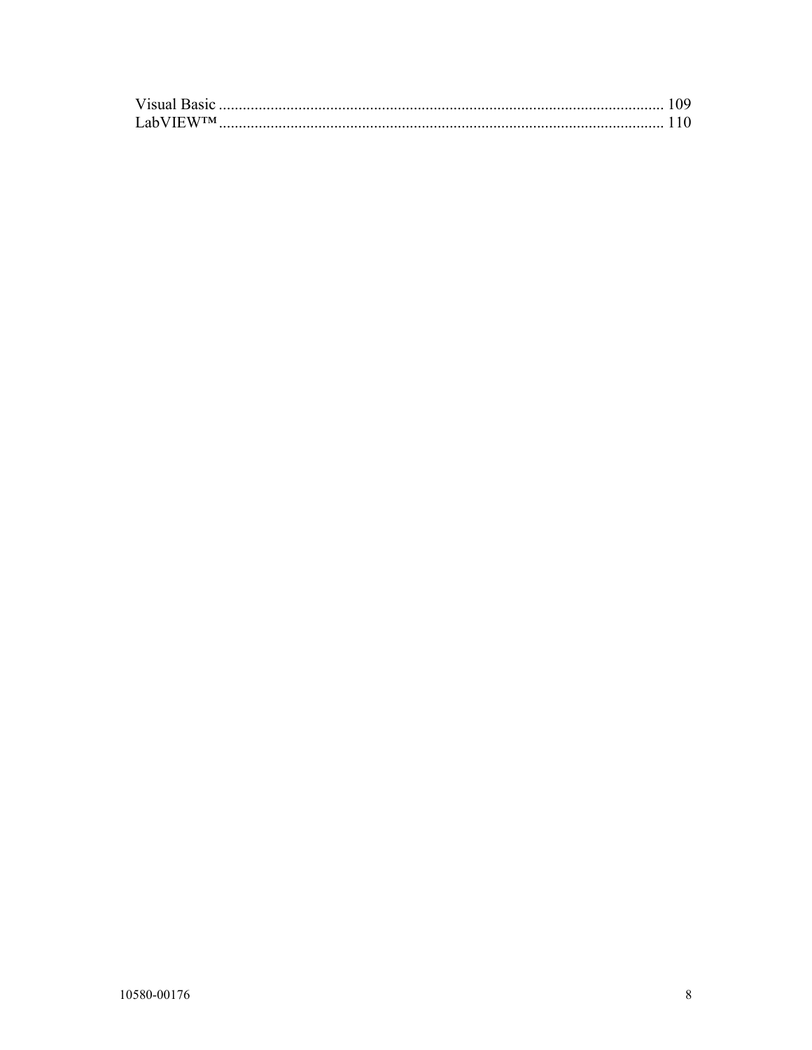Visual Basic ................................................................................................................ 109
LabVIEW™................................................................................................................ 110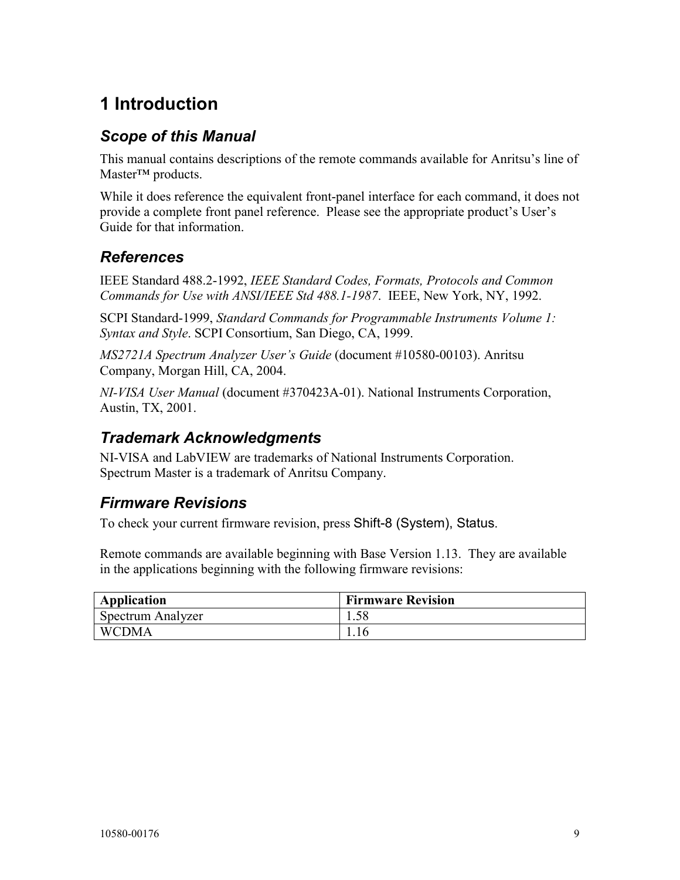# 1 Introduction

## *Scope of this Manual*

This manual contains descriptions of the remote commands available for Anritsu's line of Master™ products.

While it does reference the equivalent front-panel interface for each command, it does not provide a complete front panel reference. Please see the appropriate product's User's Guide for that information.

## *References*

IEEE Standard 488.2-1992, *IEEE Standard Codes, Formats, Protocols and Common Commands for Use with ANSI/IEEE Std 488.1-1987*. IEEE, New York, NY, 1992.

SCPI Standard-1999, *Standard Commands for Programmable Instruments Volume 1: Syntax and Style*. SCPI Consortium, San Diego, CA, 1999.

*MS2721A Spectrum Analyzer User's Guide* (document #10580-00103). Anritsu Company, Morgan Hill, CA, 2004.

*NI-VISA User Manual* (document #370423A-01). National Instruments Corporation, Austin, TX, 2001.

## *Trademark Acknowledgments*

NI-VISA and LabVIEW are trademarks of National Instruments Corporation.
Spectrum Master is a trademark of Anritsu Company.

## *Firmware Revisions*

To check your current firmware revision, press Shift-8 (System), Status.

Remote commands are available beginning with Base Version 1.13. They are available in the applications beginning with the following firmware revisions:

| Application | Firmware Revision |
|---|---|
| Spectrum Analyzer | 1.58 |
| WCDMA | 1.16 |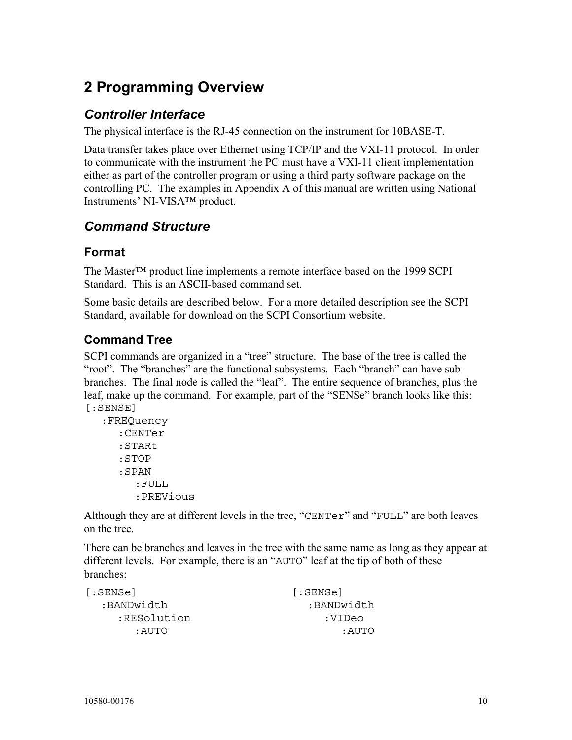# 2 Programming Overview

## *Controller Interface*

The physical interface is the RJ-45 connection on the instrument for 10BASE-T.

Data transfer takes place over Ethernet using TCP/IP and the VXI-11 protocol. In order to communicate with the instrument the PC must have a VXI-11 client implementation either as part of the controller program or using a third party software package on the controlling PC. The examples in Appendix A of this manual are written using National Instruments' NI-VISA™ product.

## *Command Structure*

### Format

The Master™ product line implements a remote interface based on the 1999 SCPI Standard. This is an ASCII-based command set.

Some basic details are described below. For a more detailed description see the SCPI Standard, available for download on the SCPI Consortium website.

### Command Tree

SCPI commands are organized in a "tree" structure. The base of the tree is called the "root". The "branches" are the functional subsystems. Each "branch" can have sub-branches. The final node is called the "leaf". The entire sequence of branches, plus the leaf, make up the command. For example, part of the "SENSe" branch looks like this:

```
[:SENSE]
   :FREQuency
      :CENTer
      :STARt
      :STOP
      :SPAN
         :FULL
         :PREVious
```

Although they are at different levels in the tree, "CENTer" and "FULL" are both leaves on the tree.

There can be branches and leaves in the tree with the same name as long as they appear at different levels. For example, there is an "AUTO" leaf at the tip of both of these branches:

```
[:SENSe]                        [:SENSe]
   :BANDwidth                      :BANDwidth
      :RESolution                     :VIDeo
         :AUTO                           :AUTO
```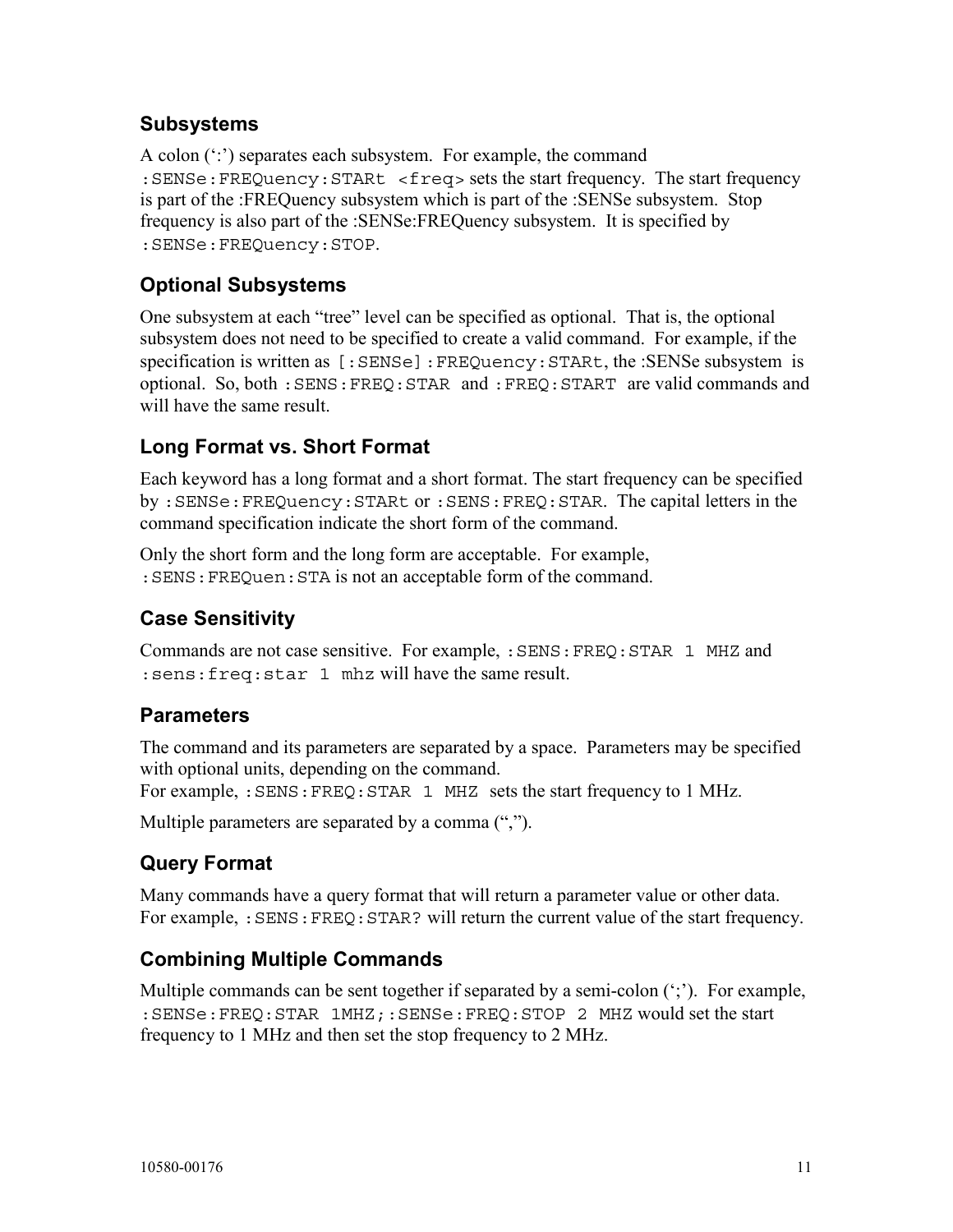### Subsystems

A colon (':') separates each subsystem. For example, the command `:SENSe:FREQuency:STARt <freq>` sets the start frequency. The start frequency is part of the :FREQuency subsystem which is part of the :SENSe subsystem. Stop frequency is also part of the :SENSe:FREQuency subsystem. It is specified by `:SENSe:FREQuency:STOP`.

### Optional Subsystems

One subsystem at each "tree" level can be specified as optional. That is, the optional subsystem does not need to be specified to create a valid command. For example, if the specification is written as `[:SENSe]:FREQuency:STARt`, the :SENSe subsystem is optional. So, both `:SENS:FREQ:STAR` and `:FREQ:START` are valid commands and will have the same result.

### Long Format vs. Short Format

Each keyword has a long format and a short format. The start frequency can be specified by `:SENSe:FREQuency:STARt` or `:SENS:FREQ:STAR`. The capital letters in the command specification indicate the short form of the command.

Only the short form and the long form are acceptable. For example, `:SENS:FREQuen:STA` is not an acceptable form of the command.

### Case Sensitivity

Commands are not case sensitive. For example, `:SENS:FREQ:STAR 1 MHZ` and `:sens:freq:star 1 mhz` will have the same result.

### Parameters

The command and its parameters are separated by a space. Parameters may be specified with optional units, depending on the command.
For example, `:SENS:FREQ:STAR 1 MHZ` sets the start frequency to 1 MHz.

Multiple parameters are separated by a comma (",").

### Query Format

Many commands have a query format that will return a parameter value or other data. For example, `:SENS:FREQ:STAR?` will return the current value of the start frequency.

### Combining Multiple Commands

Multiple commands can be sent together if separated by a semi-colon (';'). For example, `:SENSe:FREQ:STAR 1MHZ;:SENSe:FREQ:STOP 2 MHZ` would set the start frequency to 1 MHz and then set the stop frequency to 2 MHz.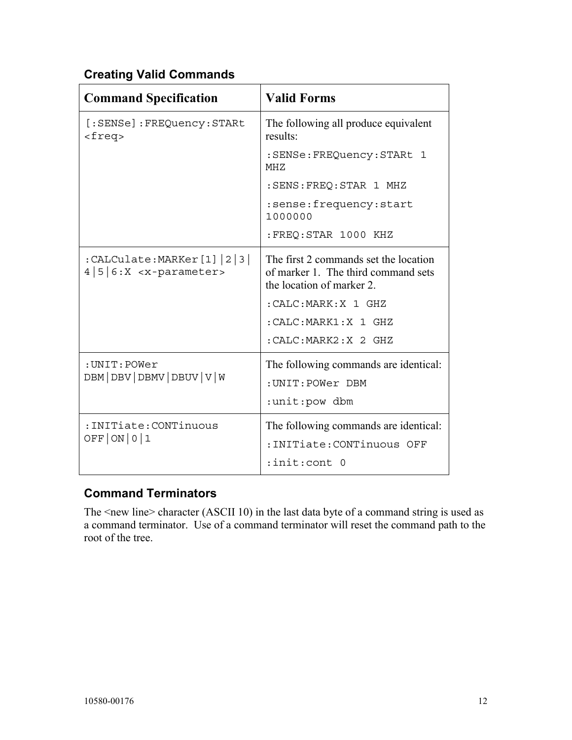## Creating Valid Commands

| Command Specification | Valid Forms |
| --- | --- |
| `[:SENSe]:FREQuency:STARt <freq>` | The following all produce equivalent results:<br>`:SENSe:FREQuency:STARt 1 MHZ`<br>`:SENS:FREQ:STAR 1 MHZ`<br>`:sense:frequency:start 1000000`<br>`:FREQ:STAR 1000 KHZ` |
| `:CALCulate:MARKer[1]\|2\|3\|4\|5\|6:X <x-parameter>` | The first 2 commands set the location of marker 1. The third command sets the location of marker 2.<br>`:CALC:MARK:X 1 GHZ`<br>`:CALC:MARK1:X 1 GHZ`<br>`:CALC:MARK2:X 2 GHZ` |
| `:UNIT:POWer DBM\|DBV\|DBMV\|DBUV\|V\|W` | The following commands are identical:<br>`:UNIT:POWer DBM`<br>`:unit:pow dbm` |
| `:INITiate:CONTinuous OFF\|ON\|0\|1` | The following commands are identical:<br>`:INITiate:CONTinuous OFF`<br>`:init:cont 0` |

## Command Terminators

The <new line> character (ASCII 10) in the last data byte of a command string is used as a command terminator. Use of a command terminator will reset the command path to the root of the tree.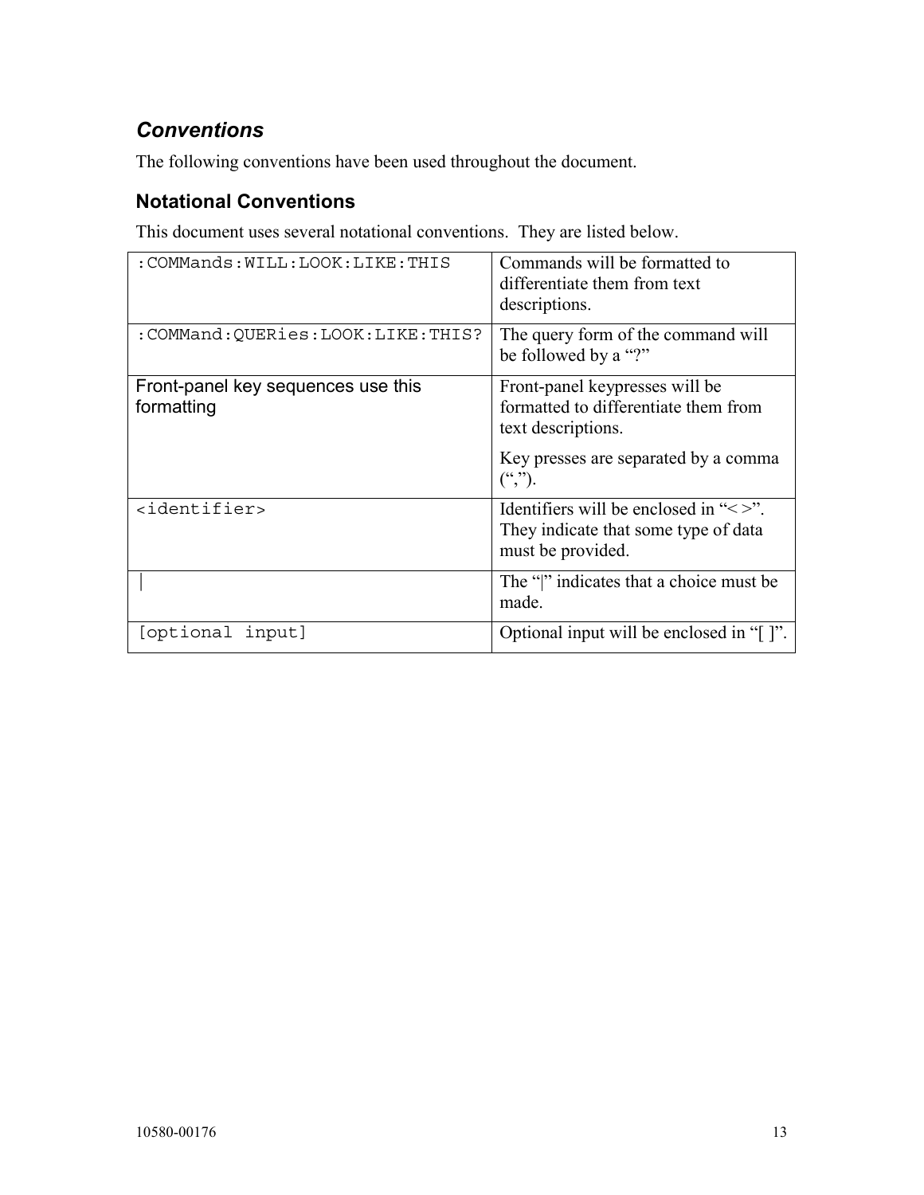## *Conventions*

The following conventions have been used throughout the document.

### Notational Conventions

This document uses several notational conventions. They are listed below.

| | |
|---|---|
| `:COMMands:WILL:LOOK:LIKE:THIS` | Commands will be formatted to differentiate them from text descriptions. |
| `:COMMand:QUERies:LOOK:LIKE:THIS?` | The query form of the command will be followed by a "?" |
| Front-panel key sequences use this formatting | Front-panel keypresses will be formatted to differentiate them from text descriptions. Key presses are separated by a comma (","). |
| `<identifier>` | Identifiers will be enclosed in "< >". They indicate that some type of data must be provided. |
| `\|` | The "\|" indicates that a choice must be made. |
| `[optional input]` | Optional input will be enclosed in "[ ]". |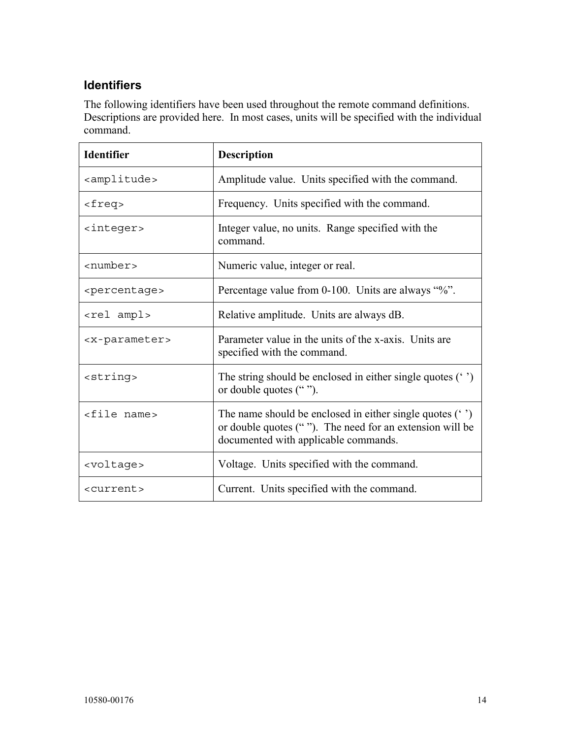## Identifiers

The following identifiers have been used throughout the remote command definitions. Descriptions are provided here. In most cases, units will be specified with the individual command.

| Identifier | Description |
| --- | --- |
| `<amplitude>` | Amplitude value. Units specified with the command. |
| `<freq>` | Frequency. Units specified with the command. |
| `<integer>` | Integer value, no units. Range specified with the command. |
| `<number>` | Numeric value, integer or real. |
| `<percentage>` | Percentage value from 0-100. Units are always "%". |
| `<rel ampl>` | Relative amplitude. Units are always dB. |
| `<x-parameter>` | Parameter value in the units of the x-axis. Units are specified with the command. |
| `<string>` | The string should be enclosed in either single quotes (' ') or double quotes (" "). |
| `<file name>` | The name should be enclosed in either single quotes (' ') or double quotes (" "). The need for an extension will be documented with applicable commands. |
| `<voltage>` | Voltage. Units specified with the command. |
| `<current>` | Current. Units specified with the command. |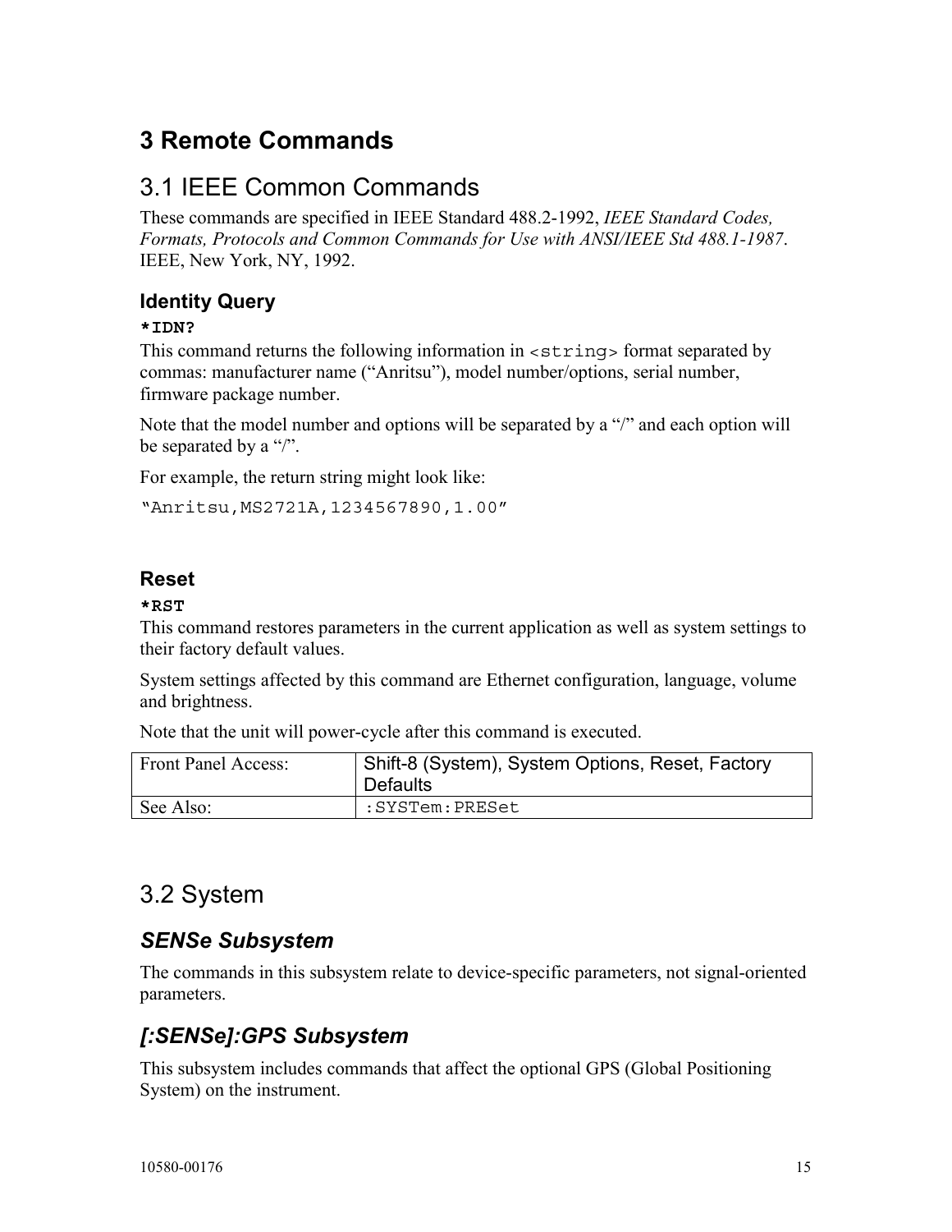# 3 Remote Commands

## 3.1 IEEE Common Commands

These commands are specified in IEEE Standard 488.2-1992, *IEEE Standard Codes, Formats, Protocols and Common Commands for Use with ANSI/IEEE Std 488.1-1987*. IEEE, New York, NY, 1992.

### Identity Query

**`*IDN?`**

This command returns the following information in `<string>` format separated by commas: manufacturer name ("Anritsu"), model number/options, serial number, firmware package number.

Note that the model number and options will be separated by a "/" and each option will be separated by a "/".

For example, the return string might look like:

`"Anritsu,MS2721A,1234567890,1.00"`

### Reset

**`*RST`**

This command restores parameters in the current application as well as system settings to their factory default values.

System settings affected by this command are Ethernet configuration, language, volume and brightness.

Note that the unit will power-cycle after this command is executed.

| Front Panel Access: | Shift-8 (System), System Options, Reset, Factory Defaults |
|---|---|
| See Also: | `:SYSTem:PRESet` |

## 3.2 System

### *SENSe Subsystem*

The commands in this subsystem relate to device-specific parameters, not signal-oriented parameters.

### *[:SENSe]:GPS Subsystem*

This subsystem includes commands that affect the optional GPS (Global Positioning System) on the instrument.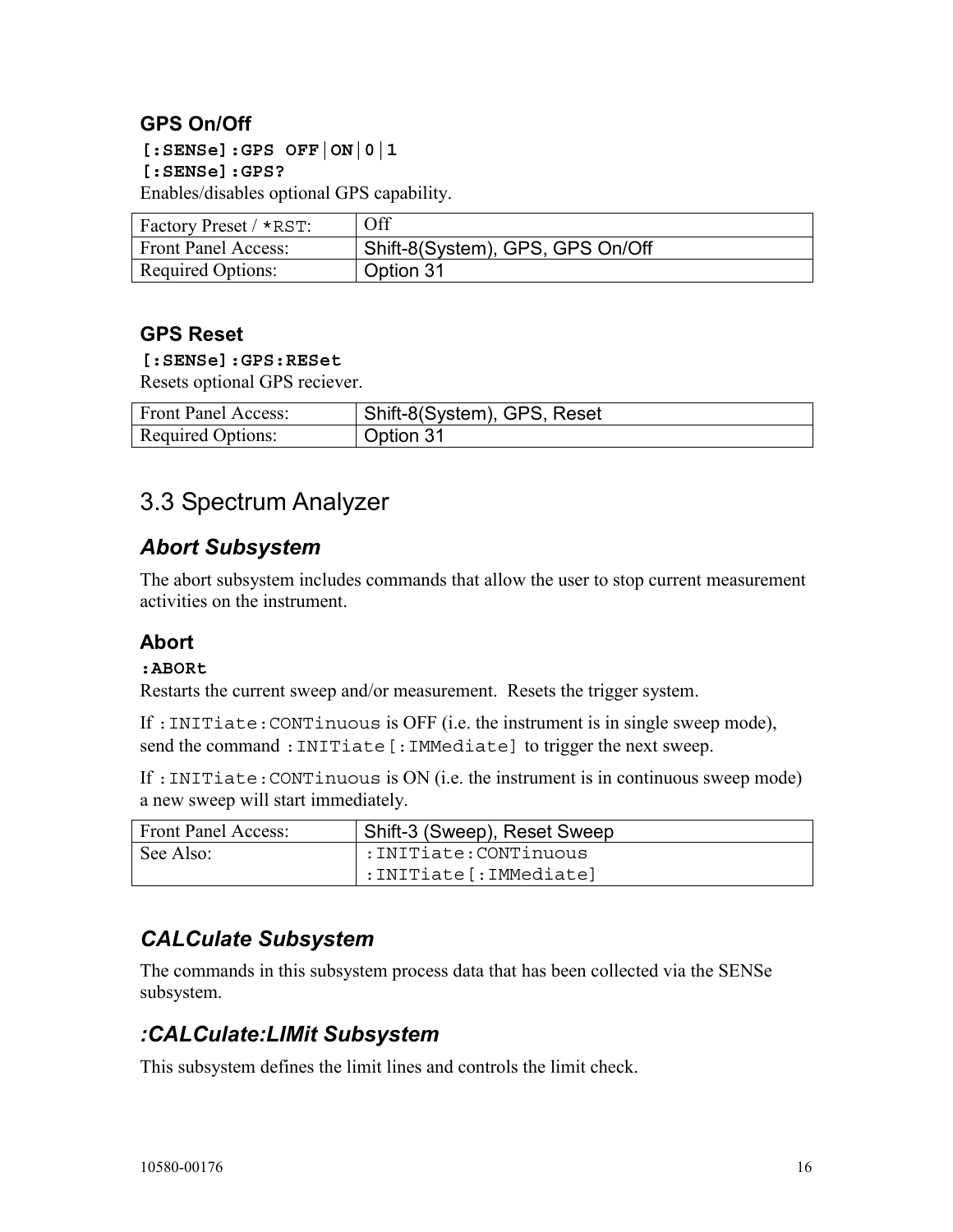### GPS On/Off

**`[:SENSe]:GPS OFF|ON|0|1`**
**`[:SENSe]:GPS?`**

Enables/disables optional GPS capability.

| Factory Preset / `*RST`: | Off |
|---|---|
| Front Panel Access: | Shift-8(System), GPS, GPS On/Off |
| Required Options: | Option 31 |

### GPS Reset

**`[:SENSe]:GPS:RESet`**

Resets optional GPS reciever.

| Front Panel Access: | Shift-8(System), GPS, Reset |
|---|---|
| Required Options: | Option 31 |

## 3.3 Spectrum Analyzer

### *Abort Subsystem*

The abort subsystem includes commands that allow the user to stop current measurement activities on the instrument.

### Abort

**`:ABORt`**

Restarts the current sweep and/or measurement. Resets the trigger system.

If `:INITiate:CONTinuous` is OFF (i.e. the instrument is in single sweep mode), send the command `:INITiate[:IMMediate]` to trigger the next sweep.

If `:INITiate:CONTinuous` is ON (i.e. the instrument is in continuous sweep mode) a new sweep will start immediately.

| Front Panel Access: | Shift-3 (Sweep), Reset Sweep |
|---|---|
| See Also: | `:INITiate:CONTinuous`<br>`:INITiate[:IMMediate]` |

### *CALCulate Subsystem*

The commands in this subsystem process data that has been collected via the SENSe subsystem.

### *:CALCulate:LIMit Subsystem*

This subsystem defines the limit lines and controls the limit check.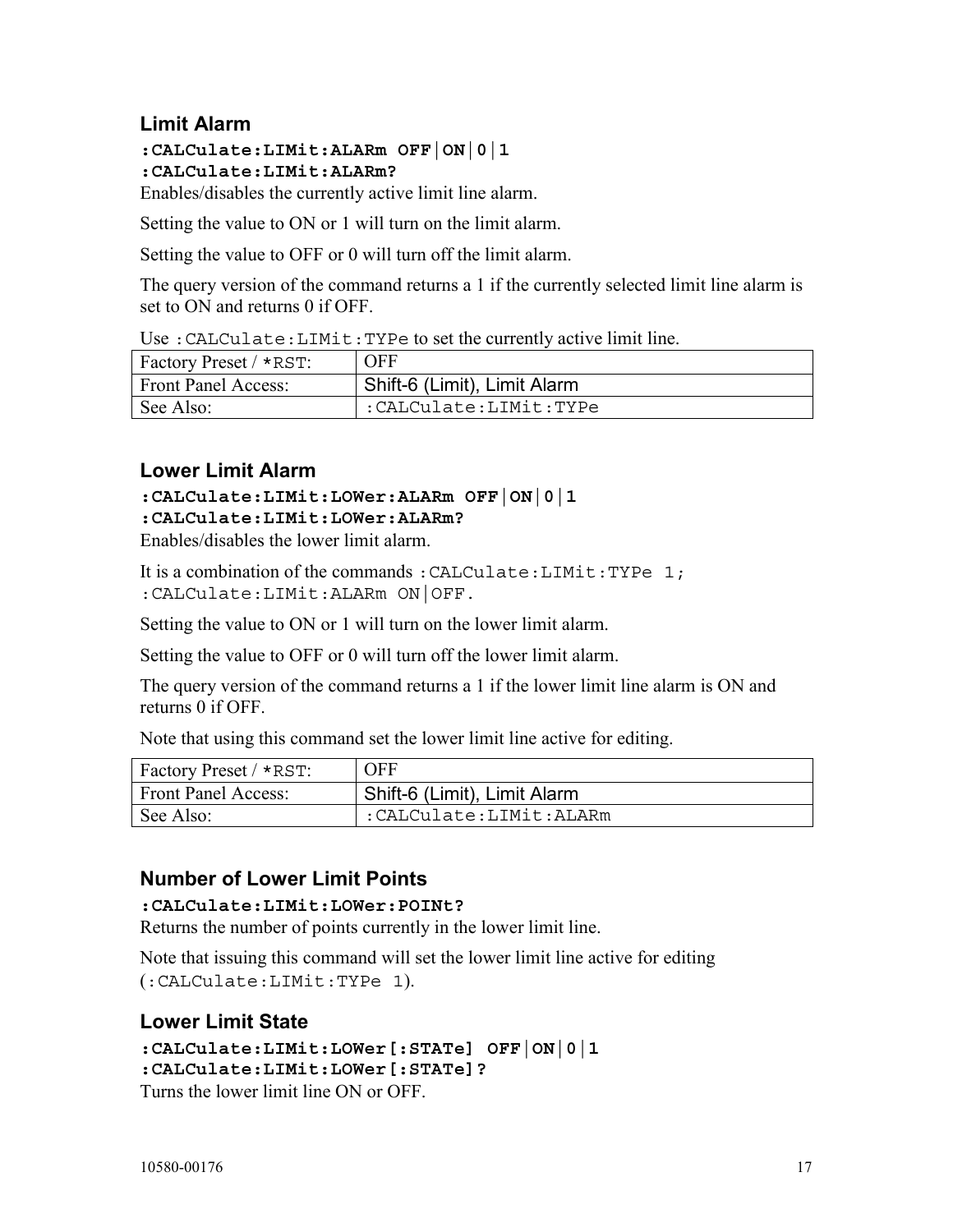### Limit Alarm

**:CALCulate:LIMit:ALARm OFF|ON|0|1**
**:CALCulate:LIMit:ALARm?**

Enables/disables the currently active limit line alarm.

Setting the value to ON or 1 will turn on the limit alarm.

Setting the value to OFF or 0 will turn off the limit alarm.

The query version of the command returns a 1 if the currently selected limit line alarm is set to ON and returns 0 if OFF.

Use `:CALCulate:LIMit:TYPe` to set the currently active limit line.

| Factory Preset / *RST: | OFF |
|---|---|
| Front Panel Access: | Shift-6 (Limit), Limit Alarm |
| See Also: | `:CALCulate:LIMit:TYPe` |

### Lower Limit Alarm

**:CALCulate:LIMit:LOWer:ALARm OFF|ON|0|1**
**:CALCulate:LIMit:LOWer:ALARm?**

Enables/disables the lower limit alarm.

It is a combination of the commands `:CALCulate:LIMit:TYPe 1;` `:CALCulate:LIMit:ALARm ON|OFF.`

Setting the value to ON or 1 will turn on the lower limit alarm.

Setting the value to OFF or 0 will turn off the lower limit alarm.

The query version of the command returns a 1 if the lower limit line alarm is ON and returns 0 if OFF.

Note that using this command set the lower limit line active for editing.

| Factory Preset / *RST: | OFF |
|---|---|
| Front Panel Access: | Shift-6 (Limit), Limit Alarm |
| See Also: | `:CALCulate:LIMit:ALARm` |

### Number of Lower Limit Points

**:CALCulate:LIMit:LOWer:POINt?**

Returns the number of points currently in the lower limit line.

Note that issuing this command will set the lower limit line active for editing (`:CALCulate:LIMit:TYPe 1`).

### Lower Limit State

**:CALCulate:LIMit:LOWer[:STATe] OFF|ON|0|1**
**:CALCulate:LIMit:LOWer[:STATe]?**

Turns the lower limit line ON or OFF.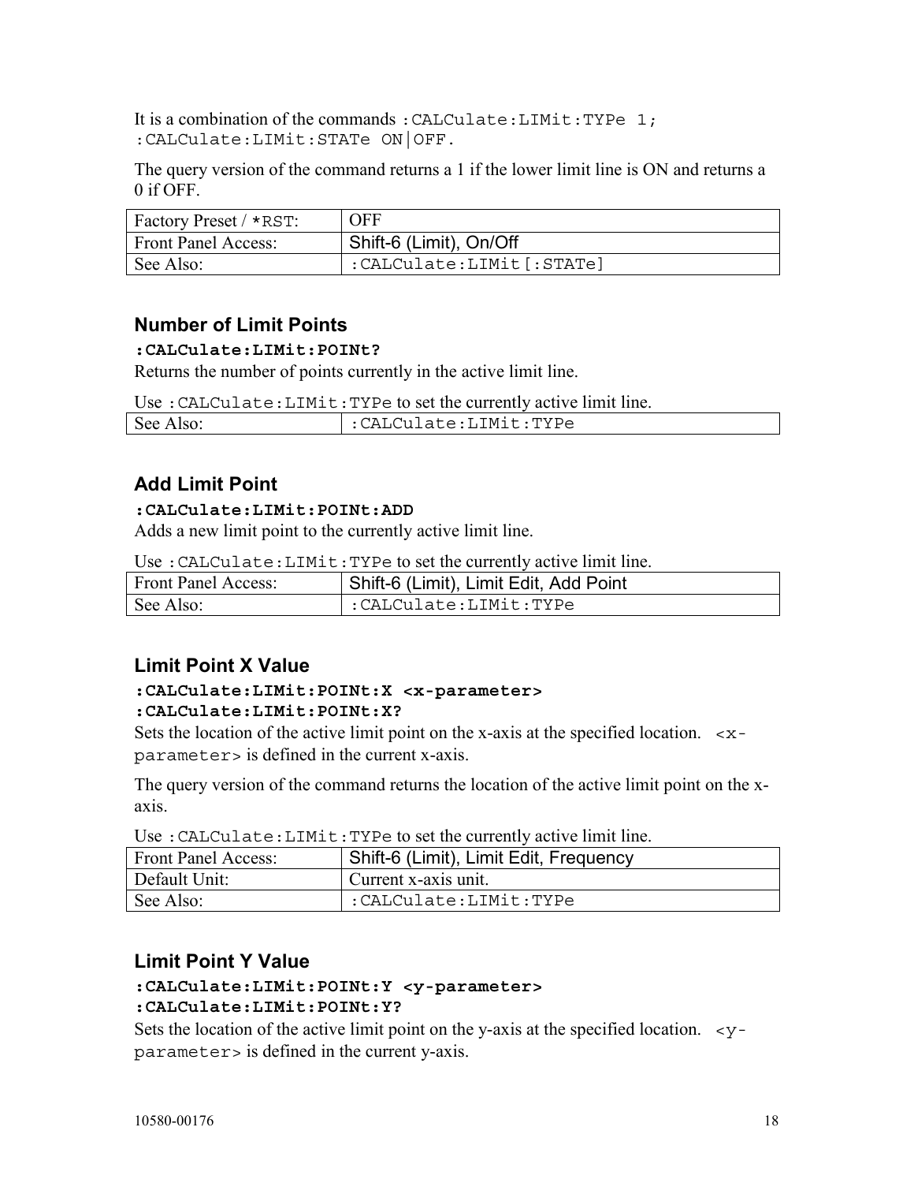It is a combination of the commands `:CALCulate:LIMit:TYPe 1; :CALCulate:LIMit:STATe ON|OFF.`

The query version of the command returns a 1 if the lower limit line is ON and returns a 0 if OFF.

| Factory Preset / `*RST`: | OFF |
|---|---|
| Front Panel Access: | Shift-6 (Limit), On/Off |
| See Also: | `:CALCulate:LIMit[:STATe]` |

### Number of Limit Points

**`:CALCulate:LIMit:POINt?`**

Returns the number of points currently in the active limit line.

Use `:CALCulate:LIMit:TYPe` to set the currently active limit line.

| See Also: | `:CALCulate:LIMit:TYPe` |
|---|---|

### Add Limit Point

**`:CALCulate:LIMit:POINt:ADD`**

Adds a new limit point to the currently active limit line.

Use `:CALCulate:LIMit:TYPe` to set the currently active limit line.

| Front Panel Access: | Shift-6 (Limit), Limit Edit, Add Point |
|---|---|
| See Also: | `:CALCulate:LIMit:TYPe` |

### Limit Point X Value

**`:CALCulate:LIMit:POINt:X <x-parameter>`**
**`:CALCulate:LIMit:POINt:X?`**

Sets the location of the active limit point on the x-axis at the specified location. `<x-parameter>` is defined in the current x-axis.

The query version of the command returns the location of the active limit point on the x-axis.

Use `:CALCulate:LIMit:TYPe` to set the currently active limit line.

| Front Panel Access: | Shift-6 (Limit), Limit Edit, Frequency |
|---|---|
| Default Unit: | Current x-axis unit. |
| See Also: | `:CALCulate:LIMit:TYPe` |

### Limit Point Y Value

**`:CALCulate:LIMit:POINt:Y <y-parameter>`**
**`:CALCulate:LIMit:POINt:Y?`**

Sets the location of the active limit point on the y-axis at the specified location. `<y-parameter>` is defined in the current y-axis.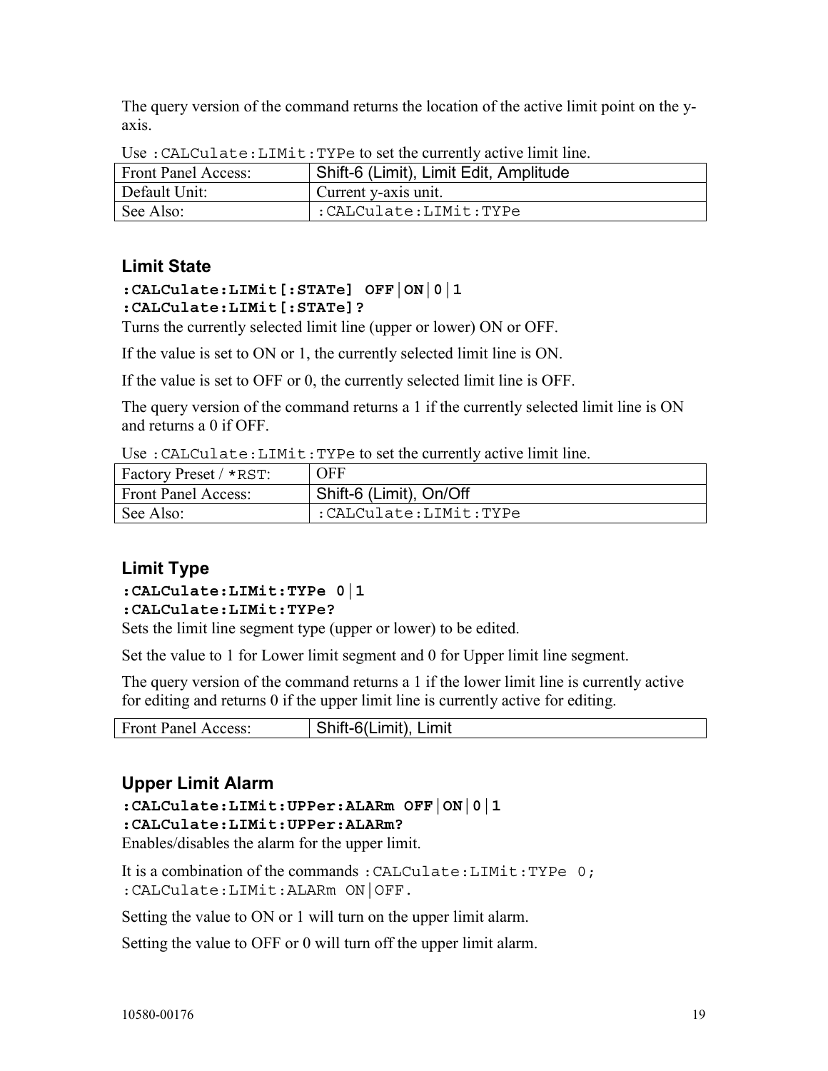The query version of the command returns the location of the active limit point on the y-axis.

Use `:CALCulate:LIMit:TYPe` to set the currently active limit line.

| Front Panel Access: | Shift-6 (Limit), Limit Edit, Amplitude |
|---|---|
| Default Unit: | Current y-axis unit. |
| See Also: | `:CALCulate:LIMit:TYPe` |

### Limit State

**`:CALCulate:LIMit[:STATe] OFF|ON|0|1`**
**`:CALCulate:LIMit[:STATe]?`**

Turns the currently selected limit line (upper or lower) ON or OFF.

If the value is set to ON or 1, the currently selected limit line is ON.

If the value is set to OFF or 0, the currently selected limit line is OFF.

The query version of the command returns a 1 if the currently selected limit line is ON and returns a 0 if OFF.

Use `:CALCulate:LIMit:TYPe` to set the currently active limit line.

| Factory Preset / *RST: | OFF |
|---|---|
| Front Panel Access: | Shift-6 (Limit), On/Off |
| See Also: | `:CALCulate:LIMit:TYPe` |

### Limit Type

**`:CALCulate:LIMit:TYPe 0|1`**
**`:CALCulate:LIMit:TYPe?`**

Sets the limit line segment type (upper or lower) to be edited.

Set the value to 1 for Lower limit segment and 0 for Upper limit line segment.

The query version of the command returns a 1 if the lower limit line is currently active for editing and returns 0 if the upper limit line is currently active for editing.

| Front Panel Access: | Shift-6(Limit), Limit |
|---|---|

### Upper Limit Alarm

**`:CALCulate:LIMit:UPPer:ALARm OFF|ON|0|1`**
**`:CALCulate:LIMit:UPPer:ALARm?`**

Enables/disables the alarm for the upper limit.

It is a combination of the commands `:CALCulate:LIMit:TYPe 0; :CALCulate:LIMit:ALARm ON|OFF`.

Setting the value to ON or 1 will turn on the upper limit alarm.

Setting the value to OFF or 0 will turn off the upper limit alarm.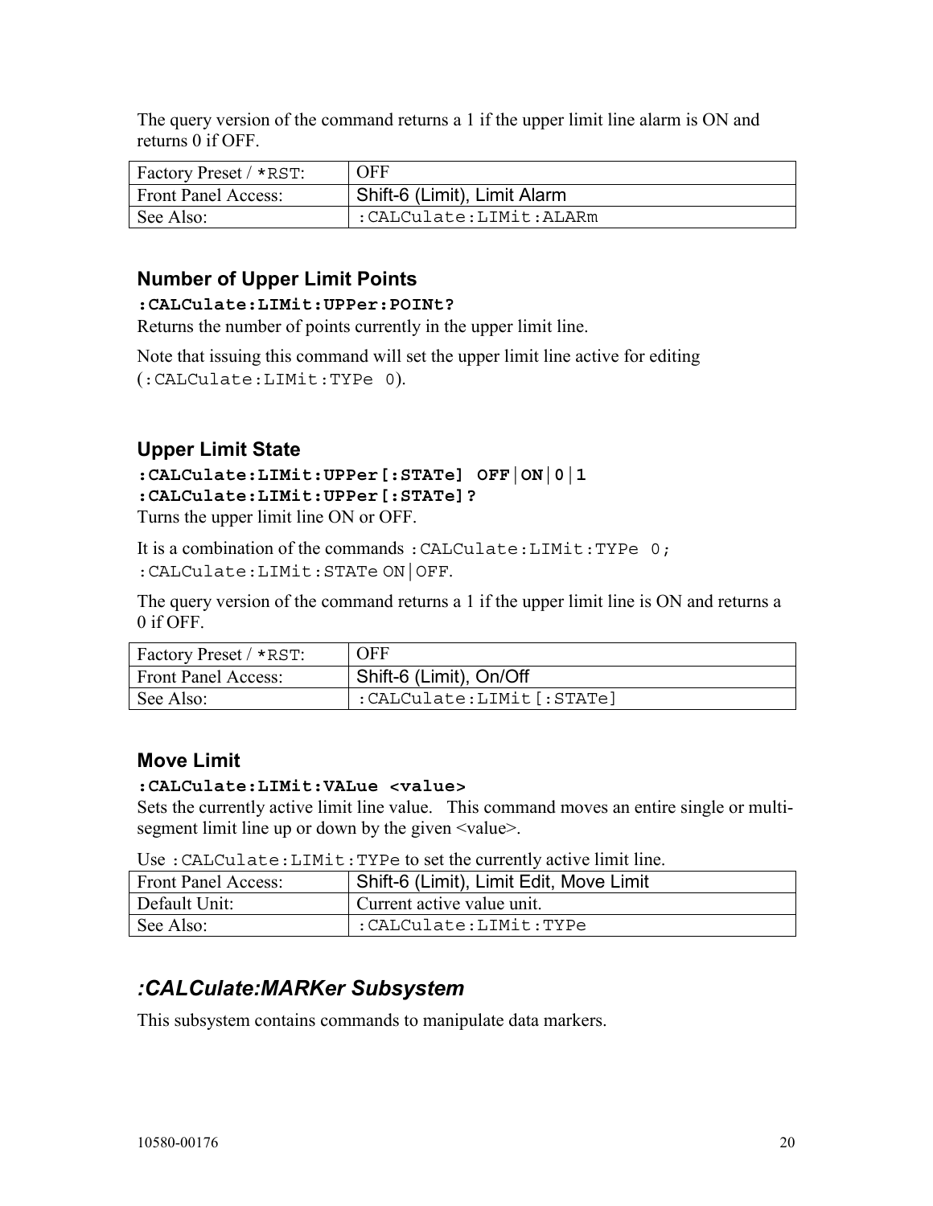The query version of the command returns a 1 if the upper limit line alarm is ON and returns 0 if OFF.

| | |
|---|---|
| Factory Preset / `*RST`: | OFF |
| Front Panel Access: | Shift-6 (Limit), Limit Alarm |
| See Also: | `:CALCulate:LIMit:ALARm` |

### Number of Upper Limit Points

**`:CALCulate:LIMit:UPPer:POINt?`**

Returns the number of points currently in the upper limit line.

Note that issuing this command will set the upper limit line active for editing (`:CALCulate:LIMit:TYPe 0`).

### Upper Limit State

**`:CALCulate:LIMit:UPPer[:STATe] OFF|ON|0|1`**
**`:CALCulate:LIMit:UPPer[:STATe]?`**

Turns the upper limit line ON or OFF.

It is a combination of the commands `:CALCulate:LIMit:TYPe 0; :CALCulate:LIMit:STATe ON|OFF`.

The query version of the command returns a 1 if the upper limit line is ON and returns a 0 if OFF.

| | |
|---|---|
| Factory Preset / `*RST`: | OFF |
| Front Panel Access: | Shift-6 (Limit), On/Off |
| See Also: | `:CALCulate:LIMit[:STATe]` |

### Move Limit

**`:CALCulate:LIMit:VALue <value>`**

Sets the currently active limit line value. This command moves an entire single or multi-segment limit line up or down by the given <value>.

Use `:CALCulate:LIMit:TYPe` to set the currently active limit line.

| | |
|---|---|
| Front Panel Access: | Shift-6 (Limit), Limit Edit, Move Limit |
| Default Unit: | Current active value unit. |
| See Also: | `:CALCulate:LIMit:TYPe` |

## *:CALCulate:MARKer Subsystem*

This subsystem contains commands to manipulate data markers.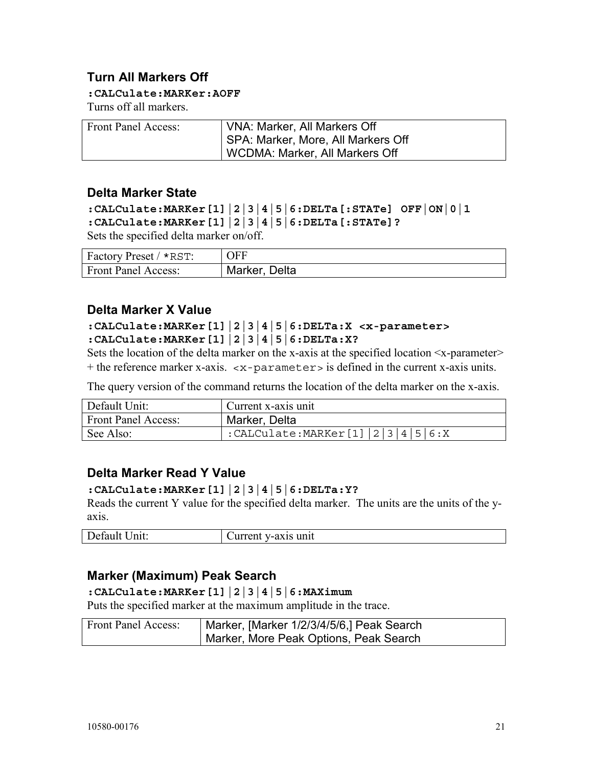### Turn All Markers Off

**:CALCulate:MARKer:AOFF**

Turns off all markers.

| Front Panel Access: | VNA: Marker, All Markers Off<br>SPA: Marker, More, All Markers Off<br>WCDMA: Marker, All Markers Off |
|---|---|

### Delta Marker State

**:CALCulate:MARKer[1]|2|3|4|5|6:DELTa[:STATe] OFF|ON|0|1**
**:CALCulate:MARKer[1]|2|3|4|5|6:DELTa[:STATe]?**

Sets the specified delta marker on/off.

| Factory Preset / *RST: | OFF |
|---|---|
| Front Panel Access: | Marker, Delta |

### Delta Marker X Value

**:CALCulate:MARKer[1]|2|3|4|5|6:DELTa:X <x-parameter>**
**:CALCulate:MARKer[1]|2|3|4|5|6:DELTa:X?**

Sets the location of the delta marker on the x-axis at the specified location <x-parameter> + the reference marker x-axis. `<x-parameter>` is defined in the current x-axis units.

The query version of the command returns the location of the delta marker on the x-axis.

| Default Unit: | Current x-axis unit |
|---|---|
| Front Panel Access: | Marker, Delta |
| See Also: | `:CALCulate:MARKer[1]|2|3|4|5|6:X` |

### Delta Marker Read Y Value

**:CALCulate:MARKer[1]|2|3|4|5|6:DELTa:Y?**

Reads the current Y value for the specified delta marker. The units are the units of the y-axis.

| Default Unit: | Current y-axis unit |
|---|---|

### Marker (Maximum) Peak Search

**:CALCulate:MARKer[1]|2|3|4|5|6:MAXimum**

Puts the specified marker at the maximum amplitude in the trace.

| Front Panel Access: | Marker, [Marker 1/2/3/4/5/6,] Peak Search<br>Marker, More Peak Options, Peak Search |
|---|---|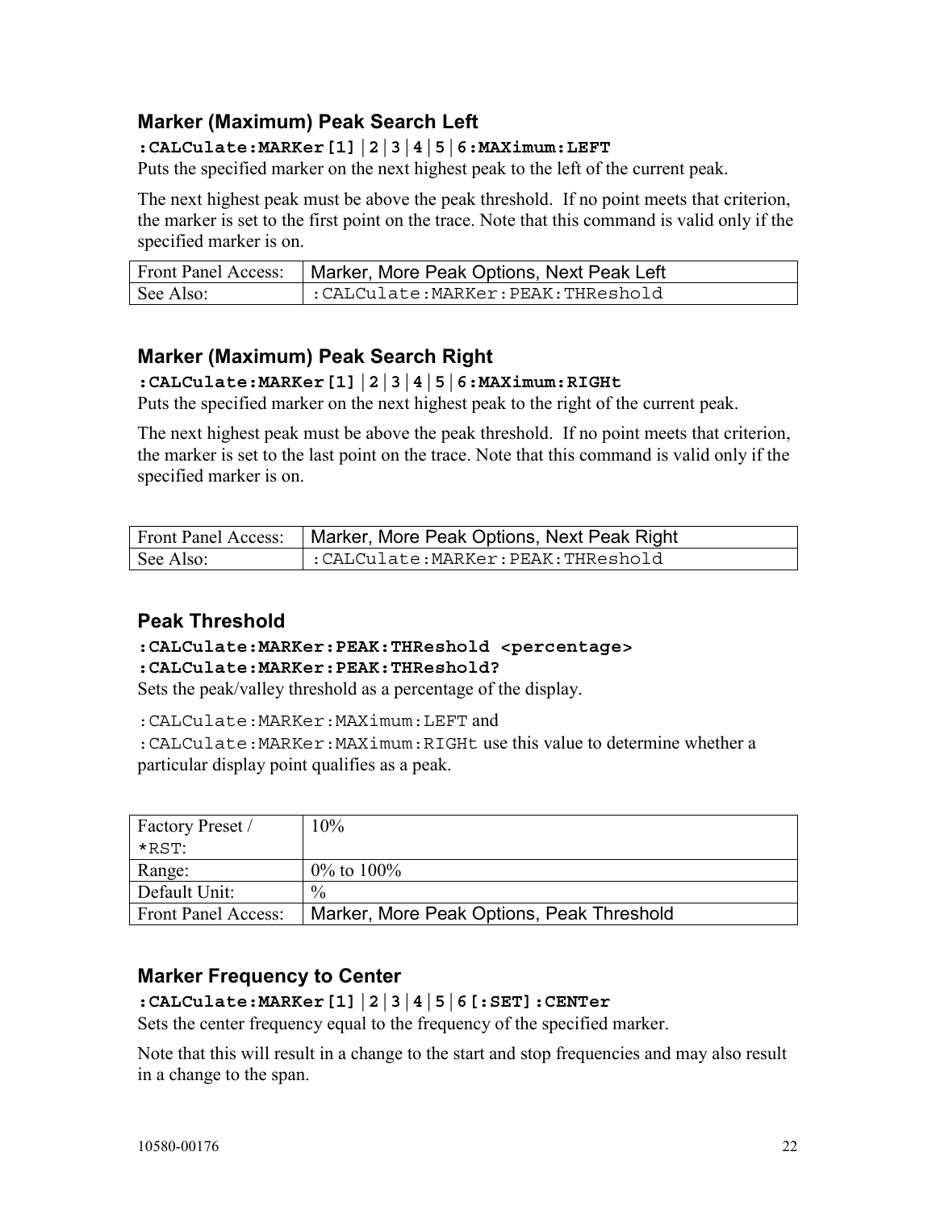### Marker (Maximum) Peak Search Left

**:CALCulate:MARKer[1]|2|3|4|5|6:MAXimum:LEFT**

Puts the specified marker on the next highest peak to the left of the current peak.

The next highest peak must be above the peak threshold. If no point meets that criterion, the marker is set to the first point on the trace. Note that this command is valid only if the specified marker is on.

| Front Panel Access: | Marker, More Peak Options, Next Peak Left |
|---|---|
| See Also: | :CALCulate:MARKer:PEAK:THReshold |

### Marker (Maximum) Peak Search Right

**:CALCulate:MARKer[1]|2|3|4|5|6:MAXimum:RIGHt**

Puts the specified marker on the next highest peak to the right of the current peak.

The next highest peak must be above the peak threshold. If no point meets that criterion, the marker is set to the last point on the trace. Note that this command is valid only if the specified marker is on.

| Front Panel Access: | Marker, More Peak Options, Next Peak Right |
|---|---|
| See Also: | :CALCulate:MARKer:PEAK:THReshold |

### Peak Threshold

**:CALCulate:MARKer:PEAK:THReshold <percentage>**
**:CALCulate:MARKer:PEAK:THReshold?**

Sets the peak/valley threshold as a percentage of the display.

:CALCulate:MARKer:MAXimum:LEFT and :CALCulate:MARKer:MAXimum:RIGHt use this value to determine whether a particular display point qualifies as a peak.

| Factory Preset / *RST: | 10% |
|---|---|
| Range: | 0% to 100% |
| Default Unit: | % |
| Front Panel Access: | Marker, More Peak Options, Peak Threshold |

### Marker Frequency to Center

**:CALCulate:MARKer[1]|2|3|4|5|6[:SET]:CENTer**

Sets the center frequency equal to the frequency of the specified marker.

Note that this will result in a change to the start and stop frequencies and may also result in a change to the span.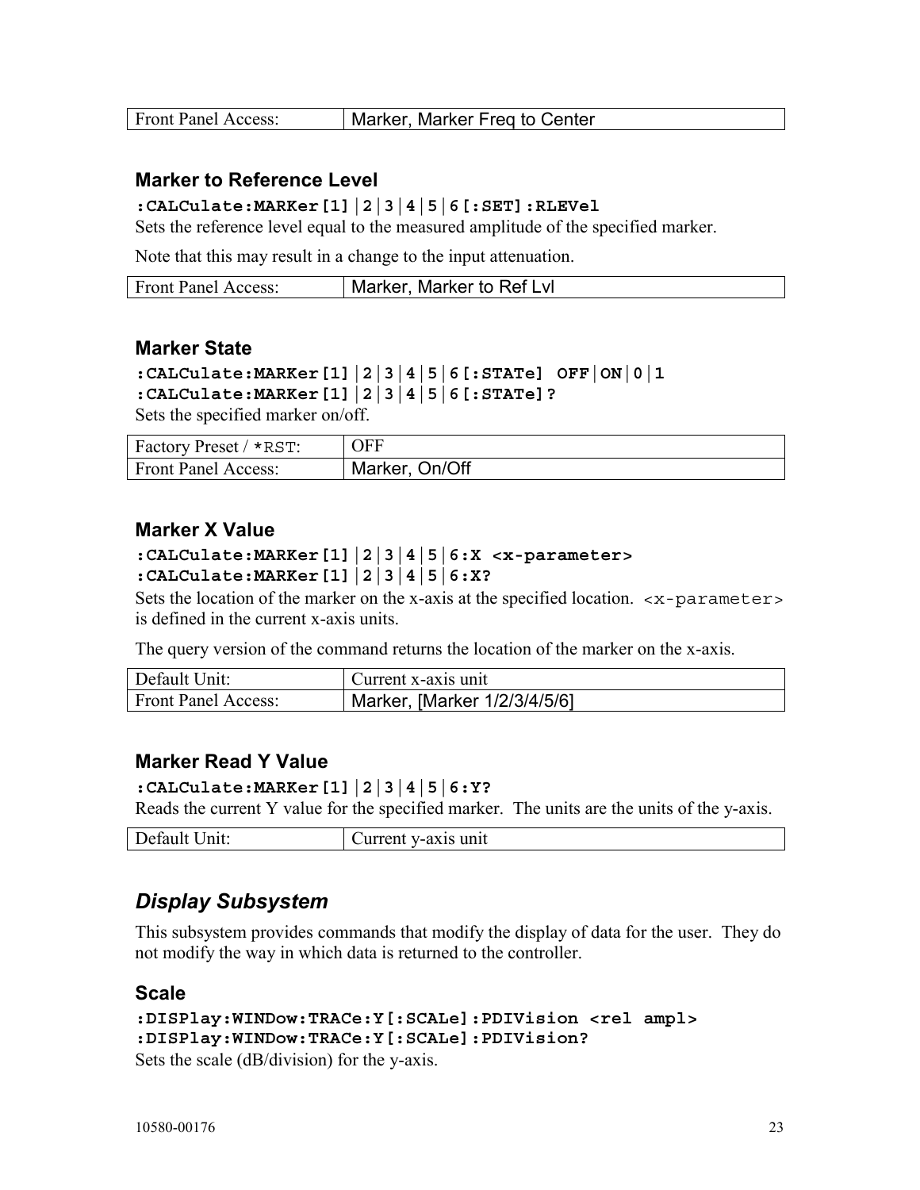| Front Panel Access: | Marker, Marker Freq to Center |
|---|---|

### Marker to Reference Level

**:CALCulate:MARKer[1]|2|3|4|5|6[:SET]:RLEVel**

Sets the reference level equal to the measured amplitude of the specified marker.

Note that this may result in a change to the input attenuation.

| Front Panel Access: | Marker, Marker to Ref Lvl |
|---|---|

### Marker State

**:CALCulate:MARKer[1]|2|3|4|5|6[:STATe] OFF|ON|0|1**
**:CALCulate:MARKer[1]|2|3|4|5|6[:STATe]?**

Sets the specified marker on/off.

| Factory Preset / `*RST`: | OFF |
|---|---|
| Front Panel Access: | Marker, On/Off |

### Marker X Value

**:CALCulate:MARKer[1]|2|3|4|5|6:X <x-parameter>**
**:CALCulate:MARKer[1]|2|3|4|5|6:X?**

Sets the location of the marker on the x-axis at the specified location. `<x-parameter>` is defined in the current x-axis units.

The query version of the command returns the location of the marker on the x-axis.

| Default Unit: | Current x-axis unit |
|---|---|
| Front Panel Access: | Marker, [Marker 1/2/3/4/5/6] |

### Marker Read Y Value

**:CALCulate:MARKer[1]|2|3|4|5|6:Y?**

Reads the current Y value for the specified marker. The units are the units of the y-axis.

| Default Unit: | Current y-axis unit |
|---|---|

## *Display Subsystem*

This subsystem provides commands that modify the display of data for the user. They do not modify the way in which data is returned to the controller.

### Scale

**:DISPlay:WINDow:TRACe:Y[:SCALe]:PDIVision <rel ampl>**
**:DISPlay:WINDow:TRACe:Y[:SCALe]:PDIVision?**

Sets the scale (dB/division) for the y-axis.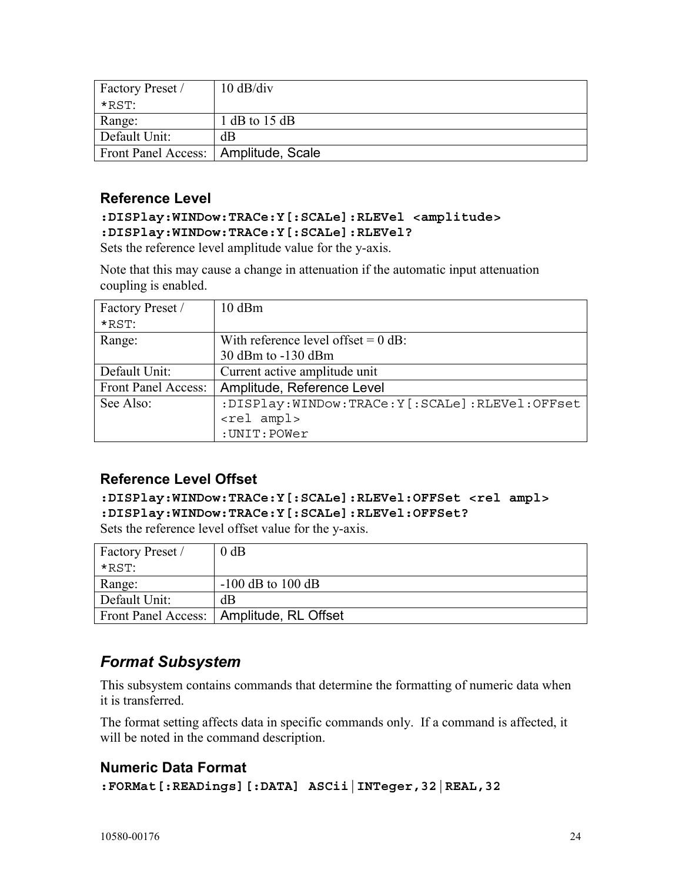| Factory Preset / *RST: | 10 dB/div |
|---|---|
| Range: | 1 dB to 15 dB |
| Default Unit: | dB |
| Front Panel Access: | Amplitude, Scale |

### Reference Level

**:DISPlay:WINDow:TRACe:Y[:SCALe]:RLEVel <amplitude>**
**:DISPlay:WINDow:TRACe:Y[:SCALe]:RLEVel?**

Sets the reference level amplitude value for the y-axis.

Note that this may cause a change in attenuation if the automatic input attenuation coupling is enabled.

| Factory Preset / *RST: | 10 dBm |
|---|---|
| Range: | With reference level offset = 0 dB:<br>30 dBm to -130 dBm |
| Default Unit: | Current active amplitude unit |
| Front Panel Access: | Amplitude, Reference Level |
| See Also: | :DISPlay:WINDow:TRACe:Y[:SCALe]:RLEVel:OFFset <rel ampl><br>:UNIT:POWer |

### Reference Level Offset

**:DISPlay:WINDow:TRACe:Y[:SCALe]:RLEVel:OFFSet <rel ampl>**
**:DISPlay:WINDow:TRACe:Y[:SCALe]:RLEVel:OFFSet?**

Sets the reference level offset value for the y-axis.

| Factory Preset / *RST: | 0 dB |
|---|---|
| Range: | -100 dB to 100 dB |
| Default Unit: | dB |
| Front Panel Access: | Amplitude, RL Offset |

## *Format Subsystem*

This subsystem contains commands that determine the formatting of numeric data when it is transferred.

The format setting affects data in specific commands only. If a command is affected, it will be noted in the command description.

### Numeric Data Format

**:FORMat[:READings][:DATA] ASCii|INTeger,32|REAL,32**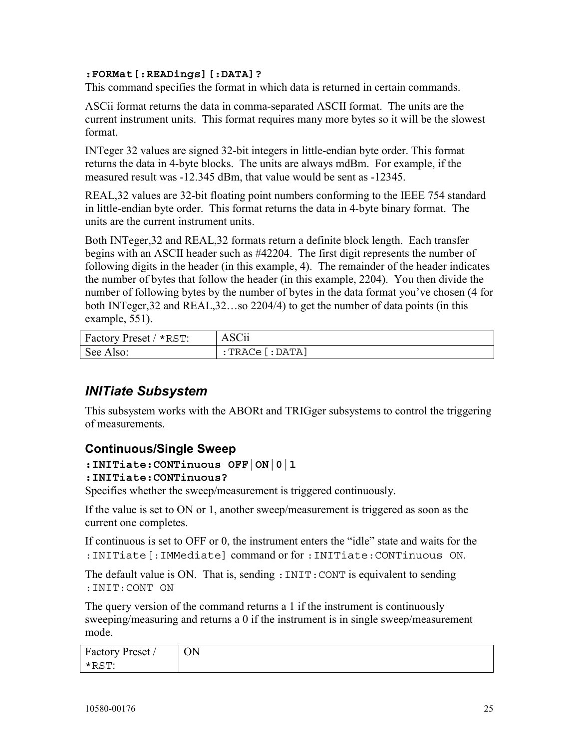**:FORMat[:READings][:DATA]?**

This command specifies the format in which data is returned in certain commands.

ASCii format returns the data in comma-separated ASCII format. The units are the current instrument units. This format requires many more bytes so it will be the slowest format.

INTeger 32 values are signed 32-bit integers in little-endian byte order. This format returns the data in 4-byte blocks. The units are always mdBm. For example, if the measured result was -12.345 dBm, that value would be sent as -12345.

REAL,32 values are 32-bit floating point numbers conforming to the IEEE 754 standard in little-endian byte order. This format returns the data in 4-byte binary format. The units are the current instrument units.

Both INTeger,32 and REAL,32 formats return a definite block length. Each transfer begins with an ASCII header such as #42204. The first digit represents the number of following digits in the header (in this example, 4). The remainder of the header indicates the number of bytes that follow the header (in this example, 2204). You then divide the number of following bytes by the number of bytes in the data format you've chosen (4 for both INTeger,32 and REAL,32…so 2204/4) to get the number of data points (in this example, 551).

| Factory Preset / `*RST`: | ASCii |
|---|---|
| See Also: | `:TRACe[:DATA]` |

## *INITiate Subsystem*

This subsystem works with the ABORt and TRIGger subsystems to control the triggering of measurements.

### Continuous/Single Sweep

**:INITiate:CONTinuous OFF|ON|0|1**
**:INITiate:CONTinuous?**

Specifies whether the sweep/measurement is triggered continuously.

If the value is set to ON or 1, another sweep/measurement is triggered as soon as the current one completes.

If continuous is set to OFF or 0, the instrument enters the "idle" state and waits for the `:INITiate[:IMMediate]` command or for `:INITiate:CONTinuous ON`.

The default value is ON. That is, sending `:INIT:CONT` is equivalent to sending `:INIT:CONT ON`

The query version of the command returns a 1 if the instrument is continuously sweeping/measuring and returns a 0 if the instrument is in single sweep/measurement mode.

| Factory Preset / `*RST`: | ON |
|---|---|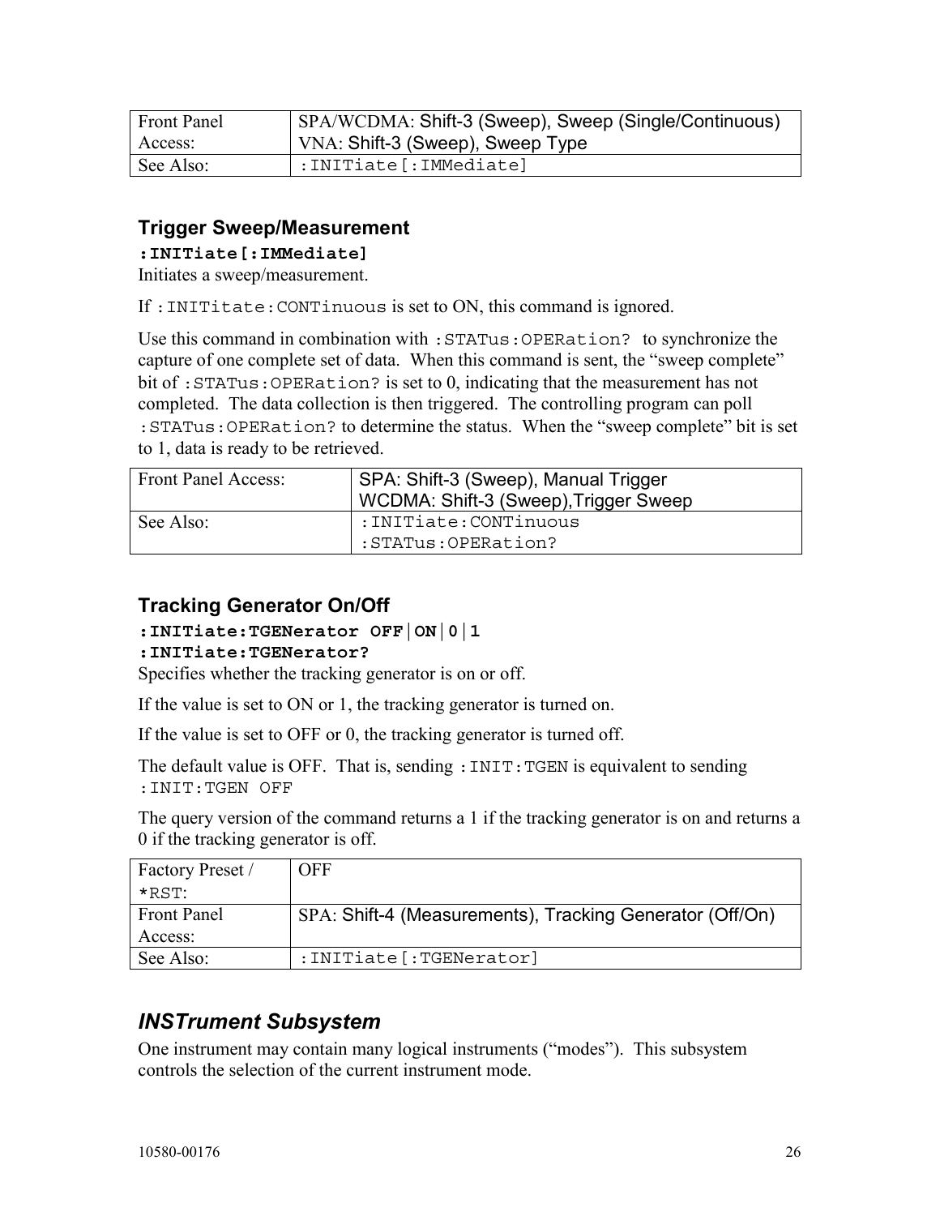| Front Panel Access: | SPA/WCDMA: Shift-3 (Sweep), Sweep (Single/Continuous)<br>VNA: Shift-3 (Sweep), Sweep Type |
|---|---|
| See Also: | `:INITiate[:IMMediate]` |

### Trigger Sweep/Measurement

**`:INITiate[:IMMediate]`**

Initiates a sweep/measurement.

If `:INITitate:CONTinuous` is set to ON, this command is ignored.

Use this command in combination with `:STATus:OPERation?` to synchronize the capture of one complete set of data. When this command is sent, the "sweep complete" bit of `:STATus:OPERation?` is set to 0, indicating that the measurement has not completed. The data collection is then triggered. The controlling program can poll `:STATus:OPERation?` to determine the status. When the "sweep complete" bit is set to 1, data is ready to be retrieved.

| Front Panel Access: | SPA: Shift-3 (Sweep), Manual Trigger<br>WCDMA: Shift-3 (Sweep),Trigger Sweep |
|---|---|
| See Also: | `:INITiate:CONTinuous`<br>`:STATus:OPERation?` |

### Tracking Generator On/Off

**`:INITiate:TGENerator OFF|ON|0|1`**
**`:INITiate:TGENerator?`**

Specifies whether the tracking generator is on or off.

If the value is set to ON or 1, the tracking generator is turned on.

If the value is set to OFF or 0, the tracking generator is turned off.

The default value is OFF. That is, sending `:INIT:TGEN` is equivalent to sending `:INIT:TGEN OFF`

The query version of the command returns a 1 if the tracking generator is on and returns a 0 if the tracking generator is off.

| Factory Preset / *RST: | OFF |
|---|---|
| Front Panel Access: | SPA: Shift-4 (Measurements), Tracking Generator (Off/On) |
| See Also: | `:INITiate[:TGENerator]` |

## *INSTrument Subsystem*

One instrument may contain many logical instruments ("modes"). This subsystem controls the selection of the current instrument mode.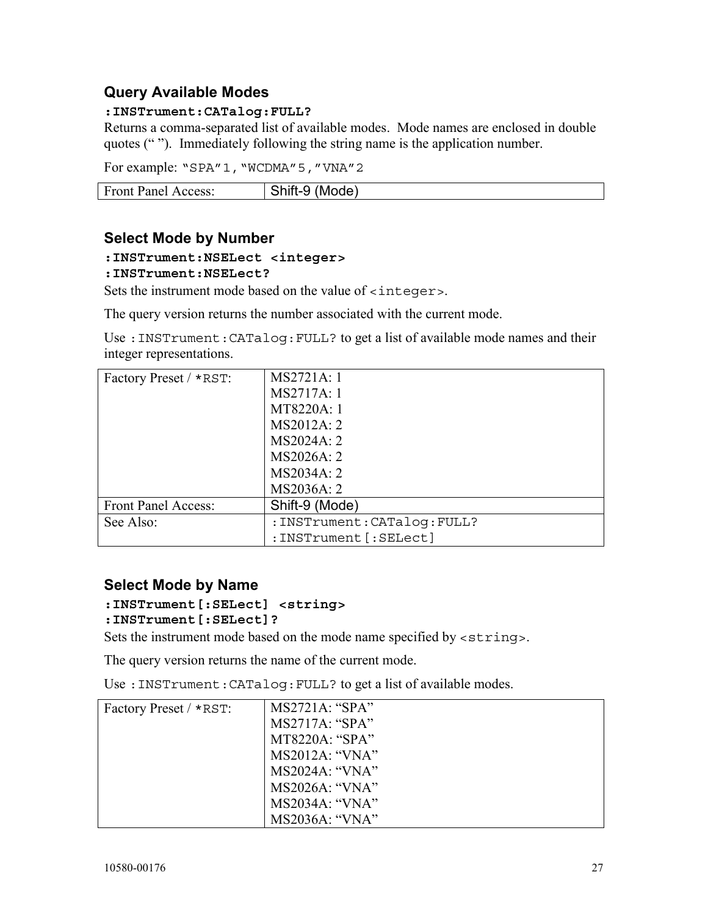### Query Available Modes

**:INSTrument:CATalog:FULL?**

Returns a comma-separated list of available modes. Mode names are enclosed in double quotes (“ ”). Immediately following the string name is the application number.

For example: `“SPA”1,“WCDMA”5,”VNA”2`

| Front Panel Access: | Shift-9 (Mode) |
|---|---|

### Select Mode by Number

**:INSTrument:NSELect <integer>**
**:INSTrument:NSELect?**

Sets the instrument mode based on the value of `<integer>`.

The query version returns the number associated with the current mode.

Use `:INSTrument:CATalog:FULL?` to get a list of available mode names and their integer representations.

| Factory Preset / `*RST`: | MS2721A: 1<br>MS2717A: 1<br>MT8220A: 1<br>MS2012A: 2<br>MS2024A: 2<br>MS2026A: 2<br>MS2034A: 2<br>MS2036A: 2 |
|---|---|
| Front Panel Access: | Shift-9 (Mode) |
| See Also: | `:INSTrument:CATalog:FULL?`<br>`:INSTrument[:SELect]` |

### Select Mode by Name

**:INSTrument[:SELect] <string>**
**:INSTrument[:SELect]?**

Sets the instrument mode based on the mode name specified by `<string>`.

The query version returns the name of the current mode.

Use `:INSTrument:CATalog:FULL?` to get a list of available modes.

| Factory Preset / `*RST`: | MS2721A: “SPA”<br>MS2717A: “SPA”<br>MT8220A: “SPA”<br>MS2012A: “VNA”<br>MS2024A: “VNA”<br>MS2026A: “VNA”<br>MS2034A: “VNA”<br>MS2036A: “VNA” |
|---|---|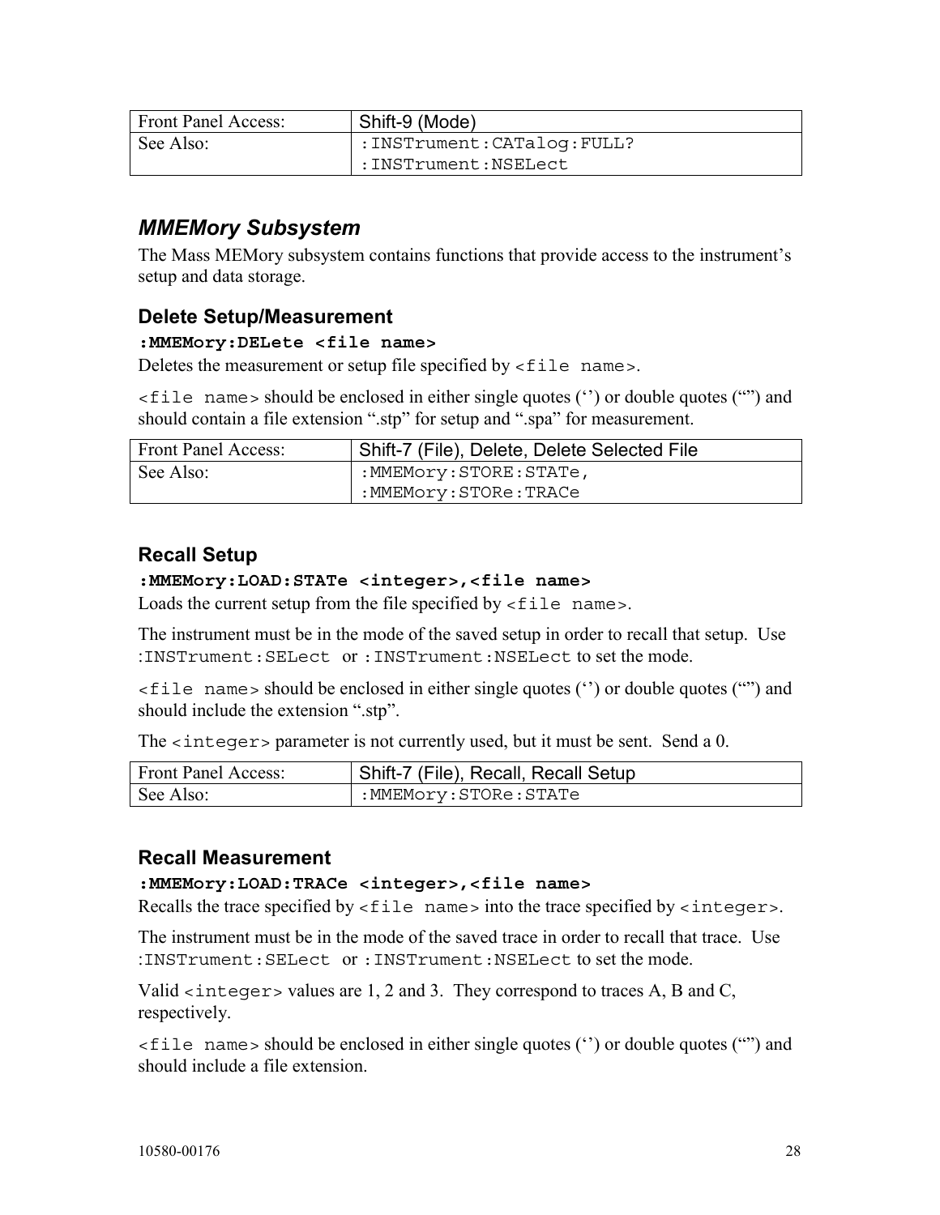| Front Panel Access: | Shift-9 (Mode) |
| --- | --- |
| See Also: | `:INSTrument:CATalog:FULL?`<br>`:INSTrument:NSELect` |

## *MMEMory Subsystem*

The Mass MEMory subsystem contains functions that provide access to the instrument's setup and data storage.

### Delete Setup/Measurement

**`:MMEMory:DELete <file name>`**

Deletes the measurement or setup file specified by `<file name>`.

`<file name>` should be enclosed in either single quotes ('') or double quotes ("") and should contain a file extension ".stp" for setup and ".spa" for measurement.

| Front Panel Access: | Shift-7 (File), Delete, Delete Selected File |
| --- | --- |
| See Also: | `:MMEMory:STORE:STATe,`<br>`:MMEMory:STORe:TRACe` |

### Recall Setup

**`:MMEMory:LOAD:STATe <integer>,<file name>`**

Loads the current setup from the file specified by `<file name>`.

The instrument must be in the mode of the saved setup in order to recall that setup. Use `:INSTrument:SELect` or `:INSTrument:NSELect` to set the mode.

`<file name>` should be enclosed in either single quotes ('') or double quotes ("") and should include the extension ".stp".

The `<integer>` parameter is not currently used, but it must be sent. Send a 0.

| Front Panel Access: | Shift-7 (File), Recall, Recall Setup |
| --- | --- |
| See Also: | `:MMEMory:STORe:STATe` |

### Recall Measurement

**`:MMEMory:LOAD:TRACe <integer>,<file name>`**

Recalls the trace specified by `<file name>` into the trace specified by `<integer>`.

The instrument must be in the mode of the saved trace in order to recall that trace. Use `:INSTrument:SELect` or `:INSTrument:NSELect` to set the mode.

Valid `<integer>` values are 1, 2 and 3. They correspond to traces A, B and C, respectively.

`<file name>` should be enclosed in either single quotes ('') or double quotes ("") and should include a file extension.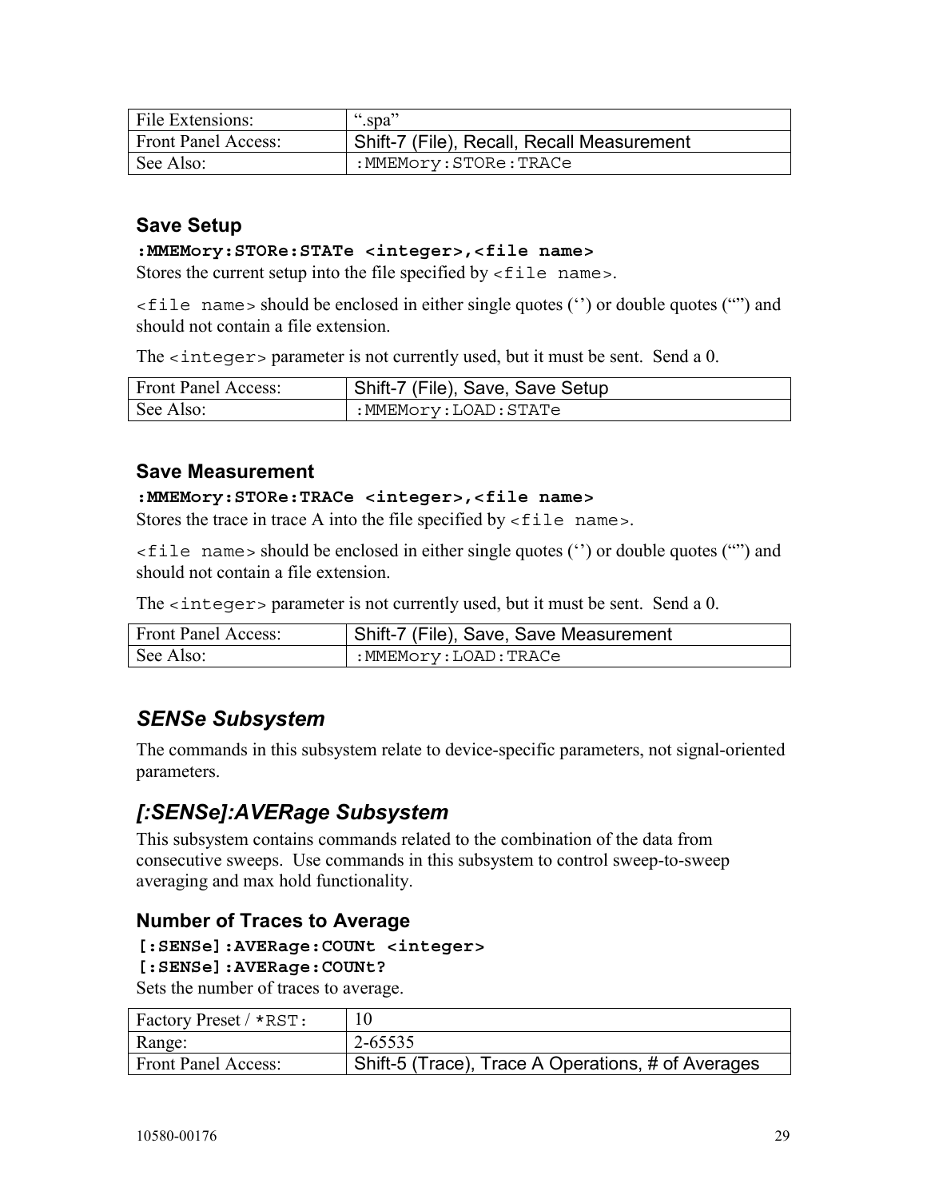| File Extensions: | ".spa" |
| --- | --- |
| Front Panel Access: | Shift-7 (File), Recall, Recall Measurement |
| See Also: | :MMEMory:STORe:TRACe |

### Save Setup

**:MMEMory:STORe:STATe <integer>,<file name>**

Stores the current setup into the file specified by `<file name>`.

`<file name>` should be enclosed in either single quotes ('') or double quotes ("") and should not contain a file extension.

The `<integer>` parameter is not currently used, but it must be sent. Send a 0.

| Front Panel Access: | Shift-7 (File), Save, Save Setup |
| --- | --- |
| See Also: | :MMEMory:LOAD:STATe |

### Save Measurement

**:MMEMory:STORe:TRACe <integer>,<file name>**

Stores the trace in trace A into the file specified by `<file name>`.

`<file name>` should be enclosed in either single quotes ('') or double quotes ("") and should not contain a file extension.

The `<integer>` parameter is not currently used, but it must be sent. Send a 0.

| Front Panel Access: | Shift-7 (File), Save, Save Measurement |
| --- | --- |
| See Also: | :MMEMory:LOAD:TRACe |

## *SENSe Subsystem*

The commands in this subsystem relate to device-specific parameters, not signal-oriented parameters.

## *[:SENSe]:AVERage Subsystem*

This subsystem contains commands related to the combination of the data from consecutive sweeps. Use commands in this subsystem to control sweep-to-sweep averaging and max hold functionality.

### Number of Traces to Average

**[:SENSe]:AVERage:COUNt <integer>**
**[:SENSe]:AVERage:COUNt?**

Sets the number of traces to average.

| Factory Preset / *RST: | 10 |
| --- | --- |
| Range: | 2-65535 |
| Front Panel Access: | Shift-5 (Trace), Trace A Operations, # of Averages |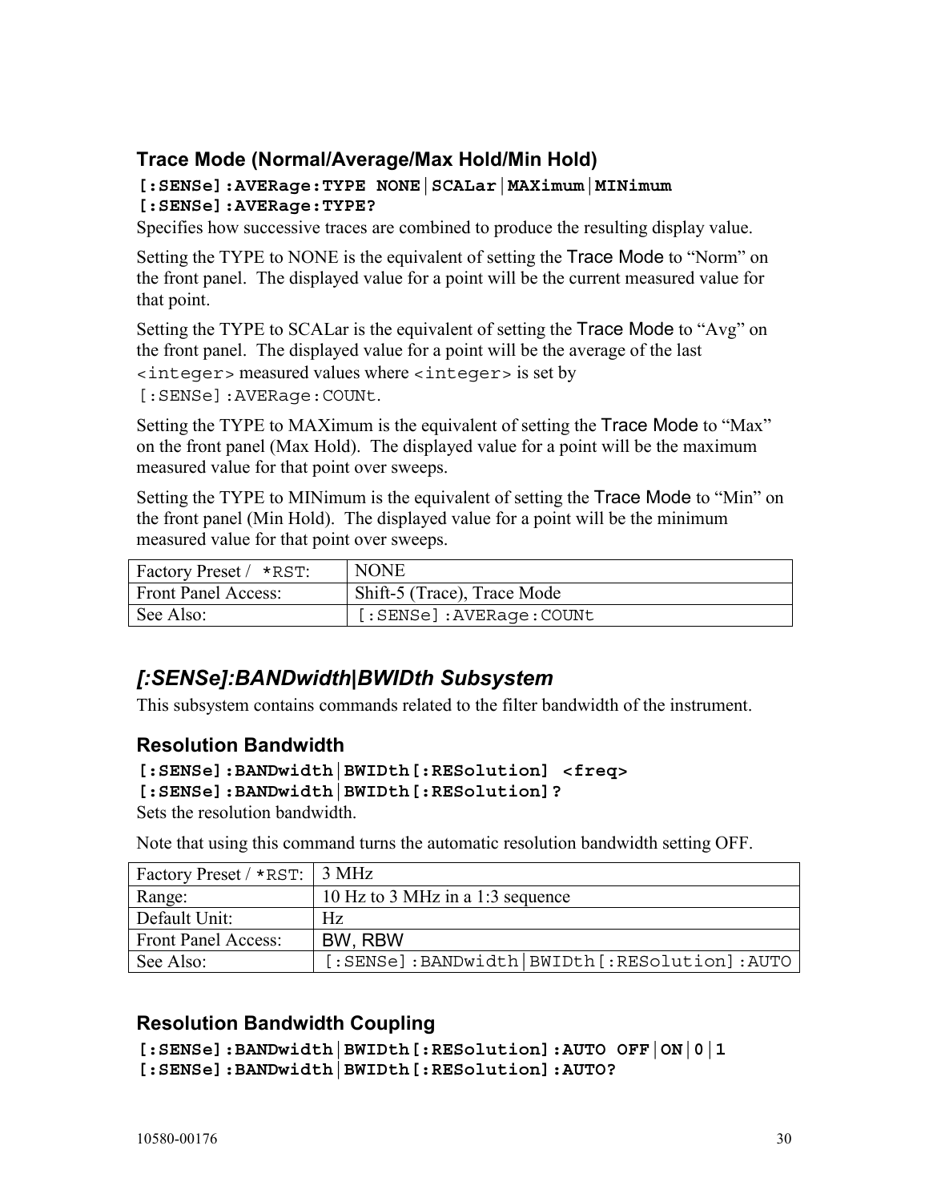### Trace Mode (Normal/Average/Max Hold/Min Hold)

**[:SENSe]:AVERage:TYPE NONE|SCALar|MAXimum|MINimum**
**[:SENSe]:AVERage:TYPE?**

Specifies how successive traces are combined to produce the resulting display value.

Setting the TYPE to NONE is the equivalent of setting the Trace Mode to "Norm" on the front panel. The displayed value for a point will be the current measured value for that point.

Setting the TYPE to SCALar is the equivalent of setting the Trace Mode to "Avg" on the front panel. The displayed value for a point will be the average of the last `<integer>` measured values where `<integer>` is set by `[:SENSe]:AVERage:COUNt`.

Setting the TYPE to MAXimum is the equivalent of setting the Trace Mode to "Max" on the front panel (Max Hold). The displayed value for a point will be the maximum measured value for that point over sweeps.

Setting the TYPE to MINimum is the equivalent of setting the Trace Mode to "Min" on the front panel (Min Hold). The displayed value for a point will be the minimum measured value for that point over sweeps.

| Factory Preset / `*RST`: | NONE |
|---|---|
| Front Panel Access: | Shift-5 (Trace), Trace Mode |
| See Also: | `[:SENSe]:AVERage:COUNt` |

## *[:SENSe]:BANDwidth|BWIDth Subsystem*

This subsystem contains commands related to the filter bandwidth of the instrument.

### Resolution Bandwidth

**[:SENSe]:BANDwidth|BWIDth[:RESolution] <freq>**
**[:SENSe]:BANDwidth|BWIDth[:RESolution]?**

Sets the resolution bandwidth.

Note that using this command turns the automatic resolution bandwidth setting OFF.

| Factory Preset / `*RST`: | 3 MHz |
|---|---|
| Range: | 10 Hz to 3 MHz in a 1:3 sequence |
| Default Unit: | Hz |
| Front Panel Access: | BW, RBW |
| See Also: | `[:SENSe]:BANDwidth|BWIDth[:RESolution]:AUTO` |

### Resolution Bandwidth Coupling

**[:SENSe]:BANDwidth|BWIDth[:RESolution]:AUTO OFF|ON|0|1**
**[:SENSe]:BANDwidth|BWIDth[:RESolution]:AUTO?**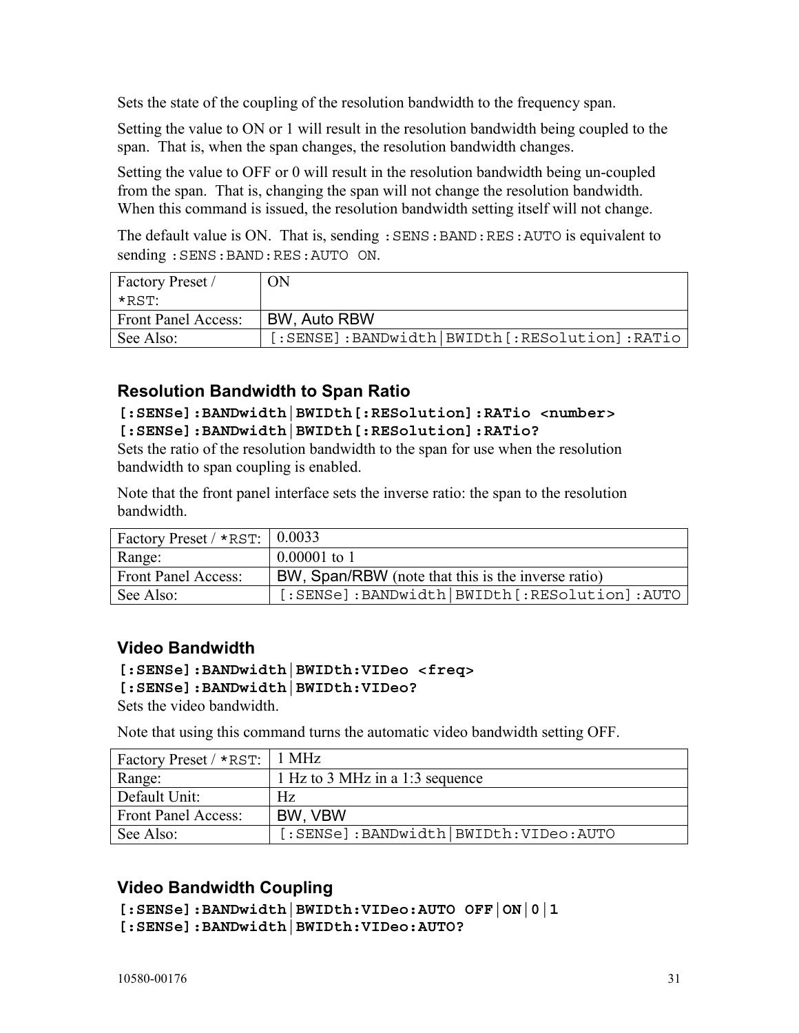Sets the state of the coupling of the resolution bandwidth to the frequency span.

Setting the value to ON or 1 will result in the resolution bandwidth being coupled to the span. That is, when the span changes, the resolution bandwidth changes.

Setting the value to OFF or 0 will result in the resolution bandwidth being un-coupled from the span. That is, changing the span will not change the resolution bandwidth. When this command is issued, the resolution bandwidth setting itself will not change.

The default value is ON. That is, sending `:SENS:BAND:RES:AUTO` is equivalent to sending `:SENS:BAND:RES:AUTO ON`.

| Factory Preset / *RST: | ON |
|---|---|
| Front Panel Access: | BW, Auto RBW |
| See Also: | `[:SENSE]:BANDwidth|BWIDth[:RESolution]:RATio` |

### Resolution Bandwidth to Span Ratio

**`[:SENSe]:BANDwidth|BWIDth[:RESolution]:RATio <number>`**
**`[:SENSe]:BANDwidth|BWIDth[:RESolution]:RATio?`**

Sets the ratio of the resolution bandwidth to the span for use when the resolution bandwidth to span coupling is enabled.

Note that the front panel interface sets the inverse ratio: the span to the resolution bandwidth.

| Factory Preset / *RST: | 0.0033 |
|---|---|
| Range: | 0.00001 to 1 |
| Front Panel Access: | BW, Span/RBW (note that this is the inverse ratio) |
| See Also: | `[:SENSe]:BANDwidth|BWIDth[:RESolution]:AUTO` |

### Video Bandwidth

**`[:SENSe]:BANDwidth|BWIDth:VIDeo <freq>`**
**`[:SENSe]:BANDwidth|BWIDth:VIDeo?`**

Sets the video bandwidth.

Note that using this command turns the automatic video bandwidth setting OFF.

| Factory Preset / *RST: | 1 MHz |
|---|---|
| Range: | 1 Hz to 3 MHz in a 1:3 sequence |
| Default Unit: | Hz |
| Front Panel Access: | BW, VBW |
| See Also: | `[:SENSe]:BANDwidth|BWIDth:VIDeo:AUTO` |

### Video Bandwidth Coupling

**`[:SENSe]:BANDwidth|BWIDth:VIDeo:AUTO OFF|ON|0|1`**
**`[:SENSe]:BANDwidth|BWIDth:VIDeo:AUTO?`**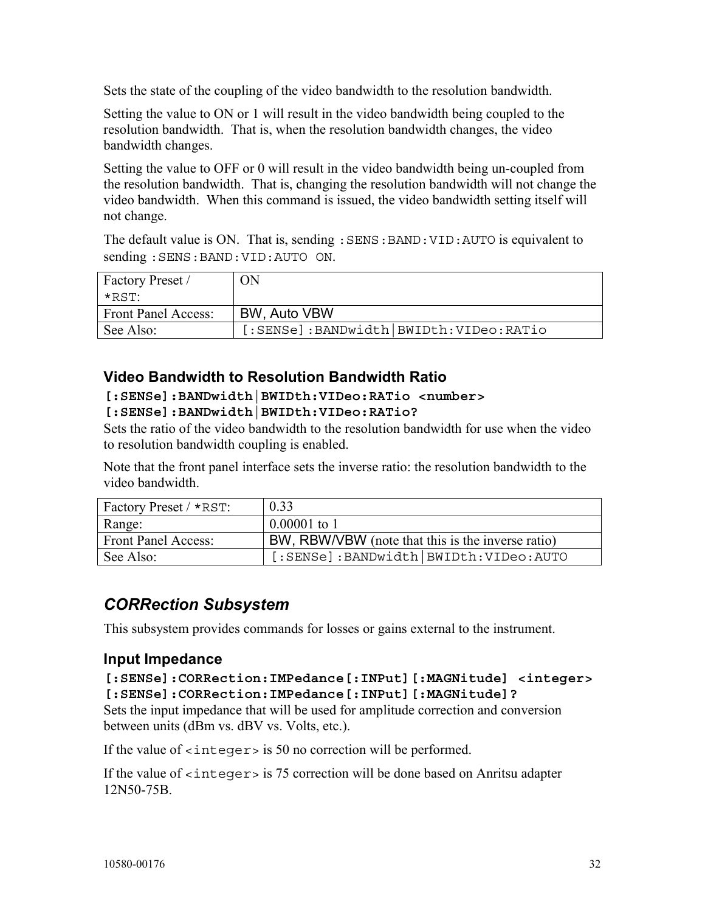Sets the state of the coupling of the video bandwidth to the resolution bandwidth.

Setting the value to ON or 1 will result in the video bandwidth being coupled to the resolution bandwidth. That is, when the resolution bandwidth changes, the video bandwidth changes.

Setting the value to OFF or 0 will result in the video bandwidth being un-coupled from the resolution bandwidth. That is, changing the resolution bandwidth will not change the video bandwidth. When this command is issued, the video bandwidth setting itself will not change.

The default value is ON. That is, sending `:SENS:BAND:VID:AUTO` is equivalent to sending `:SENS:BAND:VID:AUTO ON`.

| Factory Preset / `*RST`: | ON |
|---|---|
| Front Panel Access: | BW, Auto VBW |
| See Also: | `[:SENSe]:BANDwidth|BWIDth:VIDeo:RATio` |

### Video Bandwidth to Resolution Bandwidth Ratio

**`[:SENSe]:BANDwidth|BWIDth:VIDeo:RATio <number>`**
**`[:SENSe]:BANDwidth|BWIDth:VIDeo:RATio?`**

Sets the ratio of the video bandwidth to the resolution bandwidth for use when the video to resolution bandwidth coupling is enabled.

Note that the front panel interface sets the inverse ratio: the resolution bandwidth to the video bandwidth.

| Factory Preset / `*RST`: | 0.33 |
|---|---|
| Range: | 0.00001 to 1 |
| Front Panel Access: | BW, RBW/VBW (note that this is the inverse ratio) |
| See Also: | `[:SENSe]:BANDwidth|BWIDth:VIDeo:AUTO` |

## *CORRection Subsystem*

This subsystem provides commands for losses or gains external to the instrument.

### Input Impedance

**`[:SENSe]:CORRection:IMPedance[:INPut][:MAGNitude] <integer>`**
**`[:SENSe]:CORRection:IMPedance[:INPut][:MAGNitude]?`**

Sets the input impedance that will be used for amplitude correction and conversion between units (dBm vs. dBV vs. Volts, etc.).

If the value of `<integer>` is 50 no correction will be performed.

If the value of `<integer>` is 75 correction will be done based on Anritsu adapter 12N50-75B.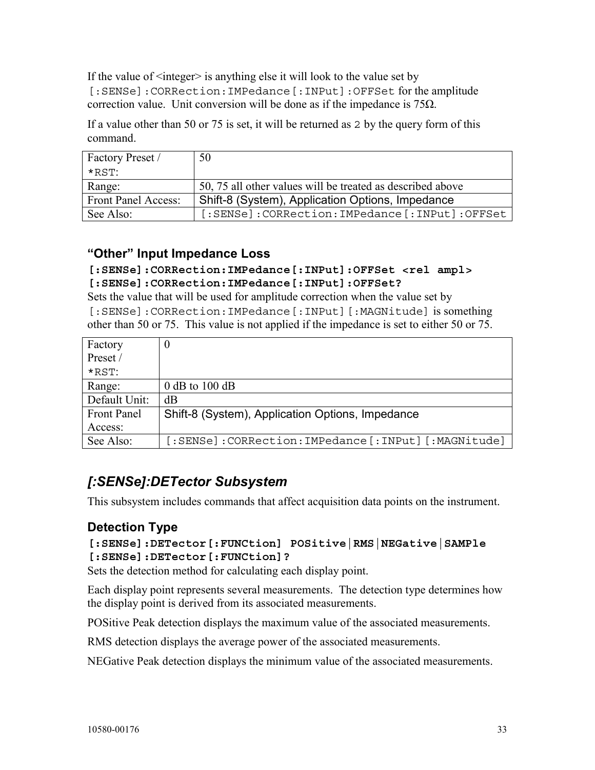If the value of <integer> is anything else it will look to the value set by `[:SENSe]:CORRection:IMPedance[:INPut]:OFFSet` for the amplitude correction value. Unit conversion will be done as if the impedance is 75Ω.

If a value other than 50 or 75 is set, it will be returned as `2` by the query form of this command.

| | |
|---|---|
| Factory Preset / *RST: | 50 |
| Range: | 50, 75 all other values will be treated as described above |
| Front Panel Access: | Shift-8 (System), Application Options, Impedance |
| See Also: | `[:SENSe]:CORRection:IMPedance[:INPut]:OFFSet` |

### "Other" Input Impedance Loss

**`[:SENSe]:CORRection:IMPedance[:INPut]:OFFSet <rel ampl>`**
**`[:SENSe]:CORRection:IMPedance[:INPut]:OFFSet?`**

Sets the value that will be used for amplitude correction when the value set by `[:SENSe]:CORRection:IMPedance[:INPut][:MAGNitude]` is something other than 50 or 75. This value is not applied if the impedance is set to either 50 or 75.

| | |
|---|---|
| Factory Preset / *RST: | 0 |
| Range: | 0 dB to 100 dB |
| Default Unit: | dB |
| Front Panel Access: | Shift-8 (System), Application Options, Impedance |
| See Also: | `[:SENSe]:CORRection:IMPedance[:INPut][:MAGNitude]` |

## *[:SENSe]:DETector Subsystem*

This subsystem includes commands that affect acquisition data points on the instrument.

### Detection Type

**`[:SENSe]:DETector[:FUNCtion] POSitive|RMS|NEGative|SAMPle`**
**`[:SENSe]:DETector[:FUNCtion]?`**

Sets the detection method for calculating each display point.

Each display point represents several measurements. The detection type determines how the display point is derived from its associated measurements.

POSitive Peak detection displays the maximum value of the associated measurements.

RMS detection displays the average power of the associated measurements.

NEGative Peak detection displays the minimum value of the associated measurements.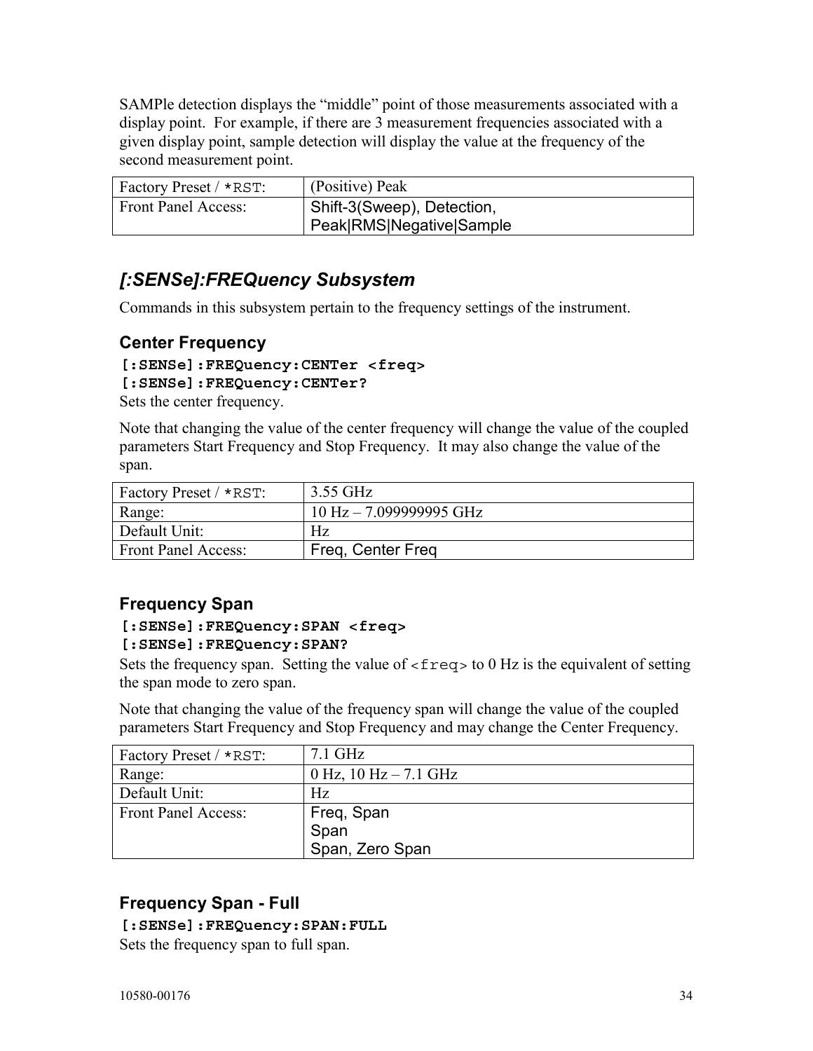SAMPle detection displays the "middle" point of those measurements associated with a display point. For example, if there are 3 measurement frequencies associated with a given display point, sample detection will display the value at the frequency of the second measurement point.

| Factory Preset / *RST: | (Positive) Peak |
|---|---|
| Front Panel Access: | Shift-3(Sweep), Detection, Peak\|RMS\|Negative\|Sample |

## *[:SENSe]:FREQuency Subsystem*

Commands in this subsystem pertain to the frequency settings of the instrument.

### Center Frequency

**`[:SENSe]:FREQuency:CENTer <freq>`**
**`[:SENSe]:FREQuency:CENTer?`**

Sets the center frequency.

Note that changing the value of the center frequency will change the value of the coupled parameters Start Frequency and Stop Frequency. It may also change the value of the span.

| Factory Preset / *RST: | 3.55 GHz |
|---|---|
| Range: | 10 Hz – 7.099999995 GHz |
| Default Unit: | Hz |
| Front Panel Access: | Freq, Center Freq |

### Frequency Span

**`[:SENSe]:FREQuency:SPAN <freq>`**
**`[:SENSe]:FREQuency:SPAN?`**

Sets the frequency span. Setting the value of `<freq>` to 0 Hz is the equivalent of setting the span mode to zero span.

Note that changing the value of the frequency span will change the value of the coupled parameters Start Frequency and Stop Frequency and may change the Center Frequency.

| Factory Preset / *RST: | 7.1 GHz |
|---|---|
| Range: | 0 Hz, 10 Hz – 7.1 GHz |
| Default Unit: | Hz |
| Front Panel Access: | Freq, Span<br>Span<br>Span, Zero Span |

### Frequency Span - Full

**`[:SENSe]:FREQuency:SPAN:FULL`**

Sets the frequency span to full span.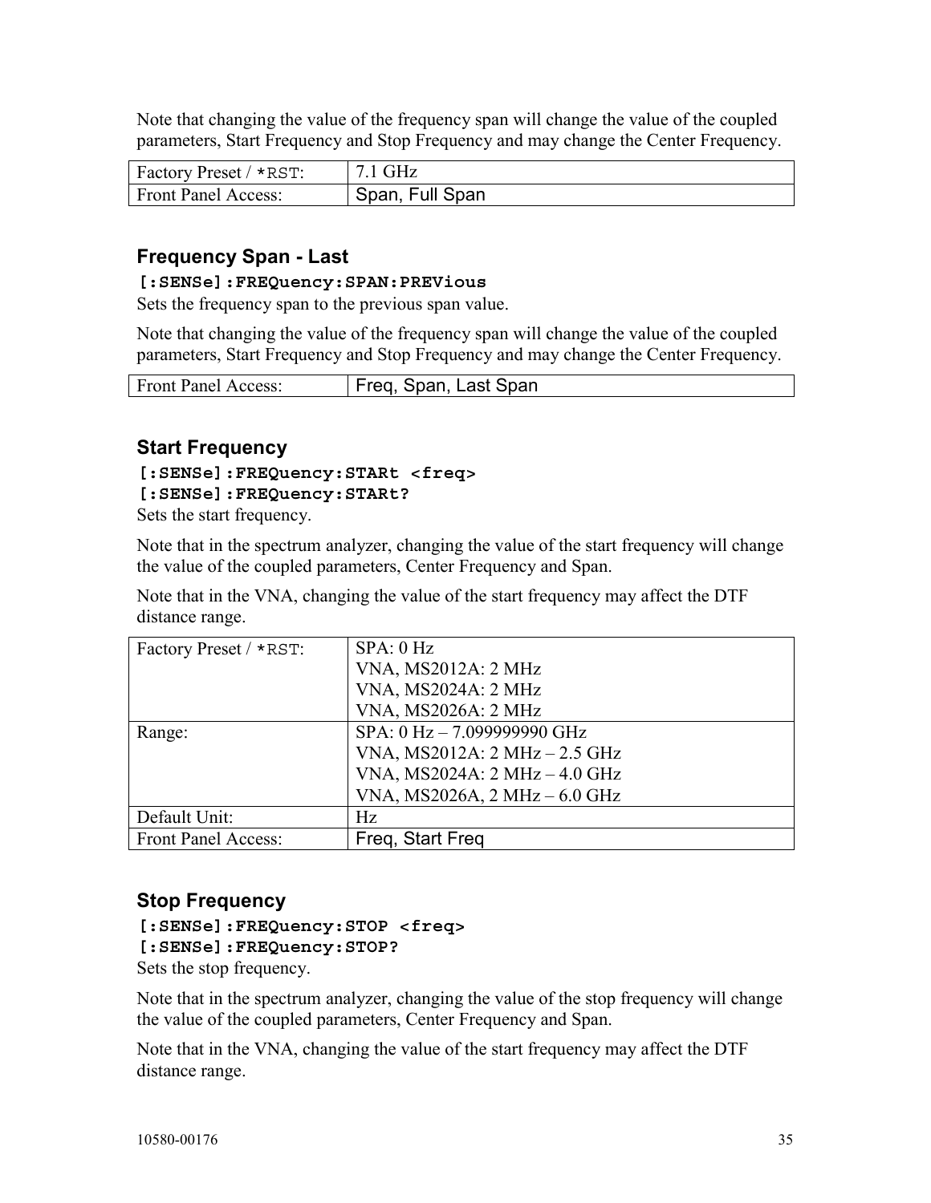Note that changing the value of the frequency span will change the value of the coupled parameters, Start Frequency and Stop Frequency and may change the Center Frequency.

| Factory Preset / *RST: | 7.1 GHz |
|---|---|
| Front Panel Access: | Span, Full Span |

### Frequency Span - Last

**[:SENSe]:FREQuency:SPAN:PREVious**

Sets the frequency span to the previous span value.

Note that changing the value of the frequency span will change the value of the coupled parameters, Start Frequency and Stop Frequency and may change the Center Frequency.

| Front Panel Access: | Freq, Span, Last Span |
|---|---|

### Start Frequency

**[:SENSe]:FREQuency:STARt <freq>**
**[:SENSe]:FREQuency:STARt?**

Sets the start frequency.

Note that in the spectrum analyzer, changing the value of the start frequency will change the value of the coupled parameters, Center Frequency and Span.

Note that in the VNA, changing the value of the start frequency may affect the DTF distance range.

| Factory Preset / *RST: | SPA: 0 Hz<br>VNA, MS2012A: 2 MHz<br>VNA, MS2024A: 2 MHz<br>VNA, MS2026A: 2 MHz |
|---|---|
| Range: | SPA: 0 Hz – 7.099999990 GHz<br>VNA, MS2012A: 2 MHz – 2.5 GHz<br>VNA, MS2024A: 2 MHz – 4.0 GHz<br>VNA, MS2026A, 2 MHz – 6.0 GHz |
| Default Unit: | Hz |
| Front Panel Access: | Freq, Start Freq |

### Stop Frequency

**[:SENSe]:FREQuency:STOP <freq>**
**[:SENSe]:FREQuency:STOP?**

Sets the stop frequency.

Note that in the spectrum analyzer, changing the value of the stop frequency will change the value of the coupled parameters, Center Frequency and Span.

Note that in the VNA, changing the value of the start frequency may affect the DTF distance range.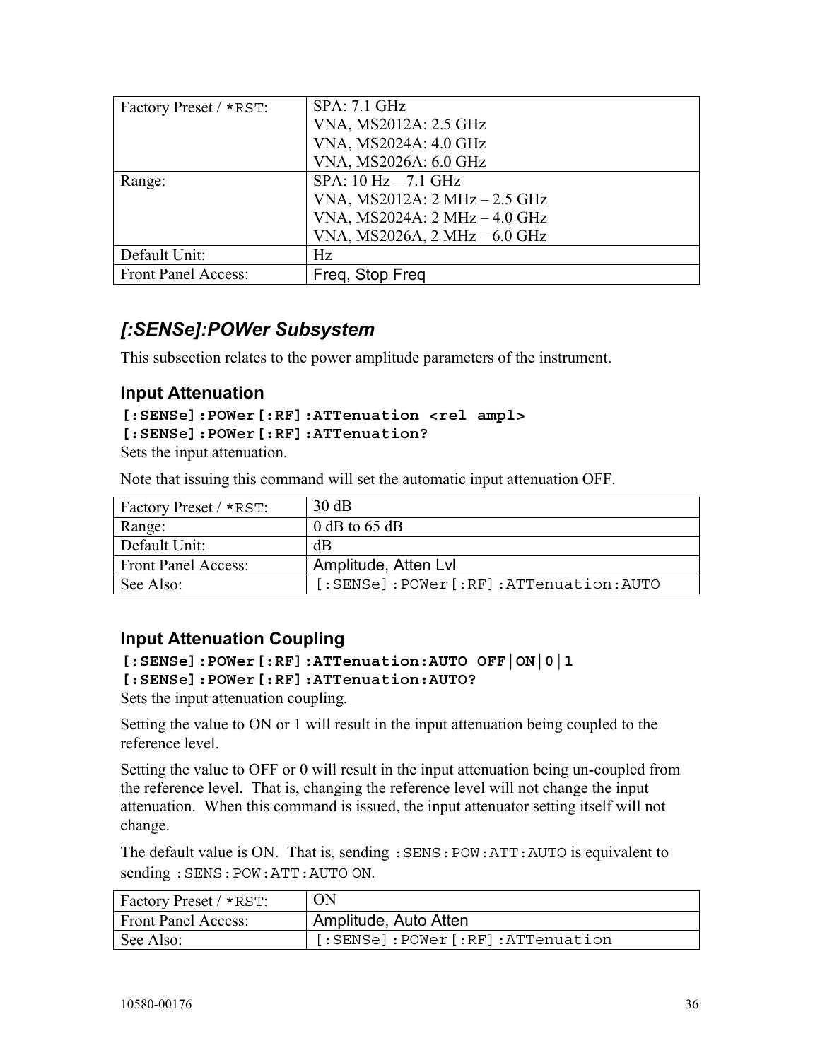| | |
|---|---|
| Factory Preset / *RST: | SPA: 7.1 GHz<br>VNA, MS2012A: 2.5 GHz<br>VNA, MS2024A: 4.0 GHz<br>VNA, MS2026A: 6.0 GHz |
| Range: | SPA: 10 Hz – 7.1 GHz<br>VNA, MS2012A: 2 MHz – 2.5 GHz<br>VNA, MS2024A: 2 MHz – 4.0 GHz<br>VNA, MS2026A, 2 MHz – 6.0 GHz |
| Default Unit: | Hz |
| Front Panel Access: | Freq, Stop Freq |

## *[:SENSe]:POWer Subsystem*

This subsection relates to the power amplitude parameters of the instrument.

### Input Attenuation

**[:SENSe]:POWer[:RF]:ATTenuation <rel ampl>**
**[:SENSe]:POWer[:RF]:ATTenuation?**

Sets the input attenuation.

Note that issuing this command will set the automatic input attenuation OFF.

| | |
|---|---|
| Factory Preset / *RST: | 30 dB |
| Range: | 0 dB to 65 dB |
| Default Unit: | dB |
| Front Panel Access: | Amplitude, Atten Lvl |
| See Also: | [:SENSe]:POWer[:RF]:ATTenuation:AUTO |

### Input Attenuation Coupling

**[:SENSe]:POWer[:RF]:ATTenuation:AUTO OFF|ON|0|1**
**[:SENSe]:POWer[:RF]:ATTenuation:AUTO?**

Sets the input attenuation coupling.

Setting the value to ON or 1 will result in the input attenuation being coupled to the reference level.

Setting the value to OFF or 0 will result in the input attenuation being un-coupled from the reference level. That is, changing the reference level will not change the input attenuation. When this command is issued, the input attenuator setting itself will not change.

The default value is ON. That is, sending `:SENS:POW:ATT:AUTO` is equivalent to sending `:SENS:POW:ATT:AUTO ON`.

| | |
|---|---|
| Factory Preset / *RST: | ON |
| Front Panel Access: | Amplitude, Auto Atten |
| See Also: | [:SENSe]:POWer[:RF]:ATTenuation |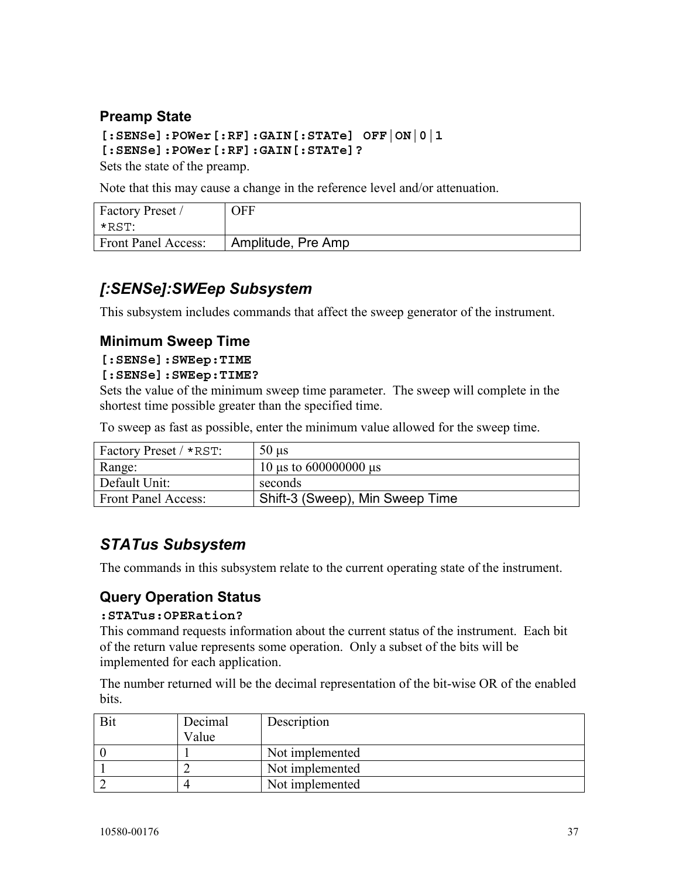### Preamp State

**[:SENSe]:POWer[:RF]:GAIN[:STATe] OFF|ON|0|1**
**[:SENSe]:POWer[:RF]:GAIN[:STATe]?**

Sets the state of the preamp.

Note that this may cause a change in the reference level and/or attenuation.

| Factory Preset / *RST: | OFF |
|---|---|
| Front Panel Access: | Amplitude, Pre Amp |

## *[:SENSe]:SWEep Subsystem*

This subsystem includes commands that affect the sweep generator of the instrument.

### Minimum Sweep Time

**[:SENSe]:SWEep:TIME**
**[:SENSe]:SWEep:TIME?**

Sets the value of the minimum sweep time parameter. The sweep will complete in the shortest time possible greater than the specified time.

To sweep as fast as possible, enter the minimum value allowed for the sweep time.

| Factory Preset / *RST: | 50 μs |
|---|---|
| Range: | 10 μs to 600000000 μs |
| Default Unit: | seconds |
| Front Panel Access: | Shift-3 (Sweep), Min Sweep Time |

## *STATus Subsystem*

The commands in this subsystem relate to the current operating state of the instrument.

### Query Operation Status

**:STATus:OPERation?**

This command requests information about the current status of the instrument. Each bit of the return value represents some operation. Only a subset of the bits will be implemented for each application.

The number returned will be the decimal representation of the bit-wise OR of the enabled bits.

| Bit | Decimal Value | Description |
|---|---|---|
| 0 | 1 | Not implemented |
| 1 | 2 | Not implemented |
| 2 | 4 | Not implemented |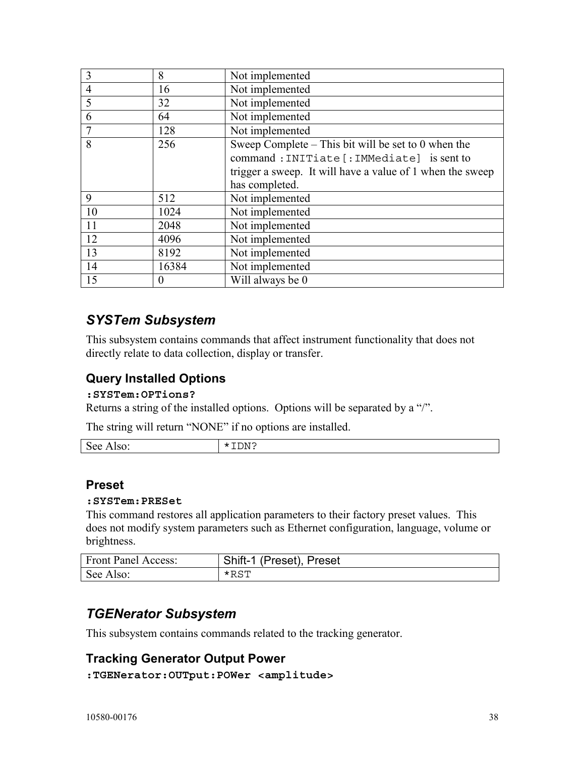| | | |
|---|---|---|
| 3 | 8 | Not implemented |
| 4 | 16 | Not implemented |
| 5 | 32 | Not implemented |
| 6 | 64 | Not implemented |
| 7 | 128 | Not implemented |
| 8 | 256 | Sweep Complete – This bit will be set to 0 when the command `:INITiate[:IMMediate]` is sent to trigger a sweep. It will have a value of 1 when the sweep has completed. |
| 9 | 512 | Not implemented |
| 10 | 1024 | Not implemented |
| 11 | 2048 | Not implemented |
| 12 | 4096 | Not implemented |
| 13 | 8192 | Not implemented |
| 14 | 16384 | Not implemented |
| 15 | 0 | Will always be 0 |

## *SYSTem Subsystem*

This subsystem contains commands that affect instrument functionality that does not directly relate to data collection, display or transfer.

### Query Installed Options

**`:SYSTem:OPTions?`**

Returns a string of the installed options. Options will be separated by a "/".

The string will return "NONE" if no options are installed.

| | |
|---|---|
| See Also: | `*IDN?` |

### Preset

**`:SYSTem:PRESet`**

This command restores all application parameters to their factory preset values. This does not modify system parameters such as Ethernet configuration, language, volume or brightness.

| | |
|---|---|
| Front Panel Access: | Shift-1 (Preset), Preset |
| See Also: | `*RST` |

## *TGENerator Subsystem*

This subsystem contains commands related to the tracking generator.

### Tracking Generator Output Power

**`:TGENerator:OUTput:POWer <amplitude>`**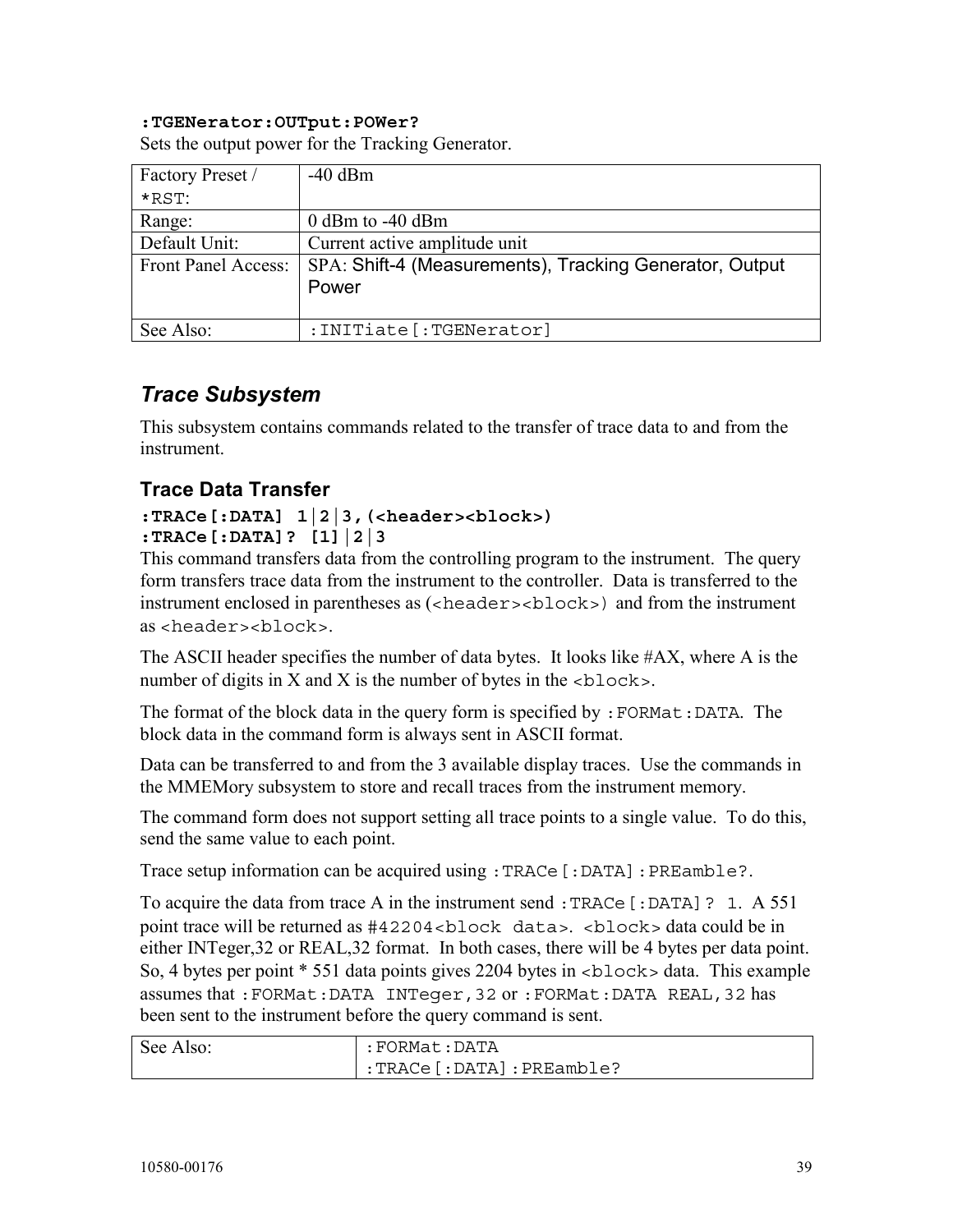**:TGENerator:OUTput:POWer?**
Sets the output power for the Tracking Generator.

| Factory Preset / *RST: | -40 dBm |
|---|---|
| Range: | 0 dBm to -40 dBm |
| Default Unit: | Current active amplitude unit |
| Front Panel Access: | SPA: Shift-4 (Measurements), Tracking Generator, Output Power |
| See Also: | :INITiate[:TGENerator] |

## *Trace Subsystem*

This subsystem contains commands related to the transfer of trace data to and from the instrument.

### Trace Data Transfer

**:TRACe[:DATA] 1|2|3,(<header><block>)**
**:TRACe[:DATA]? [1]|2|3**

This command transfers data from the controlling program to the instrument. The query form transfers trace data from the instrument to the controller. Data is transferred to the instrument enclosed in parentheses as (<header><block>) and from the instrument as <header><block>.

The ASCII header specifies the number of data bytes. It looks like #AX, where A is the number of digits in X and X is the number of bytes in the <block>.

The format of the block data in the query form is specified by :FORMat:DATA. The block data in the command form is always sent in ASCII format.

Data can be transferred to and from the 3 available display traces. Use the commands in the MMEMory subsystem to store and recall traces from the instrument memory.

The command form does not support setting all trace points to a single value. To do this, send the same value to each point.

Trace setup information can be acquired using :TRACe[:DATA]:PREamble?.

To acquire the data from trace A in the instrument send :TRACe[:DATA]? 1. A 551 point trace will be returned as #42204<block data>. <block> data could be in either INTeger,32 or REAL,32 format. In both cases, there will be 4 bytes per data point. So, 4 bytes per point * 551 data points gives 2204 bytes in <block> data. This example assumes that :FORMat:DATA INTeger,32 or :FORMat:DATA REAL,32 has been sent to the instrument before the query command is sent.

| See Also: | :FORMat:DATA<br>:TRACe[:DATA]:PREamble? |
|---|---|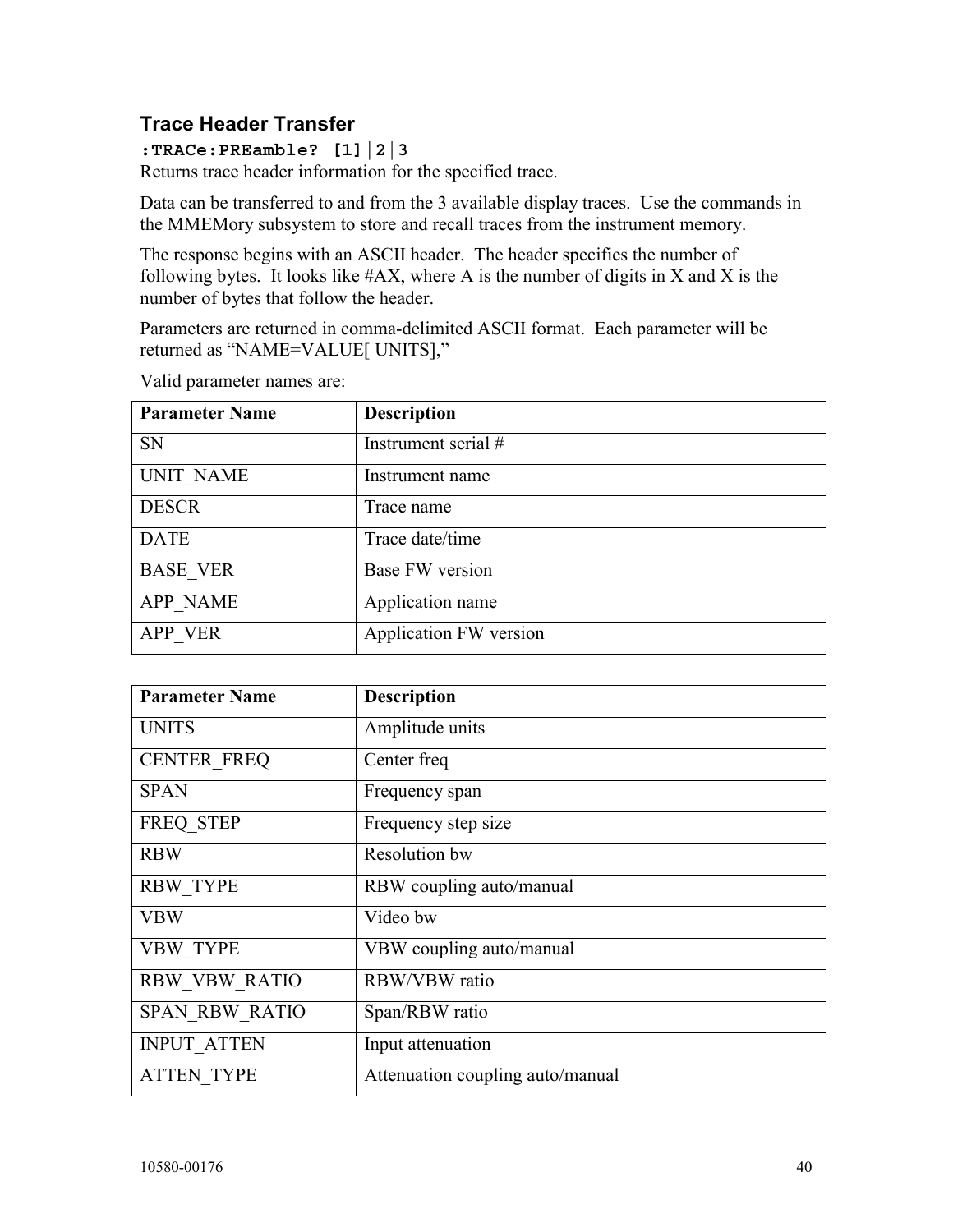### Trace Header Transfer

**:TRACe:PREamble? [1]|2|3**

Returns trace header information for the specified trace.

Data can be transferred to and from the 3 available display traces. Use the commands in the MMEMory subsystem to store and recall traces from the instrument memory.

The response begins with an ASCII header. The header specifies the number of following bytes. It looks like #AX, where A is the number of digits in X and X is the number of bytes that follow the header.

Parameters are returned in comma-delimited ASCII format. Each parameter will be returned as "NAME=VALUE[ UNITS],"

Valid parameter names are:

| Parameter Name | Description |
|---|---|
| SN | Instrument serial # |
| UNIT_NAME | Instrument name |
| DESCR | Trace name |
| DATE | Trace date/time |
| BASE_VER | Base FW version |
| APP_NAME | Application name |
| APP_VER | Application FW version |

| Parameter Name | Description |
|---|---|
| UNITS | Amplitude units |
| CENTER_FREQ | Center freq |
| SPAN | Frequency span |
| FREQ_STEP | Frequency step size |
| RBW | Resolution bw |
| RBW_TYPE | RBW coupling auto/manual |
| VBW | Video bw |
| VBW_TYPE | VBW coupling auto/manual |
| RBW_VBW_RATIO | RBW/VBW ratio |
| SPAN_RBW_RATIO | Span/RBW ratio |
| INPUT_ATTEN | Input attenuation |
| ATTEN_TYPE | Attenuation coupling auto/manual |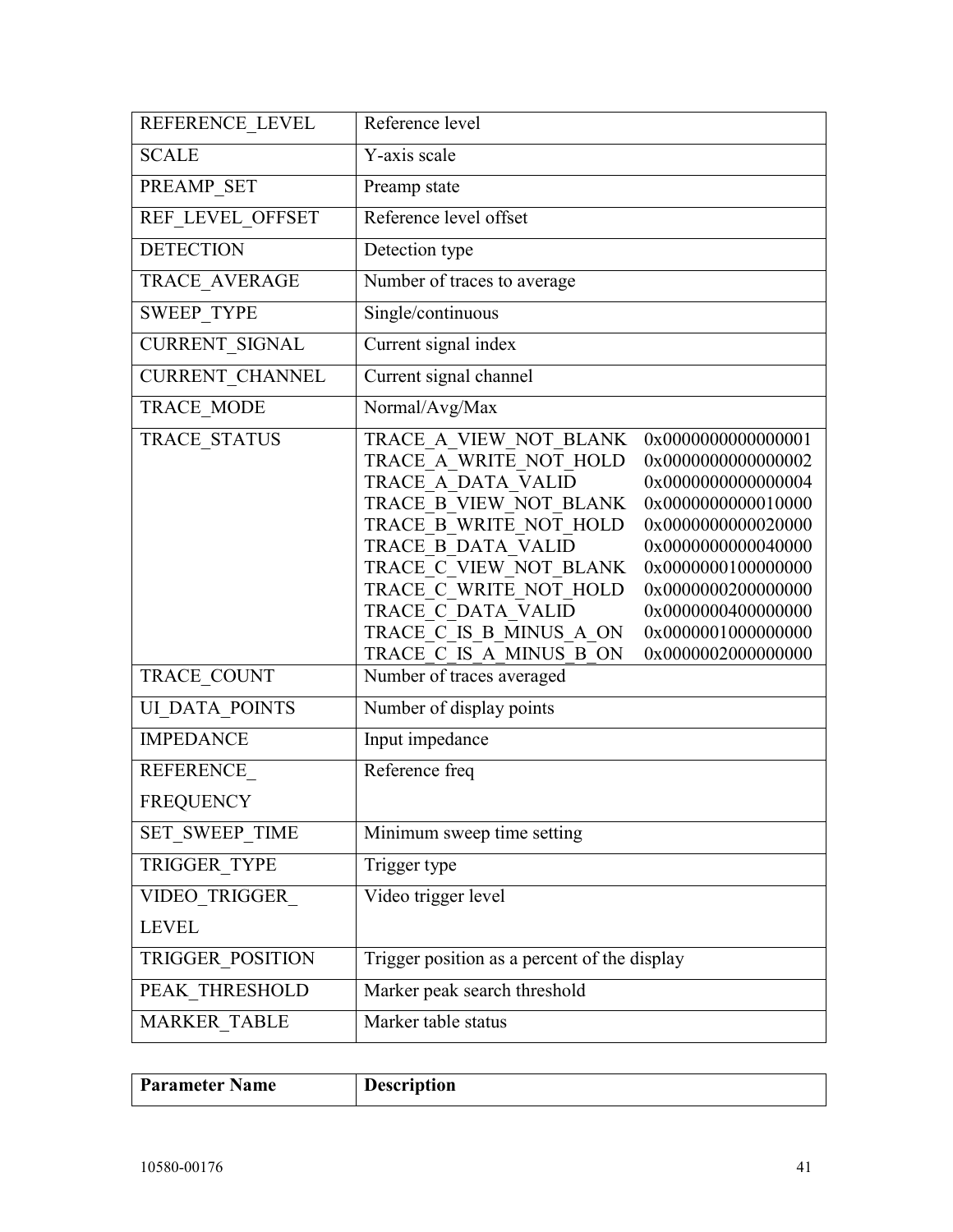| | |
|---|---|
| REFERENCE_LEVEL | Reference level |
| SCALE | Y-axis scale |
| PREAMP_SET | Preamp state |
| REF_LEVEL_OFFSET | Reference level offset |
| DETECTION | Detection type |
| TRACE_AVERAGE | Number of traces to average |
| SWEEP_TYPE | Single/continuous |
| CURRENT_SIGNAL | Current signal index |
| CURRENT_CHANNEL | Current signal channel |
| TRACE_MODE | Normal/Avg/Max |
| TRACE_STATUS | TRACE_A_VIEW_NOT_BLANK 0x0000000000000001<br>TRACE_A_WRITE_NOT_HOLD 0x0000000000000002<br>TRACE_A_DATA_VALID 0x0000000000000004<br>TRACE_B_VIEW_NOT_BLANK 0x0000000000010000<br>TRACE_B_WRITE_NOT_HOLD 0x0000000000020000<br>TRACE_B_DATA_VALID 0x0000000000040000<br>TRACE_C_VIEW_NOT_BLANK 0x0000000100000000<br>TRACE_C_WRITE_NOT_HOLD 0x0000000200000000<br>TRACE_C_DATA_VALID 0x0000000400000000<br>TRACE_C_IS_B_MINUS_A_ON 0x0000001000000000<br>TRACE_C_IS_A_MINUS_B_ON 0x0000002000000000 |
| TRACE_COUNT | Number of traces averaged |
| UI_DATA_POINTS | Number of display points |
| IMPEDANCE | Input impedance |
| REFERENCE_ FREQUENCY | Reference freq |
| SET_SWEEP_TIME | Minimum sweep time setting |
| TRIGGER_TYPE | Trigger type |
| VIDEO_TRIGGER_ LEVEL | Video trigger level |
| TRIGGER_POSITION | Trigger position as a percent of the display |
| PEAK_THRESHOLD | Marker peak search threshold |
| MARKER_TABLE | Marker table status |

| **Parameter Name** | **Description** |
|---|---|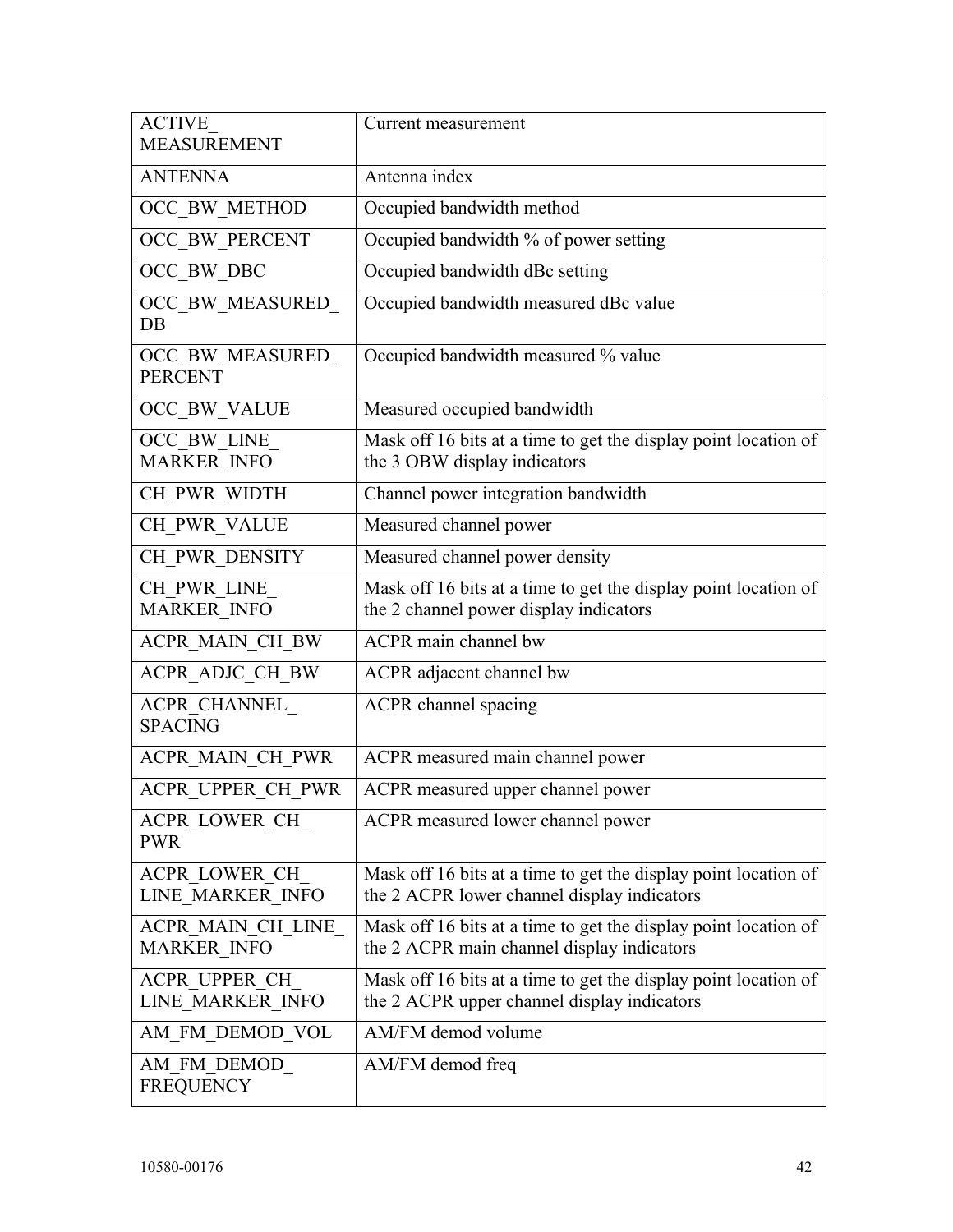| ACTIVE_MEASUREMENT | Current measurement |
|---|---|
| ANTENNA | Antenna index |
| OCC_BW_METHOD | Occupied bandwidth method |
| OCC_BW_PERCENT | Occupied bandwidth % of power setting |
| OCC_BW_DBC | Occupied bandwidth dBc setting |
| OCC_BW_MEASURED_DB | Occupied bandwidth measured dBc value |
| OCC_BW_MEASURED_PERCENT | Occupied bandwidth measured % value |
| OCC_BW_VALUE | Measured occupied bandwidth |
| OCC_BW_LINE_MARKER_INFO | Mask off 16 bits at a time to get the display point location of the 3 OBW display indicators |
| CH_PWR_WIDTH | Channel power integration bandwidth |
| CH_PWR_VALUE | Measured channel power |
| CH_PWR_DENSITY | Measured channel power density |
| CH_PWR_LINE_MARKER_INFO | Mask off 16 bits at a time to get the display point location of the 2 channel power display indicators |
| ACPR_MAIN_CH_BW | ACPR main channel bw |
| ACPR_ADJC_CH_BW | ACPR adjacent channel bw |
| ACPR_CHANNEL_SPACING | ACPR channel spacing |
| ACPR_MAIN_CH_PWR | ACPR measured main channel power |
| ACPR_UPPER_CH_PWR | ACPR measured upper channel power |
| ACPR_LOWER_CH_PWR | ACPR measured lower channel power |
| ACPR_LOWER_CH_LINE_MARKER_INFO | Mask off 16 bits at a time to get the display point location of the 2 ACPR lower channel display indicators |
| ACPR_MAIN_CH_LINE_MARKER_INFO | Mask off 16 bits at a time to get the display point location of the 2 ACPR main channel display indicators |
| ACPR_UPPER_CH_LINE_MARKER_INFO | Mask off 16 bits at a time to get the display point location of the 2 ACPR upper channel display indicators |
| AM_FM_DEMOD_VOL | AM/FM demod volume |
| AM_FM_DEMOD_FREQUENCY | AM/FM demod freq |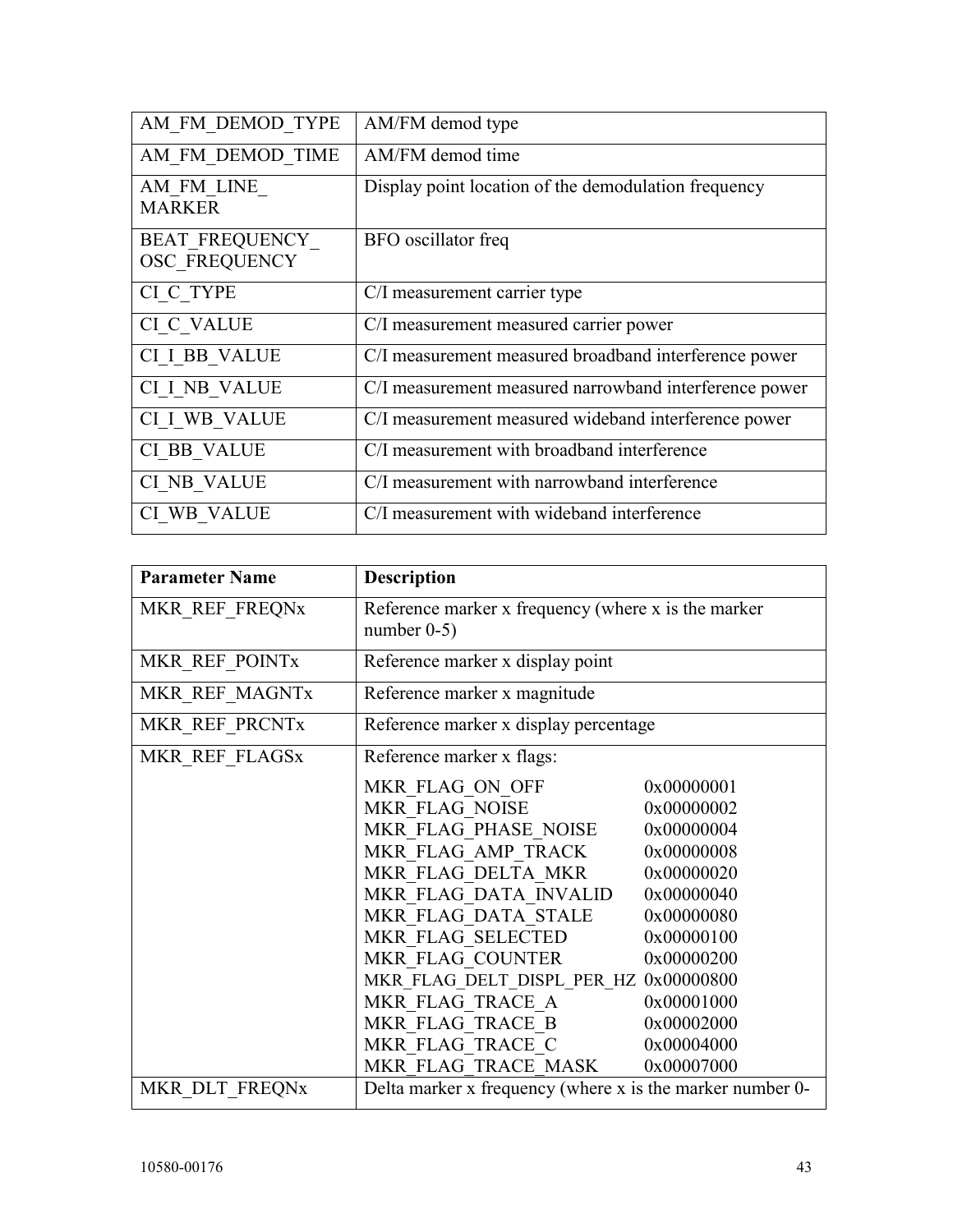| AM_FM_DEMOD_TYPE | AM/FM demod type |
|---|---|
| AM_FM_DEMOD_TIME | AM/FM demod time |
| AM_FM_LINE_ MARKER | Display point location of the demodulation frequency |
| BEAT_FREQUENCY_ OSC_FREQUENCY | BFO oscillator freq |
| CI_C_TYPE | C/I measurement carrier type |
| CI_C_VALUE | C/I measurement measured carrier power |
| CI_I_BB_VALUE | C/I measurement measured broadband interference power |
| CI_I_NB_VALUE | C/I measurement measured narrowband interference power |
| CI_I_WB_VALUE | C/I measurement measured wideband interference power |
| CI_BB_VALUE | C/I measurement with broadband interference |
| CI_NB_VALUE | C/I measurement with narrowband interference |
| CI_WB_VALUE | C/I measurement with wideband interference |

| **Parameter Name** | **Description** |
|---|---|
| MKR_REF_FREQNx | Reference marker x frequency (where x is the marker number 0-5) |
| MKR_REF_POINTx | Reference marker x display point |
| MKR_REF_MAGNTx | Reference marker x magnitude |
| MKR_REF_PRCNTx | Reference marker x display percentage |
| MKR_REF_FLAGSx | Reference marker x flags:<br>MKR_FLAG_ON_OFF 0x00000001<br>MKR_FLAG_NOISE 0x00000002<br>MKR_FLAG_PHASE_NOISE 0x00000004<br>MKR_FLAG_AMP_TRACK 0x00000008<br>MKR_FLAG_DELTA_MKR 0x00000020<br>MKR_FLAG_DATA_INVALID 0x00000040<br>MKR_FLAG_DATA_STALE 0x00000080<br>MKR_FLAG_SELECTED 0x00000100<br>MKR_FLAG_COUNTER 0x00000200<br>MKR_FLAG_DELT_DISPL_PER_HZ 0x00000800<br>MKR_FLAG_TRACE_A 0x00001000<br>MKR_FLAG_TRACE_B 0x00002000<br>MKR_FLAG_TRACE_C 0x00004000<br>MKR_FLAG_TRACE_MASK 0x00007000 |
| MKR_DLT_FREQNx | Delta marker x frequency (where x is the marker number 0- |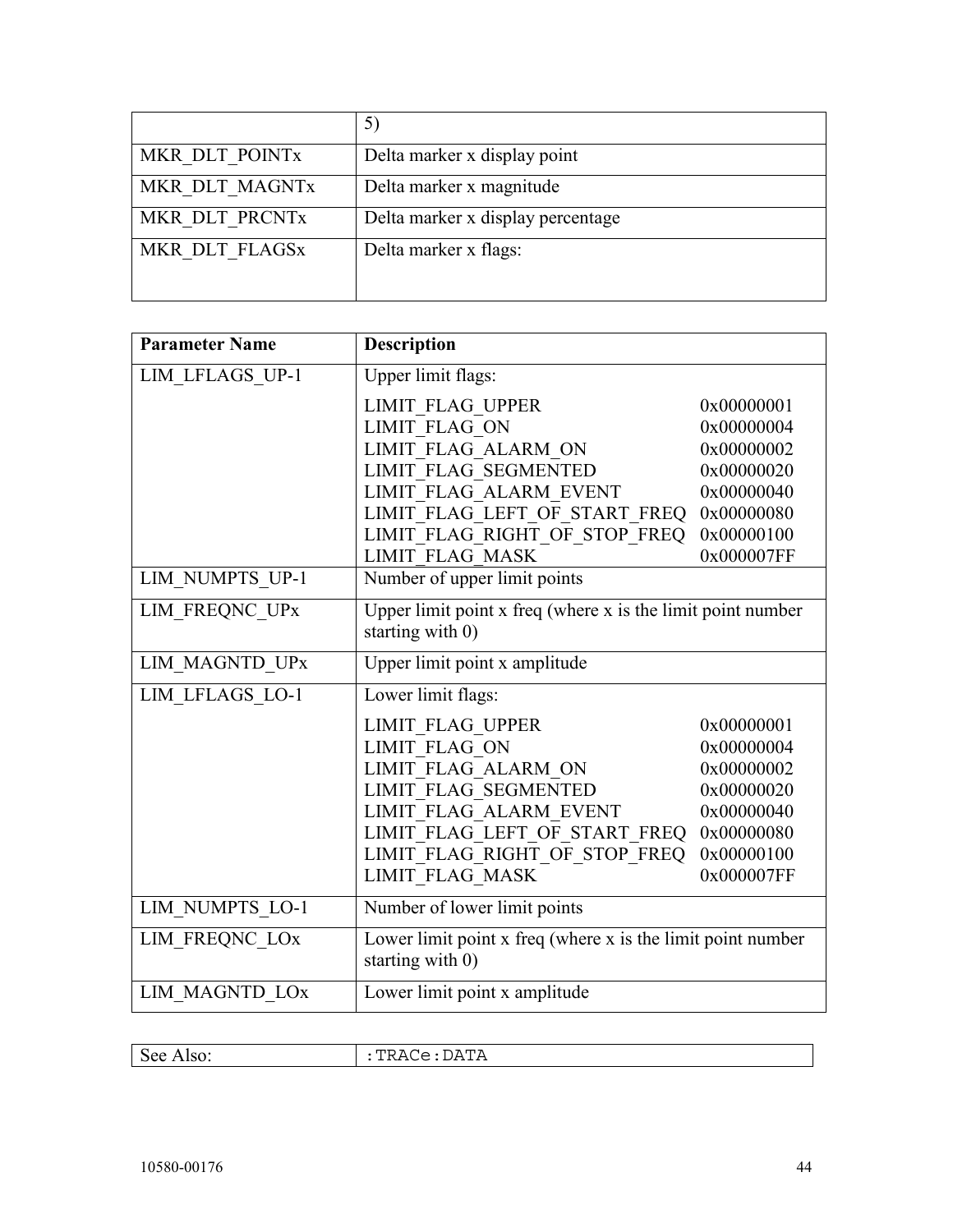| | 5) |
|---|---|
| MKR_DLT_POINTx | Delta marker x display point |
| MKR_DLT_MAGNTx | Delta marker x magnitude |
| MKR_DLT_PRCNTx | Delta marker x display percentage |
| MKR_DLT_FLAGSx | Delta marker x flags: |

| Parameter Name | Description |
|---|---|
| LIM_LFLAGS_UP-1 | Upper limit flags:<br>LIMIT_FLAG_UPPER 0x00000001<br>LIMIT_FLAG_ON 0x00000004<br>LIMIT_FLAG_ALARM_ON 0x00000002<br>LIMIT_FLAG_SEGMENTED 0x00000020<br>LIMIT_FLAG_ALARM_EVENT 0x00000040<br>LIMIT_FLAG_LEFT_OF_START_FREQ 0x00000080<br>LIMIT_FLAG_RIGHT_OF_STOP_FREQ 0x00000100<br>LIMIT_FLAG_MASK 0x000007FF |
| LIM_NUMPTS_UP-1 | Number of upper limit points |
| LIM_FREQNC_UPx | Upper limit point x freq (where x is the limit point number starting with 0) |
| LIM_MAGNTD_UPx | Upper limit point x amplitude |
| LIM_LFLAGS_LO-1 | Lower limit flags:<br>LIMIT_FLAG_UPPER 0x00000001<br>LIMIT_FLAG_ON 0x00000004<br>LIMIT_FLAG_ALARM_ON 0x00000002<br>LIMIT_FLAG_SEGMENTED 0x00000020<br>LIMIT_FLAG_ALARM_EVENT 0x00000040<br>LIMIT_FLAG_LEFT_OF_START_FREQ 0x00000080<br>LIMIT_FLAG_RIGHT_OF_STOP_FREQ 0x00000100<br>LIMIT_FLAG_MASK 0x000007FF |
| LIM_NUMPTS_LO-1 | Number of lower limit points |
| LIM_FREQNC_LOx | Lower limit point x freq (where x is the limit point number starting with 0) |
| LIM_MAGNTD_LOx | Lower limit point x amplitude |

| See Also: | `:TRACe:DATA` |
|---|---|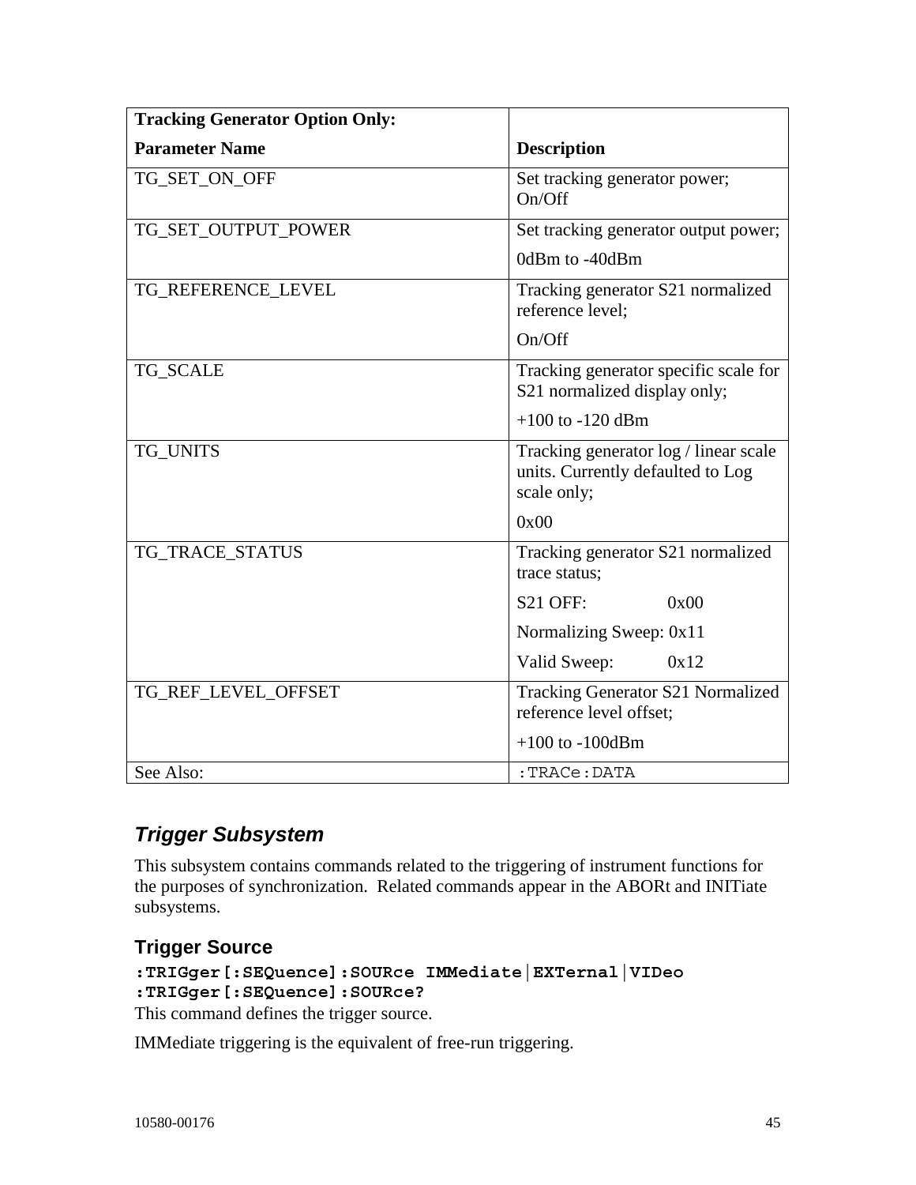| Tracking Generator Option Only: Parameter Name | Description |
|---|---|
| TG_SET_ON_OFF | Set tracking generator power; On/Off |
| TG_SET_OUTPUT_POWER | Set tracking generator output power; 0dBm to -40dBm |
| TG_REFERENCE_LEVEL | Tracking generator S21 normalized reference level; On/Off |
| TG_SCALE | Tracking generator specific scale for S21 normalized display only; +100 to -120 dBm |
| TG_UNITS | Tracking generator log / linear scale units. Currently defaulted to Log scale only; 0x00 |
| TG_TRACE_STATUS | Tracking generator S21 normalized trace status; S21 OFF: 0x00 Normalizing Sweep: 0x11 Valid Sweep: 0x12 |
| TG_REF_LEVEL_OFFSET | Tracking Generator S21 Normalized reference level offset; +100 to -100dBm |
| See Also: | `:TRACe:DATA` |

## *Trigger Subsystem*

This subsystem contains commands related to the triggering of instrument functions for the purposes of synchronization. Related commands appear in the ABORt and INITiate subsystems.

### Trigger Source

```
:TRIGger[:SEQuence]:SOURce IMMediate|EXTernal|VIDeo
:TRIGger[:SEQuence]:SOURce?
```

This command defines the trigger source.

IMMediate triggering is the equivalent of free-run triggering.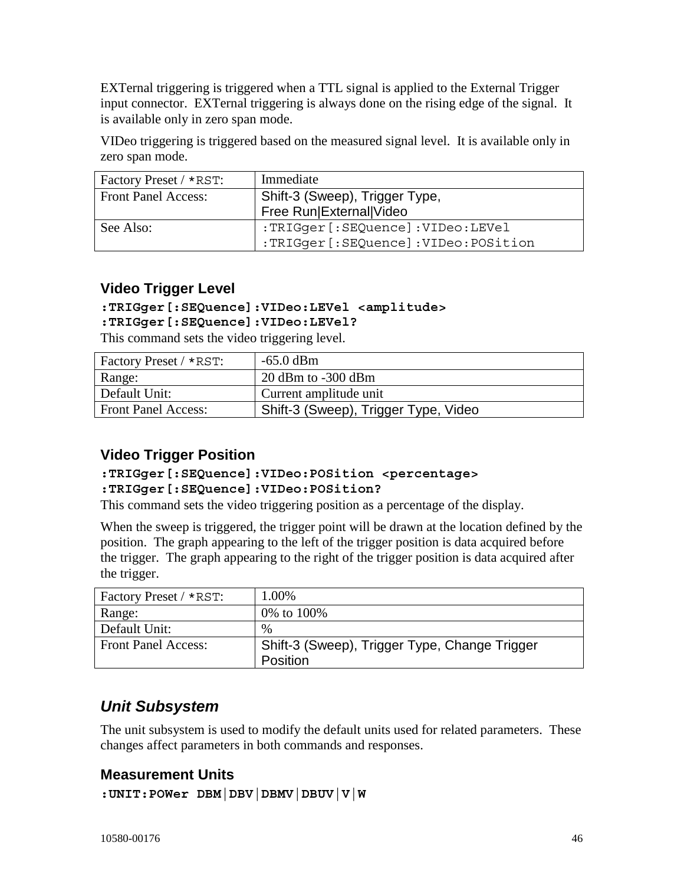EXTernal triggering is triggered when a TTL signal is applied to the External Trigger input connector. EXTernal triggering is always done on the rising edge of the signal. It is available only in zero span mode.

VIDeo triggering is triggered based on the measured signal level. It is available only in zero span mode.

| Factory Preset / *RST: | Immediate |
| --- | --- |
| Front Panel Access: | Shift-3 (Sweep), Trigger Type, Free Run\|External\|Video |
| See Also: | :TRIGger[:SEQuence]:VIDeo:LEVel<br>:TRIGger[:SEQuence]:VIDeo:POSition |

### Video Trigger Level

**:TRIGger[:SEQuence]:VIDeo:LEVel <amplitude>**
**:TRIGger[:SEQuence]:VIDeo:LEVel?**

This command sets the video triggering level.

| Factory Preset / *RST: | -65.0 dBm |
| --- | --- |
| Range: | 20 dBm to -300 dBm |
| Default Unit: | Current amplitude unit |
| Front Panel Access: | Shift-3 (Sweep), Trigger Type, Video |

### Video Trigger Position

**:TRIGger[:SEQuence]:VIDeo:POSition <percentage>**
**:TRIGger[:SEQuence]:VIDeo:POSition?**

This command sets the video triggering position as a percentage of the display.

When the sweep is triggered, the trigger point will be drawn at the location defined by the position. The graph appearing to the left of the trigger position is data acquired before the trigger. The graph appearing to the right of the trigger position is data acquired after the trigger.

| Factory Preset / *RST: | 1.00% |
| --- | --- |
| Range: | 0% to 100% |
| Default Unit: | % |
| Front Panel Access: | Shift-3 (Sweep), Trigger Type, Change Trigger Position |

## *Unit Subsystem*

The unit subsystem is used to modify the default units used for related parameters. These changes affect parameters in both commands and responses.

### Measurement Units

**:UNIT:POWer DBM|DBV|DBMV|DBUV|V|W**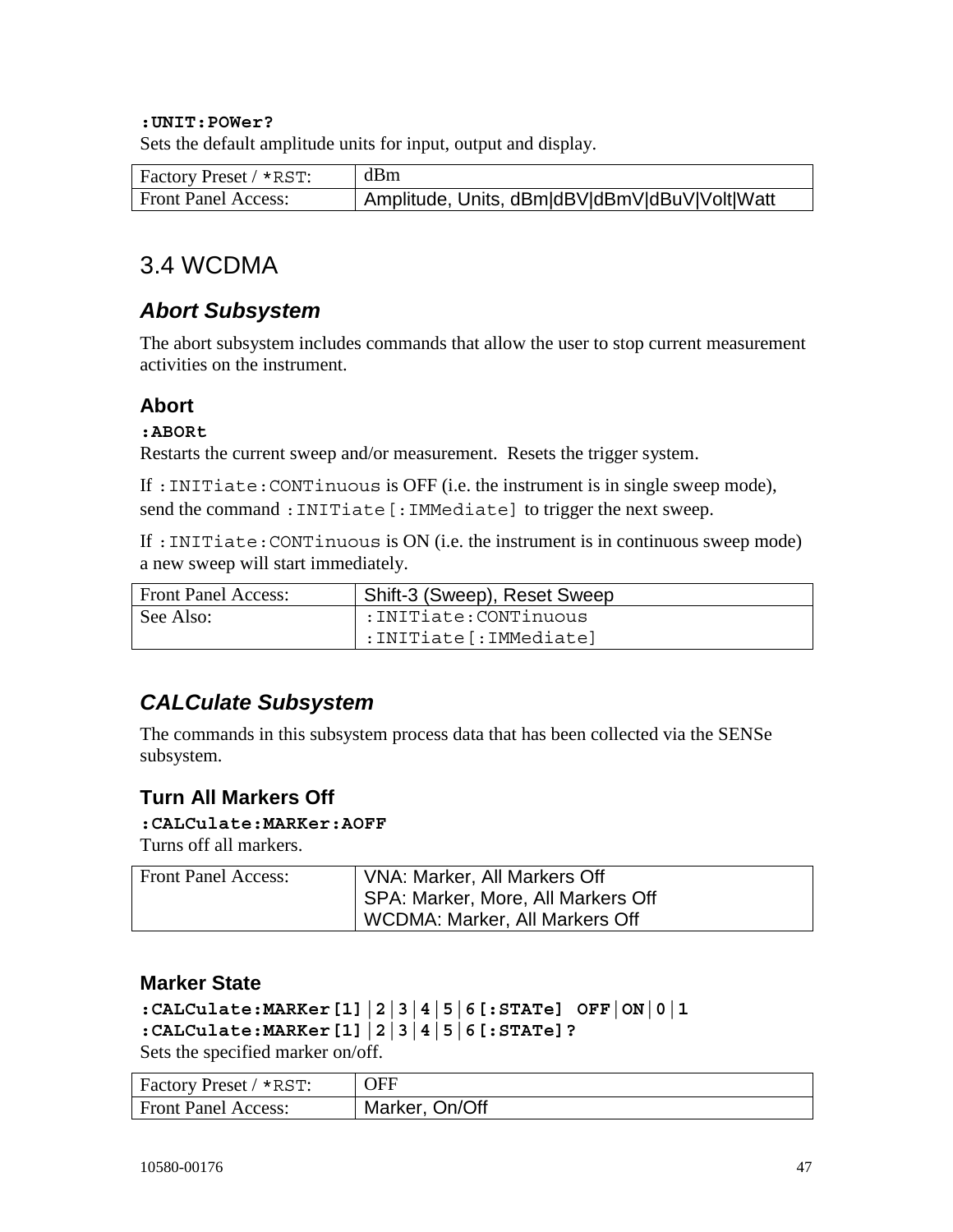**:UNIT:POWer?**
Sets the default amplitude units for input, output and display.

| Factory Preset / *RST: | dBm |
|---|---|
| Front Panel Access: | Amplitude, Units, dBm\|dBV\|dBmV\|dBuV\|Volt\|Watt |

# 3.4 WCDMA

## *Abort Subsystem*

The abort subsystem includes commands that allow the user to stop current measurement activities on the instrument.

### Abort

**:ABORt**
Restarts the current sweep and/or measurement. Resets the trigger system.

If `:INITiate:CONTinuous` is OFF (i.e. the instrument is in single sweep mode), send the command `:INITiate[:IMMediate]` to trigger the next sweep.

If `:INITiate:CONTinuous` is ON (i.e. the instrument is in continuous sweep mode) a new sweep will start immediately.

| Front Panel Access: | Shift-3 (Sweep), Reset Sweep |
|---|---|
| See Also: | :INITiate:CONTinuous<br>:INITiate[:IMMediate] |

## *CALCulate Subsystem*

The commands in this subsystem process data that has been collected via the SENSe subsystem.

### Turn All Markers Off

**:CALCulate:MARKer:AOFF**
Turns off all markers.

| Front Panel Access: | VNA: Marker, All Markers Off<br>SPA: Marker, More, All Markers Off<br>WCDMA: Marker, All Markers Off |
|---|---|

### Marker State

**:CALCulate:MARKer[1]|2|3|4|5|6[:STATe] OFF|ON|0|1**
**:CALCulate:MARKer[1]|2|3|4|5|6[:STATe]?**
Sets the specified marker on/off.

| Factory Preset / *RST: | OFF |
|---|---|
| Front Panel Access: | Marker, On/Off |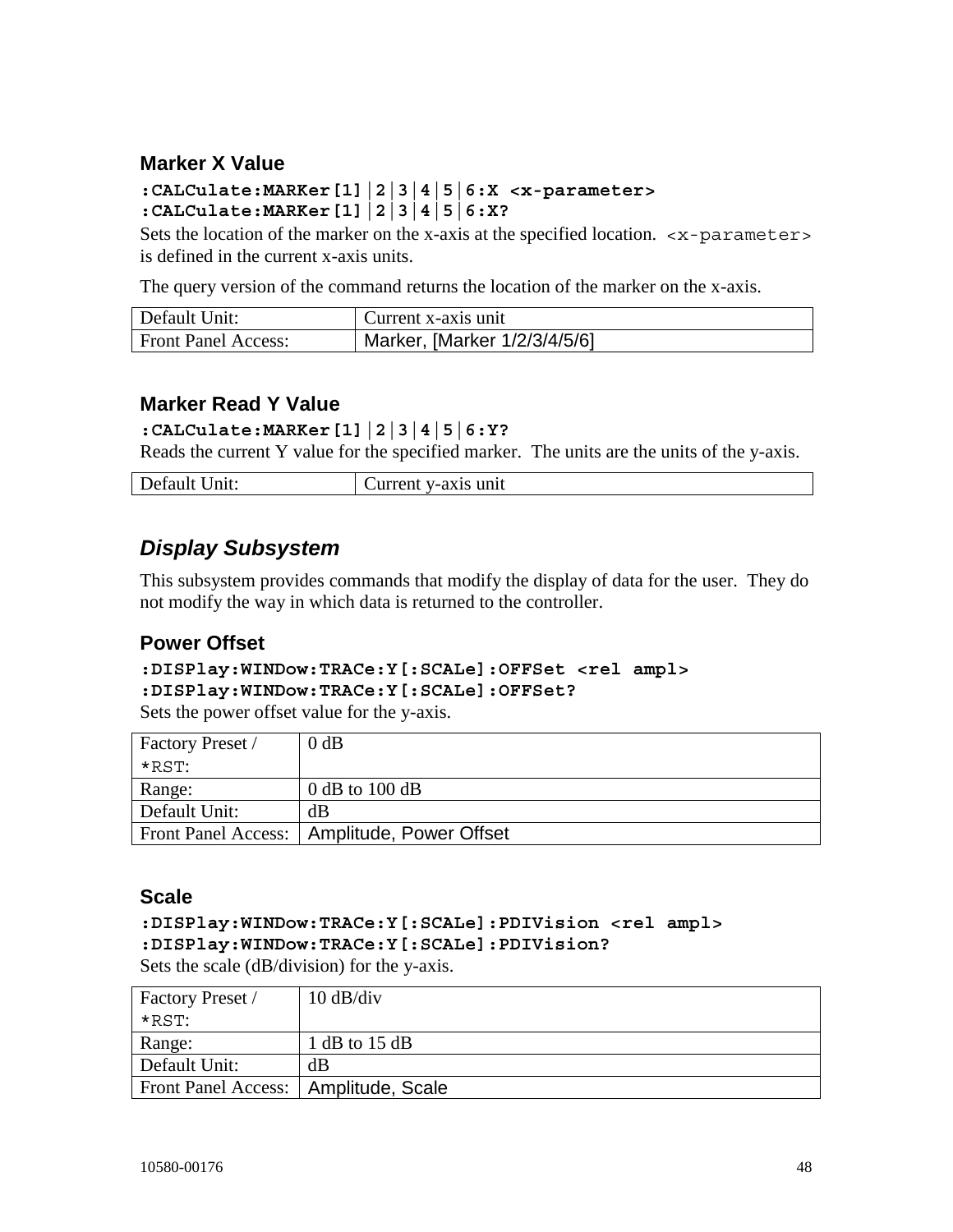### Marker X Value

**:CALCulate:MARKer[1]|2|3|4|5|6:X <x-parameter>**
**:CALCulate:MARKer[1]|2|3|4|5|6:X?**

Sets the location of the marker on the x-axis at the specified location. `<x-parameter>` is defined in the current x-axis units.

The query version of the command returns the location of the marker on the x-axis.

| Default Unit: | Current x-axis unit |
|---|---|
| Front Panel Access: | Marker, [Marker 1/2/3/4/5/6] |

### Marker Read Y Value

**:CALCulate:MARKer[1]|2|3|4|5|6:Y?**

Reads the current Y value for the specified marker. The units are the units of the y-axis.

| Default Unit: | Current y-axis unit |
|---|---|

## *Display Subsystem*

This subsystem provides commands that modify the display of data for the user. They do not modify the way in which data is returned to the controller.

### Power Offset

**:DISPlay:WINDow:TRACe:Y[:SCALe]:OFFSet <rel ampl>**
**:DISPlay:WINDow:TRACe:Y[:SCALe]:OFFSet?**

Sets the power offset value for the y-axis.

| Factory Preset / *RST: | 0 dB |
|---|---|
| Range: | 0 dB to 100 dB |
| Default Unit: | dB |
| Front Panel Access: | Amplitude, Power Offset |

### Scale

**:DISPlay:WINDow:TRACe:Y[:SCALe]:PDIVision <rel ampl>**
**:DISPlay:WINDow:TRACe:Y[:SCALe]:PDIVision?**

Sets the scale (dB/division) for the y-axis.

| Factory Preset / *RST: | 10 dB/div |
|---|---|
| Range: | 1 dB to 15 dB |
| Default Unit: | dB |
| Front Panel Access: | Amplitude, Scale |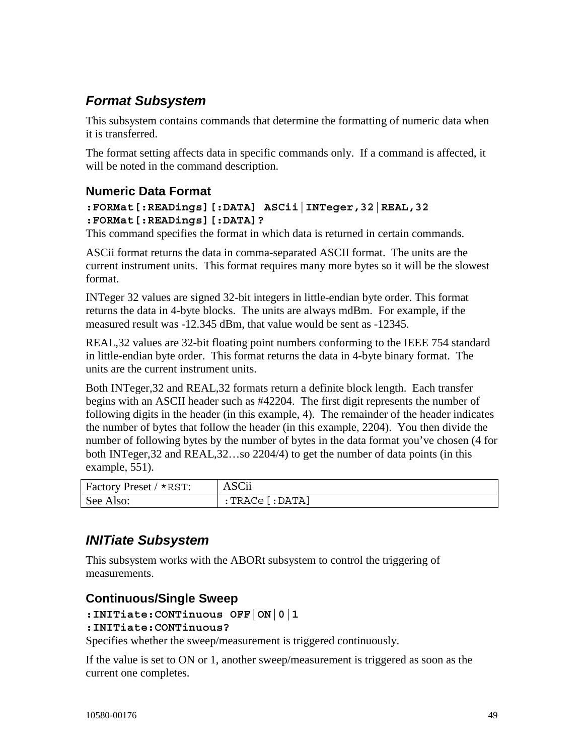## *Format Subsystem*

This subsystem contains commands that determine the formatting of numeric data when it is transferred.

The format setting affects data in specific commands only. If a command is affected, it will be noted in the command description.

### Numeric Data Format

**:FORMat[:READings][:DATA] ASCii|INTeger,32|REAL,32**
**:FORMat[:READings][:DATA]?**

This command specifies the format in which data is returned in certain commands.

ASCii format returns the data in comma-separated ASCII format. The units are the current instrument units. This format requires many more bytes so it will be the slowest format.

INTeger 32 values are signed 32-bit integers in little-endian byte order. This format returns the data in 4-byte blocks. The units are always mdBm. For example, if the measured result was -12.345 dBm, that value would be sent as -12345.

REAL,32 values are 32-bit floating point numbers conforming to the IEEE 754 standard in little-endian byte order. This format returns the data in 4-byte binary format. The units are the current instrument units.

Both INTeger,32 and REAL,32 formats return a definite block length. Each transfer begins with an ASCII header such as #42204. The first digit represents the number of following digits in the header (in this example, 4). The remainder of the header indicates the number of bytes that follow the header (in this example, 2204). You then divide the number of following bytes by the number of bytes in the data format you've chosen (4 for both INTeger,32 and REAL,32…so 2204/4) to get the number of data points (in this example, 551).

| Factory Preset / *RST: | ASCii |
|---|---|
| See Also: | :TRACe[:DATA] |

## *INITiate Subsystem*

This subsystem works with the ABORt subsystem to control the triggering of measurements.

### Continuous/Single Sweep

**:INITiate:CONTinuous OFF|ON|0|1**
**:INITiate:CONTinuous?**

Specifies whether the sweep/measurement is triggered continuously.

If the value is set to ON or 1, another sweep/measurement is triggered as soon as the current one completes.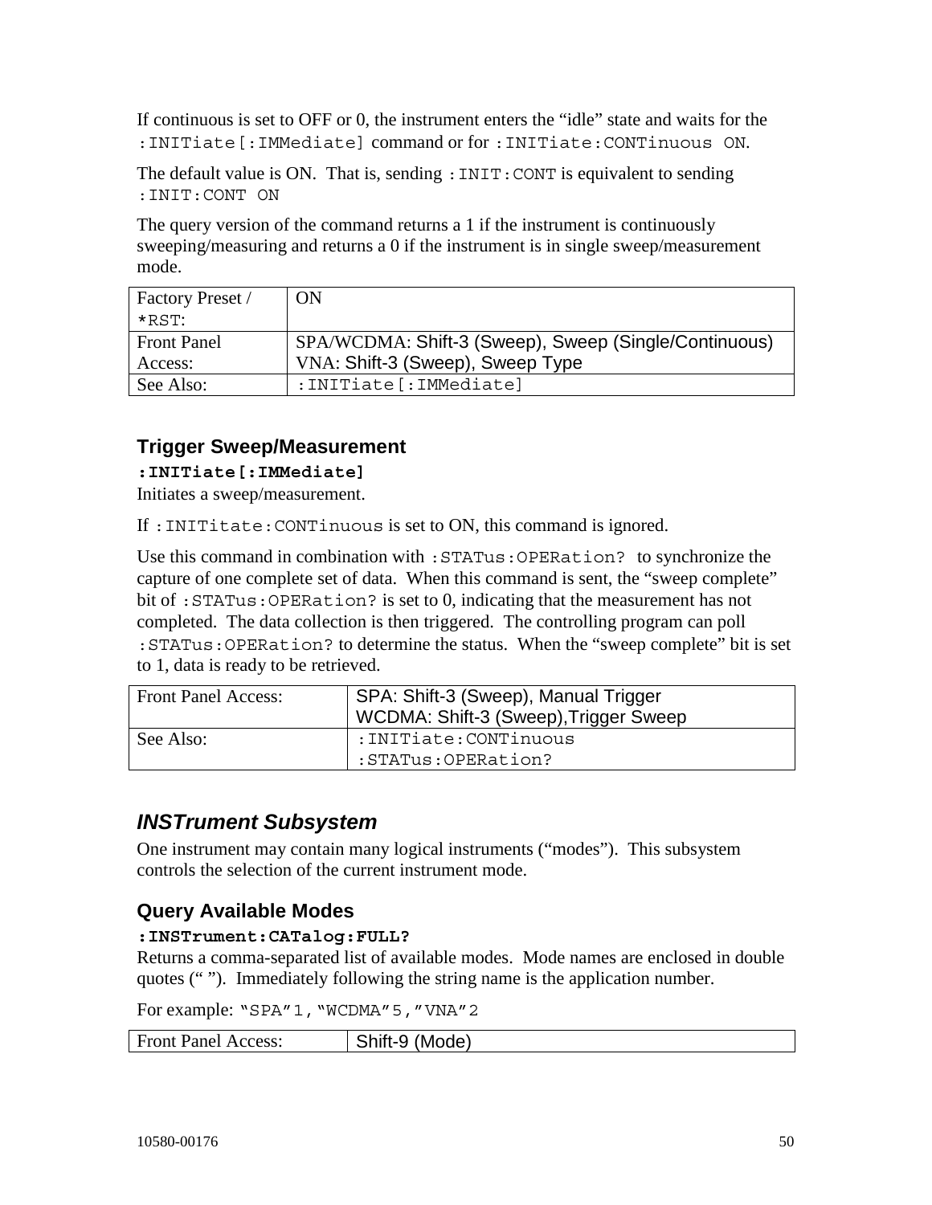If continuous is set to OFF or 0, the instrument enters the “idle” state and waits for the `:INITiate[:IMMediate]` command or for `:INITiate:CONTinuous ON`.

The default value is ON. That is, sending `:INIT:CONT` is equivalent to sending `:INIT:CONT ON`

The query version of the command returns a 1 if the instrument is continuously sweeping/measuring and returns a 0 if the instrument is in single sweep/measurement mode.

| | |
|---|---|
| Factory Preset / *RST: | ON |
| Front Panel Access: | SPA/WCDMA: Shift-3 (Sweep), Sweep (Single/Continuous)<br>VNA: Shift-3 (Sweep), Sweep Type |
| See Also: | `:INITiate[:IMMediate]` |

### Trigger Sweep/Measurement

**`:INITiate[:IMMediate]`**

Initiates a sweep/measurement.

If `:INITitate:CONTinuous` is set to ON, this command is ignored.

Use this command in combination with `:STATus:OPERation?` to synchronize the capture of one complete set of data. When this command is sent, the “sweep complete” bit of `:STATus:OPERation?` is set to 0, indicating that the measurement has not completed. The data collection is then triggered. The controlling program can poll `:STATus:OPERation?` to determine the status. When the “sweep complete” bit is set to 1, data is ready to be retrieved.

| | |
|---|---|
| Front Panel Access: | SPA: Shift-3 (Sweep), Manual Trigger<br>WCDMA: Shift-3 (Sweep),Trigger Sweep |
| See Also: | `:INITiate:CONTinuous`<br>`:STATus:OPERation?` |

## *INSTrument Subsystem*

One instrument may contain many logical instruments (“modes”). This subsystem controls the selection of the current instrument mode.

### Query Available Modes

**`:INSTrument:CATalog:FULL?`**

Returns a comma-separated list of available modes. Mode names are enclosed in double quotes (“ ”). Immediately following the string name is the application number.

For example: `“SPA”1,“WCDMA”5,”VNA”2`

| | |
|---|---|
| Front Panel Access: | Shift-9 (Mode) |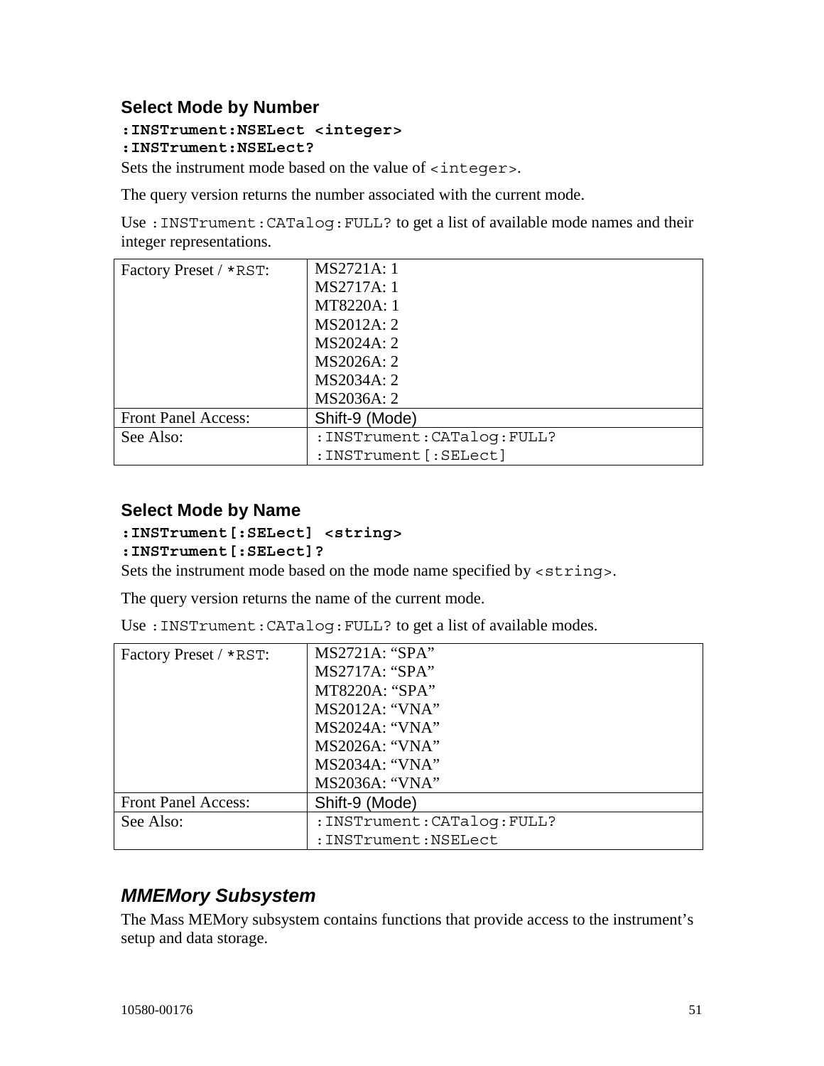### Select Mode by Number

**:INSTrument:NSELect <integer>**
**:INSTrument:NSELect?**

Sets the instrument mode based on the value of `<integer>`.

The query version returns the number associated with the current mode.

Use `:INSTrument:CATalog:FULL?` to get a list of available mode names and their integer representations.

| | |
|---|---|
| Factory Preset / `*RST`: | MS2721A: 1<br>MS2717A: 1<br>MT8220A: 1<br>MS2012A: 2<br>MS2024A: 2<br>MS2026A: 2<br>MS2034A: 2<br>MS2036A: 2 |
| Front Panel Access: | Shift-9 (Mode) |
| See Also: | `:INSTrument:CATalog:FULL?`<br>`:INSTrument[:SELect]` |

### Select Mode by Name

**:INSTrument[:SELect] <string>**
**:INSTrument[:SELect]?**

Sets the instrument mode based on the mode name specified by `<string>`.

The query version returns the name of the current mode.

Use `:INSTrument:CATalog:FULL?` to get a list of available modes.

| | |
|---|---|
| Factory Preset / `*RST`: | MS2721A: “SPA”<br>MS2717A: “SPA”<br>MT8220A: “SPA”<br>MS2012A: “VNA”<br>MS2024A: “VNA”<br>MS2026A: “VNA”<br>MS2034A: “VNA”<br>MS2036A: “VNA” |
| Front Panel Access: | Shift-9 (Mode) |
| See Also: | `:INSTrument:CATalog:FULL?`<br>`:INSTrument:NSELect` |

## *MMEMory Subsystem*

The Mass MEMory subsystem contains functions that provide access to the instrument’s setup and data storage.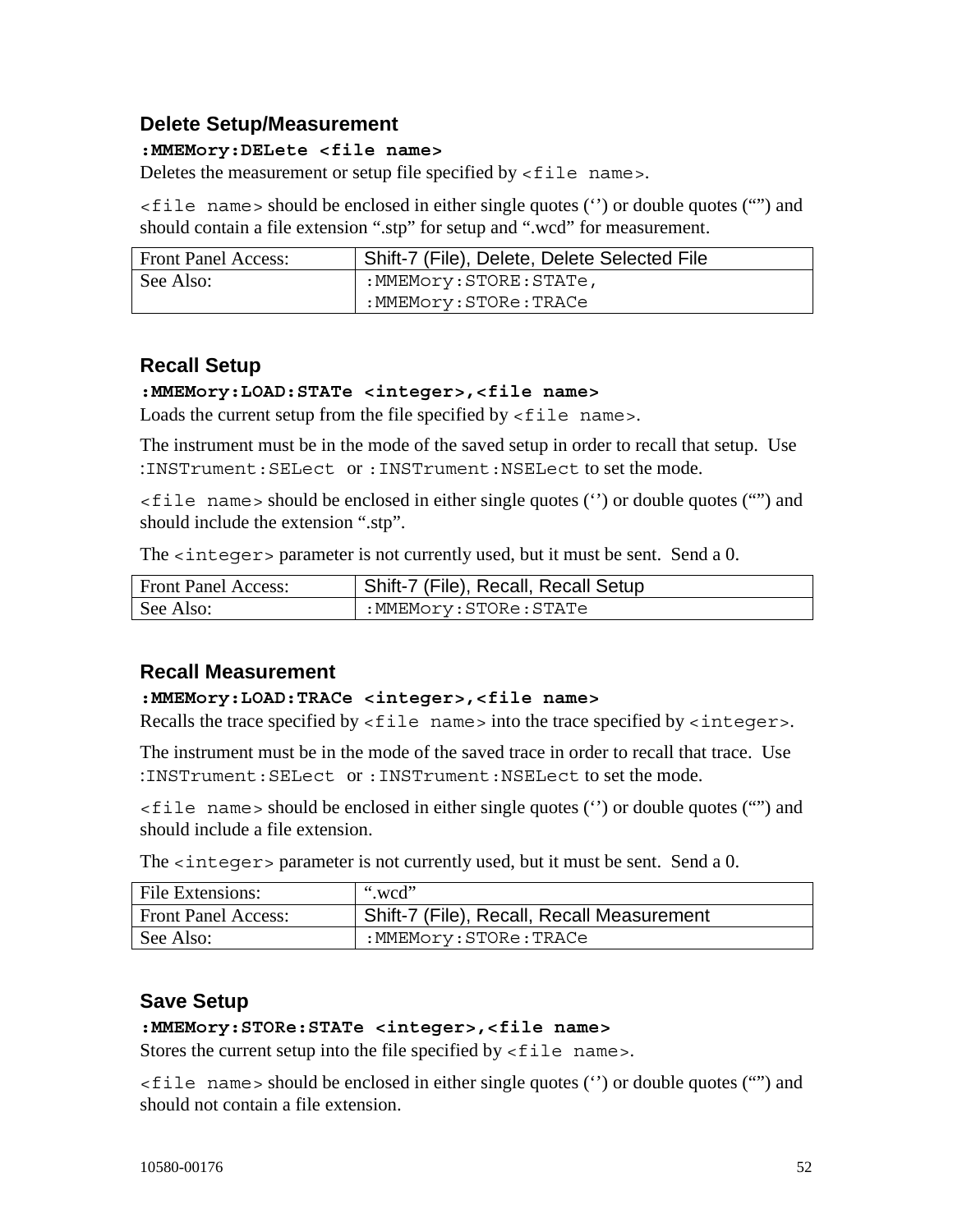### Delete Setup/Measurement

**:MMEMory:DELete <file name>**

Deletes the measurement or setup file specified by `<file name>`.

`<file name>` should be enclosed in either single quotes (‘’) or double quotes (“”) and should contain a file extension “.stp” for setup and “.wcd” for measurement.

| Front Panel Access: | Shift-7 (File), Delete, Delete Selected File |
|---|---|
| See Also: | `:MMEMory:STORE:STATe`, `:MMEMory:STORe:TRACe` |

### Recall Setup

**:MMEMory:LOAD:STATe <integer>,<file name>**

Loads the current setup from the file specified by `<file name>`.

The instrument must be in the mode of the saved setup in order to recall that setup. Use `:INSTrument:SELect` or `:INSTrument:NSELect` to set the mode.

`<file name>` should be enclosed in either single quotes (‘’) or double quotes (“”) and should include the extension “.stp”.

The `<integer>` parameter is not currently used, but it must be sent. Send a 0.

| Front Panel Access: | Shift-7 (File), Recall, Recall Setup |
|---|---|
| See Also: | `:MMEMory:STORe:STATe` |

### Recall Measurement

**:MMEMory:LOAD:TRACe <integer>,<file name>**

Recalls the trace specified by `<file name>` into the trace specified by `<integer>`.

The instrument must be in the mode of the saved trace in order to recall that trace. Use `:INSTrument:SELect` or `:INSTrument:NSELect` to set the mode.

`<file name>` should be enclosed in either single quotes (‘’) or double quotes (“”) and should include a file extension.

The `<integer>` parameter is not currently used, but it must be sent. Send a 0.

| File Extensions: | “.wcd” |
|---|---|
| Front Panel Access: | Shift-7 (File), Recall, Recall Measurement |
| See Also: | `:MMEMory:STORe:TRACe` |

### Save Setup

**:MMEMory:STORe:STATe <integer>,<file name>**

Stores the current setup into the file specified by `<file name>`.

`<file name>` should be enclosed in either single quotes (‘’) or double quotes (“”) and should not contain a file extension.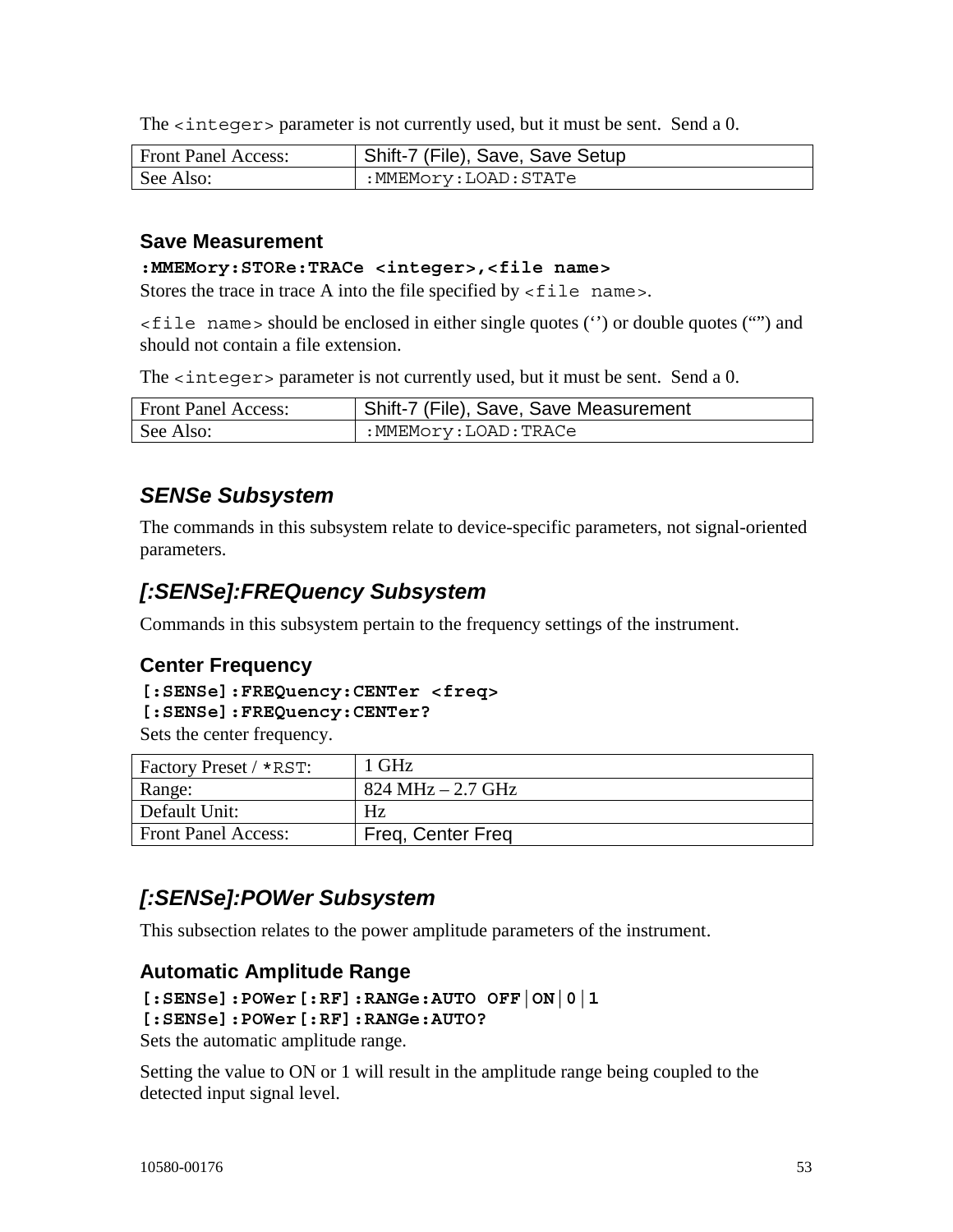The `<integer>` parameter is not currently used, but it must be sent. Send a 0.

| Front Panel Access: | Shift-7 (File), Save, Save Setup |
|---|---|
| See Also: | `:MMEMory:LOAD:STATe` |

### Save Measurement

**`:MMEMory:STORe:TRACe <integer>,<file name>`**

Stores the trace in trace A into the file specified by `<file name>`.

`<file name>` should be enclosed in either single quotes (‘’) or double quotes (“”) and should not contain a file extension.

The `<integer>` parameter is not currently used, but it must be sent. Send a 0.

| Front Panel Access: | Shift-7 (File), Save, Save Measurement |
|---|---|
| See Also: | `:MMEMory:LOAD:TRACe` |

## *SENSe Subsystem*

The commands in this subsystem relate to device-specific parameters, not signal-oriented parameters.

## *[:SENSe]:FREQuency Subsystem*

Commands in this subsystem pertain to the frequency settings of the instrument.

### Center Frequency

**`[:SENSe]:FREQuency:CENTer <freq>`**
**`[:SENSe]:FREQuency:CENTer?`**

Sets the center frequency.

| Factory Preset / `*RST`: | 1 GHz |
|---|---|
| Range: | 824 MHz – 2.7 GHz |
| Default Unit: | Hz |
| Front Panel Access: | Freq, Center Freq |

## *[:SENSe]:POWer Subsystem*

This subsection relates to the power amplitude parameters of the instrument.

### Automatic Amplitude Range

**`[:SENSe]:POWer[:RF]:RANGe:AUTO OFF|ON|0|1`**
**`[:SENSe]:POWer[:RF]:RANGe:AUTO?`**

Sets the automatic amplitude range.

Setting the value to ON or 1 will result in the amplitude range being coupled to the detected input signal level.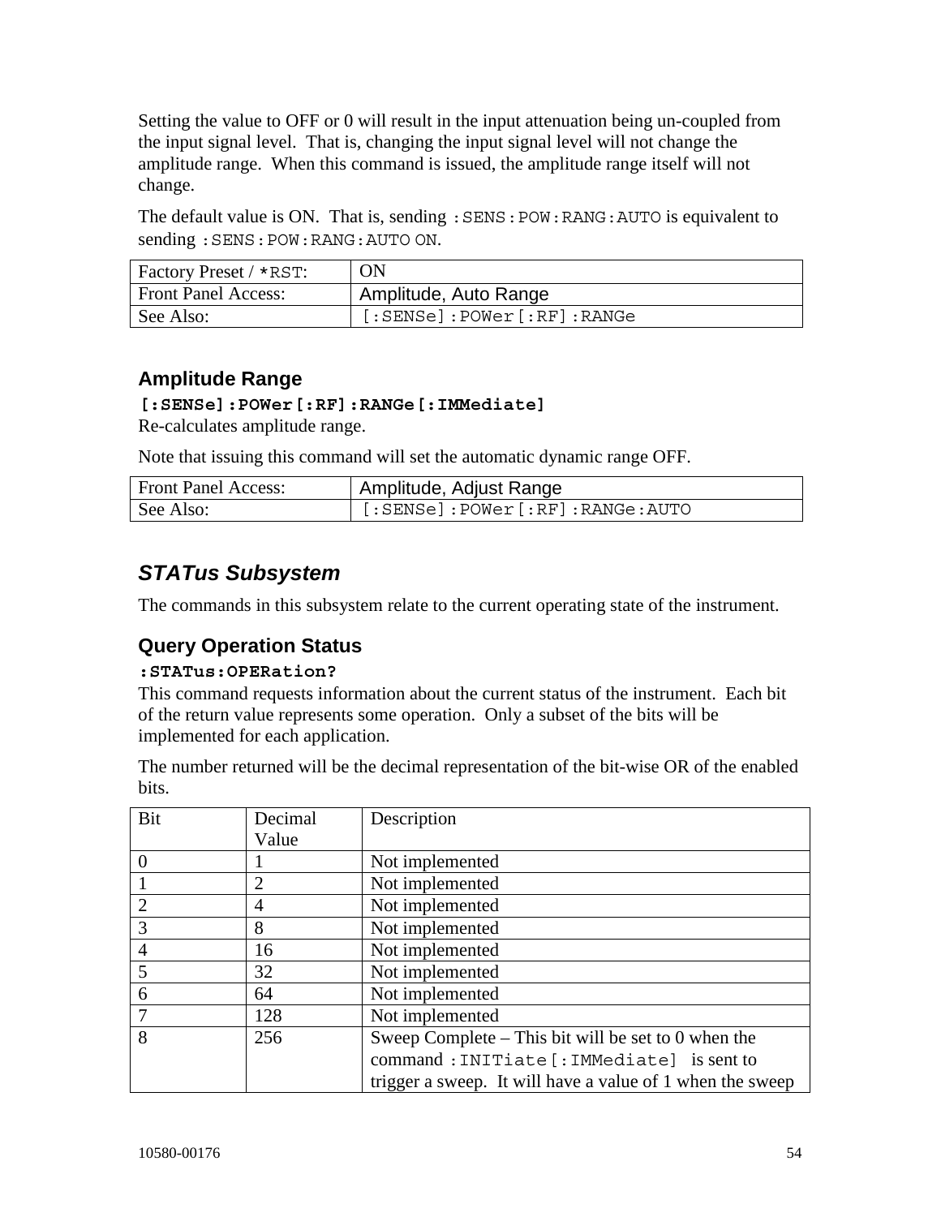Setting the value to OFF or 0 will result in the input attenuation being un-coupled from the input signal level. That is, changing the input signal level will not change the amplitude range. When this command is issued, the amplitude range itself will not change.

The default value is ON. That is, sending `:SENS:POW:RANG:AUTO` is equivalent to sending `:SENS:POW:RANG:AUTO ON`.

| | |
|---|---|
| Factory Preset / `*RST`: | ON |
| Front Panel Access: | Amplitude, Auto Range |
| See Also: | `[:SENSe]:POWer[:RF]:RANGe` |

### Amplitude Range

**`[:SENSe]:POWer[:RF]:RANGe[:IMMediate]`**

Re-calculates amplitude range.

Note that issuing this command will set the automatic dynamic range OFF.

| | |
|---|---|
| Front Panel Access: | Amplitude, Adjust Range |
| See Also: | `[:SENSe]:POWer[:RF]:RANGe:AUTO` |

## *STATus Subsystem*

The commands in this subsystem relate to the current operating state of the instrument.

### Query Operation Status

**`:STATus:OPERation?`**

This command requests information about the current status of the instrument. Each bit of the return value represents some operation. Only a subset of the bits will be implemented for each application.

The number returned will be the decimal representation of the bit-wise OR of the enabled bits.

| Bit | Decimal Value | Description |
|---|---|---|
| 0 | 1 | Not implemented |
| 1 | 2 | Not implemented |
| 2 | 4 | Not implemented |
| 3 | 8 | Not implemented |
| 4 | 16 | Not implemented |
| 5 | 32 | Not implemented |
| 6 | 64 | Not implemented |
| 7 | 128 | Not implemented |
| 8 | 256 | Sweep Complete – This bit will be set to 0 when the command `:INITiate[:IMMediate]` is sent to trigger a sweep. It will have a value of 1 when the sweep |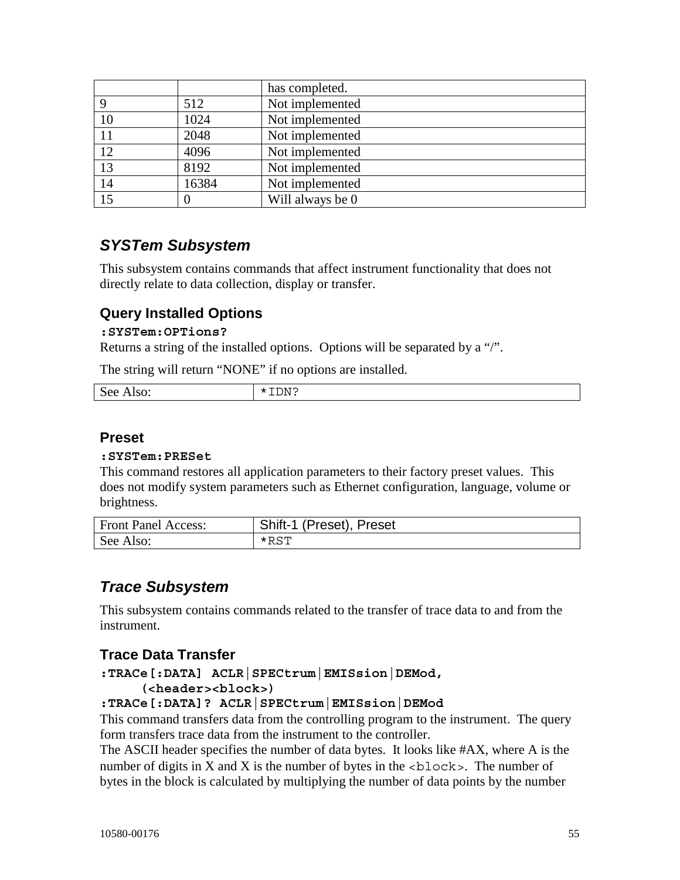|  |  | has completed. |
| --- | --- | --- |
| 9 | 512 | Not implemented |
| 10 | 1024 | Not implemented |
| 11 | 2048 | Not implemented |
| 12 | 4096 | Not implemented |
| 13 | 8192 | Not implemented |
| 14 | 16384 | Not implemented |
| 15 | 0 | Will always be 0 |

## *SYSTem Subsystem*

This subsystem contains commands that affect instrument functionality that does not directly relate to data collection, display or transfer.

### Query Installed Options

**`:SYSTem:OPTions?`**

Returns a string of the installed options. Options will be separated by a "/".

The string will return "NONE" if no options are installed.

| See Also: | `*IDN?` |
| --- | --- |

### Preset

**`:SYSTem:PRESet`**

This command restores all application parameters to their factory preset values. This does not modify system parameters such as Ethernet configuration, language, volume or brightness.

| Front Panel Access: | Shift-1 (Preset), Preset |
| --- | --- |
| See Also: | `*RST` |

## *Trace Subsystem*

This subsystem contains commands related to the transfer of trace data to and from the instrument.

### Trace Data Transfer

**`:TRACe[:DATA] ACLR|SPECtrum|EMISsion|DEMod, (<header><block>)`**

**`:TRACe[:DATA]? ACLR|SPECtrum|EMISsion|DEMod`**

This command transfers data from the controlling program to the instrument. The query form transfers trace data from the instrument to the controller.

The ASCII header specifies the number of data bytes. It looks like #AX, where A is the number of digits in X and X is the number of bytes in the `<block>`. The number of bytes in the block is calculated by multiplying the number of data points by the number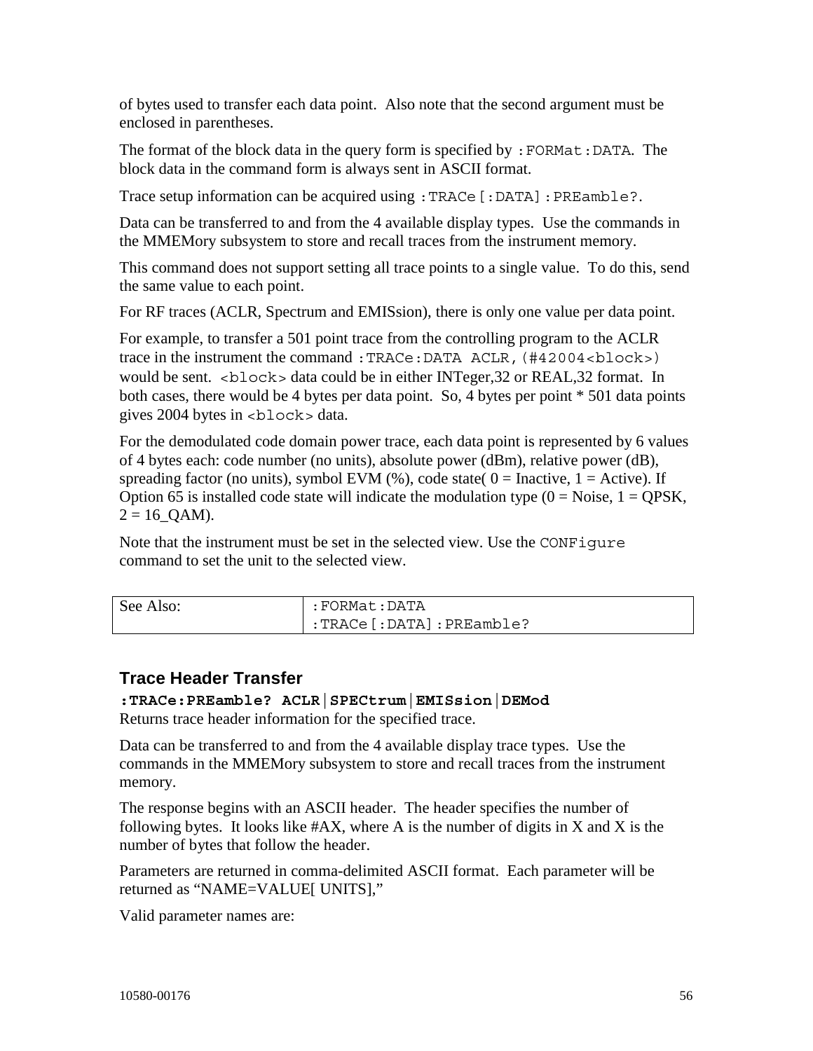of bytes used to transfer each data point. Also note that the second argument must be enclosed in parentheses.

The format of the block data in the query form is specified by `:FORMat:DATA`. The block data in the command form is always sent in ASCII format.

Trace setup information can be acquired using `:TRACe[:DATA]:PREamble?`.

Data can be transferred to and from the 4 available display types. Use the commands in the MMEMory subsystem to store and recall traces from the instrument memory.

This command does not support setting all trace points to a single value. To do this, send the same value to each point.

For RF traces (ACLR, Spectrum and EMISsion), there is only one value per data point.

For example, to transfer a 501 point trace from the controlling program to the ACLR trace in the instrument the command `:TRACe:DATA ACLR,(#42004<block>)` would be sent. `<block>` data could be in either INTeger,32 or REAL,32 format. In both cases, there would be 4 bytes per data point. So, 4 bytes per point * 501 data points gives 2004 bytes in `<block>` data.

For the demodulated code domain power trace, each data point is represented by 6 values of 4 bytes each: code number (no units), absolute power (dBm), relative power (dB), spreading factor (no units), symbol EVM (%), code state( 0 = Inactive, 1 = Active). If Option 65 is installed code state will indicate the modulation type (0 = Noise, 1 = QPSK, 2 = 16_QAM).

Note that the instrument must be set in the selected view. Use the `CONFigure` command to set the unit to the selected view.

| See Also: | `:FORMat:DATA`<br>`:TRACe[:DATA]:PREamble?` |
|---|---|

### Trace Header Transfer

**`:TRACe:PREamble? ACLR|SPECtrum|EMISsion|DEMod`**

Returns trace header information for the specified trace.

Data can be transferred to and from the 4 available display trace types. Use the commands in the MMEMory subsystem to store and recall traces from the instrument memory.

The response begins with an ASCII header. The header specifies the number of following bytes. It looks like #AX, where A is the number of digits in X and X is the number of bytes that follow the header.

Parameters are returned in comma-delimited ASCII format. Each parameter will be returned as “NAME=VALUE[ UNITS],”

Valid parameter names are: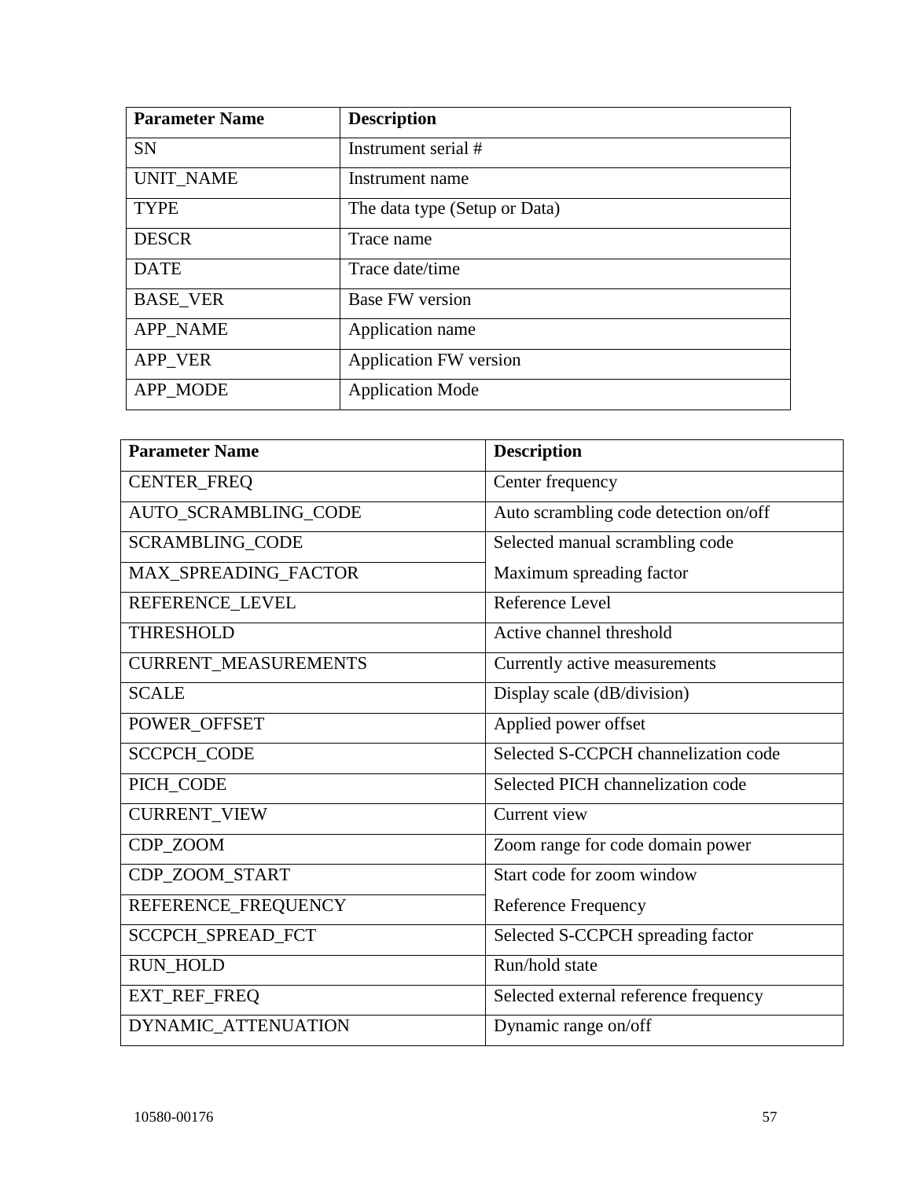| Parameter Name | Description |
| --- | --- |
| SN | Instrument serial # |
| UNIT_NAME | Instrument name |
| TYPE | The data type (Setup or Data) |
| DESCR | Trace name |
| DATE | Trace date/time |
| BASE_VER | Base FW version |
| APP_NAME | Application name |
| APP_VER | Application FW version |
| APP_MODE | Application Mode |

| Parameter Name | Description |
| --- | --- |
| CENTER_FREQ | Center frequency |
| AUTO_SCRAMBLING_CODE | Auto scrambling code detection on/off |
| SCRAMBLING_CODE | Selected manual scrambling code |
| MAX_SPREADING_FACTOR | Maximum spreading factor |
| REFERENCE_LEVEL | Reference Level |
| THRESHOLD | Active channel threshold |
| CURRENT_MEASUREMENTS | Currently active measurements |
| SCALE | Display scale (dB/division) |
| POWER_OFFSET | Applied power offset |
| SCCPCH_CODE | Selected S-CCPCH channelization code |
| PICH_CODE | Selected PICH channelization code |
| CURRENT_VIEW | Current view |
| CDP_ZOOM | Zoom range for code domain power |
| CDP_ZOOM_START | Start code for zoom window |
| REFERENCE_FREQUENCY | Reference Frequency |
| SCCPCH_SPREAD_FCT | Selected S-CCPCH spreading factor |
| RUN_HOLD | Run/hold state |
| EXT_REF_FREQ | Selected external reference frequency |
| DYNAMIC_ATTENUATION | Dynamic range on/off |

10580-00176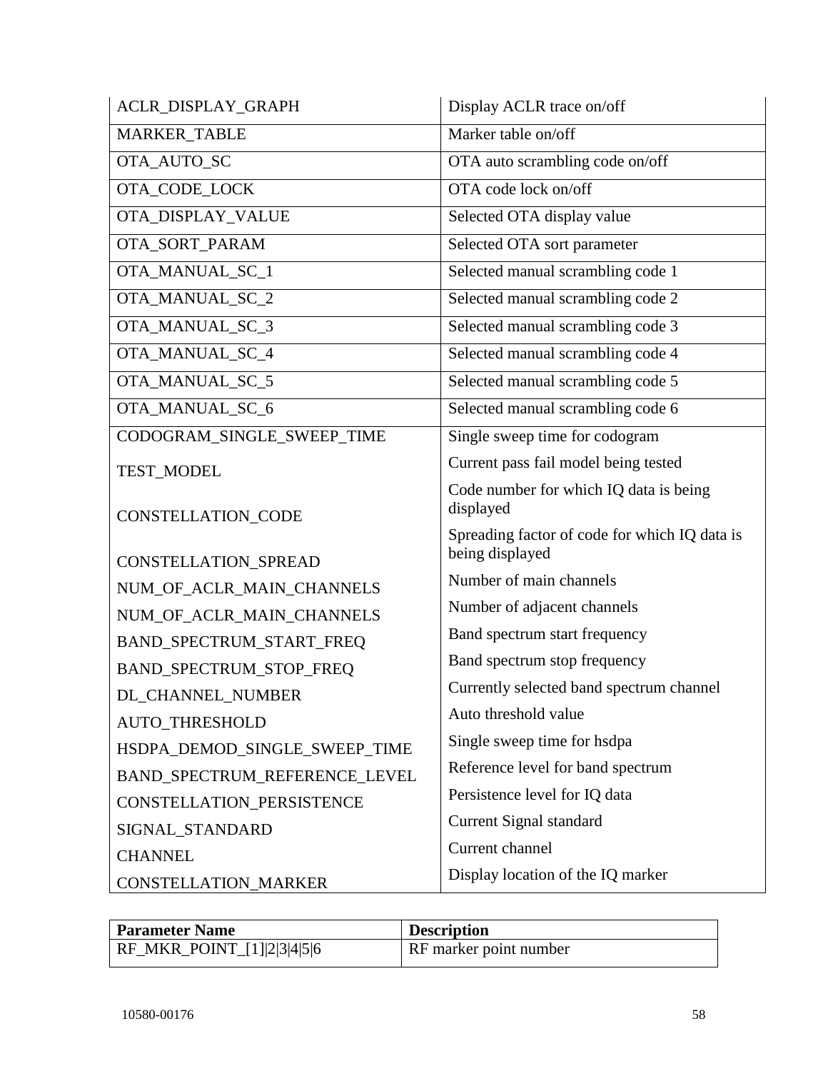| | |
|---|---|
| ACLR_DISPLAY_GRAPH | Display ACLR trace on/off |
| MARKER_TABLE | Marker table on/off |
| OTA_AUTO_SC | OTA auto scrambling code on/off |
| OTA_CODE_LOCK | OTA code lock on/off |
| OTA_DISPLAY_VALUE | Selected OTA display value |
| OTA_SORT_PARAM | Selected OTA sort parameter |
| OTA_MANUAL_SC_1 | Selected manual scrambling code 1 |
| OTA_MANUAL_SC_2 | Selected manual scrambling code 2 |
| OTA_MANUAL_SC_3 | Selected manual scrambling code 3 |
| OTA_MANUAL_SC_4 | Selected manual scrambling code 4 |
| OTA_MANUAL_SC_5 | Selected manual scrambling code 5 |
| OTA_MANUAL_SC_6 | Selected manual scrambling code 6 |
| CODOGRAM_SINGLE_SWEEP_TIME | Single sweep time for codogram |
| TEST_MODEL | Current pass fail model being tested |
| CONSTELLATION_CODE | Code number for which IQ data is being displayed |
| CONSTELLATION_SPREAD | Spreading factor of code for which IQ data is being displayed |
| NUM_OF_ACLR_MAIN_CHANNELS | Number of main channels |
| NUM_OF_ACLR_MAIN_CHANNELS | Number of adjacent channels |
| BAND_SPECTRUM_START_FREQ | Band spectrum start frequency |
| BAND_SPECTRUM_STOP_FREQ | Band spectrum stop frequency |
| DL_CHANNEL_NUMBER | Currently selected band spectrum channel |
| AUTO_THRESHOLD | Auto threshold value |
| HSDPA_DEMOD_SINGLE_SWEEP_TIME | Single sweep time for hsdpa |
| BAND_SPECTRUM_REFERENCE_LEVEL | Reference level for band spectrum |
| CONSTELLATION_PERSISTENCE | Persistence level for IQ data |
| SIGNAL_STANDARD | Current Signal standard |
| CHANNEL | Current channel |
| CONSTELLATION_MARKER | Display location of the IQ marker |

| **Parameter Name** | **Description** |
|---|---|
| RF_MKR_POINT_[1]\|2\|3\|4\|5\|6 | RF marker point number |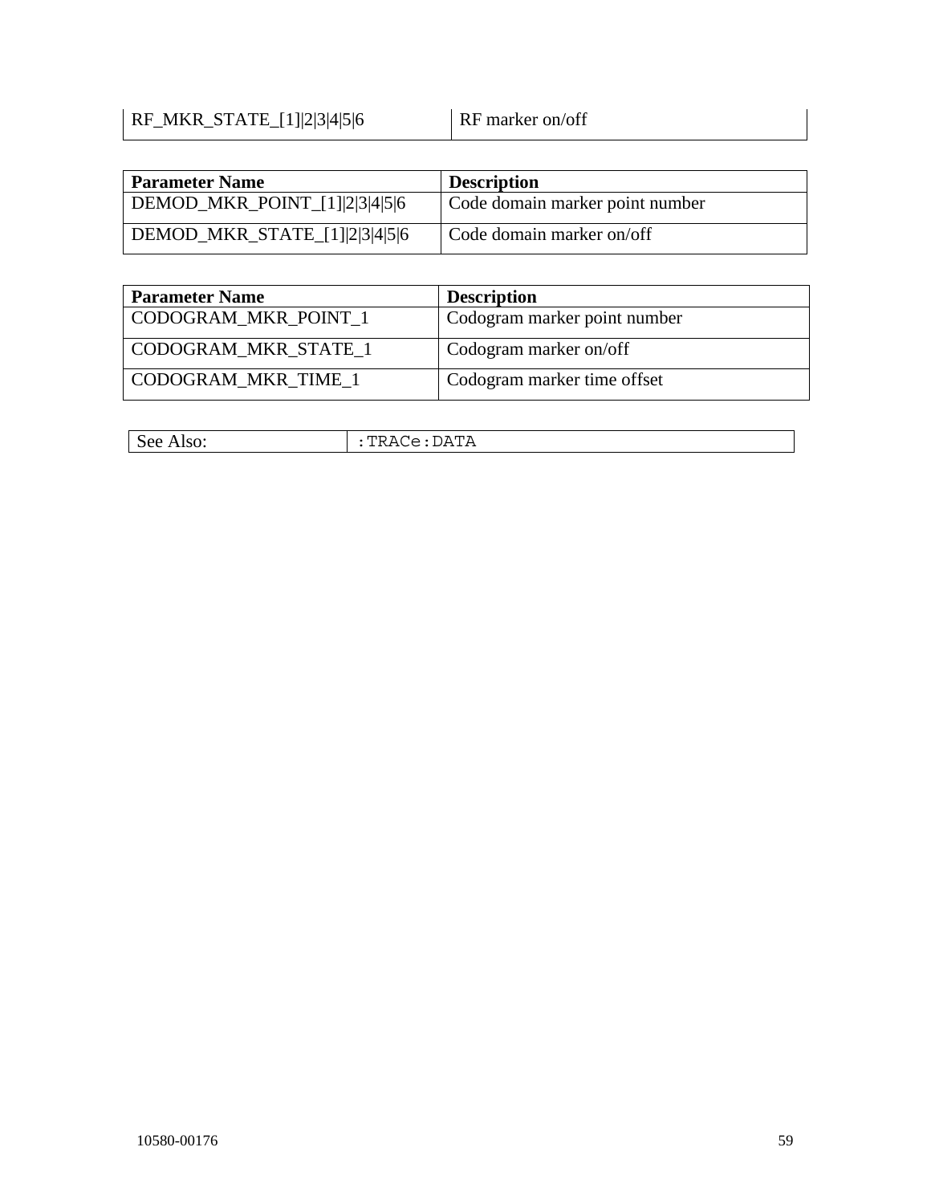| RF_MKR_STATE_[1]\|2\|3\|4\|5\|6 | RF marker on/off |
|---|---|

| **Parameter Name** | **Description** |
|---|---|
| DEMOD_MKR_POINT_[1]\|2\|3\|4\|5\|6 | Code domain marker point number |
| DEMOD_MKR_STATE_[1]\|2\|3\|4\|5\|6 | Code domain marker on/off |

| **Parameter Name** | **Description** |
|---|---|
| CODOGRAM_MKR_POINT_1 | Codogram marker point number |
| CODOGRAM_MKR_STATE_1 | Codogram marker on/off |
| CODOGRAM_MKR_TIME_1 | Codogram marker time offset |

| See Also: | `:TRACe:DATA` |
|---|---|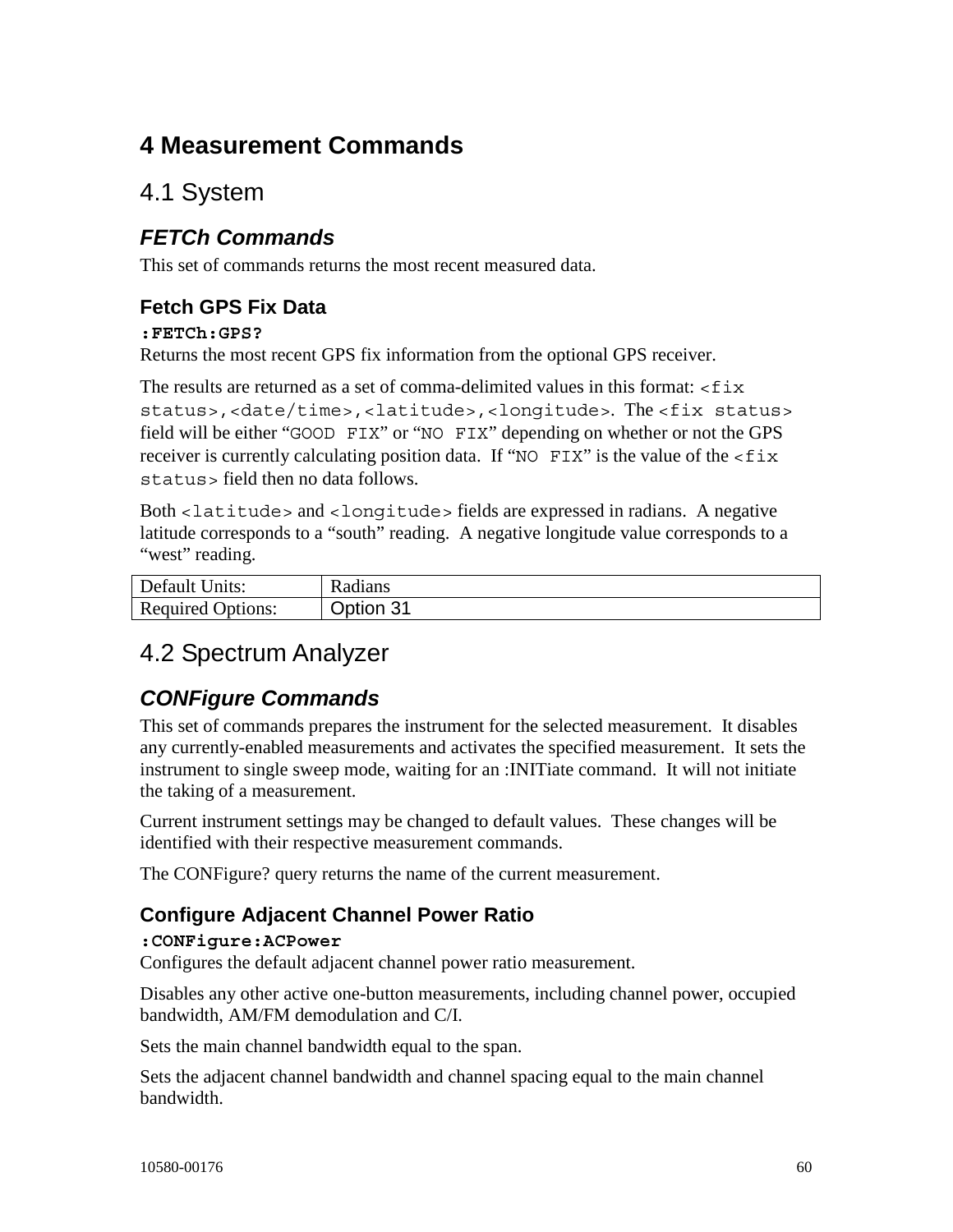# 4 Measurement Commands

## 4.1 System

### *FETCh Commands*

This set of commands returns the most recent measured data.

#### Fetch GPS Fix Data

**`:FETCh:GPS?`**

Returns the most recent GPS fix information from the optional GPS receiver.

The results are returned as a set of comma-delimited values in this format: `<fix status>,<date/time>,<latitude>,<longitude>`. The `<fix status>` field will be either "`GOOD FIX`" or "`NO FIX`" depending on whether or not the GPS receiver is currently calculating position data. If "`NO FIX`" is the value of the `<fix status>` field then no data follows.

Both `<latitude>` and `<longitude>` fields are expressed in radians. A negative latitude corresponds to a "south" reading. A negative longitude value corresponds to a "west" reading.

| Default Units: | Radians |
|---|---|
| Required Options: | Option 31 |

## 4.2 Spectrum Analyzer

### *CONFigure Commands*

This set of commands prepares the instrument for the selected measurement. It disables any currently-enabled measurements and activates the specified measurement. It sets the instrument to single sweep mode, waiting for an :INITiate command. It will not initiate the taking of a measurement.

Current instrument settings may be changed to default values. These changes will be identified with their respective measurement commands.

The CONFigure? query returns the name of the current measurement.

#### Configure Adjacent Channel Power Ratio

**`:CONFigure:ACPower`**

Configures the default adjacent channel power ratio measurement.

Disables any other active one-button measurements, including channel power, occupied bandwidth, AM/FM demodulation and C/I.

Sets the main channel bandwidth equal to the span.

Sets the adjacent channel bandwidth and channel spacing equal to the main channel bandwidth.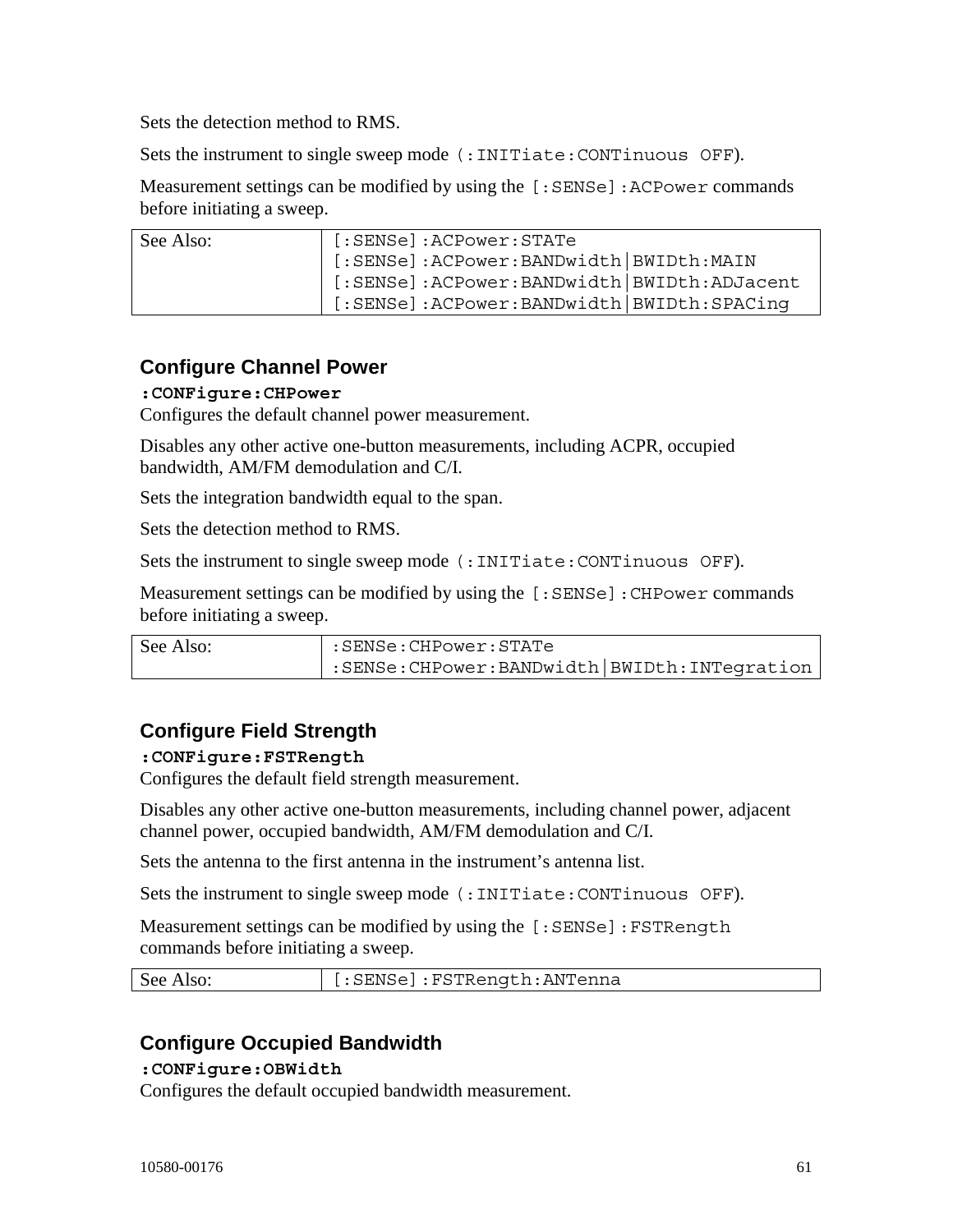Sets the detection method to RMS.

Sets the instrument to single sweep mode (`:INITiate:CONTinuous OFF`).

Measurement settings can be modified by using the `[:SENSe]:ACPower` commands before initiating a sweep.

| See Also: | [:SENSe]:ACPower:STATe<br>[:SENSe]:ACPower:BANDwidth\|BWIDth:MAIN<br>[:SENSe]:ACPower:BANDwidth\|BWIDth:ADJacent<br>[:SENSe]:ACPower:BANDwidth\|BWIDth:SPACing |
|---|---|

## Configure Channel Power

**`:CONFigure:CHPower`**

Configures the default channel power measurement.

Disables any other active one-button measurements, including ACPR, occupied bandwidth, AM/FM demodulation and C/I.

Sets the integration bandwidth equal to the span.

Sets the detection method to RMS.

Sets the instrument to single sweep mode (`:INITiate:CONTinuous OFF`).

Measurement settings can be modified by using the `[:SENSe]:CHPower` commands before initiating a sweep.

| See Also: | :SENSe:CHPower:STATe<br>:SENSe:CHPower:BANDwidth\|BWIDth:INTegration |
|---|---|

## Configure Field Strength

**`:CONFigure:FSTRength`**

Configures the default field strength measurement.

Disables any other active one-button measurements, including channel power, adjacent channel power, occupied bandwidth, AM/FM demodulation and C/I.

Sets the antenna to the first antenna in the instrument's antenna list.

Sets the instrument to single sweep mode (`:INITiate:CONTinuous OFF`).

Measurement settings can be modified by using the `[:SENSe]:FSTRength` commands before initiating a sweep.

| See Also: | [:SENSe]:FSTRength:ANTenna |
|---|---|

## Configure Occupied Bandwidth

**`:CONFigure:OBWidth`**

Configures the default occupied bandwidth measurement.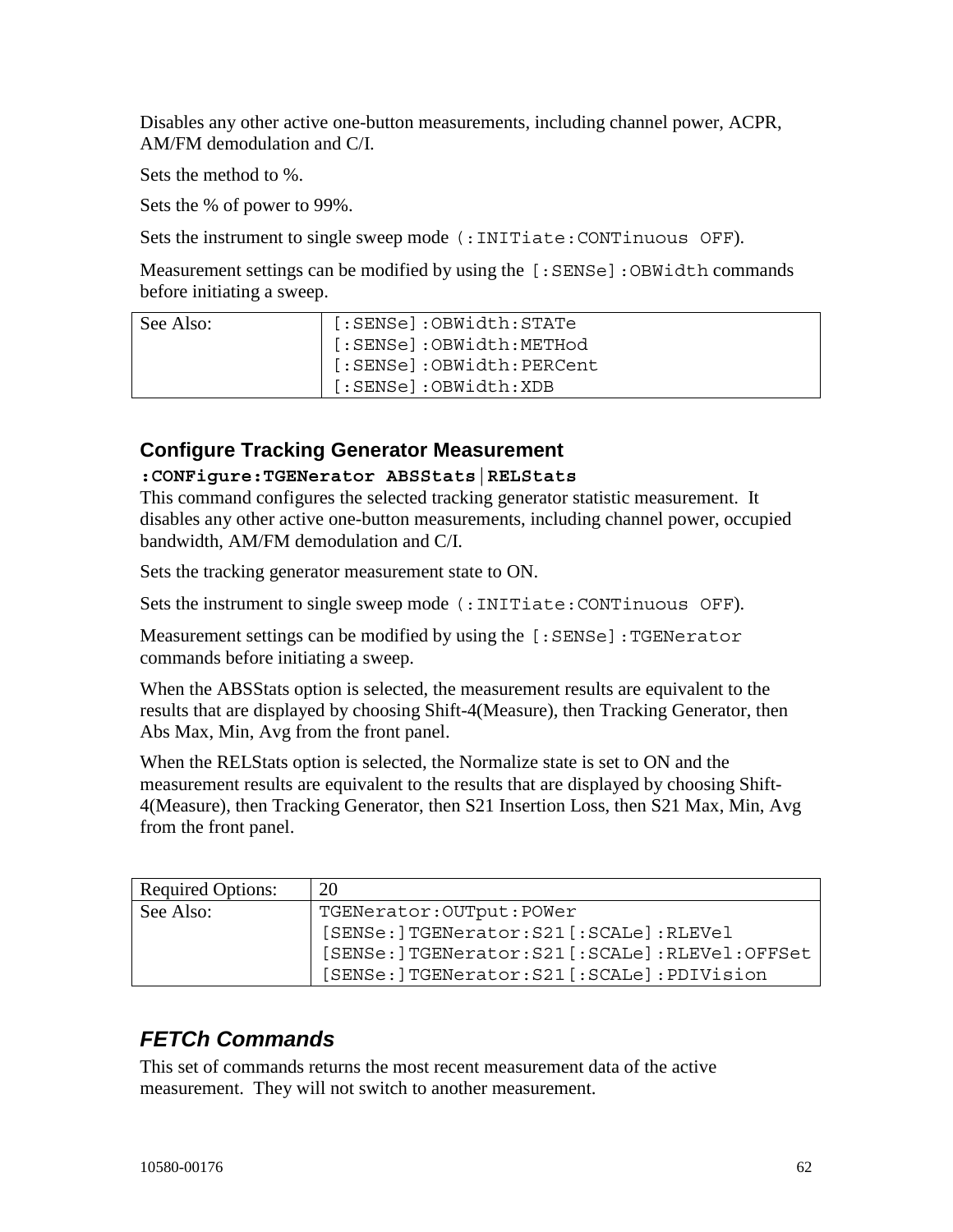Disables any other active one-button measurements, including channel power, ACPR, AM/FM demodulation and C/I.

Sets the method to %.

Sets the % of power to 99%.

Sets the instrument to single sweep mode (`:INITiate:CONTinuous OFF`).

Measurement settings can be modified by using the `[:SENSe]:OBWidth` commands before initiating a sweep.

| See Also: | [:SENSe]:OBWidth:STATe<br>[:SENSe]:OBWidth:METHod<br>[:SENSe]:OBWidth:PERCent<br>[:SENSe]:OBWidth:XDB |
|---|---|

### Configure Tracking Generator Measurement

**`:CONFigure:TGENerator ABSStats|RELStats`**

This command configures the selected tracking generator statistic measurement. It disables any other active one-button measurements, including channel power, occupied bandwidth, AM/FM demodulation and C/I.

Sets the tracking generator measurement state to ON.

Sets the instrument to single sweep mode (`:INITiate:CONTinuous OFF`).

Measurement settings can be modified by using the `[:SENSe]:TGENerator` commands before initiating a sweep.

When the ABSStats option is selected, the measurement results are equivalent to the results that are displayed by choosing Shift-4(Measure), then Tracking Generator, then Abs Max, Min, Avg from the front panel.

When the RELStats option is selected, the Normalize state is set to ON and the measurement results are equivalent to the results that are displayed by choosing Shift-4(Measure), then Tracking Generator, then S21 Insertion Loss, then S21 Max, Min, Avg from the front panel.

| Required Options: | 20 |
|---|---|
| See Also: | TGENerator:OUTput:POWer<br>[SENSe:]TGENerator:S21[:SCALe]:RLEVel<br>[SENSe:]TGENerator:S21[:SCALe]:RLEVel:OFFSet<br>[SENSe:]TGENerator:S21[:SCALe]:PDIVision |

## *FETCh Commands*

This set of commands returns the most recent measurement data of the active measurement. They will not switch to another measurement.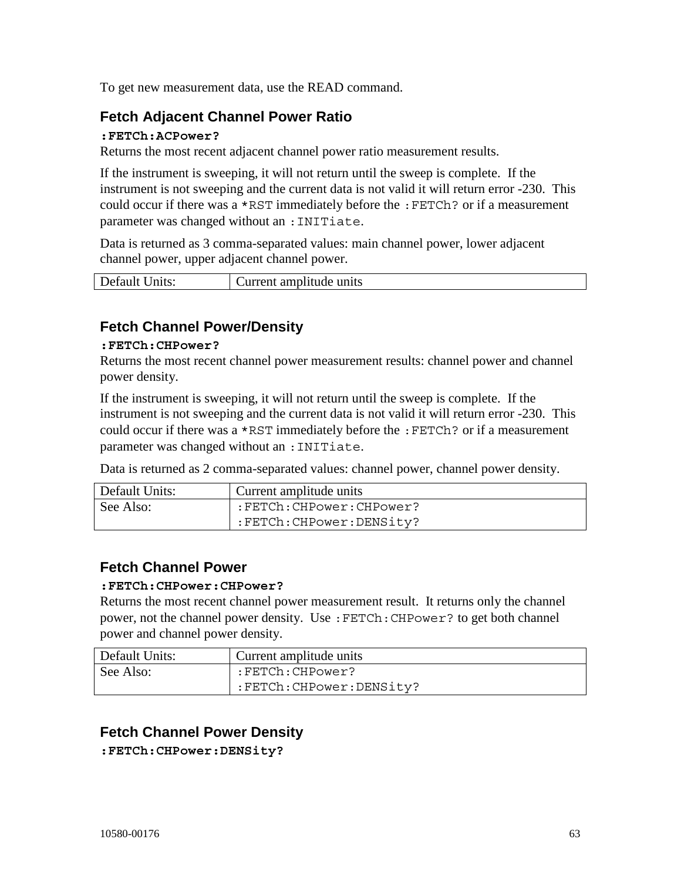To get new measurement data, use the READ command.

### Fetch Adjacent Channel Power Ratio

**`:FETCh:ACPower?`**

Returns the most recent adjacent channel power ratio measurement results.

If the instrument is sweeping, it will not return until the sweep is complete. If the instrument is not sweeping and the current data is not valid it will return error -230. This could occur if there was a `*RST` immediately before the `:FETCh?` or if a measurement parameter was changed without an `:INITiate`.

Data is returned as 3 comma-separated values: main channel power, lower adjacent channel power, upper adjacent channel power.

| Default Units: | Current amplitude units |
|---|---|

### Fetch Channel Power/Density

**`:FETCh:CHPower?`**

Returns the most recent channel power measurement results: channel power and channel power density.

If the instrument is sweeping, it will not return until the sweep is complete. If the instrument is not sweeping and the current data is not valid it will return error -230. This could occur if there was a `*RST` immediately before the `:FETCh?` or if a measurement parameter was changed without an `:INITiate`.

Data is returned as 2 comma-separated values: channel power, channel power density.

| Default Units: | Current amplitude units |
|---|---|
| See Also: | `:FETCh:CHPower:CHPower?` `:FETCh:CHPower:DENSity?` |

### Fetch Channel Power

**`:FETCh:CHPower:CHPower?`**

Returns the most recent channel power measurement result. It returns only the channel power, not the channel power density. Use `:FETCh:CHPower?` to get both channel power and channel power density.

| Default Units: | Current amplitude units |
|---|---|
| See Also: | `:FETCh:CHPower?` `:FETCh:CHPower:DENSity?` |

### Fetch Channel Power Density

**`:FETCh:CHPower:DENSity?`**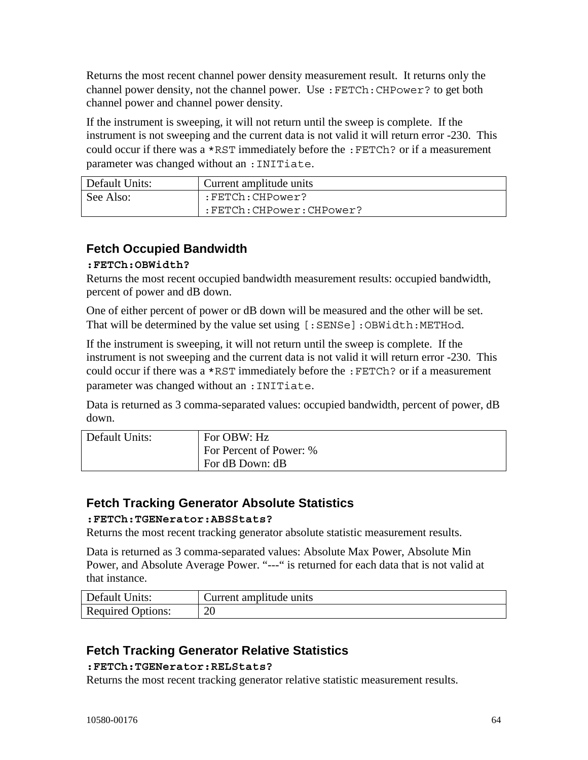Returns the most recent channel power density measurement result. It returns only the channel power density, not the channel power. Use `:FETCh:CHPower?` to get both channel power and channel power density.

If the instrument is sweeping, it will not return until the sweep is complete. If the instrument is not sweeping and the current data is not valid it will return error -230. This could occur if there was a `*RST` immediately before the `:FETCh?` or if a measurement parameter was changed without an `:INITiate`.

| Default Units: | Current amplitude units |
|---|---|
| See Also: | `:FETCh:CHPower?`<br>`:FETCh:CHPower:CHPower?` |

### Fetch Occupied Bandwidth

**`:FETCh:OBWidth?`**

Returns the most recent occupied bandwidth measurement results: occupied bandwidth, percent of power and dB down.

One of either percent of power or dB down will be measured and the other will be set. That will be determined by the value set using `[:SENSe]:OBWidth:METHod`.

If the instrument is sweeping, it will not return until the sweep is complete. If the instrument is not sweeping and the current data is not valid it will return error -230. This could occur if there was a `*RST` immediately before the `:FETCh?` or if a measurement parameter was changed without an `:INITiate`.

Data is returned as 3 comma-separated values: occupied bandwidth, percent of power, dB down.

| Default Units: | For OBW: Hz<br>For Percent of Power: %<br>For dB Down: dB |
|---|---|

### Fetch Tracking Generator Absolute Statistics

**`:FETCh:TGENerator:ABSStats?`**

Returns the most recent tracking generator absolute statistic measurement results.

Data is returned as 3 comma-separated values: Absolute Max Power, Absolute Min Power, and Absolute Average Power. “---“ is returned for each data that is not valid at that instance.

| Default Units: | Current amplitude units |
|---|---|
| Required Options: | 20 |

### Fetch Tracking Generator Relative Statistics

**`:FETCh:TGENerator:RELStats?`**

Returns the most recent tracking generator relative statistic measurement results.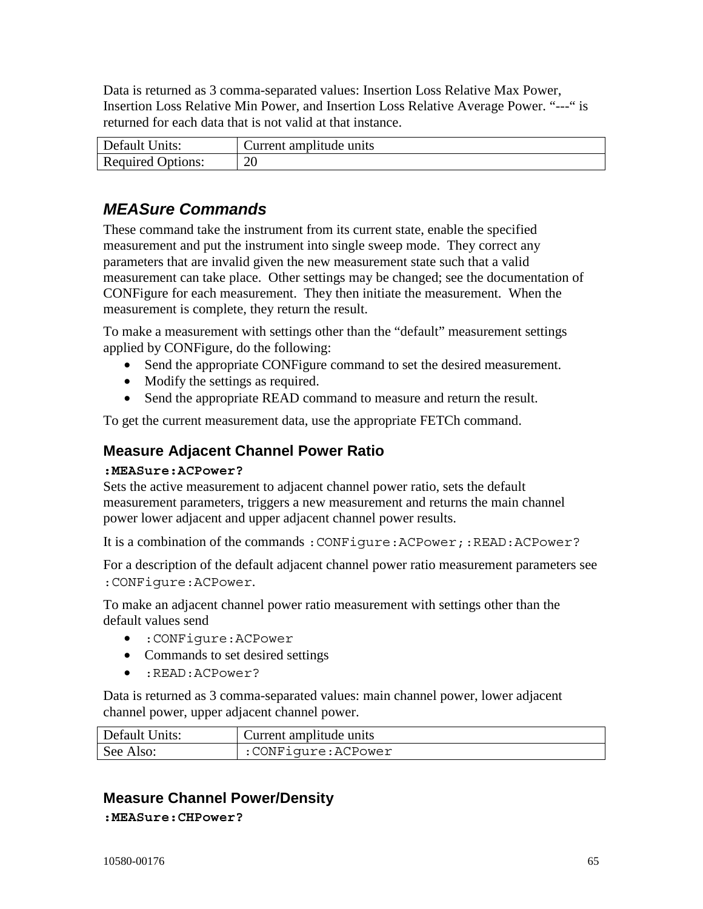Data is returned as 3 comma-separated values: Insertion Loss Relative Max Power, Insertion Loss Relative Min Power, and Insertion Loss Relative Average Power. "---" is returned for each data that is not valid at that instance.

| Default Units: | Current amplitude units |
|---|---|
| Required Options: | 20 |

## *MEASure Commands*

These command take the instrument from its current state, enable the specified measurement and put the instrument into single sweep mode. They correct any parameters that are invalid given the new measurement state such that a valid measurement can take place. Other settings may be changed; see the documentation of CONFigure for each measurement. They then initiate the measurement. When the measurement is complete, they return the result.

To make a measurement with settings other than the "default" measurement settings applied by CONFigure, do the following:

- Send the appropriate CONFigure command to set the desired measurement.
- Modify the settings as required.
- Send the appropriate READ command to measure and return the result.

To get the current measurement data, use the appropriate FETCh command.

### Measure Adjacent Channel Power Ratio

**`:MEASure:ACPower?`**

Sets the active measurement to adjacent channel power ratio, sets the default measurement parameters, triggers a new measurement and returns the main channel power lower adjacent and upper adjacent channel power results.

It is a combination of the commands `:CONFigure:ACPower;:READ:ACPower?`

For a description of the default adjacent channel power ratio measurement parameters see `:CONFigure:ACPower`.

To make an adjacent channel power ratio measurement with settings other than the default values send

- `:CONFigure:ACPower`
- Commands to set desired settings
- `:READ:ACPower?`

Data is returned as 3 comma-separated values: main channel power, lower adjacent channel power, upper adjacent channel power.

| Default Units: | Current amplitude units |
|---|---|
| See Also: | `:CONFigure:ACPower` |

### Measure Channel Power/Density

**`:MEASure:CHPower?`**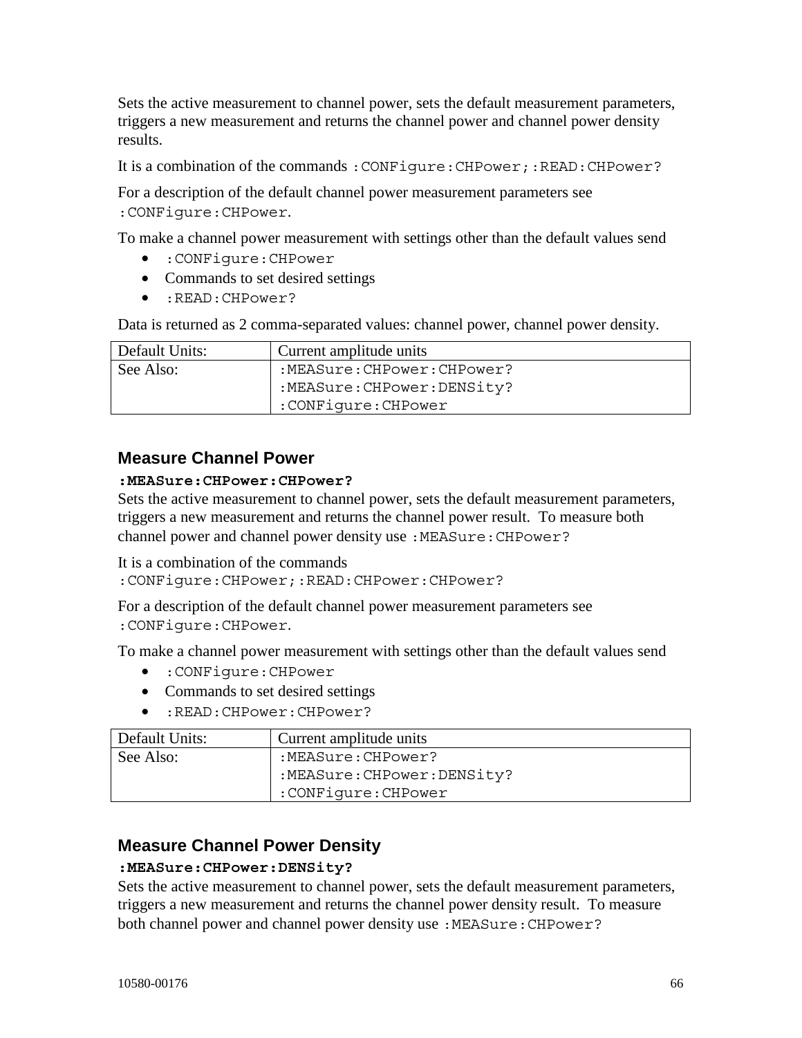Sets the active measurement to channel power, sets the default measurement parameters, triggers a new measurement and returns the channel power and channel power density results.

It is a combination of the commands `:CONFigure:CHPower;:READ:CHPower?`

For a description of the default channel power measurement parameters see `:CONFigure:CHPower`.

To make a channel power measurement with settings other than the default values send

- `:CONFigure:CHPower`
- Commands to set desired settings
- `:READ:CHPower?`

Data is returned as 2 comma-separated values: channel power, channel power density.

| Default Units: | Current amplitude units |
|---|---|
| See Also: | `:MEASure:CHPower:CHPower?`<br>`:MEASure:CHPower:DENSity?`<br>`:CONFigure:CHPower` |

### Measure Channel Power

**`:MEASure:CHPower:CHPower?`**

Sets the active measurement to channel power, sets the default measurement parameters, triggers a new measurement and returns the channel power result. To measure both channel power and channel power density use `:MEASure:CHPower?`

It is a combination of the commands `:CONFigure:CHPower;:READ:CHPower:CHPower?`

For a description of the default channel power measurement parameters see `:CONFigure:CHPower`.

To make a channel power measurement with settings other than the default values send

- `:CONFigure:CHPower`
- Commands to set desired settings
- `:READ:CHPower:CHPower?`

| Default Units: | Current amplitude units |
|---|---|
| See Also: | `:MEASure:CHPower?`<br>`:MEASure:CHPower:DENSity?`<br>`:CONFigure:CHPower` |

### Measure Channel Power Density

**`:MEASure:CHPower:DENSity?`**

Sets the active measurement to channel power, sets the default measurement parameters, triggers a new measurement and returns the channel power density result. To measure both channel power and channel power density use `:MEASure:CHPower?`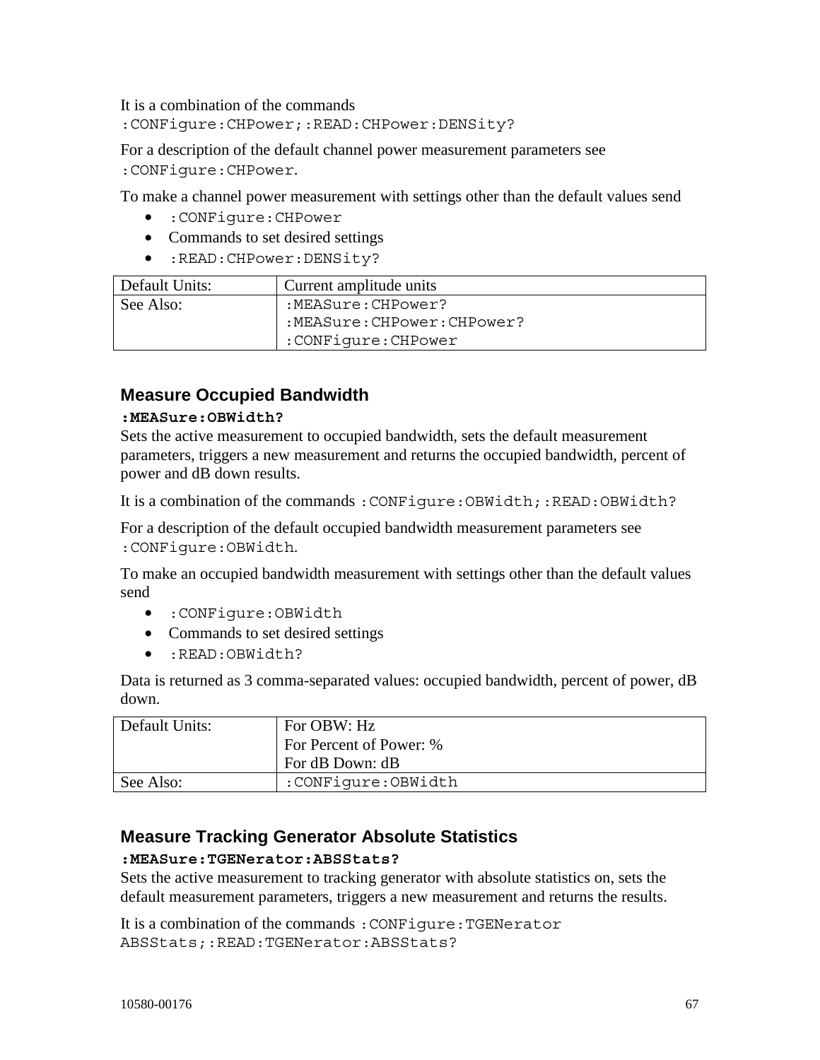It is a combination of the commands
`:CONFigure:CHPower;:READ:CHPower:DENSity?`

For a description of the default channel power measurement parameters see `:CONFigure:CHPower`.

To make a channel power measurement with settings other than the default values send

- `:CONFigure:CHPower`
- Commands to set desired settings
- `:READ:CHPower:DENSity?`

| Default Units: | Current amplitude units |
|---|---|
| See Also: | `:MEASure:CHPower?`<br>`:MEASure:CHPower:CHPower?`<br>`:CONFigure:CHPower` |

### Measure Occupied Bandwidth

**`:MEASure:OBWidth?`**

Sets the active measurement to occupied bandwidth, sets the default measurement parameters, triggers a new measurement and returns the occupied bandwidth, percent of power and dB down results.

It is a combination of the commands `:CONFigure:OBWidth;:READ:OBWidth?`

For a description of the default occupied bandwidth measurement parameters see `:CONFigure:OBWidth`.

To make an occupied bandwidth measurement with settings other than the default values send

- `:CONFigure:OBWidth`
- Commands to set desired settings
- `:READ:OBWidth?`

Data is returned as 3 comma-separated values: occupied bandwidth, percent of power, dB down.

| Default Units: | For OBW: Hz<br>For Percent of Power: %<br>For dB Down: dB |
|---|---|
| See Also: | `:CONFigure:OBWidth` |

### Measure Tracking Generator Absolute Statistics

**`:MEASure:TGENerator:ABSStats?`**

Sets the active measurement to tracking generator with absolute statistics on, sets the default measurement parameters, triggers a new measurement and returns the results.

It is a combination of the commands `:CONFigure:TGENerator ABSStats;:READ:TGENerator:ABSStats?`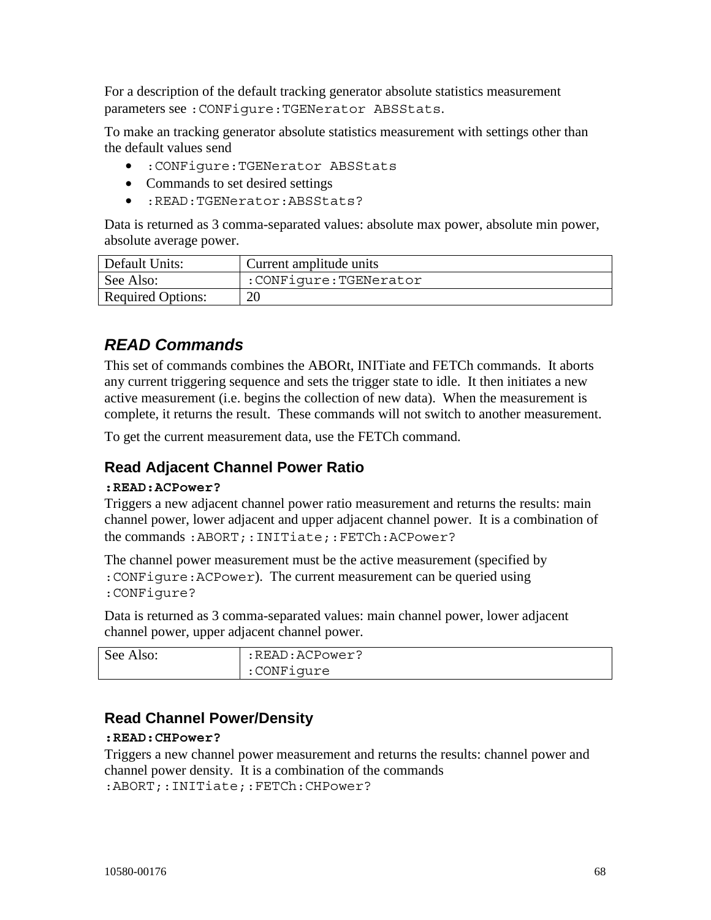For a description of the default tracking generator absolute statistics measurement parameters see `:CONFigure:TGENerator ABSStats`.

To make an tracking generator absolute statistics measurement with settings other than the default values send

- `:CONFigure:TGENerator ABSStats`
- Commands to set desired settings
- `:READ:TGENerator:ABSStats?`

Data is returned as 3 comma-separated values: absolute max power, absolute min power, absolute average power.

| | |
|---|---|
| Default Units: | Current amplitude units |
| See Also: | `:CONFigure:TGENerator` |
| Required Options: | 20 |

## *READ Commands*

This set of commands combines the ABORt, INITiate and FETCh commands. It aborts any current triggering sequence and sets the trigger state to idle. It then initiates a new active measurement (i.e. begins the collection of new data). When the measurement is complete, it returns the result. These commands will not switch to another measurement.

To get the current measurement data, use the FETCh command.

### Read Adjacent Channel Power Ratio

**`:READ:ACPower?`**

Triggers a new adjacent channel power ratio measurement and returns the results: main channel power, lower adjacent and upper adjacent channel power. It is a combination of the commands `:ABORT;:INITiate;:FETCh:ACPower?`

The channel power measurement must be the active measurement (specified by `:CONFigure:ACPower`). The current measurement can be queried using `:CONFigure?`

Data is returned as 3 comma-separated values: main channel power, lower adjacent channel power, upper adjacent channel power.

| | |
|---|---|
| See Also: | `:READ:ACPower?`<br>`:CONFigure` |

### Read Channel Power/Density

**`:READ:CHPower?`**

Triggers a new channel power measurement and returns the results: channel power and channel power density. It is a combination of the commands `:ABORT;:INITiate;:FETCh:CHPower?`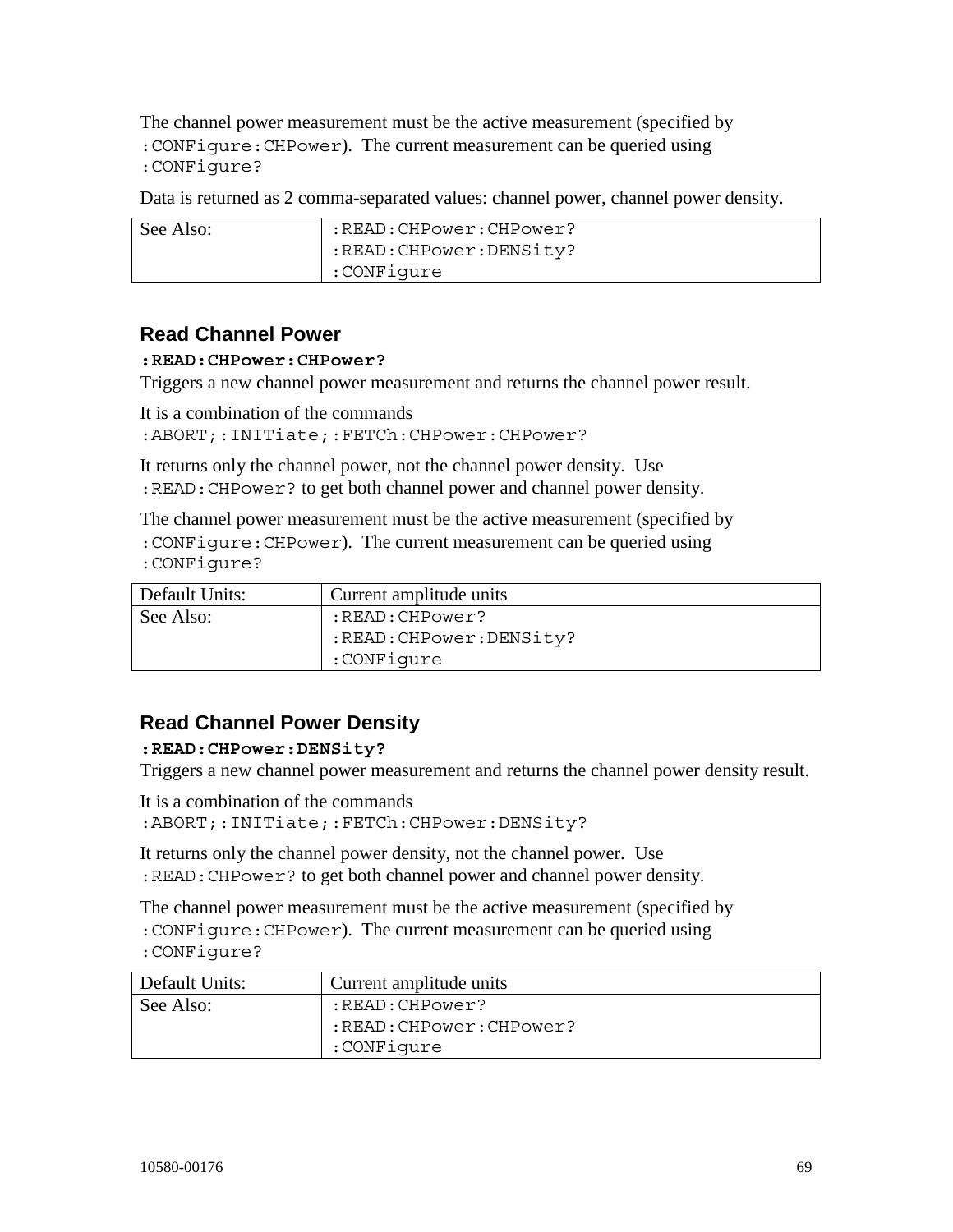The channel power measurement must be the active measurement (specified by `:CONFigure:CHPower`). The current measurement can be queried using `:CONFigure?`

Data is returned as 2 comma-separated values: channel power, channel power density.

| | |
|---|---|
| See Also: | `:READ:CHPower:CHPower?`<br>`:READ:CHPower:DENSity?`<br>`:CONFigure` |

## Read Channel Power

**`:READ:CHPower:CHPower?`**

Triggers a new channel power measurement and returns the channel power result.

It is a combination of the commands `:ABORT;:INITiate;:FETCh:CHPower:CHPower?`

It returns only the channel power, not the channel power density. Use `:READ:CHPower?` to get both channel power and channel power density.

The channel power measurement must be the active measurement (specified by `:CONFigure:CHPower`). The current measurement can be queried using `:CONFigure?`

| | |
|---|---|
| Default Units: | Current amplitude units |
| See Also: | `:READ:CHPower?`<br>`:READ:CHPower:DENSity?`<br>`:CONFigure` |

## Read Channel Power Density

**`:READ:CHPower:DENSity?`**

Triggers a new channel power measurement and returns the channel power density result.

It is a combination of the commands `:ABORT;:INITiate;:FETCh:CHPower:DENSity?`

It returns only the channel power density, not the channel power. Use `:READ:CHPower?` to get both channel power and channel power density.

The channel power measurement must be the active measurement (specified by `:CONFigure:CHPower`). The current measurement can be queried using `:CONFigure?`

| | |
|---|---|
| Default Units: | Current amplitude units |
| See Also: | `:READ:CHPower?`<br>`:READ:CHPower:CHPower?`<br>`:CONFigure` |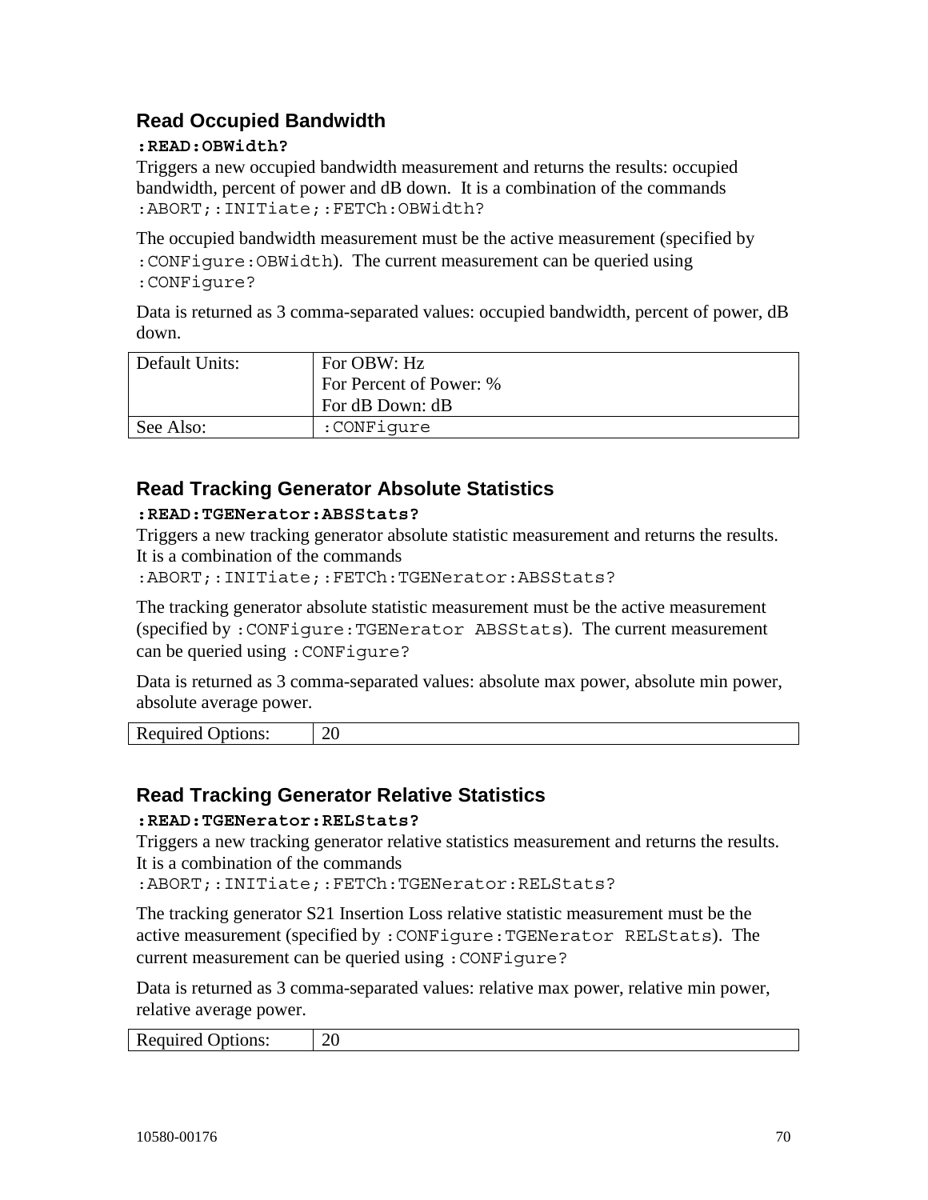### Read Occupied Bandwidth

**:READ:OBWidth?**

Triggers a new occupied bandwidth measurement and returns the results: occupied bandwidth, percent of power and dB down. It is a combination of the commands `:ABORT;:INITiate;:FETCh:OBWidth?`

The occupied bandwidth measurement must be the active measurement (specified by `:CONFigure:OBWidth`). The current measurement can be queried using `:CONFigure?`

Data is returned as 3 comma-separated values: occupied bandwidth, percent of power, dB down.

| | |
|---|---|
| Default Units: | For OBW: Hz<br>For Percent of Power: %<br>For dB Down: dB |
| See Also: | `:CONFigure` |

### Read Tracking Generator Absolute Statistics

**:READ:TGENerator:ABSStats?**

Triggers a new tracking generator absolute statistic measurement and returns the results. It is a combination of the commands `:ABORT;:INITiate;:FETCh:TGENerator:ABSStats?`

The tracking generator absolute statistic measurement must be the active measurement (specified by `:CONFigure:TGENerator ABSStats`). The current measurement can be queried using `:CONFigure?`

Data is returned as 3 comma-separated values: absolute max power, absolute min power, absolute average power.

| | |
|---|---|
| Required Options: | 20 |

### Read Tracking Generator Relative Statistics

**:READ:TGENerator:RELStats?**

Triggers a new tracking generator relative statistics measurement and returns the results. It is a combination of the commands `:ABORT;:INITiate;:FETCh:TGENerator:RELStats?`

The tracking generator S21 Insertion Loss relative statistic measurement must be the active measurement (specified by `:CONFigure:TGENerator RELStats`). The current measurement can be queried using `:CONFigure?`

Data is returned as 3 comma-separated values: relative max power, relative min power, relative average power.

| | |
|---|---|
| Required Options: | 20 |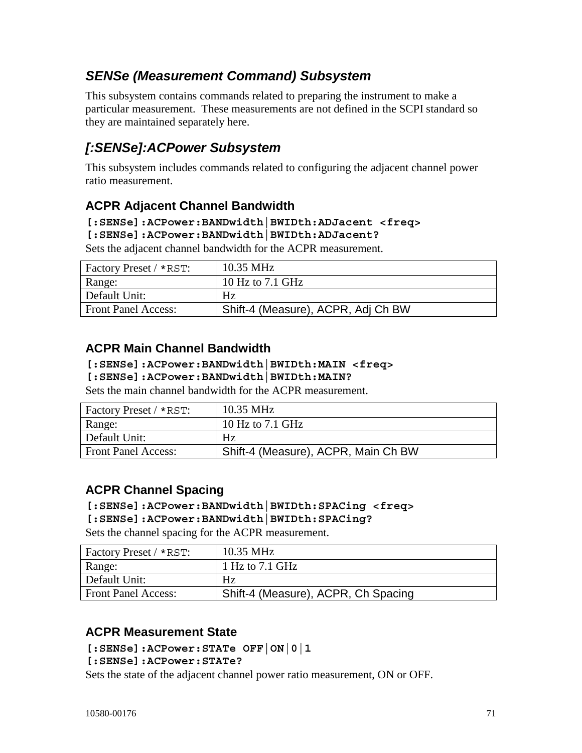## *SENSe (Measurement Command) Subsystem*

This subsystem contains commands related to preparing the instrument to make a particular measurement. These measurements are not defined in the SCPI standard so they are maintained separately here.

## *[:SENSe]:ACPower Subsystem*

This subsystem includes commands related to configuring the adjacent channel power ratio measurement.

### ACPR Adjacent Channel Bandwidth

**[:SENSe]:ACPower:BANDwidth|BWIDth:ADJacent <freq>**
**[:SENSe]:ACPower:BANDwidth|BWIDth:ADJacent?**

Sets the adjacent channel bandwidth for the ACPR measurement.

| Factory Preset / *RST: | 10.35 MHz |
|---|---|
| Range: | 10 Hz to 7.1 GHz |
| Default Unit: | Hz |
| Front Panel Access: | Shift-4 (Measure), ACPR, Adj Ch BW |

### ACPR Main Channel Bandwidth

**[:SENSe]:ACPower:BANDwidth|BWIDth:MAIN <freq>**
**[:SENSe]:ACPower:BANDwidth|BWIDth:MAIN?**

Sets the main channel bandwidth for the ACPR measurement.

| Factory Preset / *RST: | 10.35 MHz |
|---|---|
| Range: | 10 Hz to 7.1 GHz |
| Default Unit: | Hz |
| Front Panel Access: | Shift-4 (Measure), ACPR, Main Ch BW |

### ACPR Channel Spacing

**[:SENSe]:ACPower:BANDwidth|BWIDth:SPACing <freq>**
**[:SENSe]:ACPower:BANDwidth|BWIDth:SPACing?**

Sets the channel spacing for the ACPR measurement.

| Factory Preset / *RST: | 10.35 MHz |
|---|---|
| Range: | 1 Hz to 7.1 GHz |
| Default Unit: | Hz |
| Front Panel Access: | Shift-4 (Measure), ACPR, Ch Spacing |

### ACPR Measurement State

**[:SENSe]:ACPower:STATe OFF|ON|0|1**
**[:SENSe]:ACPower:STATe?**

Sets the state of the adjacent channel power ratio measurement, ON or OFF.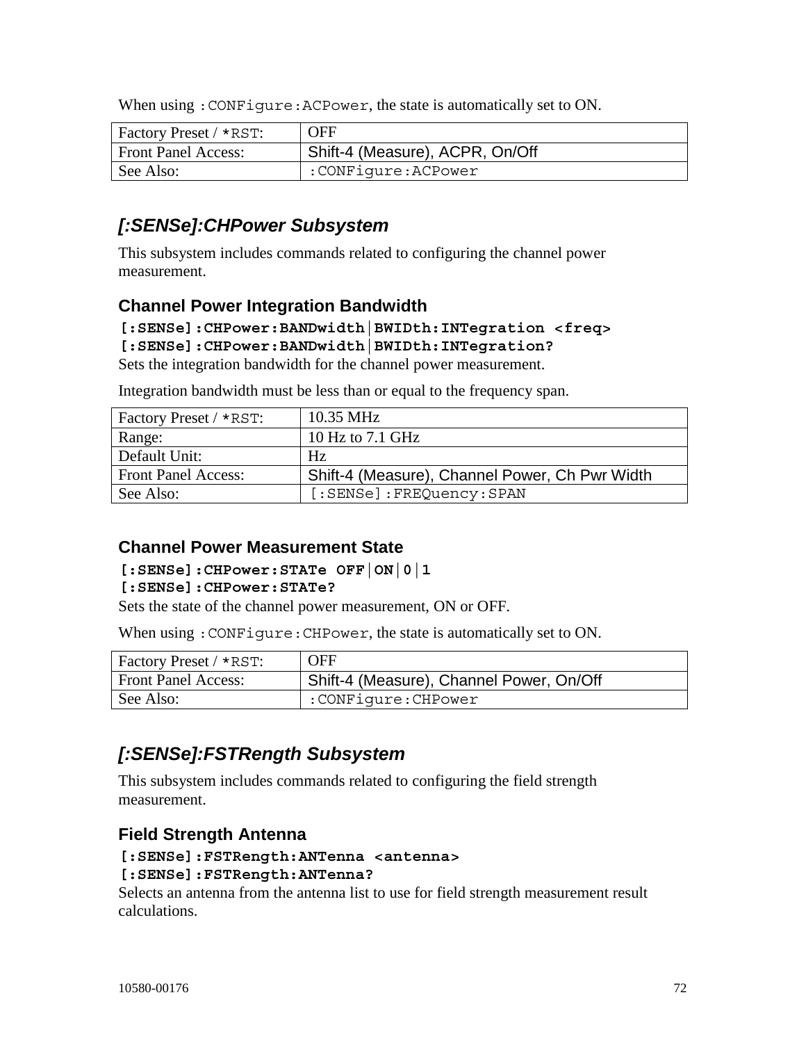When using `:CONFigure:ACPower`, the state is automatically set to ON.

| | |
|---|---|
| Factory Preset / `*RST`: | OFF |
| Front Panel Access: | Shift-4 (Measure), ACPR, On/Off |
| See Also: | `:CONFigure:ACPower` |

## *[:SENSe]:CHPower Subsystem*

This subsystem includes commands related to configuring the channel power measurement.

### Channel Power Integration Bandwidth

**`[:SENSe]:CHPower:BANDwidth|BWIDth:INTegration <freq>`**
**`[:SENSe]:CHPower:BANDwidth|BWIDth:INTegration?`**
Sets the integration bandwidth for the channel power measurement.

Integration bandwidth must be less than or equal to the frequency span.

| | |
|---|---|
| Factory Preset / `*RST`: | 10.35 MHz |
| Range: | 10 Hz to 7.1 GHz |
| Default Unit: | Hz |
| Front Panel Access: | Shift-4 (Measure), Channel Power, Ch Pwr Width |
| See Also: | `[:SENSe]:FREQuency:SPAN` |

### Channel Power Measurement State

**`[:SENSe]:CHPower:STATe OFF|ON|0|1`**
**`[:SENSe]:CHPower:STATe?`**
Sets the state of the channel power measurement, ON or OFF.

When using `:CONFigure:CHPower`, the state is automatically set to ON.

| | |
|---|---|
| Factory Preset / `*RST`: | OFF |
| Front Panel Access: | Shift-4 (Measure), Channel Power, On/Off |
| See Also: | `:CONFigure:CHPower` |

## *[:SENSe]:FSTRength Subsystem*

This subsystem includes commands related to configuring the field strength measurement.

### Field Strength Antenna

**`[:SENSe]:FSTRength:ANTenna <antenna>`**
**`[:SENSe]:FSTRength:ANTenna?`**
Selects an antenna from the antenna list to use for field strength measurement result calculations.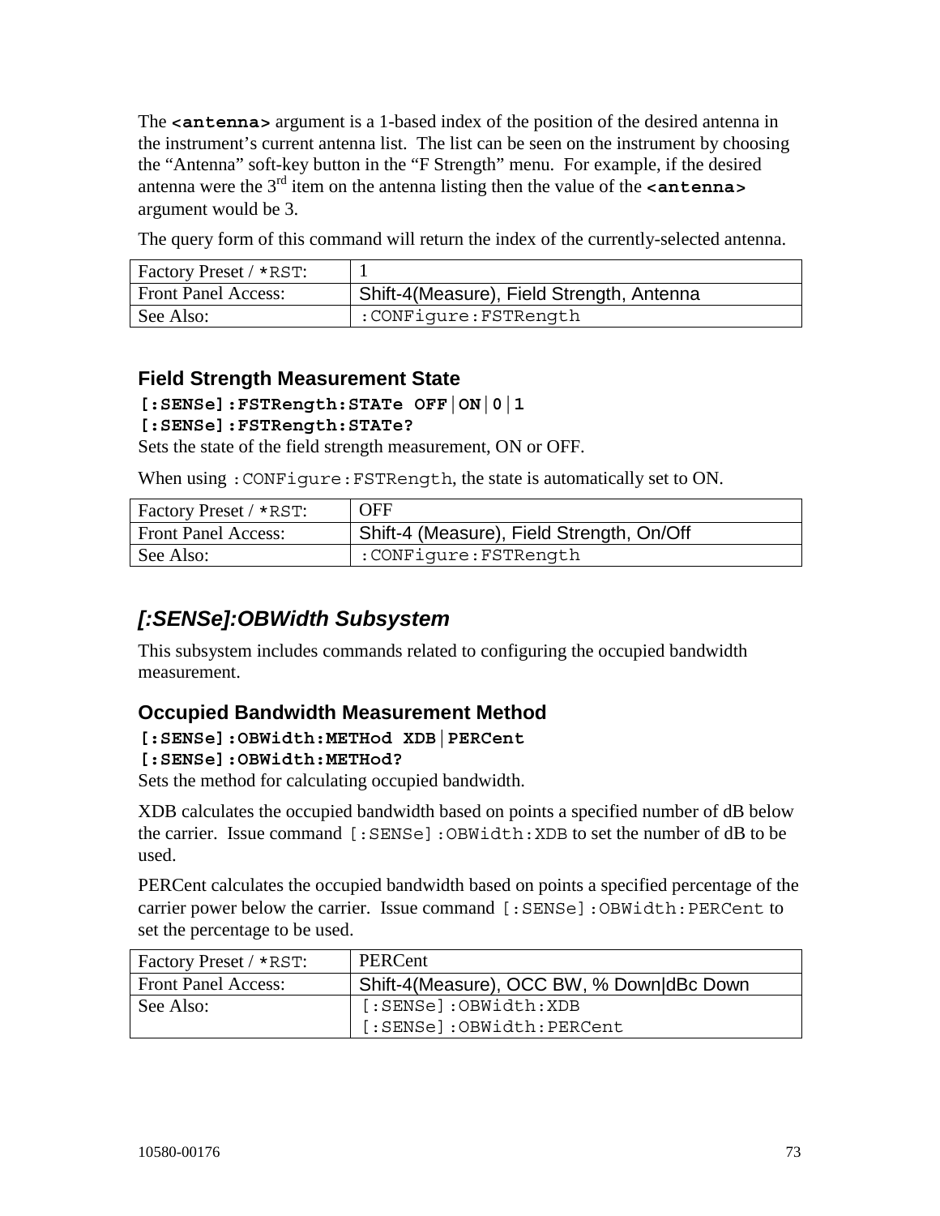The **`<antenna>`** argument is a 1-based index of the position of the desired antenna in the instrument's current antenna list. The list can be seen on the instrument by choosing the "Antenna" soft-key button in the "F Strength" menu. For example, if the desired antenna were the 3rd item on the antenna listing then the value of the **`<antenna>`** argument would be 3.

The query form of this command will return the index of the currently-selected antenna.

| Factory Preset / `*RST`: | 1 |
|---|---|
| Front Panel Access: | Shift-4(Measure), Field Strength, Antenna |
| See Also: | `:CONFigure:FSTRength` |

### Field Strength Measurement State

**`[:SENSe]:FSTRength:STATe OFF|ON|0|1`**
**`[:SENSe]:FSTRength:STATe?`**
Sets the state of the field strength measurement, ON or OFF.

When using `:CONFigure:FSTRength`, the state is automatically set to ON.

| Factory Preset / `*RST`: | OFF |
|---|---|
| Front Panel Access: | Shift-4 (Measure), Field Strength, On/Off |
| See Also: | `:CONFigure:FSTRength` |

## *[:SENSe]:OBWidth Subsystem*

This subsystem includes commands related to configuring the occupied bandwidth measurement.

### Occupied Bandwidth Measurement Method

**`[:SENSe]:OBWidth:METHod XDB|PERCent`**
**`[:SENSe]:OBWidth:METHod?`**
Sets the method for calculating occupied bandwidth.

XDB calculates the occupied bandwidth based on points a specified number of dB below the carrier. Issue command `[:SENSe]:OBWidth:XDB` to set the number of dB to be used.

PERCent calculates the occupied bandwidth based on points a specified percentage of the carrier power below the carrier. Issue command `[:SENSe]:OBWidth:PERCent` to set the percentage to be used.

| Factory Preset / `*RST`: | PERCent |
|---|---|
| Front Panel Access: | Shift-4(Measure), OCC BW, % Down\|dBc Down |
| See Also: | `[:SENSe]:OBWidth:XDB` `[:SENSe]:OBWidth:PERCent` |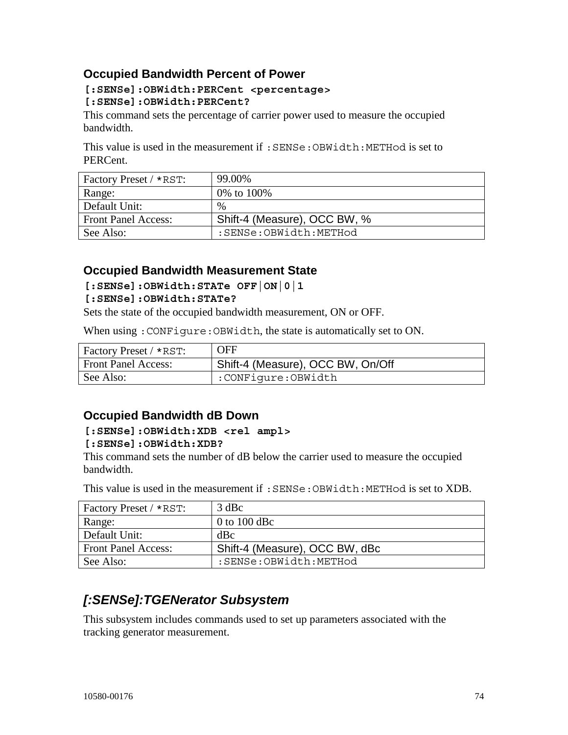### Occupied Bandwidth Percent of Power

**[:SENSe]:OBWidth:PERCent <percentage>**
**[:SENSe]:OBWidth:PERCent?**

This command sets the percentage of carrier power used to measure the occupied bandwidth.

This value is used in the measurement if `:SENSe:OBWidth:METHod` is set to PERCent.

| Factory Preset / `*RST`: | 99.00% |
|---|---|
| Range: | 0% to 100% |
| Default Unit: | % |
| Front Panel Access: | Shift-4 (Measure), OCC BW, % |
| See Also: | `:SENSe:OBWidth:METHod` |

### Occupied Bandwidth Measurement State

**[:SENSe]:OBWidth:STATe OFF|ON|0|1**
**[:SENSe]:OBWidth:STATe?**

Sets the state of the occupied bandwidth measurement, ON or OFF.

When using `:CONFigure:OBWidth`, the state is automatically set to ON.

| Factory Preset / `*RST`: | OFF |
|---|---|
| Front Panel Access: | Shift-4 (Measure), OCC BW, On/Off |
| See Also: | `:CONFigure:OBWidth` |

### Occupied Bandwidth dB Down

**[:SENSe]:OBWidth:XDB <rel ampl>**
**[:SENSe]:OBWidth:XDB?**

This command sets the number of dB below the carrier used to measure the occupied bandwidth.

This value is used in the measurement if `:SENSe:OBWidth:METHod` is set to XDB.

| Factory Preset / `*RST`: | 3 dBc |
|---|---|
| Range: | 0 to 100 dBc |
| Default Unit: | dBc |
| Front Panel Access: | Shift-4 (Measure), OCC BW, dBc |
| See Also: | `:SENSe:OBWidth:METHod` |

## *[:SENSe]:TGENerator Subsystem*

This subsystem includes commands used to set up parameters associated with the tracking generator measurement.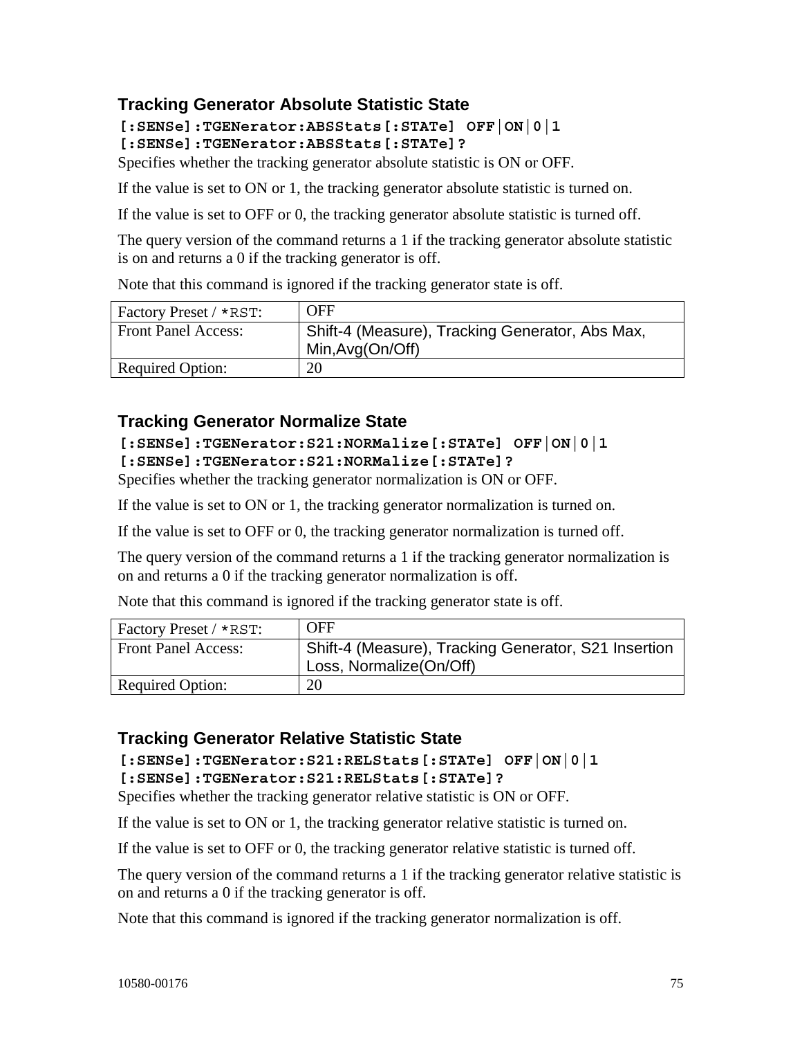### Tracking Generator Absolute Statistic State

**[:SENSe]:TGENerator:ABSStats[:STATe] OFF|ON|0|1**
**[:SENSe]:TGENerator:ABSStats[:STATe]?**

Specifies whether the tracking generator absolute statistic is ON or OFF.

If the value is set to ON or 1, the tracking generator absolute statistic is turned on.

If the value is set to OFF or 0, the tracking generator absolute statistic is turned off.

The query version of the command returns a 1 if the tracking generator absolute statistic is on and returns a 0 if the tracking generator is off.

Note that this command is ignored if the tracking generator state is off.

| Factory Preset / *RST: | OFF |
|---|---|
| Front Panel Access: | Shift-4 (Measure), Tracking Generator, Abs Max, Min,Avg(On/Off) |
| Required Option: | 20 |

### Tracking Generator Normalize State

**[:SENSe]:TGENerator:S21:NORMalize[:STATe] OFF|ON|0|1**
**[:SENSe]:TGENerator:S21:NORMalize[:STATe]?**

Specifies whether the tracking generator normalization is ON or OFF.

If the value is set to ON or 1, the tracking generator normalization is turned on.

If the value is set to OFF or 0, the tracking generator normalization is turned off.

The query version of the command returns a 1 if the tracking generator normalization is on and returns a 0 if the tracking generator normalization is off.

Note that this command is ignored if the tracking generator state is off.

| Factory Preset / *RST: | OFF |
|---|---|
| Front Panel Access: | Shift-4 (Measure), Tracking Generator, S21 Insertion Loss, Normalize(On/Off) |
| Required Option: | 20 |

### Tracking Generator Relative Statistic State

**[:SENSe]:TGENerator:S21:RELStats[:STATe] OFF|ON|0|1**
**[:SENSe]:TGENerator:S21:RELStats[:STATe]?**

Specifies whether the tracking generator relative statistic is ON or OFF.

If the value is set to ON or 1, the tracking generator relative statistic is turned on.

If the value is set to OFF or 0, the tracking generator relative statistic is turned off.

The query version of the command returns a 1 if the tracking generator relative statistic is on and returns a 0 if the tracking generator is off.

Note that this command is ignored if the tracking generator normalization is off.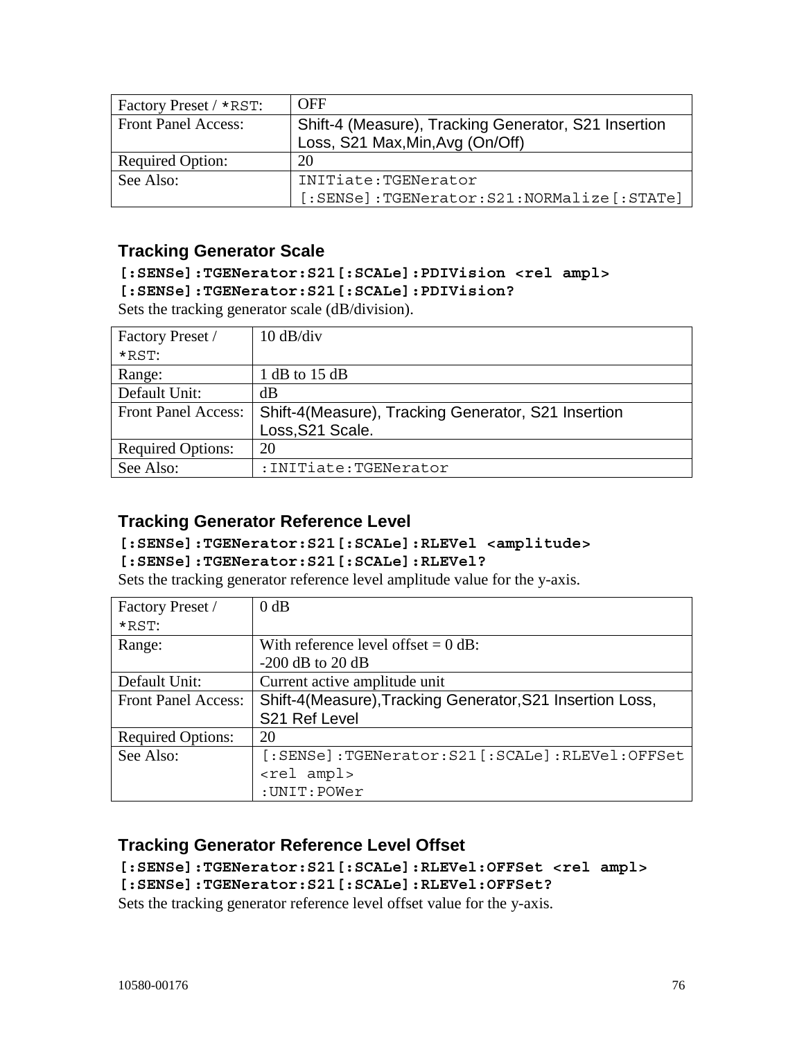| Factory Preset / *RST: | OFF |
|---|---|
| Front Panel Access: | Shift-4 (Measure), Tracking Generator, S21 Insertion Loss, S21 Max,Min,Avg (On/Off) |
| Required Option: | 20 |
| See Also: | INITiate:TGENerator<br>[:SENSe]:TGENerator:S21:NORMalize[:STATe] |

### Tracking Generator Scale

**[:SENSe]:TGENerator:S21[:SCALe]:PDIVision <rel ampl>**
**[:SENSe]:TGENerator:S21[:SCALe]:PDIVision?**

Sets the tracking generator scale (dB/division).

| Factory Preset / *RST: | 10 dB/div |
|---|---|
| Range: | 1 dB to 15 dB |
| Default Unit: | dB |
| Front Panel Access: | Shift-4(Measure), Tracking Generator, S21 Insertion Loss,S21 Scale. |
| Required Options: | 20 |
| See Also: | :INITiate:TGENerator |

### Tracking Generator Reference Level

**[:SENSe]:TGENerator:S21[:SCALe]:RLEVel <amplitude>**
**[:SENSe]:TGENerator:S21[:SCALe]:RLEVel?**

Sets the tracking generator reference level amplitude value for the y-axis.

| Factory Preset / *RST: | 0 dB |
|---|---|
| Range: | With reference level offset = 0 dB:<br>-200 dB to 20 dB |
| Default Unit: | Current active amplitude unit |
| Front Panel Access: | Shift-4(Measure),Tracking Generator,S21 Insertion Loss, S21 Ref Level |
| Required Options: | 20 |
| See Also: | [:SENSe]:TGENerator:S21[:SCALe]:RLEVel:OFFSet <rel ampl><br>:UNIT:POWer |

### Tracking Generator Reference Level Offset

**[:SENSe]:TGENerator:S21[:SCALe]:RLEVel:OFFSet <rel ampl>**
**[:SENSe]:TGENerator:S21[:SCALe]:RLEVel:OFFSet?**

Sets the tracking generator reference level offset value for the y-axis.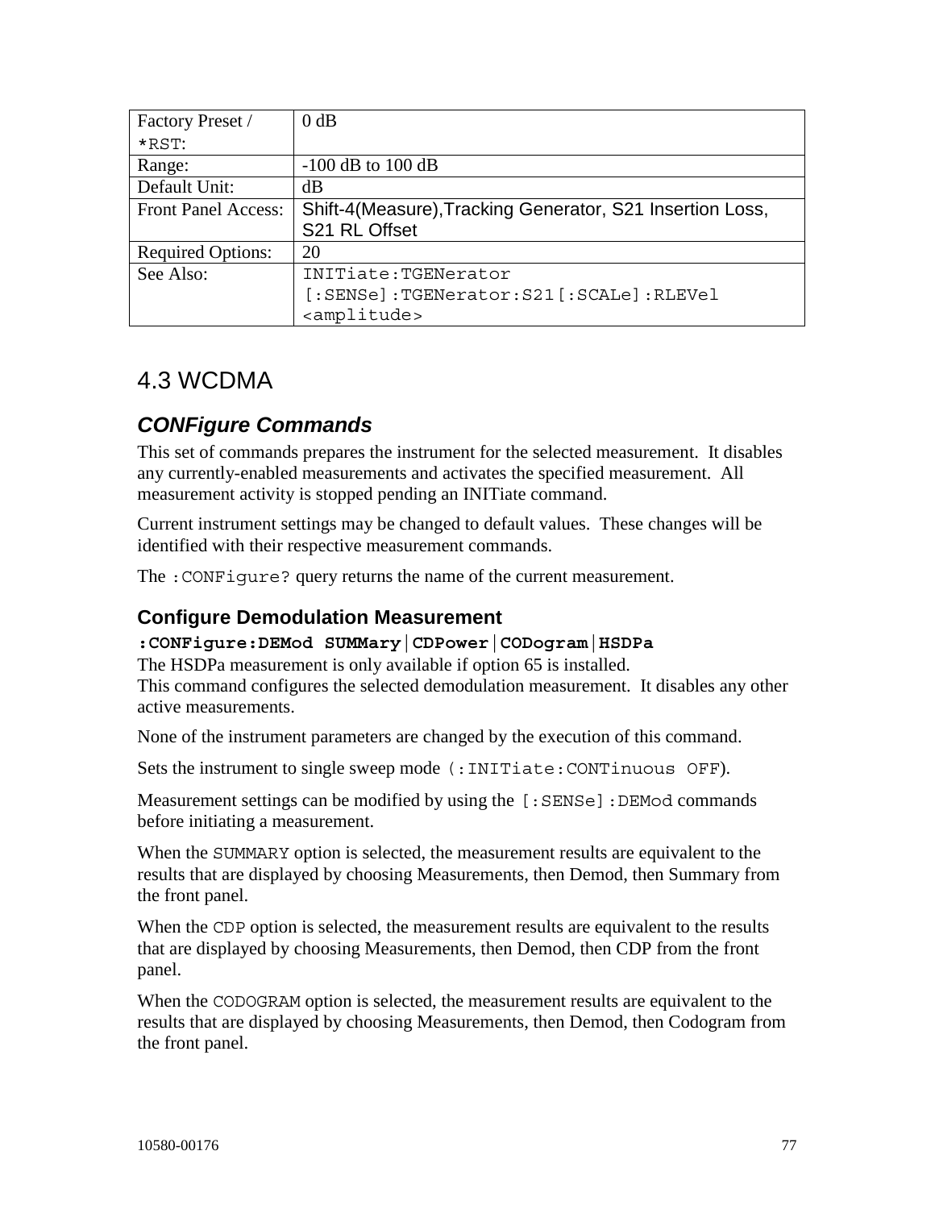| Factory Preset / *RST: | 0 dB |
| --- | --- |
| Range: | -100 dB to 100 dB |
| Default Unit: | dB |
| Front Panel Access: | Shift-4(Measure),Tracking Generator, S21 Insertion Loss, S21 RL Offset |
| Required Options: | 20 |
| See Also: | INITiate:TGENerator<br>[:SENSe]:TGENerator:S21[:SCALe]:RLEVel <amplitude> |

## 4.3 WCDMA

### *CONFigure Commands*

This set of commands prepares the instrument for the selected measurement. It disables any currently-enabled measurements and activates the specified measurement. All measurement activity is stopped pending an INITiate command.

Current instrument settings may be changed to default values. These changes will be identified with their respective measurement commands.

The `:CONFigure?` query returns the name of the current measurement.

#### Configure Demodulation Measurement

**`:CONFigure:DEMod SUMMary|CDPower|CODogram|HSDPa`**

The HSDPa measurement is only available if option 65 is installed.
This command configures the selected demodulation measurement. It disables any other active measurements.

None of the instrument parameters are changed by the execution of this command.

Sets the instrument to single sweep mode `(:INITiate:CONTinuous OFF)`.

Measurement settings can be modified by using the `[:SENSe]:DEMod` commands before initiating a measurement.

When the `SUMMARY` option is selected, the measurement results are equivalent to the results that are displayed by choosing Measurements, then Demod, then Summary from the front panel.

When the `CDP` option is selected, the measurement results are equivalent to the results that are displayed by choosing Measurements, then Demod, then CDP from the front panel.

When the `CODOGRAM` option is selected, the measurement results are equivalent to the results that are displayed by choosing Measurements, then Demod, then Codogram from the front panel.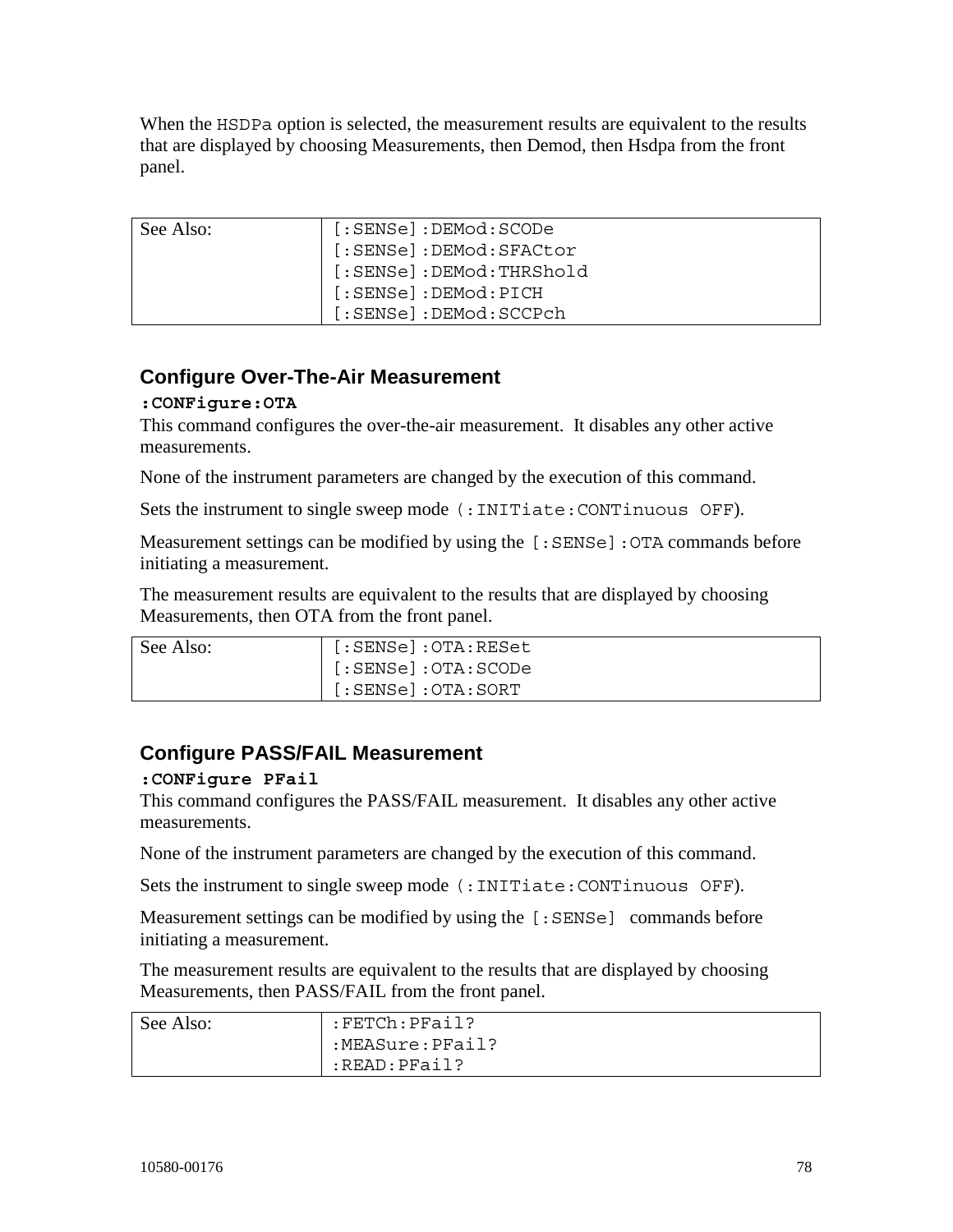When the `HSDPa` option is selected, the measurement results are equivalent to the results that are displayed by choosing Measurements, then Demod, then Hsdpa from the front panel.

| See Also: | `[:SENSe]:DEMod:SCODe`<br>`[:SENSe]:DEMod:SFACtor`<br>`[:SENSe]:DEMod:THRShold`<br>`[:SENSe]:DEMod:PICH`<br>`[:SENSe]:DEMod:SCCPch` |
|---|---|

## Configure Over-The-Air Measurement

**`:CONFigure:OTA`**

This command configures the over-the-air measurement. It disables any other active measurements.

None of the instrument parameters are changed by the execution of this command.

Sets the instrument to single sweep mode `(:INITiate:CONTinuous OFF)`.

Measurement settings can be modified by using the `[:SENSe]:OTA` commands before initiating a measurement.

The measurement results are equivalent to the results that are displayed by choosing Measurements, then OTA from the front panel.

| See Also: | `[:SENSe]:OTA:RESet`<br>`[:SENSe]:OTA:SCODe`<br>`[:SENSe]:OTA:SORT` |
|---|---|

## Configure PASS/FAIL Measurement

**`:CONFigure PFail`**

This command configures the PASS/FAIL measurement. It disables any other active measurements.

None of the instrument parameters are changed by the execution of this command.

Sets the instrument to single sweep mode `(:INITiate:CONTinuous OFF)`.

Measurement settings can be modified by using the `[:SENSe]` commands before initiating a measurement.

The measurement results are equivalent to the results that are displayed by choosing Measurements, then PASS/FAIL from the front panel.

| See Also: | `:FETCh:PFail?`<br>`:MEASure:PFail?`<br>`:READ:PFail?` |
|---|---|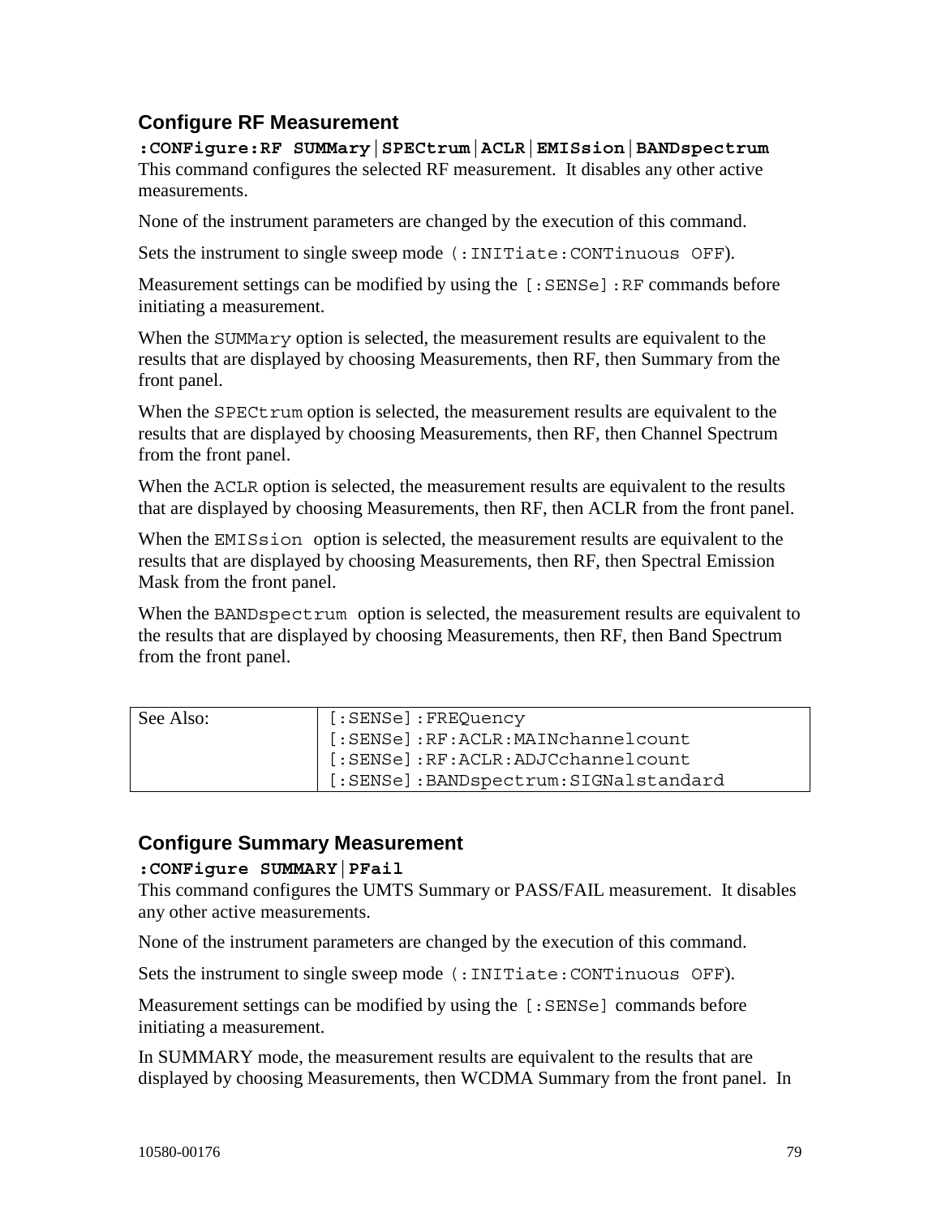## Configure RF Measurement

**:CONFigure:RF SUMMary|SPECtrum|ACLR|EMISsion|BANDspectrum**
This command configures the selected RF measurement. It disables any other active measurements.

None of the instrument parameters are changed by the execution of this command.

Sets the instrument to single sweep mode (`:INITiate:CONTinuous OFF`).

Measurement settings can be modified by using the `[:SENSe]:RF` commands before initiating a measurement.

When the `SUMMary` option is selected, the measurement results are equivalent to the results that are displayed by choosing Measurements, then RF, then Summary from the front panel.

When the `SPECtrum` option is selected, the measurement results are equivalent to the results that are displayed by choosing Measurements, then RF, then Channel Spectrum from the front panel.

When the `ACLR` option is selected, the measurement results are equivalent to the results that are displayed by choosing Measurements, then RF, then ACLR from the front panel.

When the `EMISsion` option is selected, the measurement results are equivalent to the results that are displayed by choosing Measurements, then RF, then Spectral Emission Mask from the front panel.

When the `BANDspectrum` option is selected, the measurement results are equivalent to the results that are displayed by choosing Measurements, then RF, then Band Spectrum from the front panel.

| See Also: | `[:SENSe]:FREQuency`<br>`[:SENSe]:RF:ACLR:MAINchannelcount`<br>`[:SENSe]:RF:ACLR:ADJCchannelcount`<br>`[:SENSe]:BANDspectrum:SIGNalstandard` |
|---|---|

## Configure Summary Measurement

**:CONFigure SUMMARY|PFail**
This command configures the UMTS Summary or PASS/FAIL measurement. It disables any other active measurements.

None of the instrument parameters are changed by the execution of this command.

Sets the instrument to single sweep mode (`:INITiate:CONTinuous OFF`).

Measurement settings can be modified by using the `[:SENSe]` commands before initiating a measurement.

In SUMMARY mode, the measurement results are equivalent to the results that are displayed by choosing Measurements, then WCDMA Summary from the front panel. In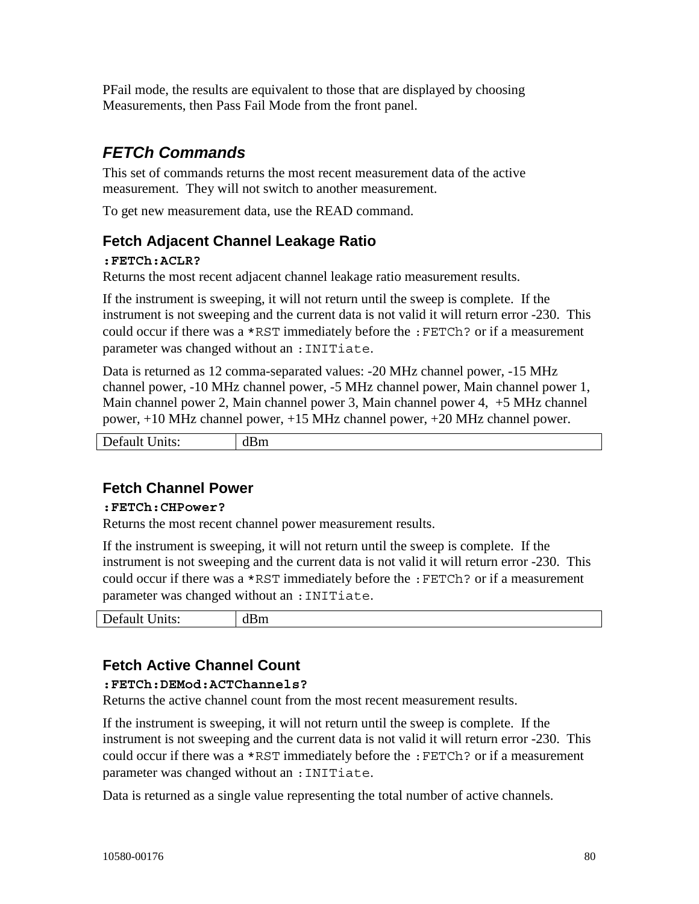PFail mode, the results are equivalent to those that are displayed by choosing Measurements, then Pass Fail Mode from the front panel.

## *FETCh Commands*

This set of commands returns the most recent measurement data of the active measurement. They will not switch to another measurement.

To get new measurement data, use the READ command.

### Fetch Adjacent Channel Leakage Ratio

**`:FETCh:ACLR?`**

Returns the most recent adjacent channel leakage ratio measurement results.

If the instrument is sweeping, it will not return until the sweep is complete. If the instrument is not sweeping and the current data is not valid it will return error -230. This could occur if there was a `*RST` immediately before the `:FETCh?` or if a measurement parameter was changed without an `:INITiate`.

Data is returned as 12 comma-separated values: -20 MHz channel power, -15 MHz channel power, -10 MHz channel power, -5 MHz channel power, Main channel power 1, Main channel power 2, Main channel power 3, Main channel power 4, +5 MHz channel power, +10 MHz channel power, +15 MHz channel power, +20 MHz channel power.

| Default Units: | dBm |
|---|---|

### Fetch Channel Power

**`:FETCh:CHPower?`**

Returns the most recent channel power measurement results.

If the instrument is sweeping, it will not return until the sweep is complete. If the instrument is not sweeping and the current data is not valid it will return error -230. This could occur if there was a `*RST` immediately before the `:FETCh?` or if a measurement parameter was changed without an `:INITiate`.

| Default Units: | dBm |
|---|---|

### Fetch Active Channel Count

**`:FETCh:DEMod:ACTChannels?`**

Returns the active channel count from the most recent measurement results.

If the instrument is sweeping, it will not return until the sweep is complete. If the instrument is not sweeping and the current data is not valid it will return error -230. This could occur if there was a `*RST` immediately before the `:FETCh?` or if a measurement parameter was changed without an `:INITiate`.

Data is returned as a single value representing the total number of active channels.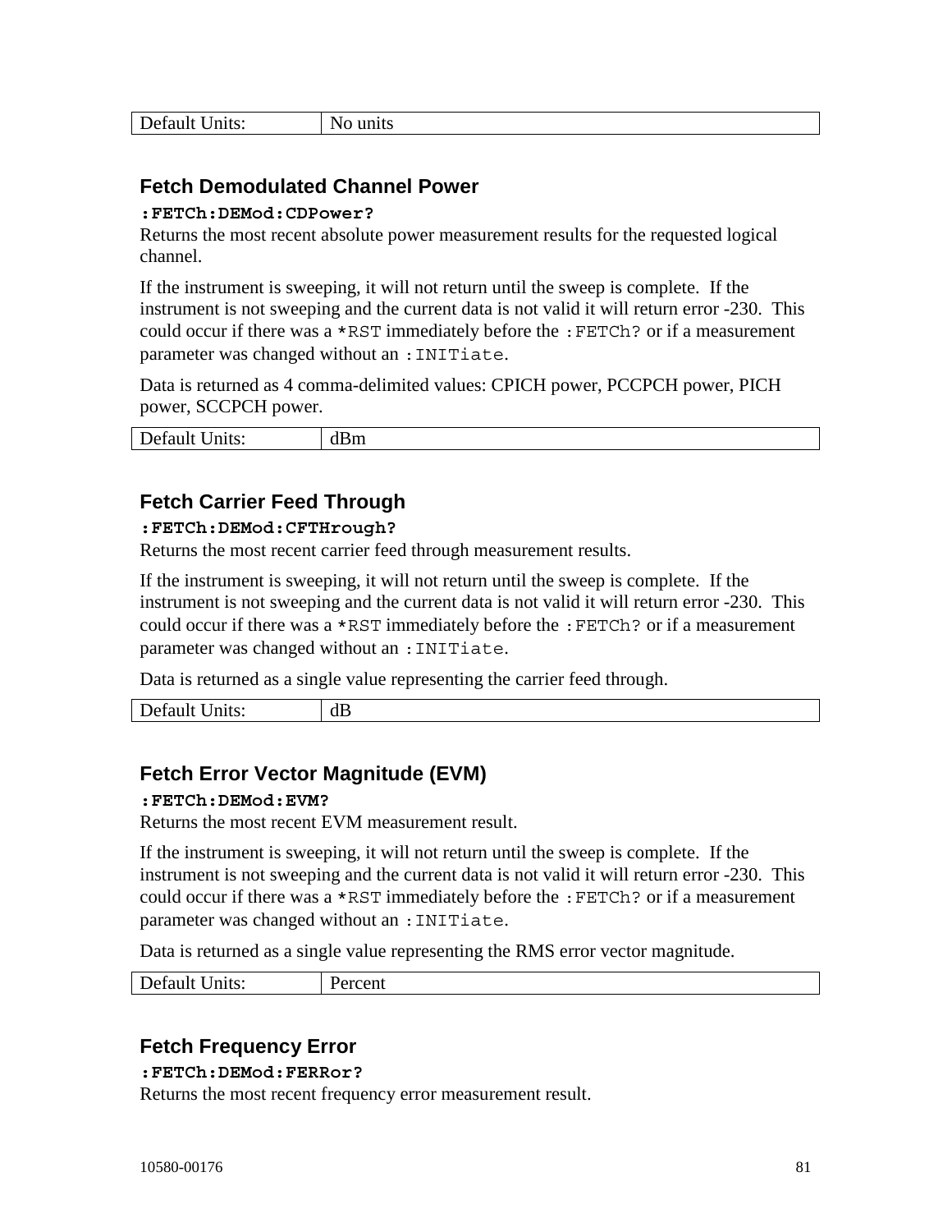| Default Units: | No units |
|---|---|

### Fetch Demodulated Channel Power

**`:FETCh:DEMod:CDPower?`**
Returns the most recent absolute power measurement results for the requested logical channel.

If the instrument is sweeping, it will not return until the sweep is complete. If the instrument is not sweeping and the current data is not valid it will return error -230. This could occur if there was a `*RST` immediately before the `:FETCh?` or if a measurement parameter was changed without an `:INITiate`.

Data is returned as 4 comma-delimited values: CPICH power, PCCPCH power, PICH power, SCCPCH power.

| Default Units: | dBm |
|---|---|

### Fetch Carrier Feed Through

**`:FETCh:DEMod:CFTHrough?`**
Returns the most recent carrier feed through measurement results.

If the instrument is sweeping, it will not return until the sweep is complete. If the instrument is not sweeping and the current data is not valid it will return error -230. This could occur if there was a `*RST` immediately before the `:FETCh?` or if a measurement parameter was changed without an `:INITiate`.

Data is returned as a single value representing the carrier feed through.

| Default Units: | dB |
|---|---|

### Fetch Error Vector Magnitude (EVM)

**`:FETCh:DEMod:EVM?`**
Returns the most recent EVM measurement result.

If the instrument is sweeping, it will not return until the sweep is complete. If the instrument is not sweeping and the current data is not valid it will return error -230. This could occur if there was a `*RST` immediately before the `:FETCh?` or if a measurement parameter was changed without an `:INITiate`.

Data is returned as a single value representing the RMS error vector magnitude.

| Default Units: | Percent |
|---|---|

### Fetch Frequency Error

**`:FETCh:DEMod:FERRor?`**
Returns the most recent frequency error measurement result.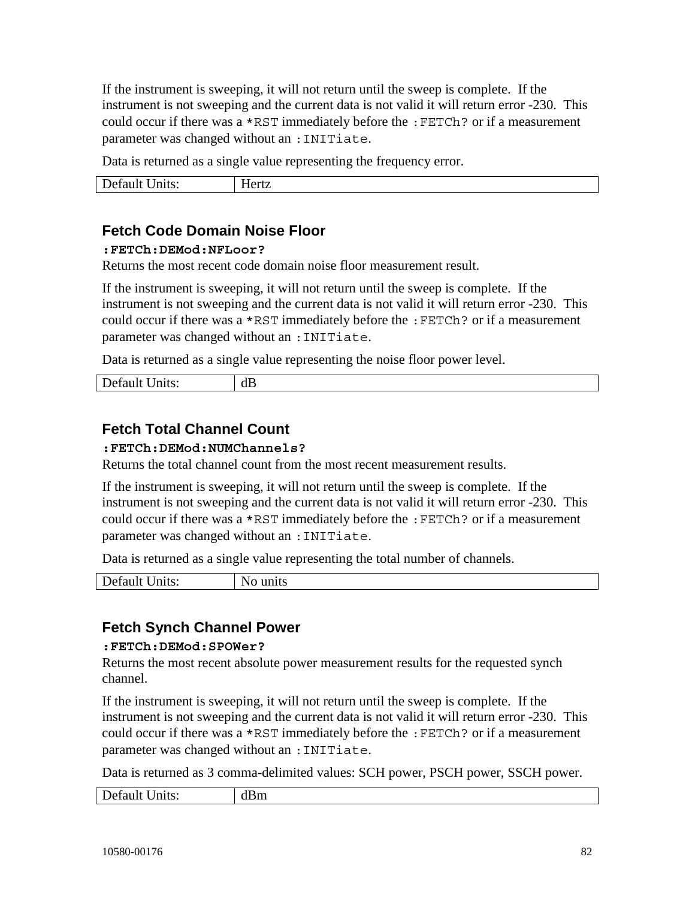If the instrument is sweeping, it will not return until the sweep is complete. If the instrument is not sweeping and the current data is not valid it will return error -230. This could occur if there was a `*RST` immediately before the `:FETCh?` or if a measurement parameter was changed without an `:INITiate`.

Data is returned as a single value representing the frequency error.

| Default Units: | Hertz |
|---|---|

### Fetch Code Domain Noise Floor

**`:FETCh:DEMod:NFLoor?`**

Returns the most recent code domain noise floor measurement result.

If the instrument is sweeping, it will not return until the sweep is complete. If the instrument is not sweeping and the current data is not valid it will return error -230. This could occur if there was a `*RST` immediately before the `:FETCh?` or if a measurement parameter was changed without an `:INITiate`.

Data is returned as a single value representing the noise floor power level.

| Default Units: | dB |
|---|---|

### Fetch Total Channel Count

**`:FETCh:DEMod:NUMChannels?`**

Returns the total channel count from the most recent measurement results.

If the instrument is sweeping, it will not return until the sweep is complete. If the instrument is not sweeping and the current data is not valid it will return error -230. This could occur if there was a `*RST` immediately before the `:FETCh?` or if a measurement parameter was changed without an `:INITiate`.

Data is returned as a single value representing the total number of channels.

| Default Units: | No units |
|---|---|

### Fetch Synch Channel Power

**`:FETCh:DEMod:SPOWer?`**

Returns the most recent absolute power measurement results for the requested synch channel.

If the instrument is sweeping, it will not return until the sweep is complete. If the instrument is not sweeping and the current data is not valid it will return error -230. This could occur if there was a `*RST` immediately before the `:FETCh?` or if a measurement parameter was changed without an `:INITiate`.

Data is returned as 3 comma-delimited values: SCH power, PSCH power, SSCH power.

| Default Units: | dBm |
|---|---|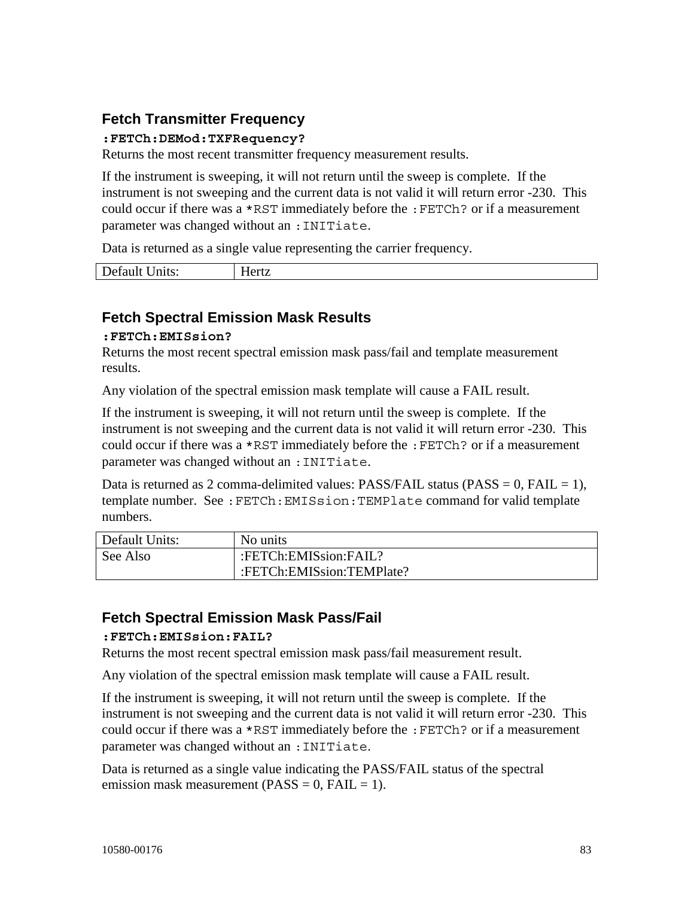### Fetch Transmitter Frequency

**:FETCh:DEMod:TXFRequency?**
Returns the most recent transmitter frequency measurement results.

If the instrument is sweeping, it will not return until the sweep is complete. If the instrument is not sweeping and the current data is not valid it will return error -230. This could occur if there was a `*RST` immediately before the `:FETCh?` or if a measurement parameter was changed without an `:INITiate`.

Data is returned as a single value representing the carrier frequency.

| Default Units: | Hertz |
|---|---|

### Fetch Spectral Emission Mask Results

**:FETCh:EMISsion?**
Returns the most recent spectral emission mask pass/fail and template measurement results.

Any violation of the spectral emission mask template will cause a FAIL result.

If the instrument is sweeping, it will not return until the sweep is complete. If the instrument is not sweeping and the current data is not valid it will return error -230. This could occur if there was a `*RST` immediately before the `:FETCh?` or if a measurement parameter was changed without an `:INITiate`.

Data is returned as 2 comma-delimited values: PASS/FAIL status (PASS = 0, FAIL = 1), template number. See `:FETCh:EMISsion:TEMPlate` command for valid template numbers.

| Default Units: | No units |
|---|---|
| See Also | :FETCh:EMISsion:FAIL?<br>:FETCh:EMISsion:TEMPlate? |

### Fetch Spectral Emission Mask Pass/Fail

**:FETCh:EMISsion:FAIL?**
Returns the most recent spectral emission mask pass/fail measurement result.

Any violation of the spectral emission mask template will cause a FAIL result.

If the instrument is sweeping, it will not return until the sweep is complete. If the instrument is not sweeping and the current data is not valid it will return error -230. This could occur if there was a `*RST` immediately before the `:FETCh?` or if a measurement parameter was changed without an `:INITiate`.

Data is returned as a single value indicating the PASS/FAIL status of the spectral emission mask measurement (PASS = 0, FAIL = 1).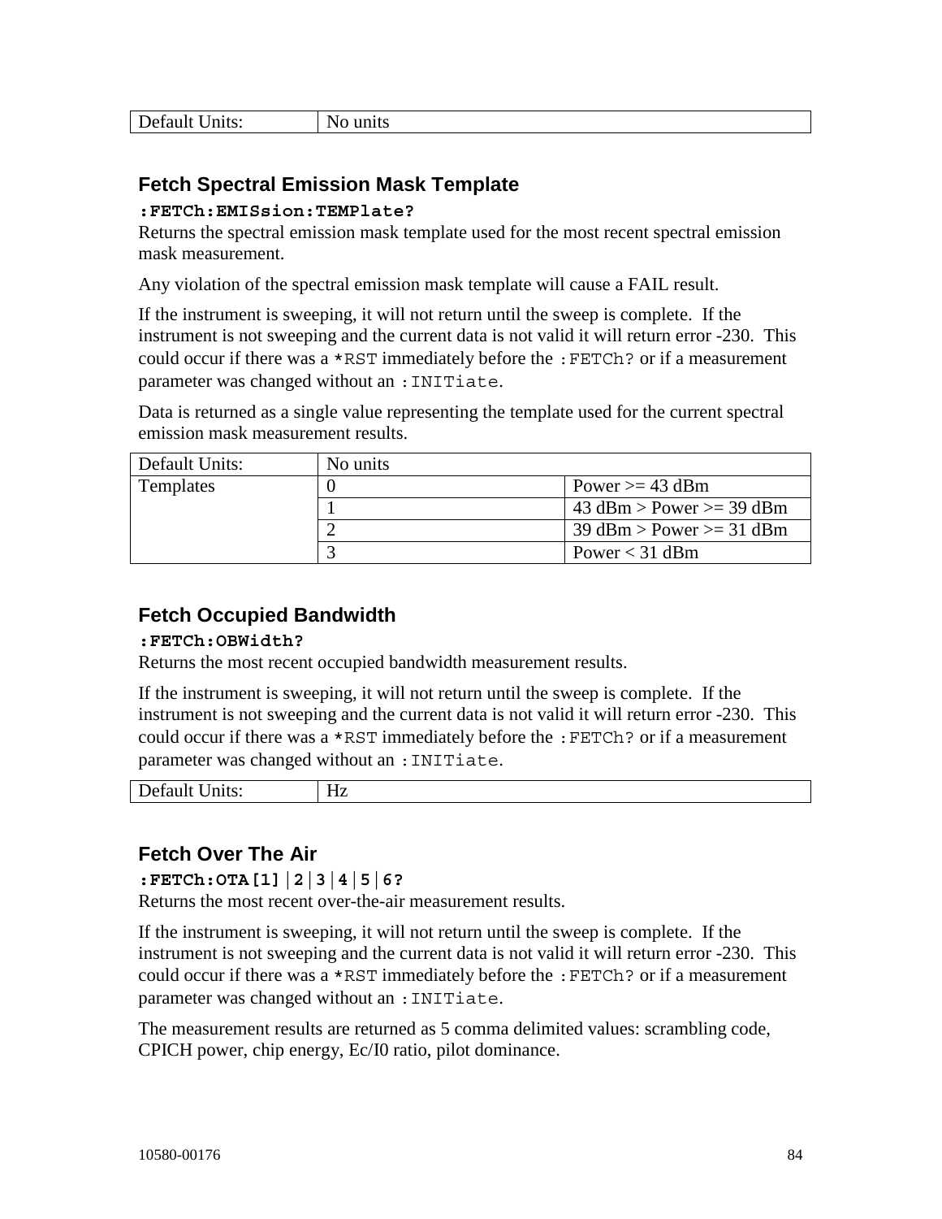| Default Units: | No units |
| --- | --- |

### Fetch Spectral Emission Mask Template

**`:FETCh:EMISsion:TEMPlate?`**

Returns the spectral emission mask template used for the most recent spectral emission mask measurement.

Any violation of the spectral emission mask template will cause a FAIL result.

If the instrument is sweeping, it will not return until the sweep is complete. If the instrument is not sweeping and the current data is not valid it will return error -230. This could occur if there was a `*RST` immediately before the `:FETCh?` or if a measurement parameter was changed without an `:INITiate`.

Data is returned as a single value representing the template used for the current spectral emission mask measurement results.

| Default Units: | No units | |
| --- | --- | --- |
| Templates | 0 | Power >= 43 dBm |
| | 1 | 43 dBm > Power >= 39 dBm |
| | 2 | 39 dBm > Power >= 31 dBm |
| | 3 | Power < 31 dBm |

### Fetch Occupied Bandwidth

**`:FETCh:OBWidth?`**

Returns the most recent occupied bandwidth measurement results.

If the instrument is sweeping, it will not return until the sweep is complete. If the instrument is not sweeping and the current data is not valid it will return error -230. This could occur if there was a `*RST` immediately before the `:FETCh?` or if a measurement parameter was changed without an `:INITiate`.

| Default Units: | Hz |
| --- | --- |

### Fetch Over The Air

**`:FETCh:OTA[1]|2|3|4|5|6?`**

Returns the most recent over-the-air measurement results.

If the instrument is sweeping, it will not return until the sweep is complete. If the instrument is not sweeping and the current data is not valid it will return error -230. This could occur if there was a `*RST` immediately before the `:FETCh?` or if a measurement parameter was changed without an `:INITiate`.

The measurement results are returned as 5 comma delimited values: scrambling code, CPICH power, chip energy, Ec/I0 ratio, pilot dominance.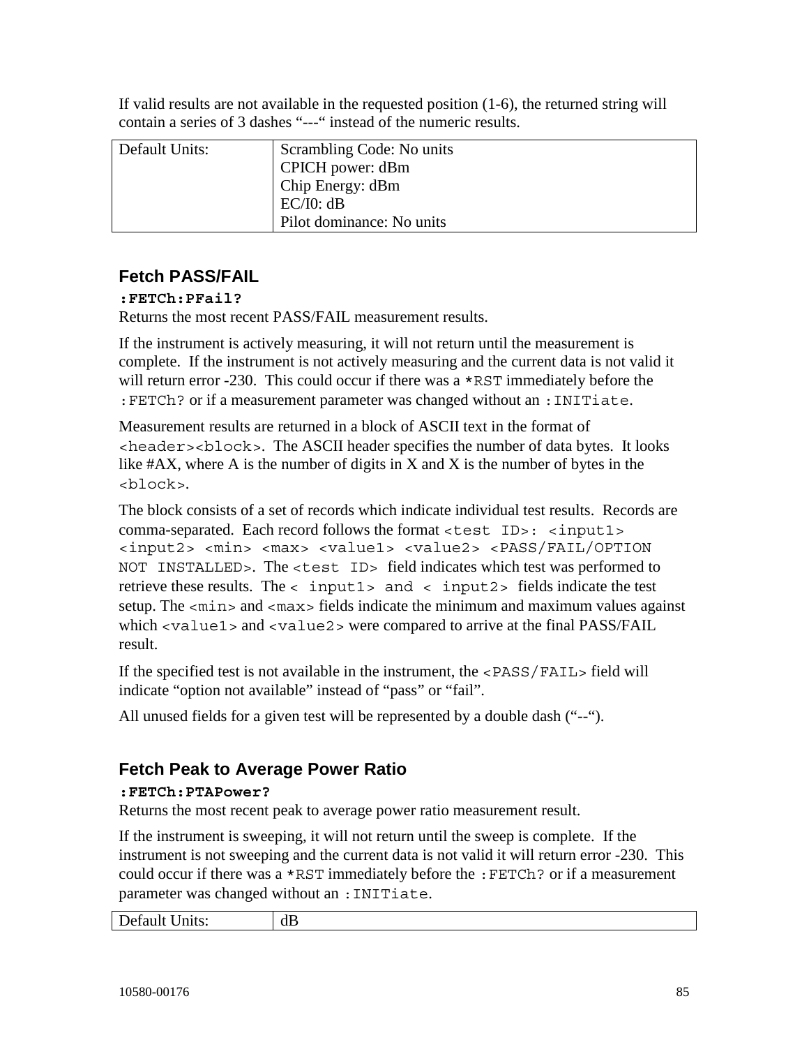If valid results are not available in the requested position (1-6), the returned string will contain a series of 3 dashes "---" instead of the numeric results.

| Default Units: | Scrambling Code: No units<br>CPICH power: dBm<br>Chip Energy: dBm<br>EC/I0: dB<br>Pilot dominance: No units |
|---|---|

### Fetch PASS/FAIL

**`:FETCh:PFail?`**

Returns the most recent PASS/FAIL measurement results.

If the instrument is actively measuring, it will not return until the measurement is complete. If the instrument is not actively measuring and the current data is not valid it will return error -230. This could occur if there was a `*RST` immediately before the `:FETCh?` or if a measurement parameter was changed without an `:INITiate`.

Measurement results are returned in a block of ASCII text in the format of `<header><block>`. The ASCII header specifies the number of data bytes. It looks like #AX, where A is the number of digits in X and X is the number of bytes in the `<block>`.

The block consists of a set of records which indicate individual test results. Records are comma-separated. Each record follows the format `<test ID>: <input1> <input2> <min> <max> <value1> <value2> <PASS/FAIL/OPTION NOT INSTALLED>`. The `<test ID>` field indicates which test was performed to retrieve these results. The `< input1> and < input2>` fields indicate the test setup. The `<min>` and `<max>` fields indicate the minimum and maximum values against which `<value1>` and `<value2>` were compared to arrive at the final PASS/FAIL result.

If the specified test is not available in the instrument, the `<PASS/FAIL>` field will indicate "option not available" instead of "pass" or "fail".

All unused fields for a given test will be represented by a double dash ("--").

### Fetch Peak to Average Power Ratio

**`:FETCh:PTAPower?`**

Returns the most recent peak to average power ratio measurement result.

If the instrument is sweeping, it will not return until the sweep is complete. If the instrument is not sweeping and the current data is not valid it will return error -230. This could occur if there was a `*RST` immediately before the `:FETCh?` or if a measurement parameter was changed without an `:INITiate`.

| Default Units: | dB |
|---|---|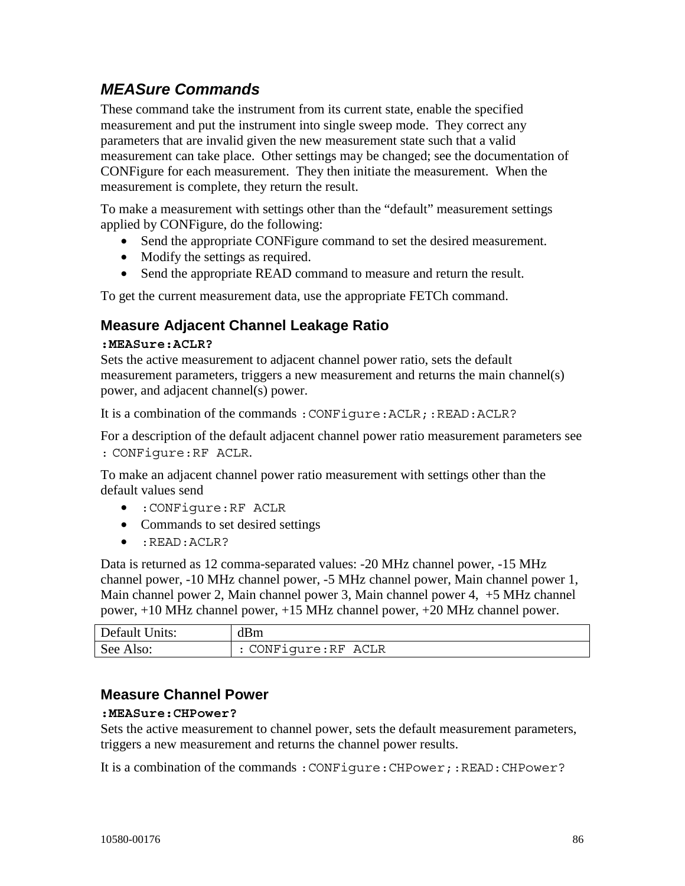## *MEASure Commands*

These command take the instrument from its current state, enable the specified measurement and put the instrument into single sweep mode.  They correct any parameters that are invalid given the new measurement state such that a valid measurement can take place.  Other settings may be changed; see the documentation of CONFigure for each measurement.  They then initiate the measurement.  When the measurement is complete, they return the result.

To make a measurement with settings other than the “default” measurement settings applied by CONFigure, do the following:

- Send the appropriate CONFigure command to set the desired measurement.
- Modify the settings as required.
- Send the appropriate READ command to measure and return the result.

To get the current measurement data, use the appropriate FETCh command.

### Measure Adjacent Channel Leakage Ratio

**`:MEASure:ACLR?`**

Sets the active measurement to adjacent channel power ratio, sets the default measurement parameters, triggers a new measurement and returns the main channel(s) power, and adjacent channel(s) power.

It is a combination of the commands `:CONFigure:ACLR;:READ:ACLR?`

For a description of the default adjacent channel power ratio measurement parameters see `: CONFigure:RF ACLR`.

To make an adjacent channel power ratio measurement with settings other than the default values send

- `:CONFigure:RF ACLR`
- Commands to set desired settings
- `:READ:ACLR?`

Data is returned as 12 comma-separated values: -20 MHz channel power, -15 MHz channel power, -10 MHz channel power, -5 MHz channel power, Main channel power 1, Main channel power 2, Main channel power 3, Main channel power 4,  +5 MHz channel power, +10 MHz channel power, +15 MHz channel power, +20 MHz channel power.

| Default Units: | dBm |
|---|---|
| See Also: | `: CONFigure:RF ACLR` |

### Measure Channel Power

**`:MEASure:CHPower?`**

Sets the active measurement to channel power, sets the default measurement parameters, triggers a new measurement and returns the channel power results.

It is a combination of the commands `:CONFigure:CHPower;:READ:CHPower?`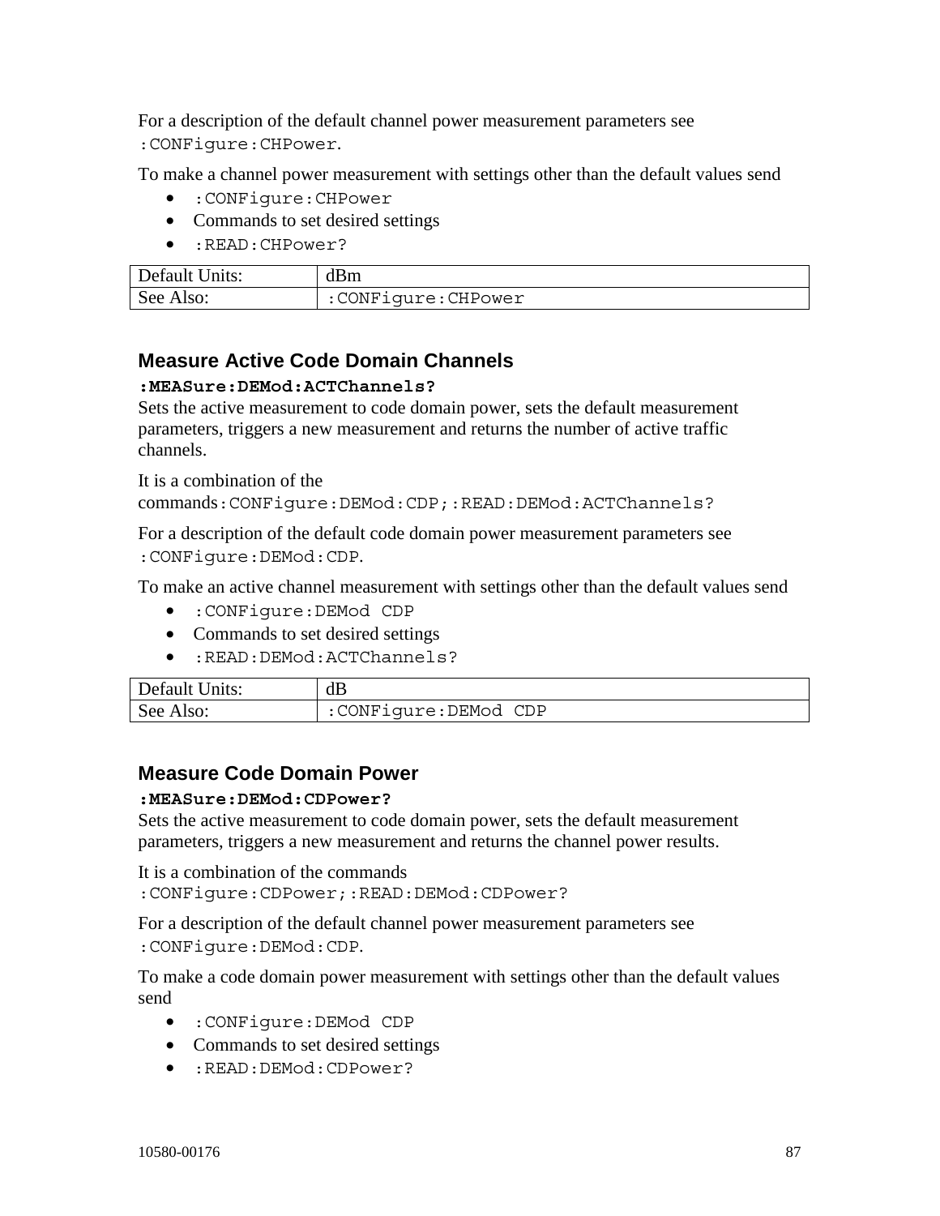For a description of the default channel power measurement parameters see `:CONFigure:CHPower`.

To make a channel power measurement with settings other than the default values send

- `:CONFigure:CHPower`
- Commands to set desired settings
- `:READ:CHPower?`

| Default Units: | dBm |
|---|---|
| See Also: | `:CONFigure:CHPower` |

## Measure Active Code Domain Channels

**`:MEASure:DEMod:ACTChannels?`**

Sets the active measurement to code domain power, sets the default measurement parameters, triggers a new measurement and returns the number of active traffic channels.

It is a combination of the commands`:CONFigure:DEMod:CDP;:READ:DEMod:ACTChannels?`

For a description of the default code domain power measurement parameters see `:CONFigure:DEMod:CDP`.

To make an active channel measurement with settings other than the default values send

- `:CONFigure:DEMod CDP`
- Commands to set desired settings
- `:READ:DEMod:ACTChannels?`

| Default Units: | dB |
|---|---|
| See Also: | `:CONFigure:DEMod CDP` |

## Measure Code Domain Power

**`:MEASure:DEMod:CDPower?`**

Sets the active measurement to code domain power, sets the default measurement parameters, triggers a new measurement and returns the channel power results.

It is a combination of the commands `:CONFigure:CDPower;:READ:DEMod:CDPower?`

For a description of the default channel power measurement parameters see `:CONFigure:DEMod:CDP`.

To make a code domain power measurement with settings other than the default values send

- `:CONFigure:DEMod CDP`
- Commands to set desired settings
- `:READ:DEMod:CDPower?`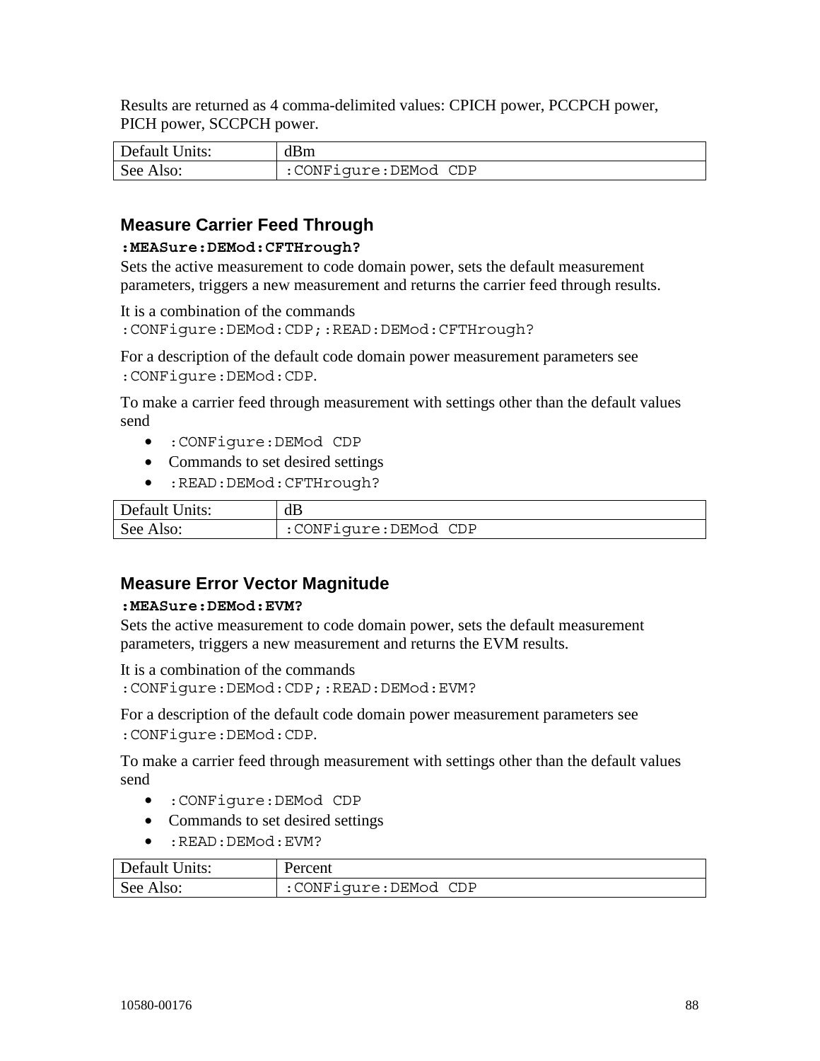Results are returned as 4 comma-delimited values: CPICH power, PCCPCH power, PICH power, SCCPCH power.

| Default Units: | dBm |
|---|---|
| See Also: | `:CONFigure:DEMod CDP` |

### Measure Carrier Feed Through

**`:MEASure:DEMod:CFTHrough?`**

Sets the active measurement to code domain power, sets the default measurement parameters, triggers a new measurement and returns the carrier feed through results.

It is a combination of the commands
`:CONFigure:DEMod:CDP;:READ:DEMod:CFTHrough?`

For a description of the default code domain power measurement parameters see `:CONFigure:DEMod:CDP`.

To make a carrier feed through measurement with settings other than the default values send

- `:CONFigure:DEMod CDP`
- Commands to set desired settings
- `:READ:DEMod:CFTHrough?`

| Default Units: | dB |
|---|---|
| See Also: | `:CONFigure:DEMod CDP` |

### Measure Error Vector Magnitude

**`:MEASure:DEMod:EVM?`**

Sets the active measurement to code domain power, sets the default measurement parameters, triggers a new measurement and returns the EVM results.

It is a combination of the commands
`:CONFigure:DEMod:CDP;:READ:DEMod:EVM?`

For a description of the default code domain power measurement parameters see `:CONFigure:DEMod:CDP`.

To make a carrier feed through measurement with settings other than the default values send

- `:CONFigure:DEMod CDP`
- Commands to set desired settings
- `:READ:DEMod:EVM?`

| Default Units: | Percent |
|---|---|
| See Also: | `:CONFigure:DEMod CDP` |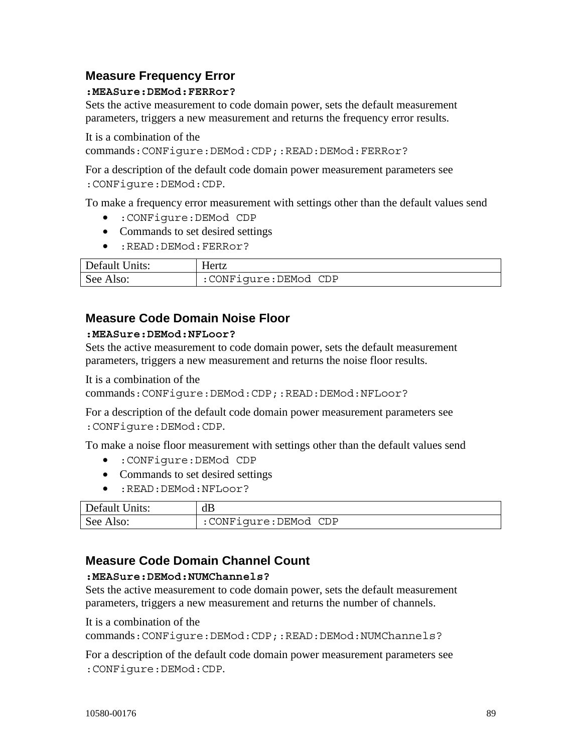### Measure Frequency Error

**`:MEASure:DEMod:FERRor?`**

Sets the active measurement to code domain power, sets the default measurement parameters, triggers a new measurement and returns the frequency error results.

It is a combination of the commands`:CONFigure:DEMod:CDP;:READ:DEMod:FERRor?`

For a description of the default code domain power measurement parameters see `:CONFigure:DEMod:CDP`.

To make a frequency error measurement with settings other than the default values send

- `:CONFigure:DEMod CDP`
- Commands to set desired settings
- `:READ:DEMod:FERRor?`

| Default Units: | Hertz |
|---|---|
| See Also: | `:CONFigure:DEMod CDP` |

### Measure Code Domain Noise Floor

**`:MEASure:DEMod:NFLoor?`**

Sets the active measurement to code domain power, sets the default measurement parameters, triggers a new measurement and returns the noise floor results.

It is a combination of the commands`:CONFigure:DEMod:CDP;:READ:DEMod:NFLoor?`

For a description of the default code domain power measurement parameters see `:CONFigure:DEMod:CDP`.

To make a noise floor measurement with settings other than the default values send

- `:CONFigure:DEMod CDP`
- Commands to set desired settings
- `:READ:DEMod:NFLoor?`

| Default Units: | dB |
|---|---|
| See Also: | `:CONFigure:DEMod CDP` |

### Measure Code Domain Channel Count

**`:MEASure:DEMod:NUMChannels?`**

Sets the active measurement to code domain power, sets the default measurement parameters, triggers a new measurement and returns the number of channels.

It is a combination of the commands`:CONFigure:DEMod:CDP;:READ:DEMod:NUMChannels?`

For a description of the default code domain power measurement parameters see `:CONFigure:DEMod:CDP`.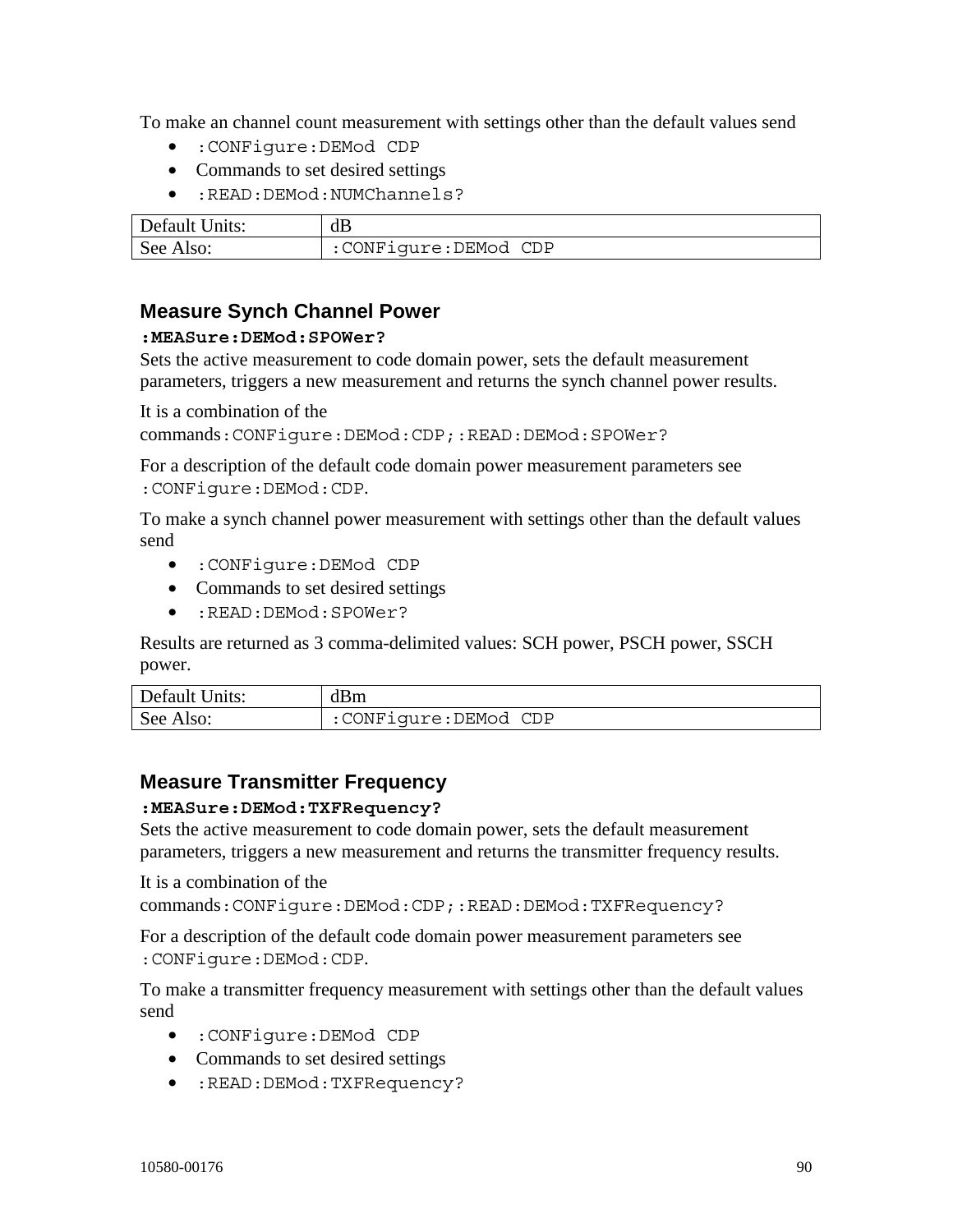To make an channel count measurement with settings other than the default values send

- `:CONFigure:DEMod CDP`
- Commands to set desired settings
- `:READ:DEMod:NUMChannels?`

| Default Units: | dB |
|---|---|
| See Also: | `:CONFigure:DEMod CDP` |

### Measure Synch Channel Power

**`:MEASure:DEMod:SPOWer?`**

Sets the active measurement to code domain power, sets the default measurement parameters, triggers a new measurement and returns the synch channel power results.

It is a combination of the commands`:CONFigure:DEMod:CDP;:READ:DEMod:SPOWer?`

For a description of the default code domain power measurement parameters see `:CONFigure:DEMod:CDP`.

To make a synch channel power measurement with settings other than the default values send

- `:CONFigure:DEMod CDP`
- Commands to set desired settings
- `:READ:DEMod:SPOWer?`

Results are returned as 3 comma-delimited values: SCH power, PSCH power, SSCH power.

| Default Units: | dBm |
|---|---|
| See Also: | `:CONFigure:DEMod CDP` |

### Measure Transmitter Frequency

**`:MEASure:DEMod:TXFRequency?`**

Sets the active measurement to code domain power, sets the default measurement parameters, triggers a new measurement and returns the transmitter frequency results.

It is a combination of the commands`:CONFigure:DEMod:CDP;:READ:DEMod:TXFRequency?`

For a description of the default code domain power measurement parameters see `:CONFigure:DEMod:CDP`.

To make a transmitter frequency measurement with settings other than the default values send

- `:CONFigure:DEMod CDP`
- Commands to set desired settings
- `:READ:DEMod:TXFRequency?`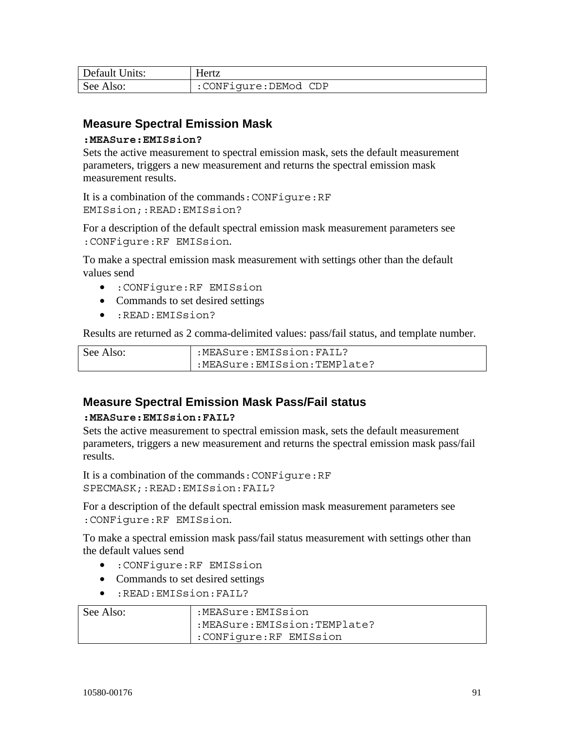| Default Units: | Hertz |
|---|---|
| See Also: | :CONFigure:DEMod CDP |

## Measure Spectral Emission Mask

**:MEASure:EMISsion?**

Sets the active measurement to spectral emission mask, sets the default measurement parameters, triggers a new measurement and returns the spectral emission mask measurement results.

It is a combination of the commands :CONFigure:RF EMISsion;:READ:EMISsion?

For a description of the default spectral emission mask measurement parameters see :CONFigure:RF EMISsion.

To make a spectral emission mask measurement with settings other than the default values send

- :CONFigure:RF EMISsion
- Commands to set desired settings
- :READ:EMISsion?

Results are returned as 2 comma-delimited values: pass/fail status, and template number.

| See Also: | :MEASure:EMISsion:FAIL?<br>:MEASure:EMISsion:TEMPlate? |
|---|---|

## Measure Spectral Emission Mask Pass/Fail status

**:MEASure:EMISsion:FAIL?**

Sets the active measurement to spectral emission mask, sets the default measurement parameters, triggers a new measurement and returns the spectral emission mask pass/fail results.

It is a combination of the commands :CONFigure:RF SPECMASK;:READ:EMISsion:FAIL?

For a description of the default spectral emission mask measurement parameters see :CONFigure:RF EMISsion.

To make a spectral emission mask pass/fail status measurement with settings other than the default values send

- :CONFigure:RF EMISsion
- Commands to set desired settings
- :READ:EMISsion:FAIL?

| See Also: | :MEASure:EMISsion<br>:MEASure:EMISsion:TEMPlate?<br>:CONFigure:RF EMISsion |
|---|---|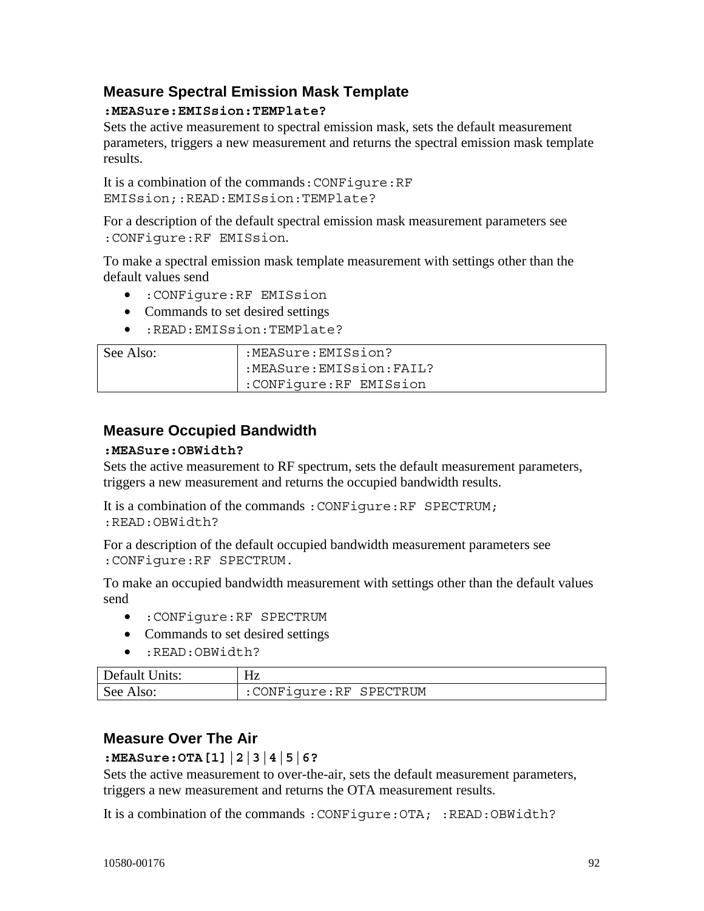### Measure Spectral Emission Mask Template

**`:MEASure:EMISsion:TEMPlate?`**

Sets the active measurement to spectral emission mask, sets the default measurement parameters, triggers a new measurement and returns the spectral emission mask template results.

It is a combination of the commands `:CONFigure:RF EMISsion;:READ:EMISsion:TEMPlate?`

For a description of the default spectral emission mask measurement parameters see `:CONFigure:RF EMISsion`.

To make a spectral emission mask template measurement with settings other than the default values send

- `:CONFigure:RF EMISsion`
- Commands to set desired settings
- `:READ:EMISsion:TEMPlate?`

| | |
|---|---|
| See Also: | `:MEASure:EMISsion?`<br>`:MEASure:EMISsion:FAIL?`<br>`:CONFigure:RF EMISsion` |

### Measure Occupied Bandwidth

**`:MEASure:OBWidth?`**

Sets the active measurement to RF spectrum, sets the default measurement parameters, triggers a new measurement and returns the occupied bandwidth results.

It is a combination of the commands `:CONFigure:RF SPECTRUM; :READ:OBWidth?`

For a description of the default occupied bandwidth measurement parameters see `:CONFigure:RF SPECTRUM.`

To make an occupied bandwidth measurement with settings other than the default values send

- `:CONFigure:RF SPECTRUM`
- Commands to set desired settings
- `:READ:OBWidth?`

| | |
|---|---|
| Default Units: | Hz |
| See Also: | `:CONFigure:RF SPECTRUM` |

### Measure Over The Air

**`:MEASure:OTA[1]|2|3|4|5|6?`**

Sets the active measurement to over-the-air, sets the default measurement parameters, triggers a new measurement and returns the OTA measurement results.

It is a combination of the commands `:CONFigure:OTA; :READ:OBWidth?`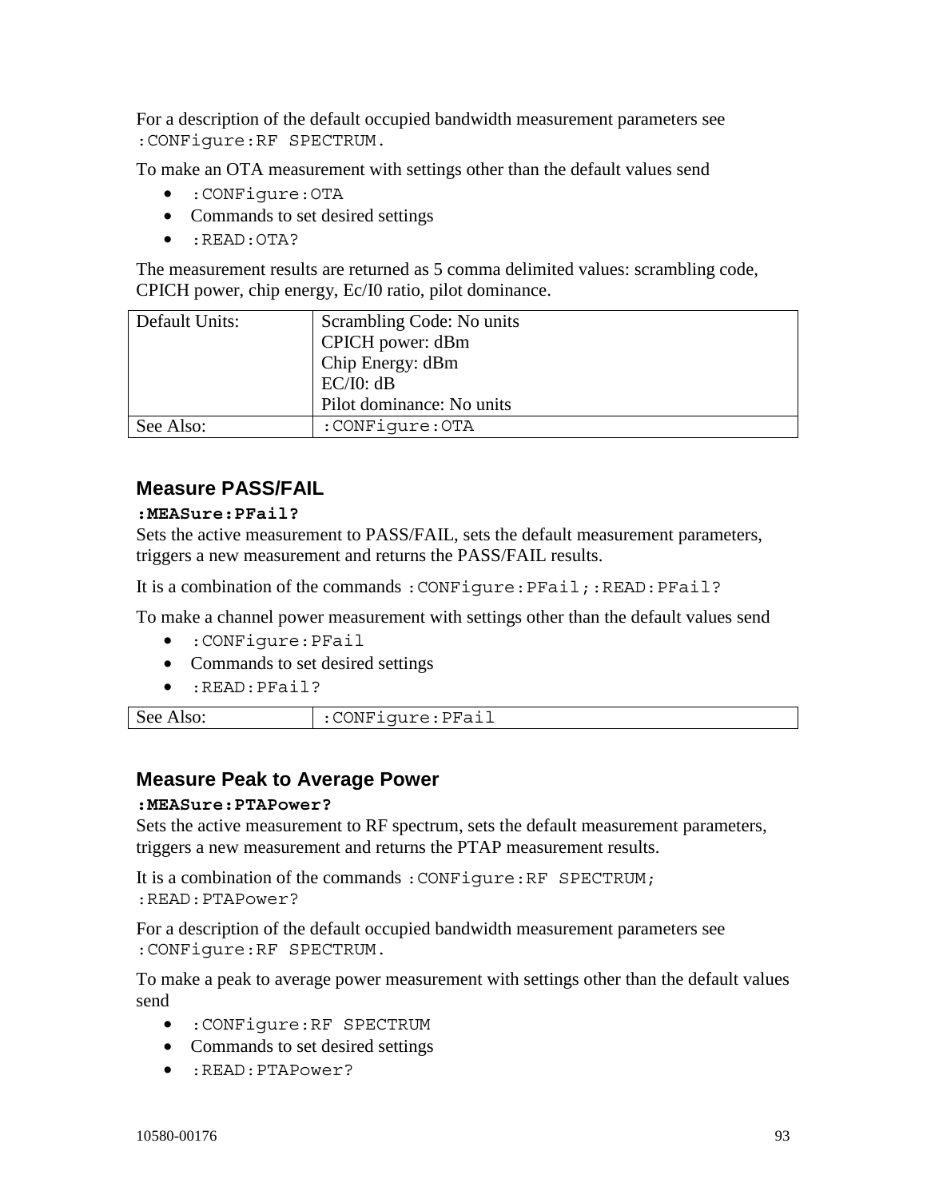For a description of the default occupied bandwidth measurement parameters see `:CONFigure:RF SPECTRUM`.

To make an OTA measurement with settings other than the default values send

- `:CONFigure:OTA`
- Commands to set desired settings
- `:READ:OTA?`

The measurement results are returned as 5 comma delimited values: scrambling code, CPICH power, chip energy, Ec/I0 ratio, pilot dominance.

| Default Units: | Scrambling Code: No units<br>CPICH power: dBm<br>Chip Energy: dBm<br>EC/I0: dB<br>Pilot dominance: No units |
|---|---|
| See Also: | `:CONFigure:OTA` |

## Measure PASS/FAIL

**`:MEASure:PFail?`**

Sets the active measurement to PASS/FAIL, sets the default measurement parameters, triggers a new measurement and returns the PASS/FAIL results.

It is a combination of the commands `:CONFigure:PFail;:READ:PFail?`

To make a channel power measurement with settings other than the default values send

- `:CONFigure:PFail`
- Commands to set desired settings
- `:READ:PFail?`

| See Also: | `:CONFigure:PFail` |
|---|---|

## Measure Peak to Average Power

**`:MEASure:PTAPower?`**

Sets the active measurement to RF spectrum, sets the default measurement parameters, triggers a new measurement and returns the PTAP measurement results.

It is a combination of the commands `:CONFigure:RF SPECTRUM; :READ:PTAPower?`

For a description of the default occupied bandwidth measurement parameters see `:CONFigure:RF SPECTRUM`.

To make a peak to average power measurement with settings other than the default values send

- `:CONFigure:RF SPECTRUM`
- Commands to set desired settings
- `:READ:PTAPower?`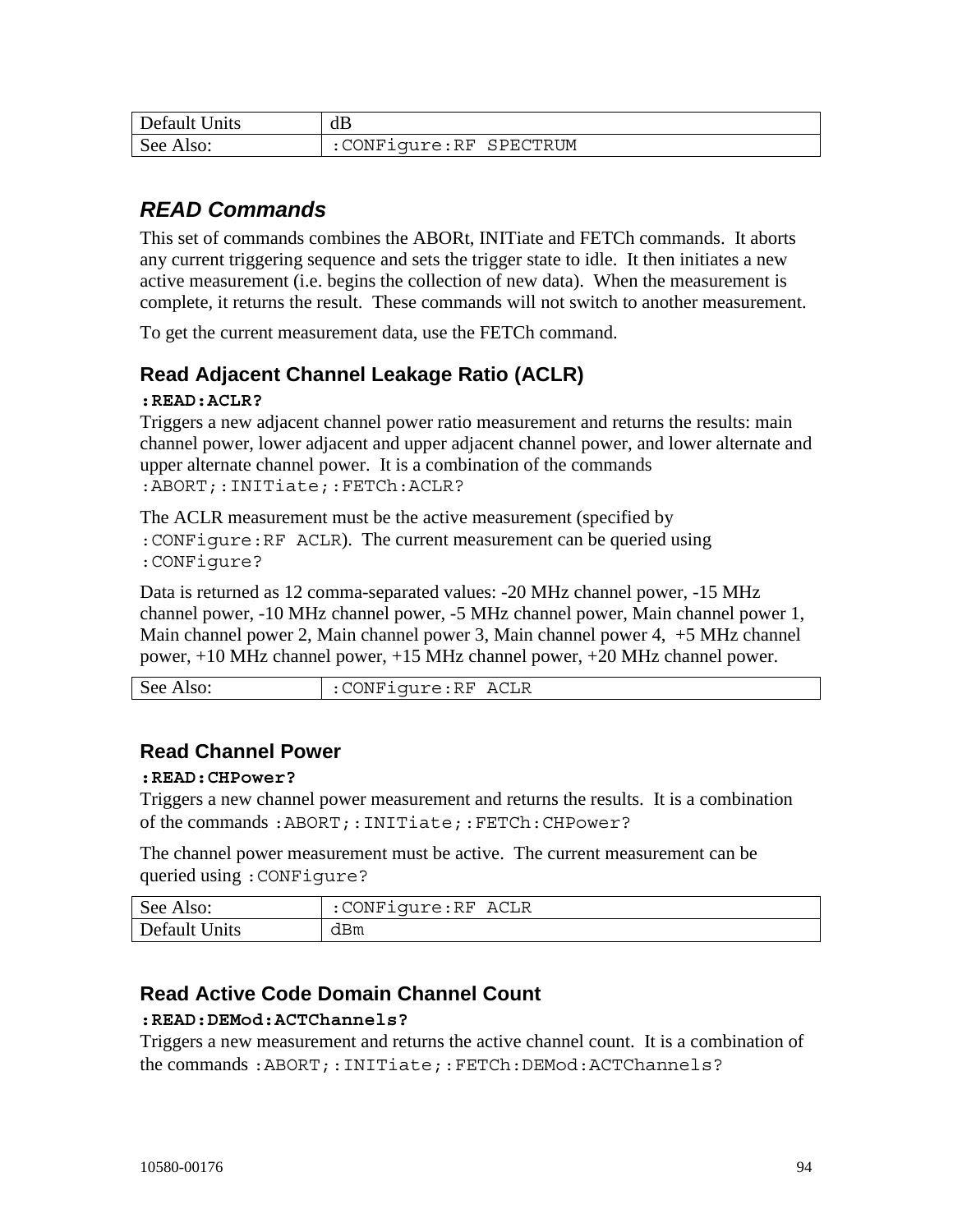| Default Units | dB |
|---|---|
| See Also: | `:CONFigure:RF SPECTRUM` |

## *READ Commands*

This set of commands combines the ABORt, INITiate and FETCh commands. It aborts any current triggering sequence and sets the trigger state to idle. It then initiates a new active measurement (i.e. begins the collection of new data). When the measurement is complete, it returns the result. These commands will not switch to another measurement.

To get the current measurement data, use the FETCh command.

### Read Adjacent Channel Leakage Ratio (ACLR)

**`:READ:ACLR?`**

Triggers a new adjacent channel power ratio measurement and returns the results: main channel power, lower adjacent and upper adjacent channel power, and lower alternate and upper alternate channel power. It is a combination of the commands `:ABORT;:INITiate;:FETCh:ACLR?`

The ACLR measurement must be the active measurement (specified by `:CONFigure:RF ACLR`). The current measurement can be queried using `:CONFigure?`

Data is returned as 12 comma-separated values: -20 MHz channel power, -15 MHz channel power, -10 MHz channel power, -5 MHz channel power, Main channel power 1, Main channel power 2, Main channel power 3, Main channel power 4, +5 MHz channel power, +10 MHz channel power, +15 MHz channel power, +20 MHz channel power.

| See Also: | `:CONFigure:RF ACLR` |
|---|---|

### Read Channel Power

**`:READ:CHPower?`**

Triggers a new channel power measurement and returns the results. It is a combination of the commands `:ABORT;:INITiate;:FETCh:CHPower?`

The channel power measurement must be active. The current measurement can be queried using `:CONFigure?`

| See Also: | `:CONFigure:RF ACLR` |
|---|---|
| Default Units | dBm |

### Read Active Code Domain Channel Count

**`:READ:DEMod:ACTChannels?`**

Triggers a new measurement and returns the active channel count. It is a combination of the commands `:ABORT;:INITiate;:FETCh:DEMod:ACTChannels?`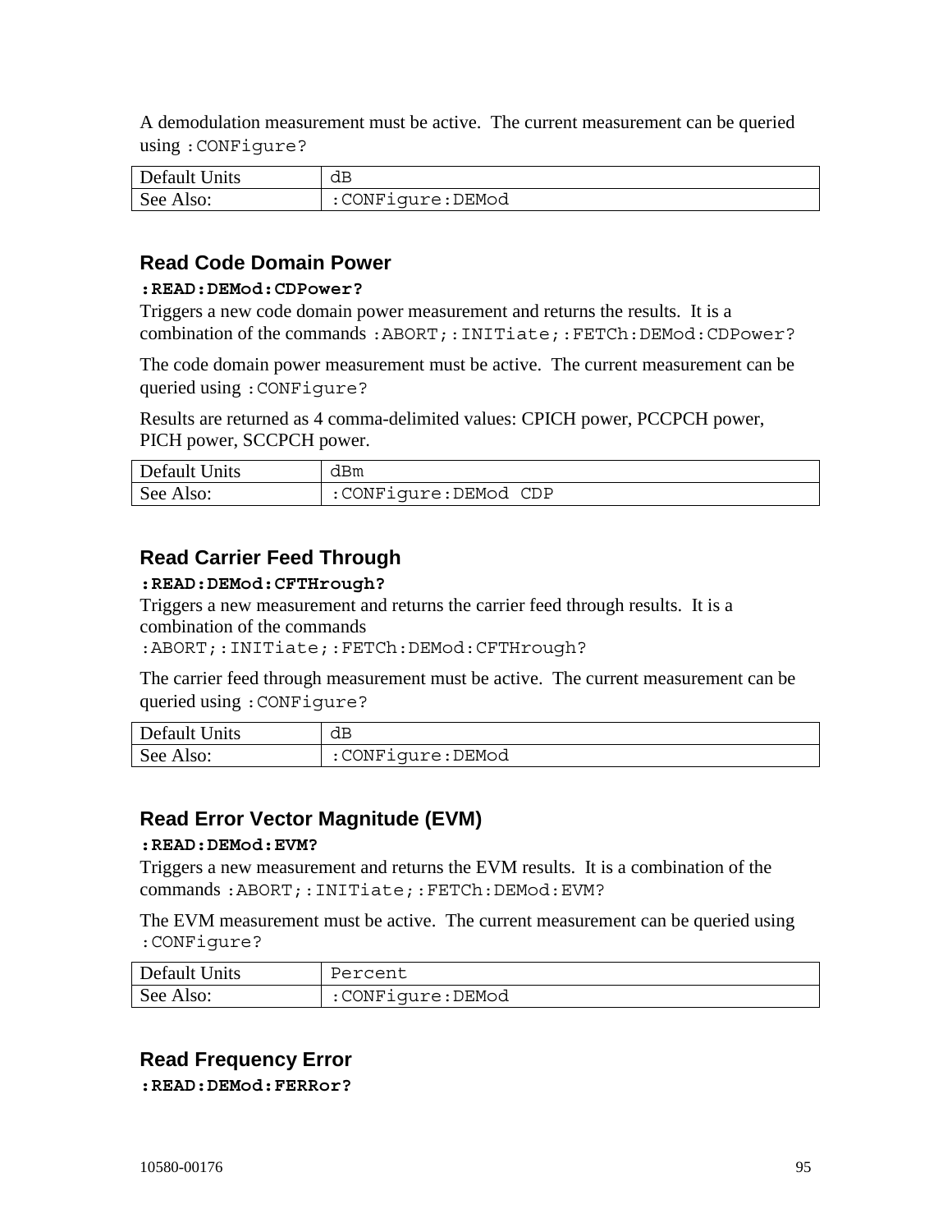A demodulation measurement must be active. The current measurement can be queried using `:CONFigure?`

| Default Units | dB |
|---|---|
| See Also: | `:CONFigure:DEMod` |

### Read Code Domain Power

**`:READ:DEMod:CDPower?`**

Triggers a new code domain power measurement and returns the results. It is a combination of the commands `:ABORT;:INITiate;:FETCh:DEMod:CDPower?`

The code domain power measurement must be active. The current measurement can be queried using `:CONFigure?`

Results are returned as 4 comma-delimited values: CPICH power, PCCPCH power, PICH power, SCCPCH power.

| Default Units | dBm |
|---|---|
| See Also: | `:CONFigure:DEMod CDP` |

### Read Carrier Feed Through

**`:READ:DEMod:CFTHrough?`**

Triggers a new measurement and returns the carrier feed through results. It is a combination of the commands `:ABORT;:INITiate;:FETCh:DEMod:CFTHrough?`

The carrier feed through measurement must be active. The current measurement can be queried using `:CONFigure?`

| Default Units | dB |
|---|---|
| See Also: | `:CONFigure:DEMod` |

### Read Error Vector Magnitude (EVM)

**`:READ:DEMod:EVM?`**

Triggers a new measurement and returns the EVM results. It is a combination of the commands `:ABORT;:INITiate;:FETCh:DEMod:EVM?`

The EVM measurement must be active. The current measurement can be queried using `:CONFigure?`

| Default Units | Percent |
|---|---|
| See Also: | `:CONFigure:DEMod` |

### Read Frequency Error

**`:READ:DEMod:FERRor?`**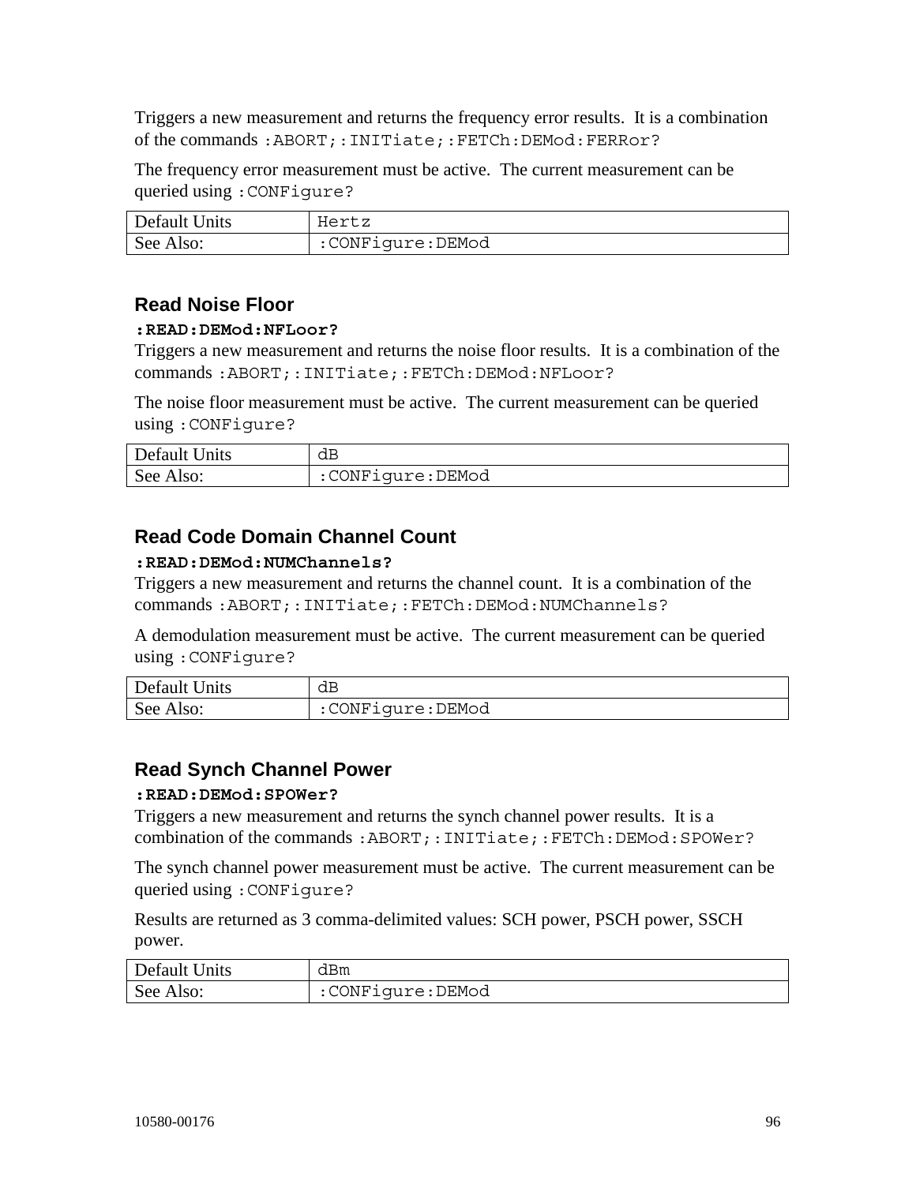Triggers a new measurement and returns the frequency error results. It is a combination of the commands `:ABORT;:INITiate;:FETCh:DEMod:FERRor?`

The frequency error measurement must be active. The current measurement can be queried using `:CONFigure?`

| Default Units | Hertz |
| --- | --- |
| See Also: | :CONFigure:DEMod |

### Read Noise Floor

**`:READ:DEMod:NFLoor?`**
Triggers a new measurement and returns the noise floor results. It is a combination of the commands `:ABORT;:INITiate;:FETCh:DEMod:NFLoor?`

The noise floor measurement must be active. The current measurement can be queried using `:CONFigure?`

| Default Units | dB |
| --- | --- |
| See Also: | :CONFigure:DEMod |

### Read Code Domain Channel Count

**`:READ:DEMod:NUMChannels?`**
Triggers a new measurement and returns the channel count. It is a combination of the commands `:ABORT;:INITiate;:FETCh:DEMod:NUMChannels?`

A demodulation measurement must be active. The current measurement can be queried using `:CONFigure?`

| Default Units | dB |
| --- | --- |
| See Also: | :CONFigure:DEMod |

### Read Synch Channel Power

**`:READ:DEMod:SPOWer?`**
Triggers a new measurement and returns the synch channel power results. It is a combination of the commands `:ABORT;:INITiate;:FETCh:DEMod:SPOWer?`

The synch channel power measurement must be active. The current measurement can be queried using `:CONFigure?`

Results are returned as 3 comma-delimited values: SCH power, PSCH power, SSCH power.

| Default Units | dBm |
| --- | --- |
| See Also: | :CONFigure:DEMod |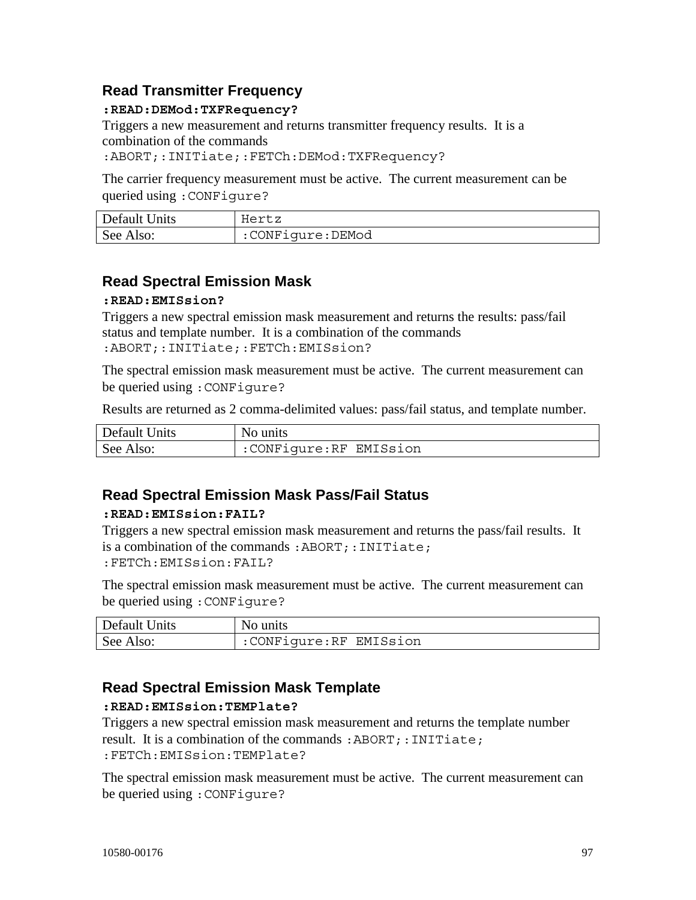### Read Transmitter Frequency

**`:READ:DEMod:TXFRequency?`**

Triggers a new measurement and returns transmitter frequency results. It is a combination of the commands `:ABORT;:INITiate;:FETCh:DEMod:TXFRequency?`

The carrier frequency measurement must be active. The current measurement can be queried using `:CONFigure?`

| Default Units | Hertz |
|---|---|
| See Also: | :CONFigure:DEMod |

### Read Spectral Emission Mask

**`:READ:EMISsion?`**

Triggers a new spectral emission mask measurement and returns the results: pass/fail status and template number. It is a combination of the commands `:ABORT;:INITiate;:FETCh:EMISsion?`

The spectral emission mask measurement must be active. The current measurement can be queried using `:CONFigure?`

Results are returned as 2 comma-delimited values: pass/fail status, and template number.

| Default Units | No units |
|---|---|
| See Also: | :CONFigure:RF EMISsion |

### Read Spectral Emission Mask Pass/Fail Status

**`:READ:EMISsion:FAIL?`**

Triggers a new spectral emission mask measurement and returns the pass/fail results. It is a combination of the commands `:ABORT;:INITiate; :FETCh:EMISsion:FAIL?`

The spectral emission mask measurement must be active. The current measurement can be queried using `:CONFigure?`

| Default Units | No units |
|---|---|
| See Also: | :CONFigure:RF EMISsion |

### Read Spectral Emission Mask Template

**`:READ:EMISsion:TEMPlate?`**

Triggers a new spectral emission mask measurement and returns the template number result. It is a combination of the commands `:ABORT;:INITiate; :FETCh:EMISsion:TEMPlate?`

The spectral emission mask measurement must be active. The current measurement can be queried using `:CONFigure?`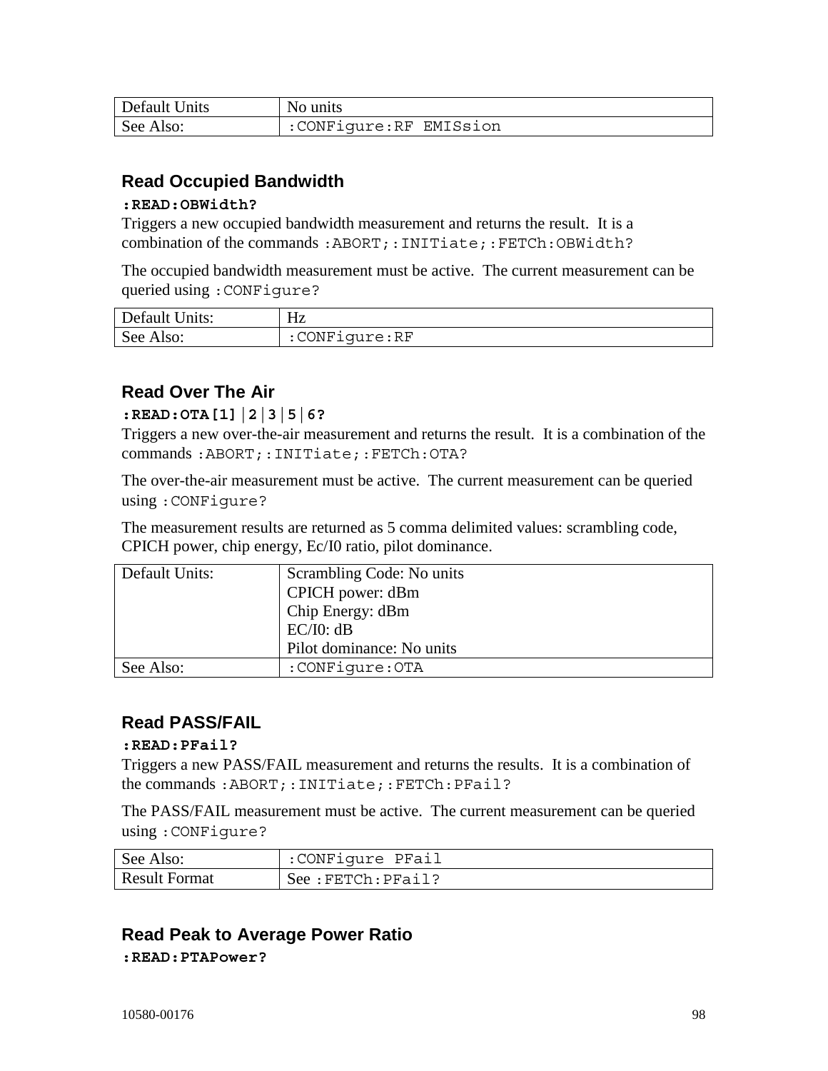| Default Units | No units |
|---|---|
| See Also: | :CONFigure:RF EMISsion |

### Read Occupied Bandwidth

**:READ:OBWidth?**

Triggers a new occupied bandwidth measurement and returns the result. It is a combination of the commands :ABORT;:INITiate;:FETCh:OBWidth?

The occupied bandwidth measurement must be active. The current measurement can be queried using :CONFigure?

| Default Units: | Hz |
|---|---|
| See Also: | :CONFigure:RF |

### Read Over The Air

**:READ:OTA[1]|2|3|5|6?**

Triggers a new over-the-air measurement and returns the result. It is a combination of the commands :ABORT;:INITiate;:FETCh:OTA?

The over-the-air measurement must be active. The current measurement can be queried using :CONFigure?

The measurement results are returned as 5 comma delimited values: scrambling code, CPICH power, chip energy, Ec/I0 ratio, pilot dominance.

| Default Units: | Scrambling Code: No units<br>CPICH power: dBm<br>Chip Energy: dBm<br>EC/I0: dB<br>Pilot dominance: No units |
|---|---|
| See Also: | :CONFigure:OTA |

### Read PASS/FAIL

**:READ:PFail?**

Triggers a new PASS/FAIL measurement and returns the results. It is a combination of the commands :ABORT;:INITiate;:FETCh:PFail?

The PASS/FAIL measurement must be active. The current measurement can be queried using :CONFigure?

| See Also: | :CONFigure PFail |
|---|---|
| Result Format | See :FETCh:PFail? |

### Read Peak to Average Power Ratio

**:READ:PTAPower?**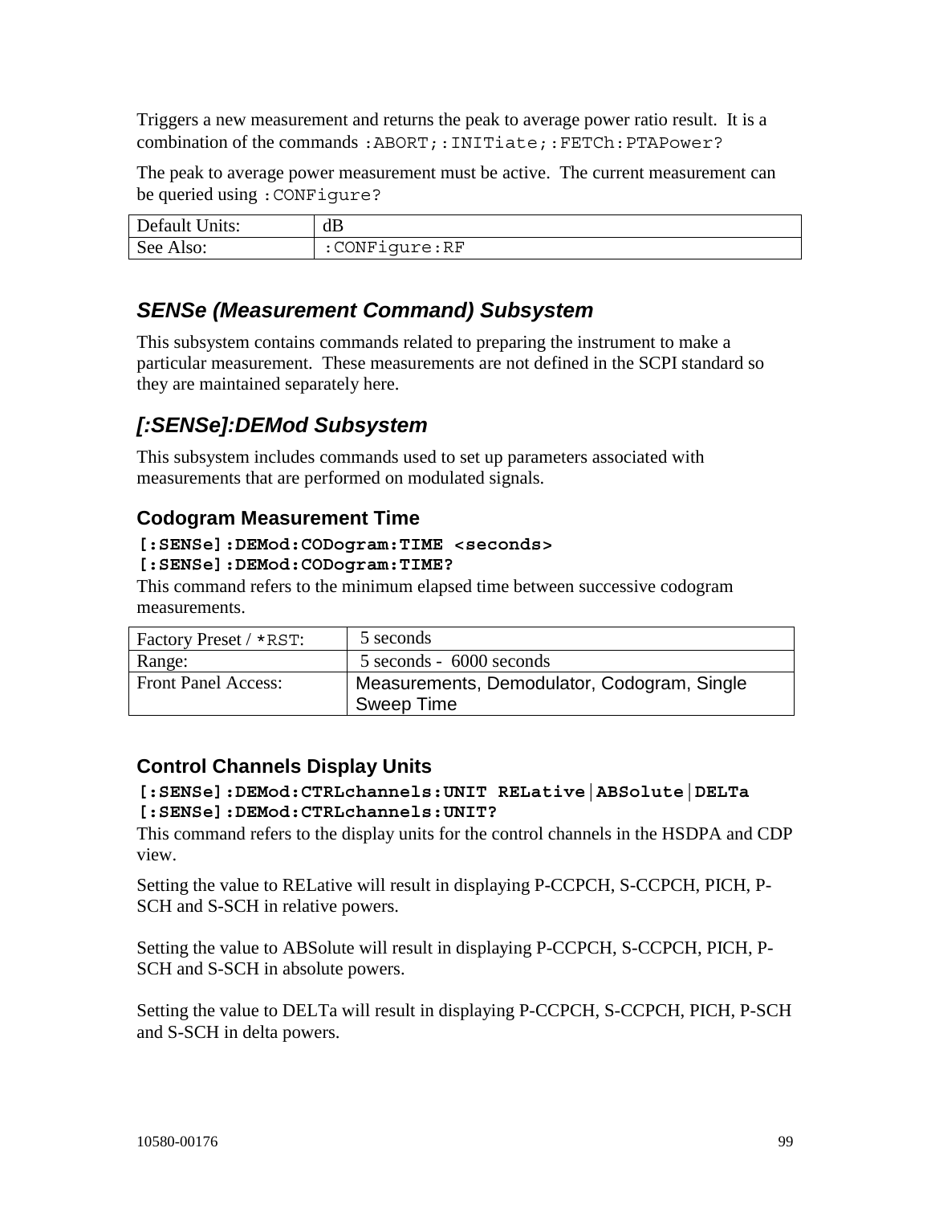Triggers a new measurement and returns the peak to average power ratio result. It is a combination of the commands `:ABORT;:INITiate;:FETCh:PTAPower?`

The peak to average power measurement must be active. The current measurement can be queried using `:CONFigure?`

| Default Units: | dB |
|---|---|
| See Also: | `:CONFigure:RF` |

## *SENSe (Measurement Command) Subsystem*

This subsystem contains commands related to preparing the instrument to make a particular measurement. These measurements are not defined in the SCPI standard so they are maintained separately here.

## *[:SENSe]:DEMod Subsystem*

This subsystem includes commands used to set up parameters associated with measurements that are performed on modulated signals.

### Codogram Measurement Time

**`[:SENSe]:DEMod:CODogram:TIME <seconds>`**
**`[:SENSe]:DEMod:CODogram:TIME?`**

This command refers to the minimum elapsed time between successive codogram measurements.

| Factory Preset / `*RST`: | 5 seconds |
|---|---|
| Range: | 5 seconds - 6000 seconds |
| Front Panel Access: | Measurements, Demodulator, Codogram, Single Sweep Time |

### Control Channels Display Units

**`[:SENSe]:DEMod:CTRLchannels:UNIT RELative|ABSolute|DELTa`**
**`[:SENSe]:DEMod:CTRLchannels:UNIT?`**

This command refers to the display units for the control channels in the HSDPA and CDP view.

Setting the value to RELative will result in displaying P-CCPCH, S-CCPCH, PICH, P-SCH and S-SCH in relative powers.

Setting the value to ABSolute will result in displaying P-CCPCH, S-CCPCH, PICH, P-SCH and S-SCH in absolute powers.

Setting the value to DELTa will result in displaying P-CCPCH, S-CCPCH, PICH, P-SCH and S-SCH in delta powers.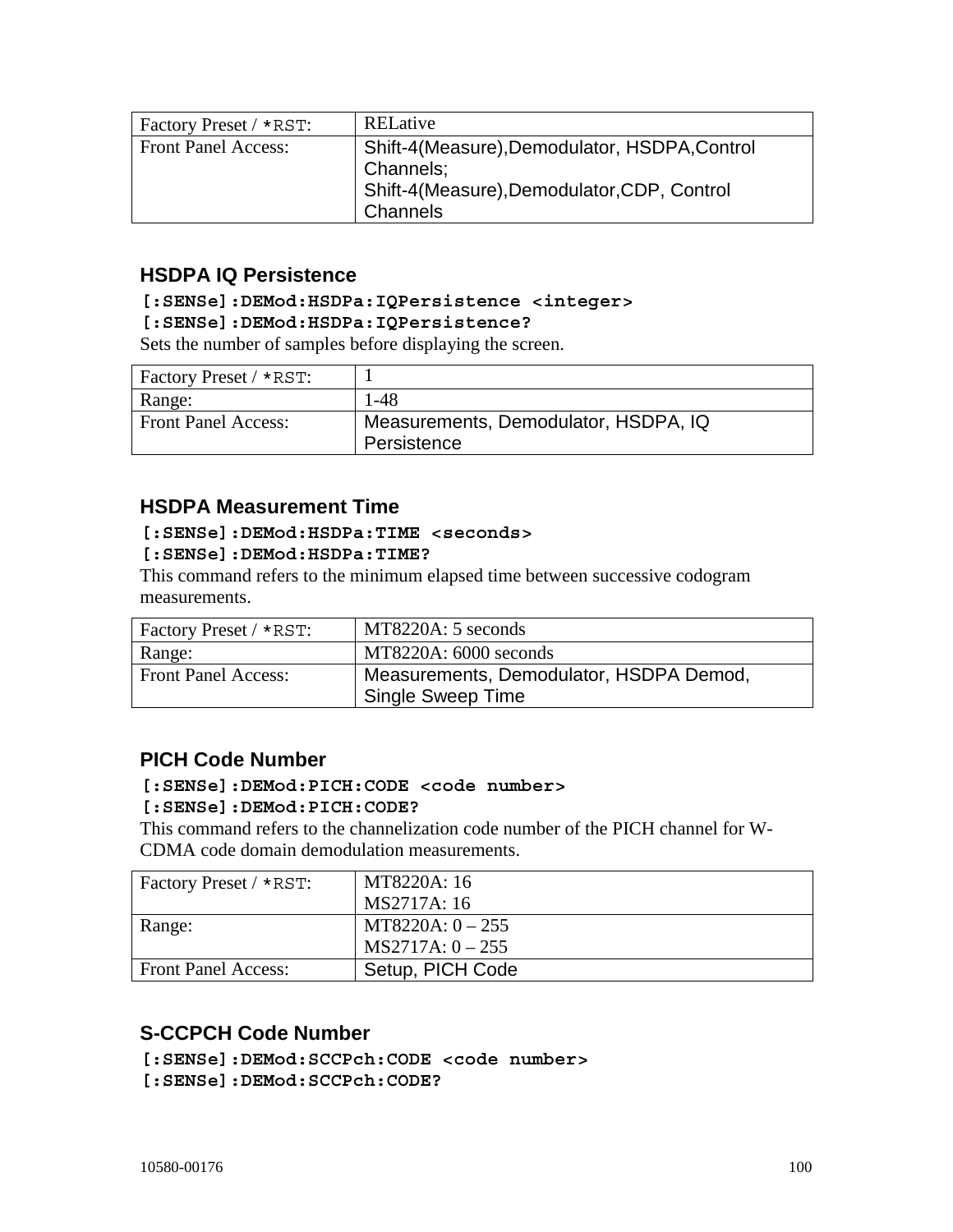| Factory Preset / *RST: | RELative |
|---|---|
| Front Panel Access: | Shift-4(Measure),Demodulator, HSDPA,Control Channels; Shift-4(Measure),Demodulator,CDP, Control Channels |

### HSDPA IQ Persistence

**[:SENSe]:DEMod:HSDPa:IQPersistence <integer>**
**[:SENSe]:DEMod:HSDPa:IQPersistence?**

Sets the number of samples before displaying the screen.

| Factory Preset / *RST: | 1 |
|---|---|
| Range: | 1-48 |
| Front Panel Access: | Measurements, Demodulator, HSDPA, IQ Persistence |

### HSDPA Measurement Time

**[:SENSe]:DEMod:HSDPa:TIME <seconds>**
**[:SENSe]:DEMod:HSDPa:TIME?**

This command refers to the minimum elapsed time between successive codogram measurements.

| Factory Preset / *RST: | MT8220A: 5 seconds |
|---|---|
| Range: | MT8220A: 6000 seconds |
| Front Panel Access: | Measurements, Demodulator, HSDPA Demod, Single Sweep Time |

### PICH Code Number

**[:SENSe]:DEMod:PICH:CODE <code number>**
**[:SENSe]:DEMod:PICH:CODE?**

This command refers to the channelization code number of the PICH channel for W-CDMA code domain demodulation measurements.

| Factory Preset / *RST: | MT8220A: 16<br>MS2717A: 16 |
|---|---|
| Range: | MT8220A: 0 – 255<br>MS2717A: 0 – 255 |
| Front Panel Access: | Setup, PICH Code |

### S-CCPCH Code Number

**[:SENSe]:DEMod:SCCPch:CODE <code number>**
**[:SENSe]:DEMod:SCCPch:CODE?**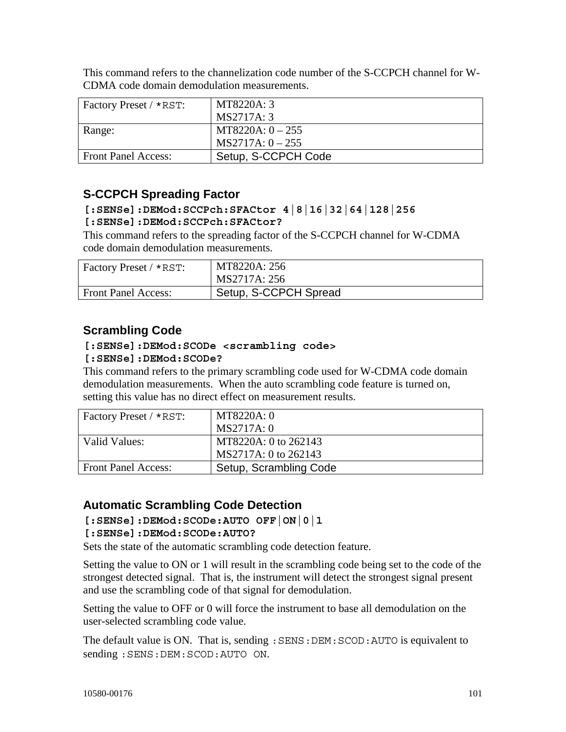This command refers to the channelization code number of the S-CCPCH channel for W-CDMA code domain demodulation measurements.

| Factory Preset / *RST: | MT8220A: 3<br>MS2717A: 3 |
|---|---|
| Range: | MT8220A: 0 – 255<br>MS2717A: 0 – 255 |
| Front Panel Access: | Setup, S-CCPCH Code |

### S-CCPCH Spreading Factor

**[:SENSe]:DEMod:SCCPch:SFACtor 4|8|16|32|64|128|256**
**[:SENSe]:DEMod:SCCPch:SFACtor?**

This command refers to the spreading factor of the S-CCPCH channel for W-CDMA code domain demodulation measurements.

| Factory Preset / *RST: | MT8220A: 256<br>MS2717A: 256 |
|---|---|
| Front Panel Access: | Setup, S-CCPCH Spread |

### Scrambling Code

**[:SENSe]:DEMod:SCODe <scrambling code>**
**[:SENSe]:DEMod:SCODe?**

This command refers to the primary scrambling code used for W-CDMA code domain demodulation measurements. When the auto scrambling code feature is turned on, setting this value has no direct effect on measurement results.

| Factory Preset / *RST: | MT8220A: 0<br>MS2717A: 0 |
|---|---|
| Valid Values: | MT8220A: 0 to 262143<br>MS2717A: 0 to 262143 |
| Front Panel Access: | Setup, Scrambling Code |

### Automatic Scrambling Code Detection

**[:SENSe]:DEMod:SCODe:AUTO OFF|ON|0|1**
**[:SENSe]:DEMod:SCODe:AUTO?**

Sets the state of the automatic scrambling code detection feature.

Setting the value to ON or 1 will result in the scrambling code being set to the code of the strongest detected signal. That is, the instrument will detect the strongest signal present and use the scrambling code of that signal for demodulation.

Setting the value to OFF or 0 will force the instrument to base all demodulation on the user-selected scrambling code value.

The default value is ON. That is, sending `:SENS:DEM:SCOD:AUTO` is equivalent to sending `:SENS:DEM:SCOD:AUTO ON`.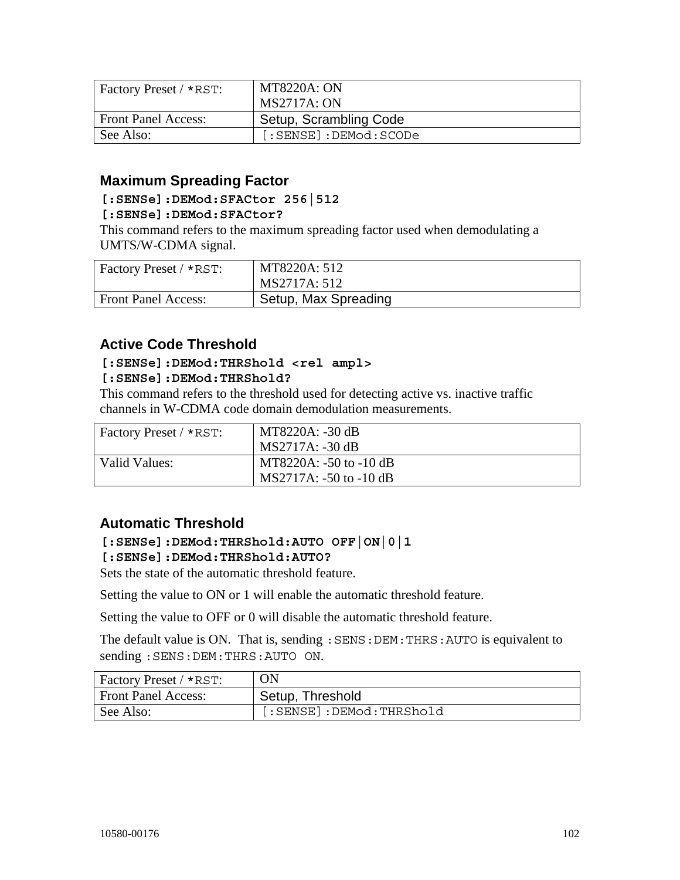| Factory Preset / *RST: | MT8220A: ON<br>MS2717A: ON |
|---|---|
| Front Panel Access: | Setup, Scrambling Code |
| See Also: | [:SENSE]:DEMod:SCODe |

### Maximum Spreading Factor

**[:SENSe]:DEMod:SFACtor 256|512**
**[:SENSe]:DEMod:SFACtor?**

This command refers to the maximum spreading factor used when demodulating a UMTS/W-CDMA signal.

| Factory Preset / *RST: | MT8220A: 512<br>MS2717A: 512 |
|---|---|
| Front Panel Access: | Setup, Max Spreading |

### Active Code Threshold

**[:SENSe]:DEMod:THRShold <rel ampl>**
**[:SENSe]:DEMod:THRShold?**

This command refers to the threshold used for detecting active vs. inactive traffic channels in W-CDMA code domain demodulation measurements.

| Factory Preset / *RST: | MT8220A: -30 dB<br>MS2717A: -30 dB |
|---|---|
| Valid Values: | MT8220A: -50 to -10 dB<br>MS2717A: -50 to -10 dB |

### Automatic Threshold

**[:SENSe]:DEMod:THRShold:AUTO OFF|ON|0|1**
**[:SENSe]:DEMod:THRShold:AUTO?**

Sets the state of the automatic threshold feature.

Setting the value to ON or 1 will enable the automatic threshold feature.

Setting the value to OFF or 0 will disable the automatic threshold feature.

The default value is ON. That is, sending :SENS:DEM:THRS:AUTO is equivalent to sending :SENS:DEM:THRS:AUTO ON.

| Factory Preset / *RST: | ON |
|---|---|
| Front Panel Access: | Setup, Threshold |
| See Also: | [:SENSE]:DEMod:THRShold |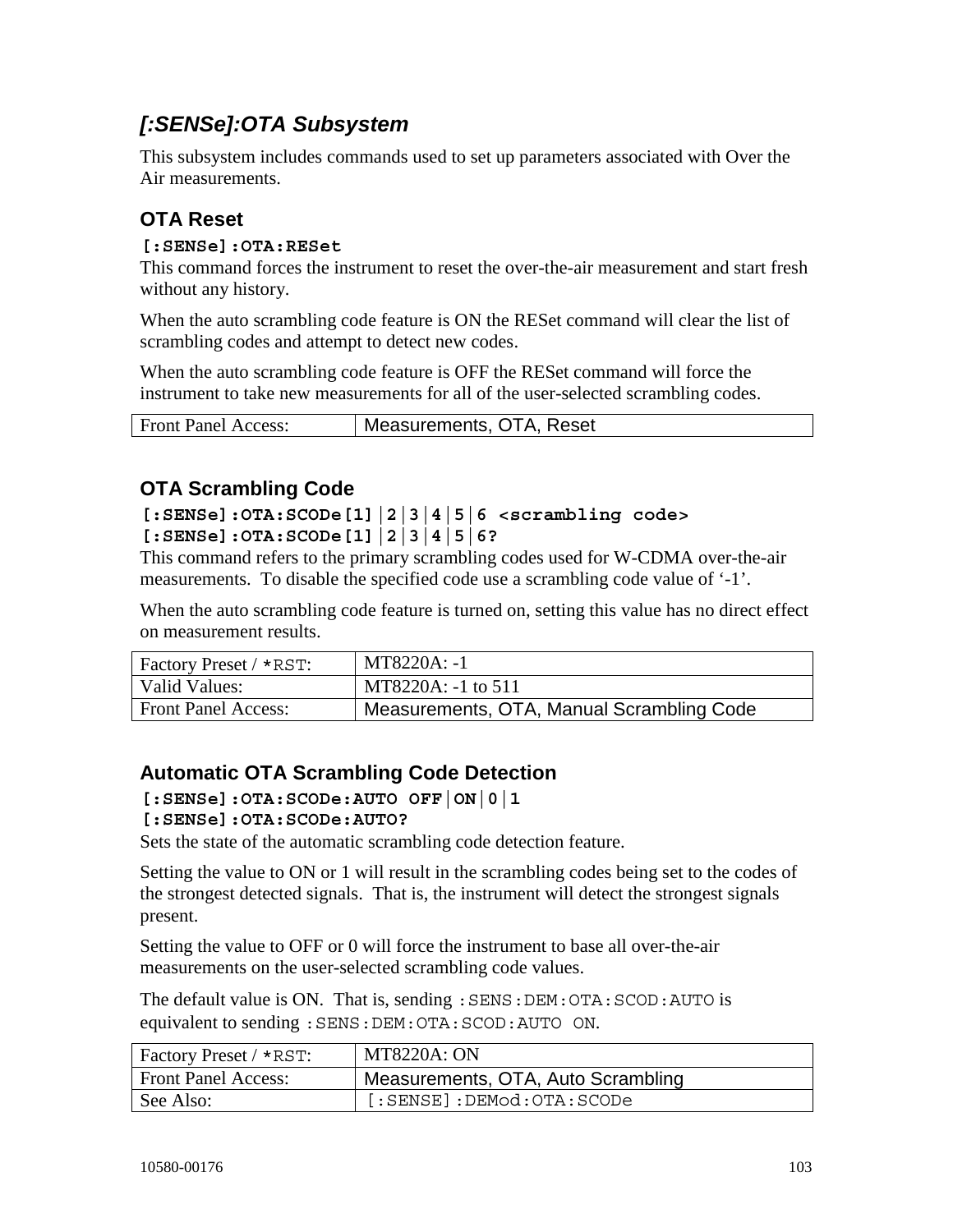## *[:SENSe]:OTA Subsystem*

This subsystem includes commands used to set up parameters associated with Over the Air measurements.

### OTA Reset

**[:SENSe]:OTA:RESet**

This command forces the instrument to reset the over-the-air measurement and start fresh without any history.

When the auto scrambling code feature is ON the RESet command will clear the list of scrambling codes and attempt to detect new codes.

When the auto scrambling code feature is OFF the RESet command will force the instrument to take new measurements for all of the user-selected scrambling codes.

| Front Panel Access: | Measurements, OTA, Reset |
|---|---|

### OTA Scrambling Code

**[:SENSe]:OTA:SCODe[1]|2|3|4|5|6 <scrambling code>**
**[:SENSe]:OTA:SCODe[1]|2|3|4|5|6?**

This command refers to the primary scrambling codes used for W-CDMA over-the-air measurements.  To disable the specified code use a scrambling code value of '-1'.

When the auto scrambling code feature is turned on, setting this value has no direct effect on measurement results.

| Factory Preset / *RST: | MT8220A: -1 |
|---|---|
| Valid Values: | MT8220A: -1 to 511 |
| Front Panel Access: | Measurements, OTA, Manual Scrambling Code |

### Automatic OTA Scrambling Code Detection

**[:SENSe]:OTA:SCODe:AUTO OFF|ON|0|1**
**[:SENSe]:OTA:SCODe:AUTO?**

Sets the state of the automatic scrambling code detection feature.

Setting the value to ON or 1 will result in the scrambling codes being set to the codes of the strongest detected signals.  That is, the instrument will detect the strongest signals present.

Setting the value to OFF or 0 will force the instrument to base all over-the-air measurements on the user-selected scrambling code values.

The default value is ON.  That is, sending `:SENS:DEM:OTA:SCOD:AUTO` is equivalent to sending `:SENS:DEM:OTA:SCOD:AUTO ON`.

| Factory Preset / *RST: | MT8220A: ON |
|---|---|
| Front Panel Access: | Measurements, OTA, Auto Scrambling |
| See Also: | `[:SENSE]:DEMod:OTA:SCODe` |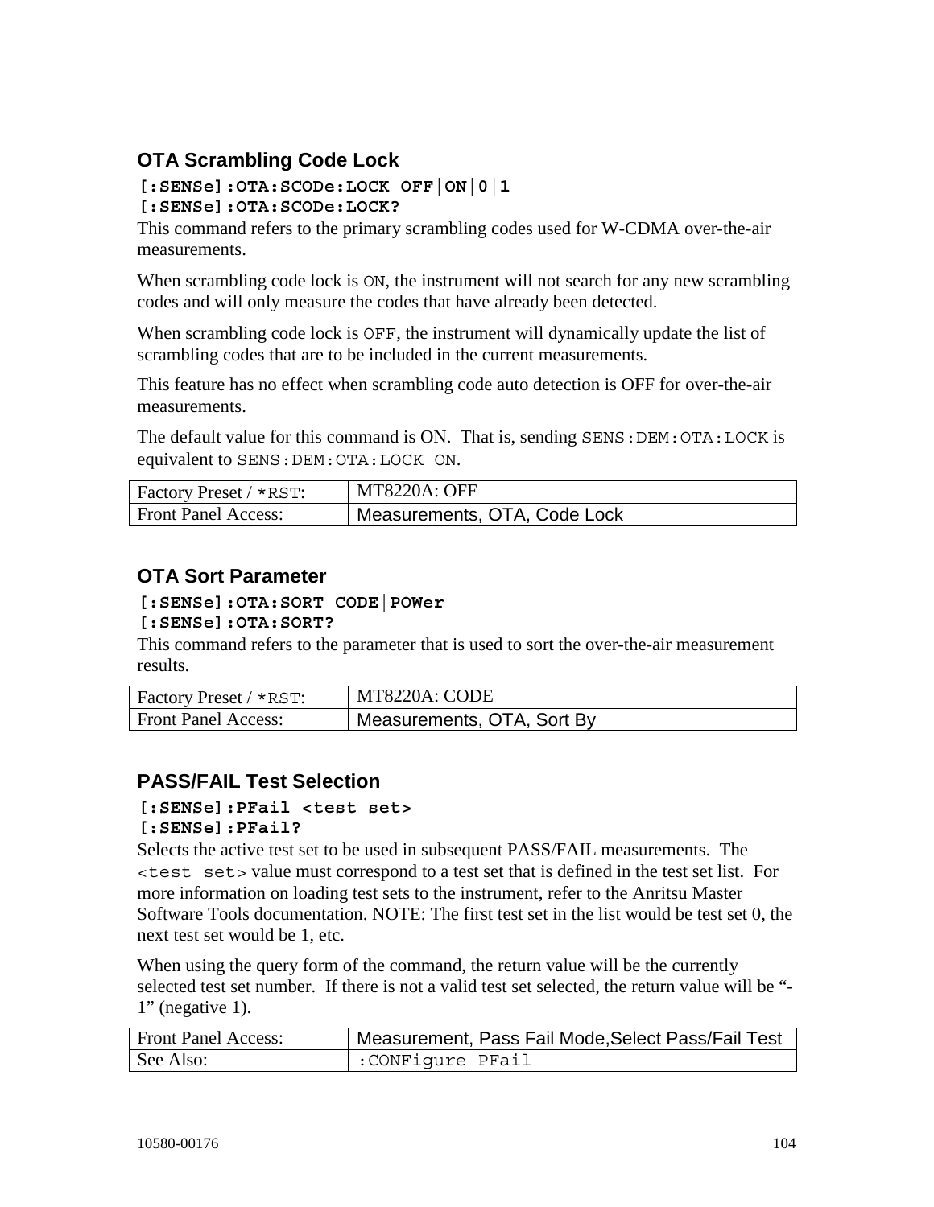### OTA Scrambling Code Lock

**[:SENSe]:OTA:SCODe:LOCK OFF|ON|0|1**
**[:SENSe]:OTA:SCODe:LOCK?**

This command refers to the primary scrambling codes used for W-CDMA over-the-air measurements.

When scrambling code lock is `ON`, the instrument will not search for any new scrambling codes and will only measure the codes that have already been detected.

When scrambling code lock is `OFF`, the instrument will dynamically update the list of scrambling codes that are to be included in the current measurements.

This feature has no effect when scrambling code auto detection is OFF for over-the-air measurements.

The default value for this command is ON. That is, sending `SENS:DEM:OTA:LOCK` is equivalent to `SENS:DEM:OTA:LOCK ON`.

| Factory Preset / `*RST`: | MT8220A: OFF |
|---|---|
| Front Panel Access: | Measurements, OTA, Code Lock |

### OTA Sort Parameter

**[:SENSe]:OTA:SORT CODE|POWer**
**[:SENSe]:OTA:SORT?**

This command refers to the parameter that is used to sort the over-the-air measurement results.

| Factory Preset / `*RST`: | MT8220A: CODE |
|---|---|
| Front Panel Access: | Measurements, OTA, Sort By |

### PASS/FAIL Test Selection

**[:SENSe]:PFail <test set>**
**[:SENSe]:PFail?**

Selects the active test set to be used in subsequent PASS/FAIL measurements. The `<test set>` value must correspond to a test set that is defined in the test set list. For more information on loading test sets to the instrument, refer to the Anritsu Master Software Tools documentation. NOTE: The first test set in the list would be test set 0, the next test set would be 1, etc.

When using the query form of the command, the return value will be the currently selected test set number. If there is not a valid test set selected, the return value will be "-1" (negative 1).

| Front Panel Access: | Measurement, Pass Fail Mode,Select Pass/Fail Test |
|---|---|
| See Also: | `:CONFigure PFail` |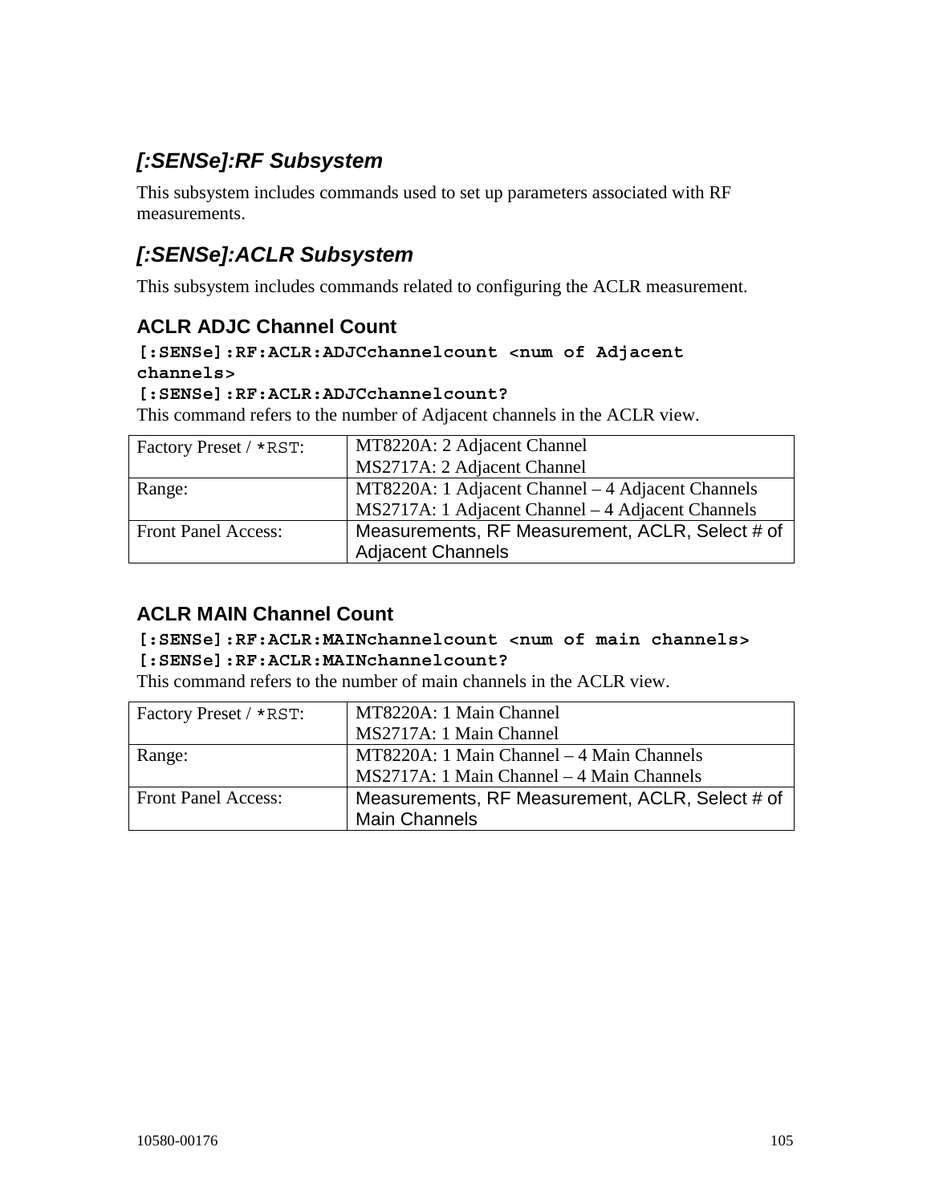## *[:SENSe]:RF Subsystem*

This subsystem includes commands used to set up parameters associated with RF measurements.

## *[:SENSe]:ACLR Subsystem*

This subsystem includes commands related to configuring the ACLR measurement.

### ACLR ADJC Channel Count

**[:SENSe]:RF:ACLR:ADJCchannelcount <num of Adjacent channels>**
**[:SENSe]:RF:ACLR:ADJCchannelcount?**

This command refers to the number of Adjacent channels in the ACLR view.

| | |
|---|---|
| Factory Preset / *RST: | MT8220A: 2 Adjacent Channel<br>MS2717A: 2 Adjacent Channel |
| Range: | MT8220A: 1 Adjacent Channel – 4 Adjacent Channels<br>MS2717A: 1 Adjacent Channel – 4 Adjacent Channels |
| Front Panel Access: | Measurements, RF Measurement, ACLR, Select # of Adjacent Channels |

### ACLR MAIN Channel Count

**[:SENSe]:RF:ACLR:MAINchannelcount <num of main channels>**
**[:SENSe]:RF:ACLR:MAINchannelcount?**

This command refers to the number of main channels in the ACLR view.

| | |
|---|---|
| Factory Preset / *RST: | MT8220A: 1 Main Channel<br>MS2717A: 1 Main Channel |
| Range: | MT8220A: 1 Main Channel – 4 Main Channels<br>MS2717A: 1 Main Channel – 4 Main Channels |
| Front Panel Access: | Measurements, RF Measurement, ACLR, Select # of Main Channels |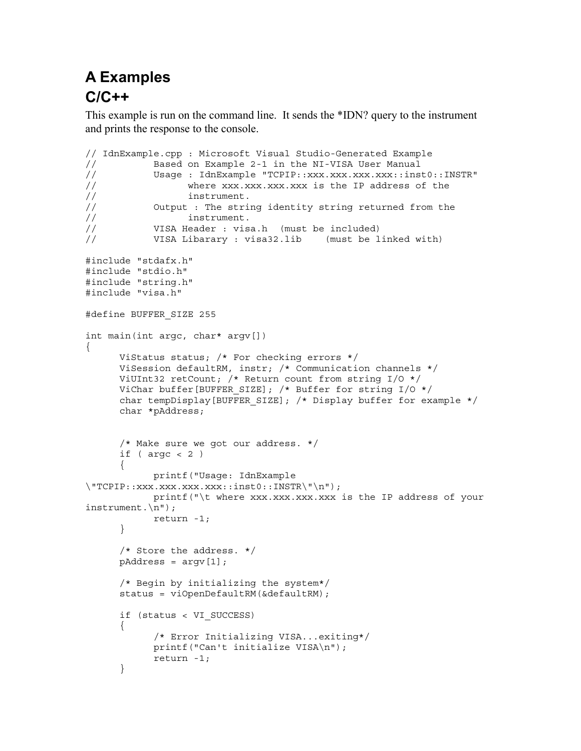# A Examples

## C/C++

This example is run on the command line. It sends the *IDN? query to the instrument and prints the response to the console.

```
// IdnExample.cpp : Microsoft Visual Studio-Generated Example
//          Based on Example 2-1 in the NI-VISA User Manual
//          Usage : IdnExample "TCPIP::xxx.xxx.xxx.xxx::inst0::INSTR"
//                where xxx.xxx.xxx.xxx is the IP address of the
//                instrument.
//          Output : The string identity string returned from the
//                instrument.
//          VISA Header : visa.h  (must be included)
//          VISA Libarary : visa32.lib    (must be linked with)

#include "stdafx.h"
#include "stdio.h"
#include "string.h"
#include "visa.h"

#define BUFFER_SIZE 255

int main(int argc, char* argv[])
{
      ViStatus status; /* For checking errors */
      ViSession defaultRM, instr; /* Communication channels */
      ViUInt32 retCount; /* Return count from string I/O */
      ViChar buffer[BUFFER_SIZE]; /* Buffer for string I/O */
      char tempDisplay[BUFFER_SIZE]; /* Display buffer for example */
      char *pAddress;


      /* Make sure we got our address. */
      if ( argc < 2 )
      {
            printf("Usage: IdnExample
\"TCPIP::xxx.xxx.xxx.xxx::inst0::INSTR\"\n");
            printf("\t where xxx.xxx.xxx.xxx is the IP address of your
instrument.\n");
            return -1;
      }

      /* Store the address. */
      pAddress = argv[1];

      /* Begin by initializing the system*/
      status = viOpenDefaultRM(&defaultRM);

      if (status < VI_SUCCESS)
      {
            /* Error Initializing VISA...exiting*/
            printf("Can't initialize VISA\n");
            return -1;
      }
```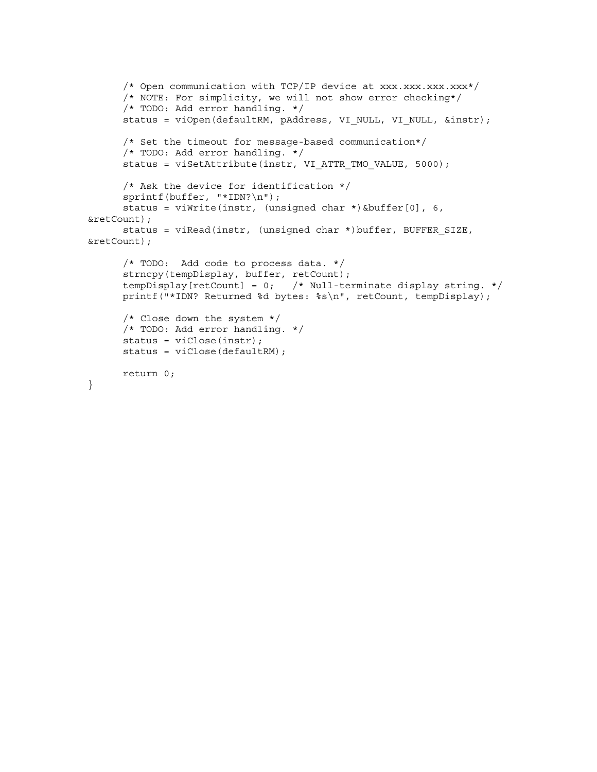```
      /* Open communication with TCP/IP device at xxx.xxx.xxx.xxx*/
      /* NOTE: For simplicity, we will not show error checking*/
      /* TODO: Add error handling. */
      status = viOpen(defaultRM, pAddress, VI_NULL, VI_NULL, &instr);

      /* Set the timeout for message-based communication*/
      /* TODO: Add error handling. */
      status = viSetAttribute(instr, VI_ATTR_TMO_VALUE, 5000);

      /* Ask the device for identification */
      sprintf(buffer, "*IDN?\n");
      status = viWrite(instr, (unsigned char *)&buffer[0], 6,
&retCount);
      status = viRead(instr, (unsigned char *)buffer, BUFFER_SIZE,
&retCount);

      /* TODO:  Add code to process data. */
      strncpy(tempDisplay, buffer, retCount);
      tempDisplay[retCount] = 0;   /* Null-terminate display string. */
      printf("*IDN? Returned %d bytes: %s\n", retCount, tempDisplay);

      /* Close down the system */
      /* TODO: Add error handling. */
      status = viClose(instr);
      status = viClose(defaultRM);

      return 0;
}
```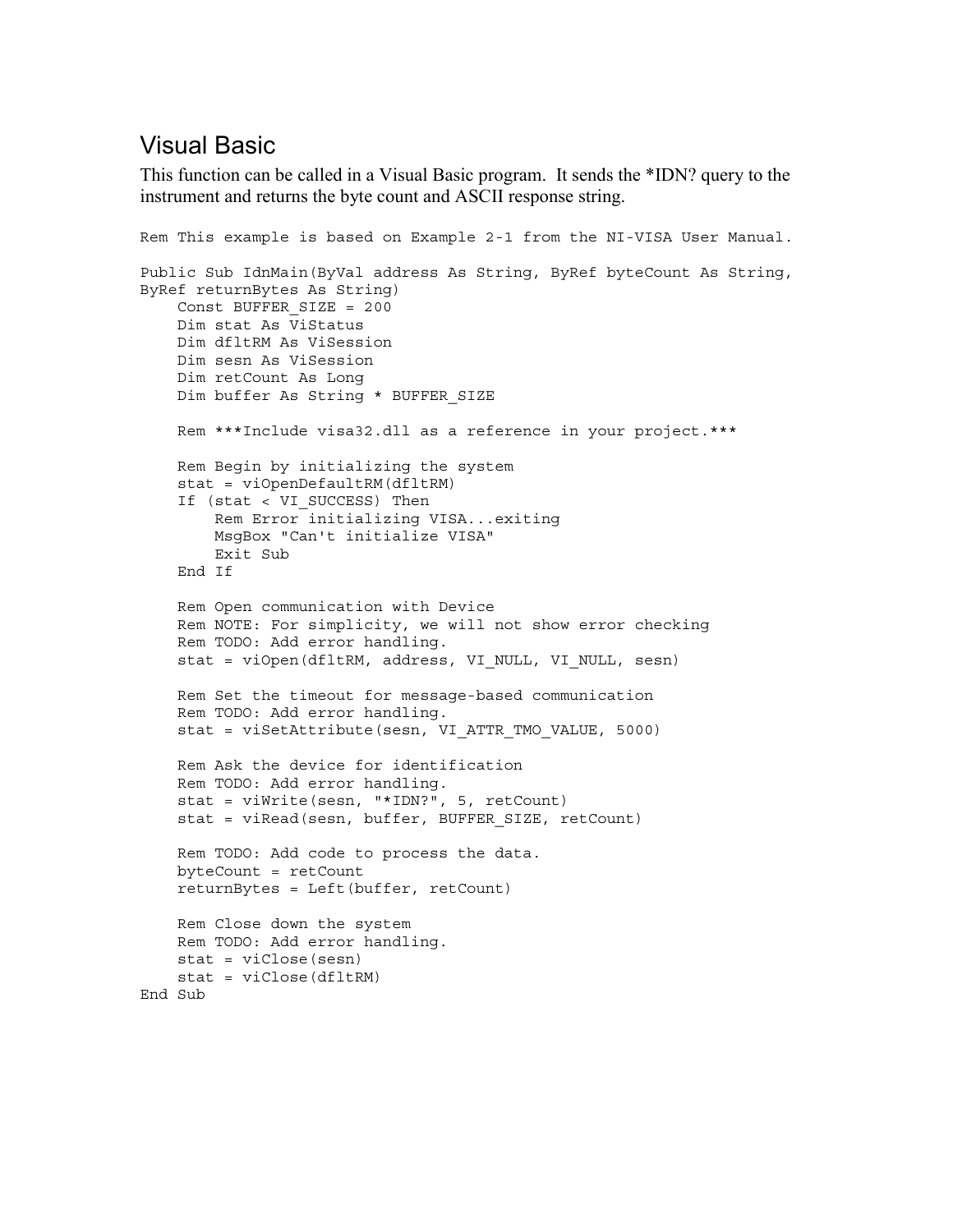## Visual Basic

This function can be called in a Visual Basic program. It sends the *IDN? query to the instrument and returns the byte count and ASCII response string.

```
Rem This example is based on Example 2-1 from the NI-VISA User Manual.

Public Sub IdnMain(ByVal address As String, ByRef byteCount As String,
ByRef returnBytes As String)
    Const BUFFER_SIZE = 200
    Dim stat As ViStatus
    Dim dfltRM As ViSession
    Dim sesn As ViSession
    Dim retCount As Long
    Dim buffer As String * BUFFER_SIZE

    Rem ***Include visa32.dll as a reference in your project.***

    Rem Begin by initializing the system
    stat = viOpenDefaultRM(dfltRM)
    If (stat < VI_SUCCESS) Then
        Rem Error initializing VISA...exiting
        MsgBox "Can't initialize VISA"
        Exit Sub
    End If

    Rem Open communication with Device
    Rem NOTE: For simplicity, we will not show error checking
    Rem TODO: Add error handling.
    stat = viOpen(dfltRM, address, VI_NULL, VI_NULL, sesn)

    Rem Set the timeout for message-based communication
    Rem TODO: Add error handling.
    stat = viSetAttribute(sesn, VI_ATTR_TMO_VALUE, 5000)

    Rem Ask the device for identification
    Rem TODO: Add error handling.
    stat = viWrite(sesn, "*IDN?", 5, retCount)
    stat = viRead(sesn, buffer, BUFFER_SIZE, retCount)

    Rem TODO: Add code to process the data.
    byteCount = retCount
    returnBytes = Left(buffer, retCount)

    Rem Close down the system
    Rem TODO: Add error handling.
    stat = viClose(sesn)
    stat = viClose(dfltRM)
End Sub
```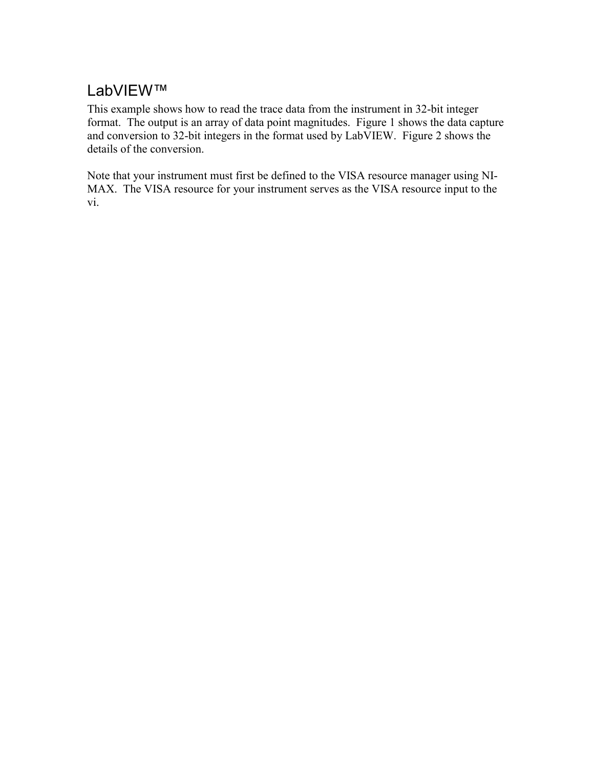## LabVIEW™

This example shows how to read the trace data from the instrument in 32-bit integer format. The output is an array of data point magnitudes. Figure 1 shows the data capture and conversion to 32-bit integers in the format used by LabVIEW. Figure 2 shows the details of the conversion.

Note that your instrument must first be defined to the VISA resource manager using NI-MAX. The VISA resource for your instrument serves as the VISA resource input to the vi.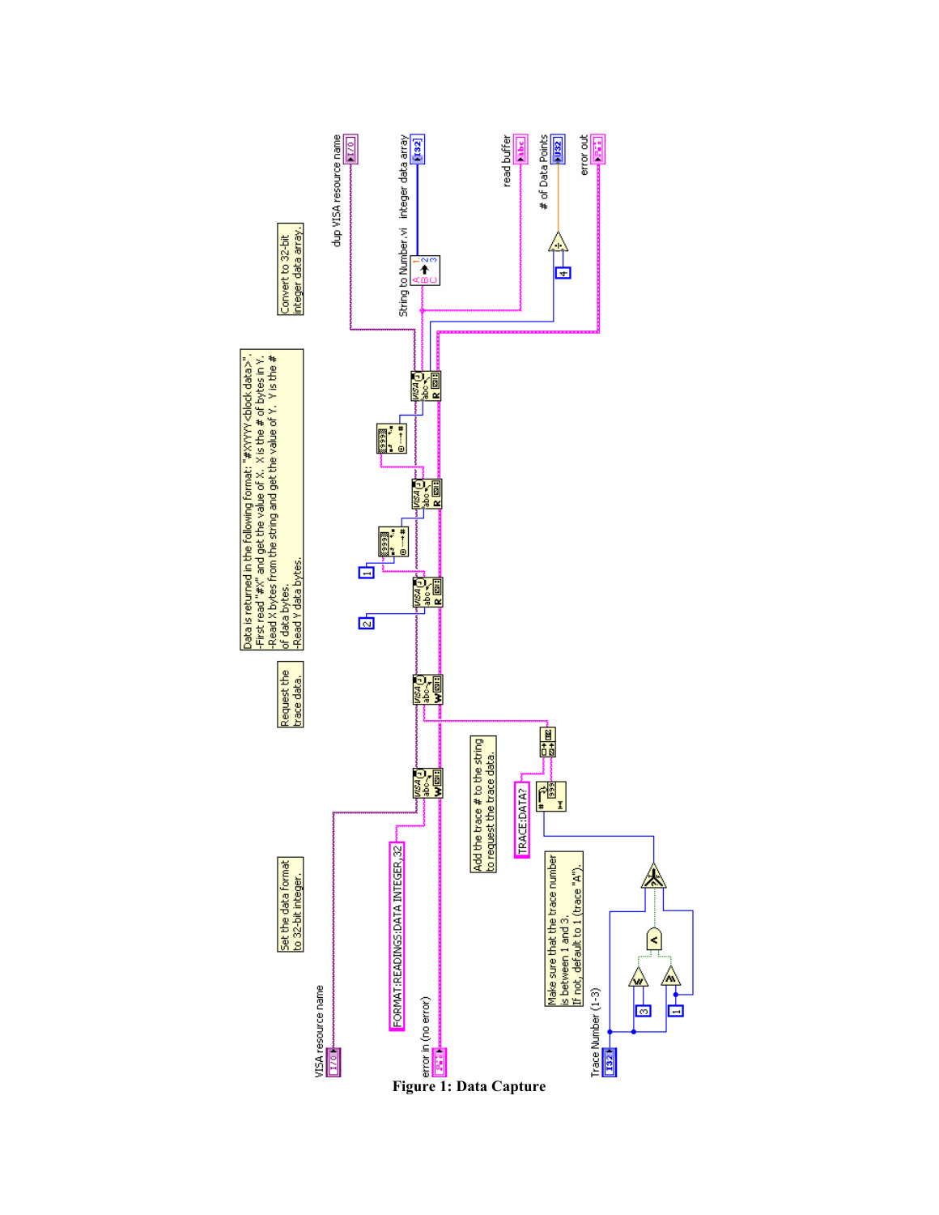**Figure 1: Data Capture**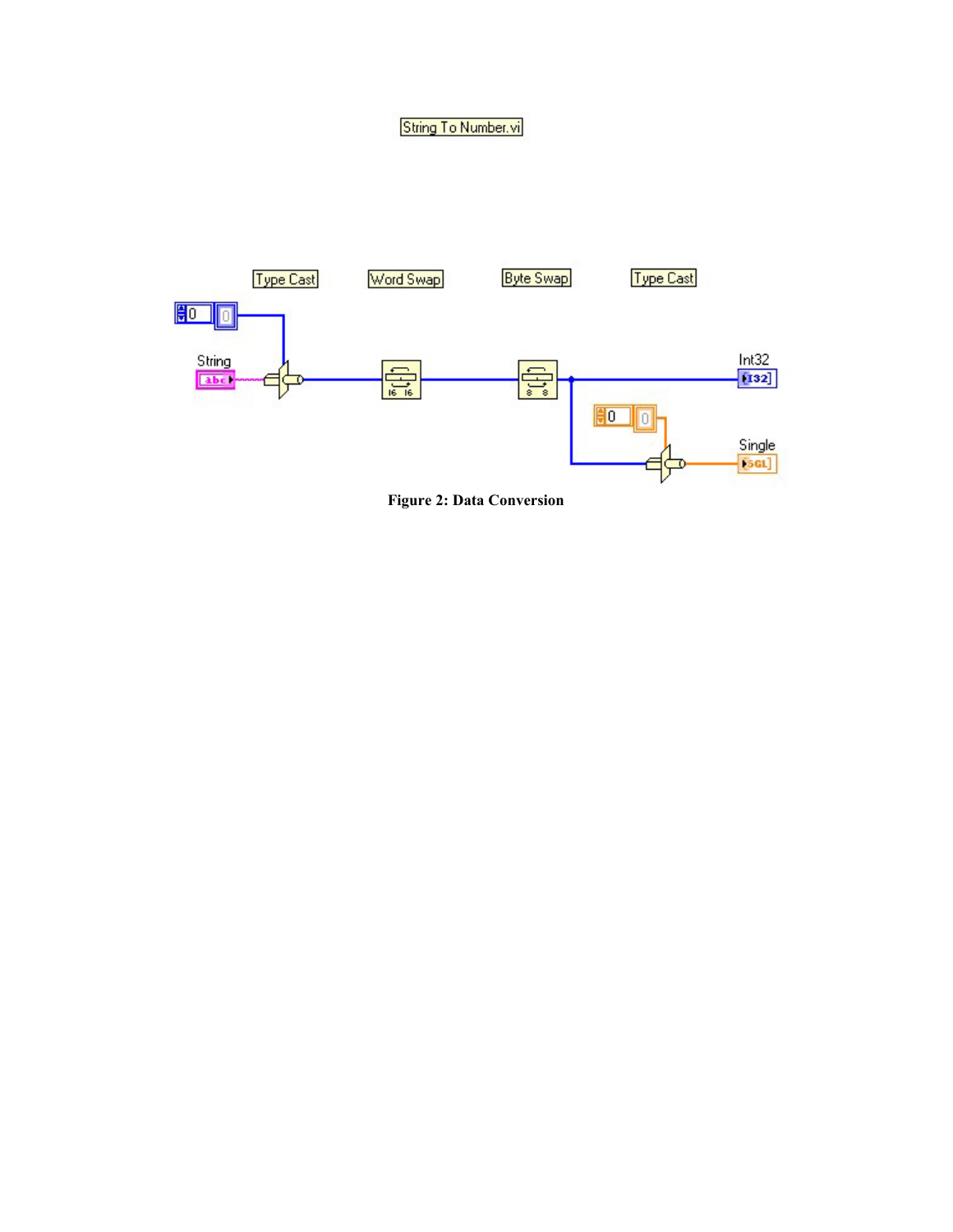String To Number.vi

Type Cast

Word Swap

Byte Swap

Type Cast

String

Int32

Single

**Figure 2: Data Conversion**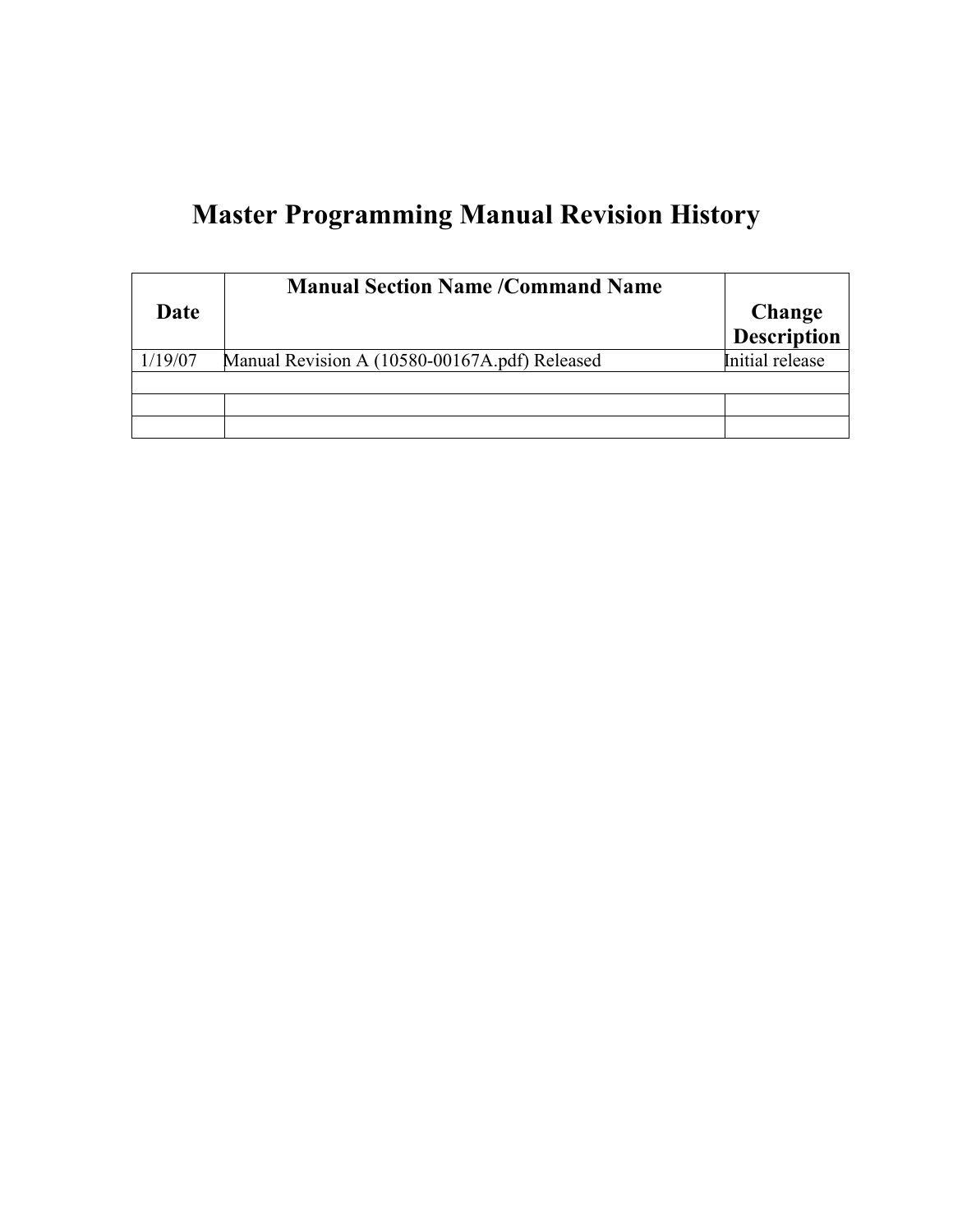# Master Programming Manual Revision History

| Date | Manual Section Name /Command Name | Change Description |
|---|---|---|
| 1/19/07 | Manual Revision A (10580-00167A.pdf) Released | Initial release |
| | | |
| | | |
| | | |